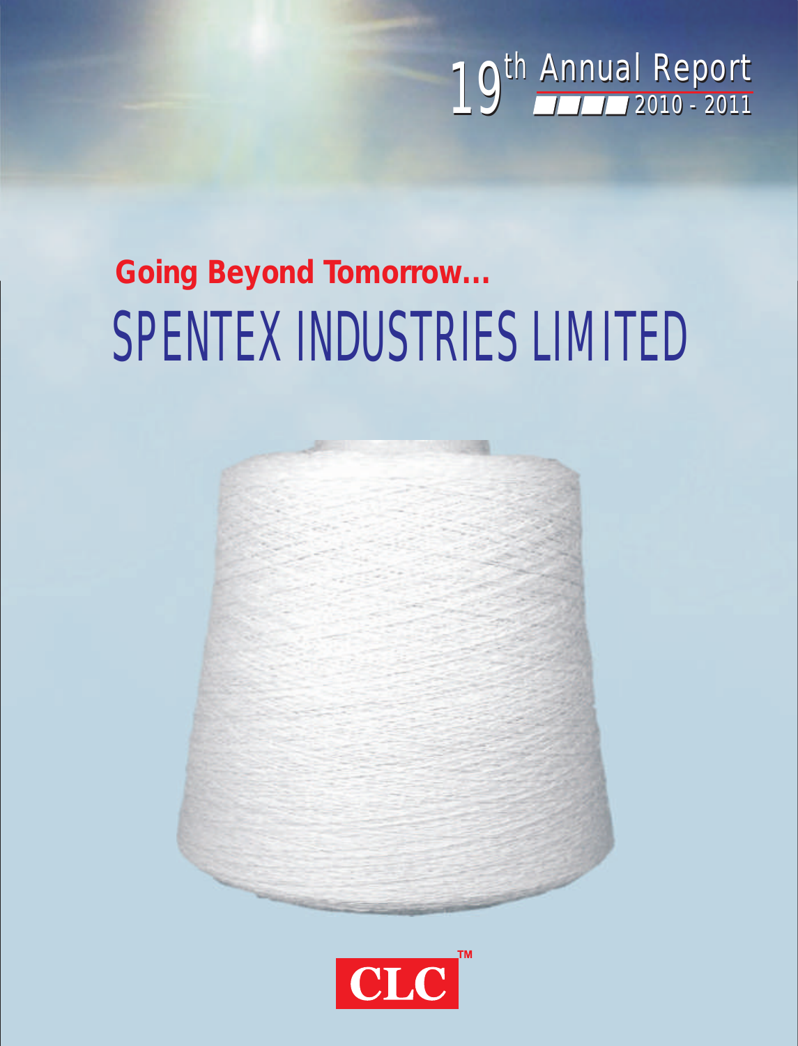19th Annual Report 2010 - 2011

**Going Beyond Tomorrow…**

# SPENTEX INDUSTRIES LIMITED

CLC™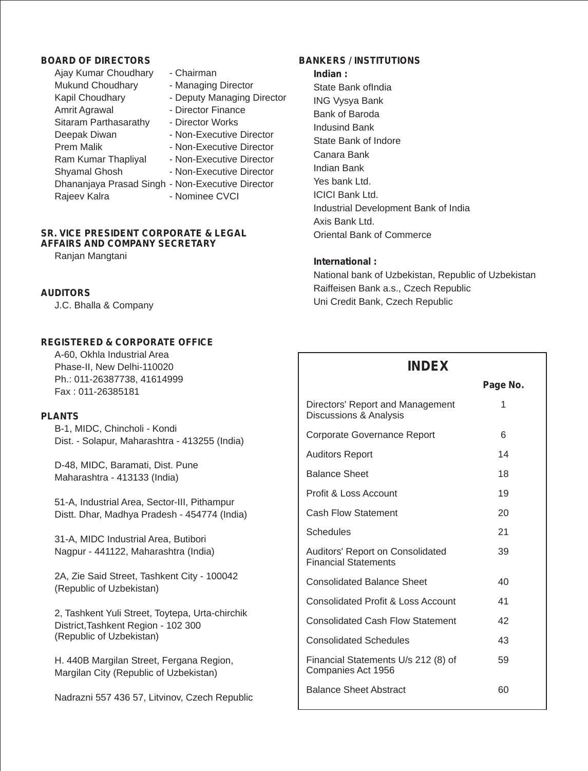## BOARD OF DIRECTORS

| | |
|---|---|
| Ajay Kumar Choudhary | - Chairman |
| Mukund Choudhary | - Managing Director |
| Kapil Choudhary | - Deputy Managing Director |
| Amrit Agrawal | - Director Finance |
| Sitaram Parthasarathy | - Director Works |
| Deepak Diwan | - Non-Executive Director |
| Prem Malik | - Non-Executive Director |
| Ram Kumar Thapliyal | - Non-Executive Director |
| Shyamal Ghosh | - Non-Executive Director |
| Dhananjaya Prasad Singh | - Non-Executive Director |
| Rajeev Kalra | - Nominee CVCI |

## SR. VICE PRESIDENT CORPORATE & LEGAL AFFAIRS AND COMPANY SECRETARY

Ranjan Mangtani

## AUDITORS

J.C. Bhalla & Company

## REGISTERED & CORPORATE OFFICE

A-60, Okhla Industrial Area
Phase-II, New Delhi-110020
Ph.: 011-26387738, 41614999
Fax : 011-26385181

## PLANTS

B-1, MIDC, Chincholi - Kondi
Dist. - Solapur, Maharashtra - 413255 (India)

D-48, MIDC, Baramati, Dist. Pune
Maharashtra - 413133 (India)

51-A, Industrial Area, Sector-III, Pithampur
Distt. Dhar, Madhya Pradesh - 454774 (India)

31-A, MIDC Industrial Area, Butibori
Nagpur - 441122, Maharashtra (India)

2A, Zie Said Street, Tashkent City - 100042
(Republic of Uzbekistan)

2, Tashkent Yuli Street, Toytepa, Urta-chirchik
District,Tashkent Region - 102 300
(Republic of Uzbekistan)

H. 440B Margilan Street, Fergana Region,
Margilan City (Republic of Uzbekistan)

Nadrazni 557 436 57, Litvinov, Czech Republic

## BANKERS / INSTITUTIONS

**Indian :**

State Bank ofIndia
ING Vysya Bank
Bank of Baroda
Indusind Bank
State Bank of Indore
Canara Bank
Indian Bank
Yes bank Ltd.
ICICI Bank Ltd.
Industrial Development Bank of India
Axis Bank Ltd.
Oriental Bank of Commerce

**International :**

National bank of Uzbekistan, Republic of Uzbekistan
Raiffeisen Bank a.s., Czech Republic
Uni Credit Bank, Czech Republic

## INDEX

| | Page No. |
|---|---|
| Directors' Report and Management Discussions & Analysis | 1 |
| Corporate Governance Report | 6 |
| Auditors Report | 14 |
| Balance Sheet | 18 |
| Profit & Loss Account | 19 |
| Cash Flow Statement | 20 |
| Schedules | 21 |
| Auditors' Report on Consolidated Financial Statements | 39 |
| Consolidated Balance Sheet | 40 |
| Consolidated Profit & Loss Account | 41 |
| Consolidated Cash Flow Statement | 42 |
| Consolidated Schedules | 43 |
| Financial Statements U/s 212 (8) of Companies Act 1956 | 59 |
| Balance Sheet Abstract | 60 |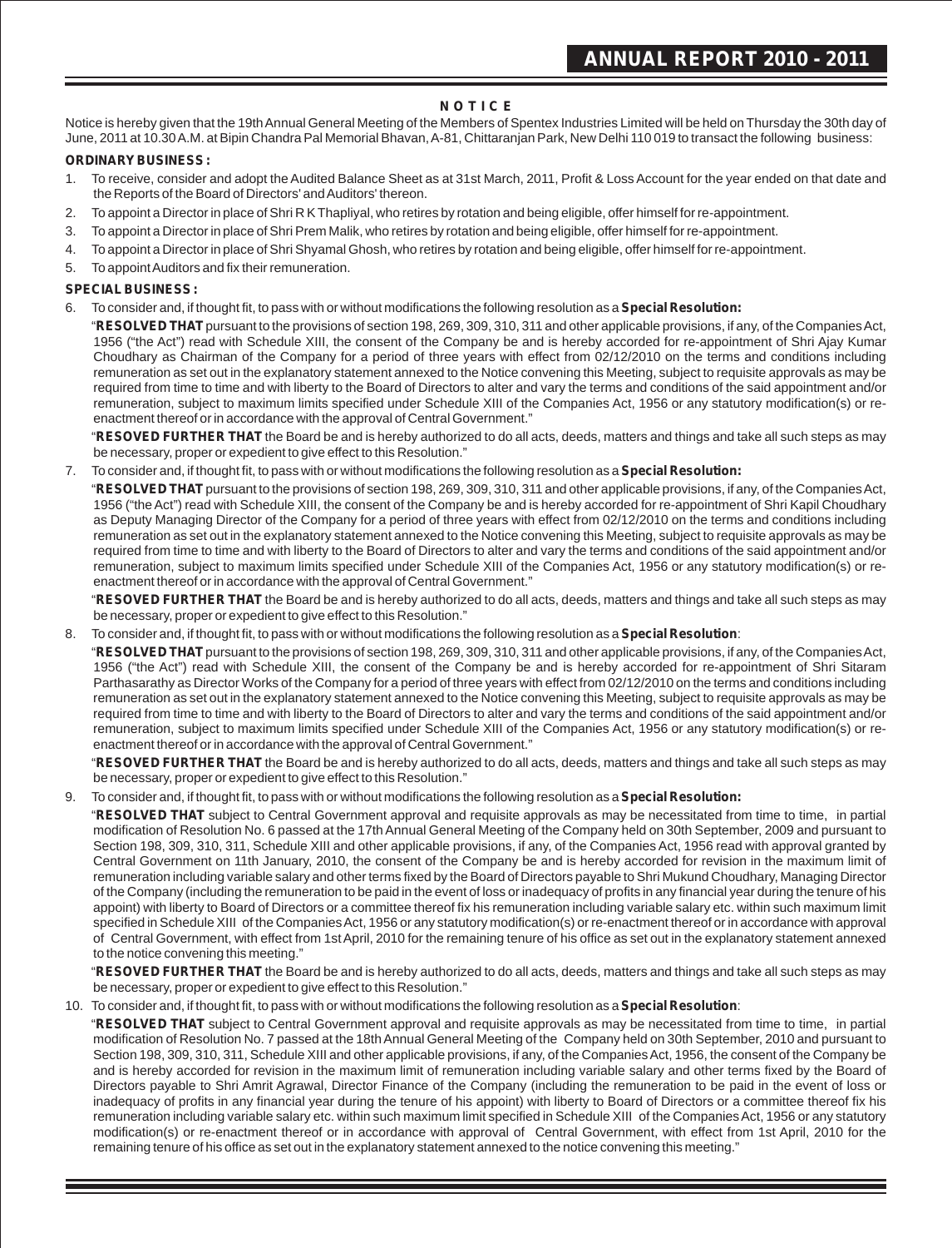# NOTICE

Notice is hereby given that the 19th Annual General Meeting of the Members of Spentex Industries Limited will be held on Thursday the 30th day of June, 2011 at 10.30 A.M. at Bipin Chandra Pal Memorial Bhavan, A-81, Chittaranjan Park, New Delhi 110 019 to transact the following business:

**ORDINARY BUSINESS :**

1. To receive, consider and adopt the Audited Balance Sheet as at 31st March, 2011, Profit & Loss Account for the year ended on that date and the Reports of the Board of Directors' and Auditors' thereon.
2. To appoint a Director in place of Shri R K Thapliyal, who retires by rotation and being eligible, offer himself for re-appointment.
3. To appoint a Director in place of Shri Prem Malik, who retires by rotation and being eligible, offer himself for re-appointment.
4. To appoint a Director in place of Shri Shyamal Ghosh, who retires by rotation and being eligible, offer himself for re-appointment.
5. To appoint Auditors and fix their remuneration.

**SPECIAL BUSINESS :**

6. To consider and, if thought fit, to pass with or without modifications the following resolution as a **Special Resolution:**

   "**RESOLVED THAT** pursuant to the provisions of section 198, 269, 309, 310, 311 and other applicable provisions, if any, of the Companies Act, 1956 ("the Act") read with Schedule XIII, the consent of the Company be and is hereby accorded for re-appointment of Shri Ajay Kumar Choudhary as Chairman of the Company for a period of three years with effect from 02/12/2010 on the terms and conditions including remuneration as set out in the explanatory statement annexed to the Notice convening this Meeting, subject to requisite approvals as may be required from time to time and with liberty to the Board of Directors to alter and vary the terms and conditions of the said appointment and/or remuneration, subject to maximum limits specified under Schedule XIII of the Companies Act, 1956 or any statutory modification(s) or re-enactment thereof or in accordance with the approval of Central Government."

   "**RESOVED FURTHER THAT** the Board be and is hereby authorized to do all acts, deeds, matters and things and take all such steps as may be necessary, proper or expedient to give effect to this Resolution."

7. To consider and, if thought fit, to pass with or without modifications the following resolution as a **Special Resolution:**

   "**RESOLVED THAT** pursuant to the provisions of section 198, 269, 309, 310, 311 and other applicable provisions, if any, of the Companies Act, 1956 ("the Act") read with Schedule XIII, the consent of the Company be and is hereby accorded for re-appointment of Shri Kapil Choudhary as Deputy Managing Director of the Company for a period of three years with effect from 02/12/2010 on the terms and conditions including remuneration as set out in the explanatory statement annexed to the Notice convening this Meeting, subject to requisite approvals as may be required from time to time and with liberty to the Board of Directors to alter and vary the terms and conditions of the said appointment and/or remuneration, subject to maximum limits specified under Schedule XIII of the Companies Act, 1956 or any statutory modification(s) or re-enactment thereof or in accordance with the approval of Central Government."

   "**RESOVED FURTHER THAT** the Board be and is hereby authorized to do all acts, deeds, matters and things and take all such steps as may be necessary, proper or expedient to give effect to this Resolution."

8. To consider and, if thought fit, to pass with or without modifications the following resolution as a **Special Resolution**:

   "**RESOLVED THAT** pursuant to the provisions of section 198, 269, 309, 310, 311 and other applicable provisions, if any, of the Companies Act, 1956 ("the Act") read with Schedule XIII, the consent of the Company be and is hereby accorded for re-appointment of Shri Sitaram Parthasarathy as Director Works of the Company for a period of three years with effect from 02/12/2010 on the terms and conditions including remuneration as set out in the explanatory statement annexed to the Notice convening this Meeting, subject to requisite approvals as may be required from time to time and with liberty to the Board of Directors to alter and vary the terms and conditions of the said appointment and/or remuneration, subject to maximum limits specified under Schedule XIII of the Companies Act, 1956 or any statutory modification(s) or re-enactment thereof or in accordance with the approval of Central Government."

   "**RESOVED FURTHER THAT** the Board be and is hereby authorized to do all acts, deeds, matters and things and take all such steps as may be necessary, proper or expedient to give effect to this Resolution."

9. To consider and, if thought fit, to pass with or without modifications the following resolution as a **Special Resolution:**

   "**RESOLVED THAT** subject to Central Government approval and requisite approvals as may be necessitated from time to time, in partial modification of Resolution No. 6 passed at the 17th Annual General Meeting of the Company held on 30th September, 2009 and pursuant to Section 198, 309, 310, 311, Schedule XIII and other applicable provisions, if any, of the Companies Act, 1956 read with approval granted by Central Government on 11th January, 2010, the consent of the Company be and is hereby accorded for revision in the maximum limit of remuneration including variable salary and other terms fixed by the Board of Directors payable to Shri Mukund Choudhary, Managing Director of the Company (including the remuneration to be paid in the event of loss or inadequacy of profits in any financial year during the tenure of his appoint) with liberty to Board of Directors or a committee thereof fix his remuneration including variable salary etc. within such maximum limit specified in Schedule XIII of the Companies Act, 1956 or any statutory modification(s) or re-enactment thereof or in accordance with approval of Central Government, with effect from 1st April, 2010 for the remaining tenure of his office as set out in the explanatory statement annexed to the notice convening this meeting."

   "**RESOVED FURTHER THAT** the Board be and is hereby authorized to do all acts, deeds, matters and things and take all such steps as may be necessary, proper or expedient to give effect to this Resolution."

10. To consider and, if thought fit, to pass with or without modifications the following resolution as a **Special Resolution**:

    "**RESOLVED THAT** subject to Central Government approval and requisite approvals as may be necessitated from time to time, in partial modification of Resolution No. 7 passed at the 18th Annual General Meeting of the Company held on 30th September, 2010 and pursuant to Section 198, 309, 310, 311, Schedule XIII and other applicable provisions, if any, of the Companies Act, 1956, the consent of the Company be and is hereby accorded for revision in the maximum limit of remuneration including variable salary and other terms fixed by the Board of Directors payable to Shri Amrit Agrawal, Director Finance of the Company (including the remuneration to be paid in the event of loss or inadequacy of profits in any financial year during the tenure of his appoint) with liberty to Board of Directors or a committee thereof fix his remuneration including variable salary etc. within such maximum limit specified in Schedule XIII of the Companies Act, 1956 or any statutory modification(s) or re-enactment thereof or in accordance with approval of Central Government, with effect from 1st April, 2010 for the remaining tenure of his office as set out in the explanatory statement annexed to the notice convening this meeting."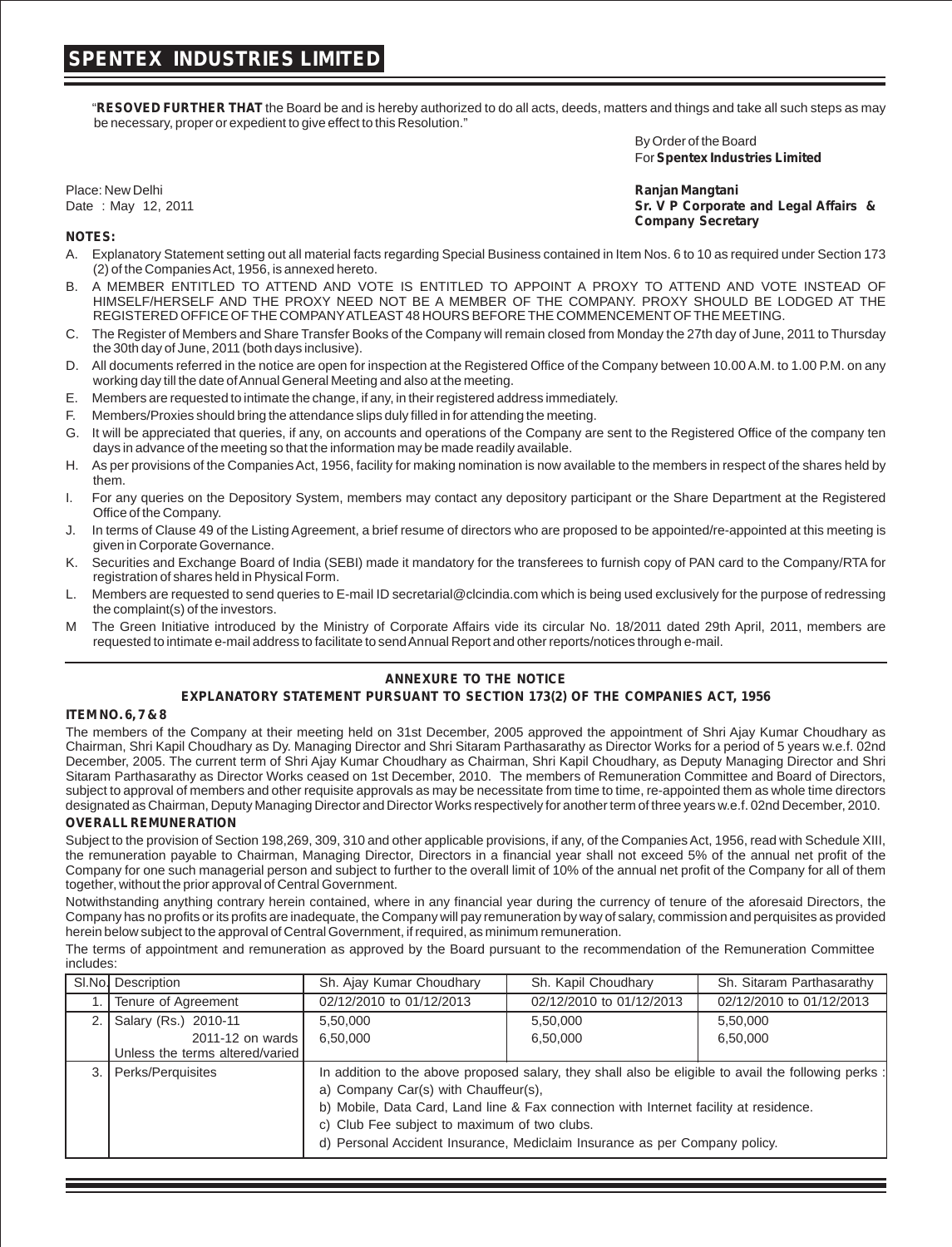"**RESOVED FURTHER THAT** the Board be and is hereby authorized to do all acts, deeds, matters and things and take all such steps as may be necessary, proper or expedient to give effect to this Resolution."

By Order of the Board
For **Spentex Industries Limited**

Place: New Delhi
Date : May 12, 2011

**Ranjan Mangtani**
**Sr. V P Corporate and Legal Affairs & Company Secretary**

**NOTES:**

A. Explanatory Statement setting out all material facts regarding Special Business contained in Item Nos. 6 to 10 as required under Section 173 (2) of the Companies Act, 1956, is annexed hereto.

B. A MEMBER ENTITLED TO ATTEND AND VOTE IS ENTITLED TO APPOINT A PROXY TO ATTEND AND VOTE INSTEAD OF HIMSELF/HERSELF AND THE PROXY NEED NOT BE A MEMBER OF THE COMPANY. PROXY SHOULD BE LODGED AT THE REGISTERED OFFICE OF THE COMPANY ATLEAST 48 HOURS BEFORE THE COMMENCEMENT OF THE MEETING.

C. The Register of Members and Share Transfer Books of the Company will remain closed from Monday the 27th day of June, 2011 to Thursday the 30th day of June, 2011 (both days inclusive).

D. All documents referred in the notice are open for inspection at the Registered Office of the Company between 10.00 A.M. to 1.00 P.M. on any working day till the date of Annual General Meeting and also at the meeting.

E. Members are requested to intimate the change, if any, in their registered address immediately.

F. Members/Proxies should bring the attendance slips duly filled in for attending the meeting.

G. It will be appreciated that queries, if any, on accounts and operations of the Company are sent to the Registered Office of the company ten days in advance of the meeting so that the information may be made readily available.

H. As per provisions of the Companies Act, 1956, facility for making nomination is now available to the members in respect of the shares held by them.

I. For any queries on the Depository System, members may contact any depository participant or the Share Department at the Registered Office of the Company.

J. In terms of Clause 49 of the Listing Agreement, a brief resume of directors who are proposed to be appointed/re-appointed at this meeting is given in Corporate Governance.

K. Securities and Exchange Board of India (SEBI) made it mandatory for the transferees to furnish copy of PAN card to the Company/RTA for registration of shares held in Physical Form.

L. Members are requested to send queries to E-mail ID secretarial@clcindia.com which is being used exclusively for the purpose of redressing the complaint(s) of the investors.

M The Green Initiative introduced by the Ministry of Corporate Affairs vide its circular No. 18/2011 dated 29th April, 2011, members are requested to intimate e-mail address to facilitate to send Annual Report and other reports/notices through e-mail.

## ANNEXURE TO THE NOTICE

## EXPLANATORY STATEMENT PURSUANT TO SECTION 173(2) OF THE COMPANIES ACT, 1956

**ITEM NO. 6, 7 & 8**

The members of the Company at their meeting held on 31st December, 2005 approved the appointment of Shri Ajay Kumar Choudhary as Chairman, Shri Kapil Choudhary as Dy. Managing Director and Shri Sitaram Parthasarathy as Director Works for a period of 5 years w.e.f. 02nd December, 2005. The current term of Shri Ajay Kumar Choudhary as Chairman, Shri Kapil Choudhary, as Deputy Managing Director and Shri Sitaram Parthasarathy as Director Works ceased on 1st December, 2010. The members of Remuneration Committee and Board of Directors, subject to approval of members and other requisite approvals as may be necessitate from time to time, re-appointed them as whole time directors designated as Chairman, Deputy Managing Director and Director Works respectively for another term of three years w.e.f. 02nd December, 2010.

**OVERALL REMUNERATION**

Subject to the provision of Section 198,269, 309, 310 and other applicable provisions, if any, of the Companies Act, 1956, read with Schedule XIII, the remuneration payable to Chairman, Managing Director, Directors in a financial year shall not exceed 5% of the annual net profit of the Company for one such managerial person and subject to further to the overall limit of 10% of the annual net profit of the Company for all of them together, without the prior approval of Central Government.

Notwithstanding anything contrary herein contained, where in any financial year during the currency of tenure of the aforesaid Directors, the Company has no profits or its profits are inadequate, the Company will pay remuneration by way of salary, commission and perquisites as provided herein below subject to the approval of Central Government, if required, as minimum remuneration.

The terms of appointment and remuneration as approved by the Board pursuant to the recommendation of the Remuneration Committee includes:

| Sl.No. | Description | Sh. Ajay Kumar Choudhary | Sh. Kapil Choudhary | Sh. Sitaram Parthasarathy |
|---|---|---|---|---|
| 1. | Tenure of Agreement | 02/12/2010 to 01/12/2013 | 02/12/2010 to 01/12/2013 | 02/12/2010 to 01/12/2013 |
| 2. | Salary (Rs.) 2010-11<br>2011-12 on wards<br>Unless the terms altered/varied | 5,50,000<br>6,50,000 | 5,50,000<br>6,50,000 | 5,50,000<br>6,50,000 |
| 3. | Perks/Perquisites | In addition to the above proposed salary, they shall also be eligible to avail the following perks :<br>a) Company Car(s) with Chauffeur(s),<br>b) Mobile, Data Card, Land line & Fax connection with Internet facility at residence.<br>c) Club Fee subject to maximum of two clubs.<br>d) Personal Accident Insurance, Mediclaim Insurance as per Company policy. | | |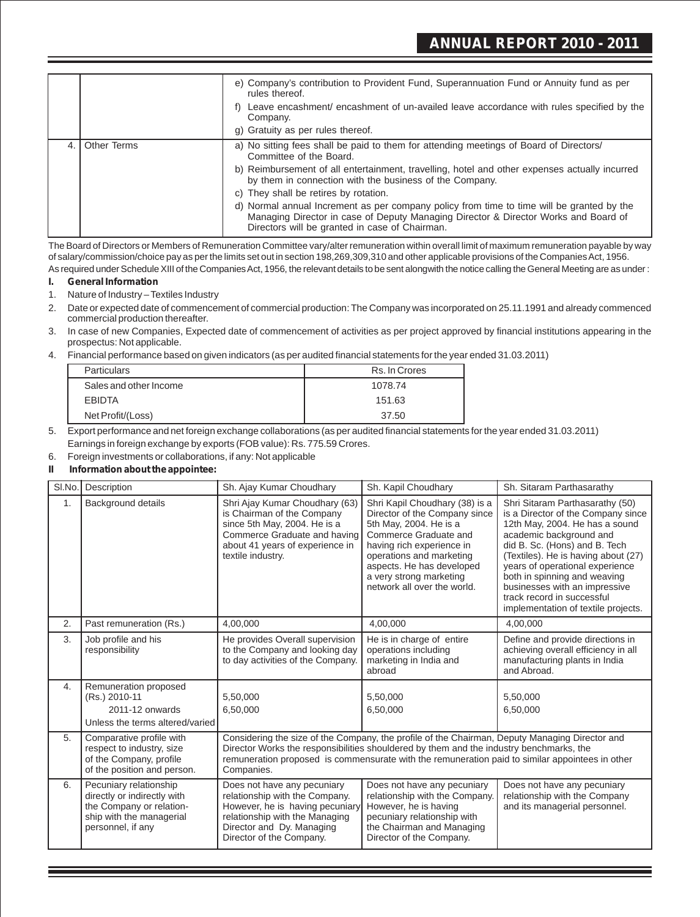| | | |
|---|---|---|
| | | e) Company's contribution to Provident Fund, Superannuation Fund or Annuity fund as per rules thereof.<br>f) Leave encashment/ encashment of un-availed leave accordance with rules specified by the Company.<br>g) Gratuity as per rules thereof. |
| 4. | Other Terms | a) No sitting fees shall be paid to them for attending meetings of Board of Directors/ Committee of the Board.<br>b) Reimbursement of all entertainment, travelling, hotel and other expenses actually incurred by them in connection with the business of the Company.<br>c) They shall be retires by rotation.<br>d) Normal annual Increment as per company policy from time to time will be granted by the Managing Director in case of Deputy Managing Director & Director Works and Board of Directors will be granted in case of Chairman. |

The Board of Directors or Members of Remuneration Committee vary/alter remuneration within overall limit of maximum remuneration payable by way of salary/commission/choice pay as per the limits set out in section 198,269,309,310 and other applicable provisions of the Companies Act, 1956.

As required under Schedule XIII of the Companies Act, 1956, the relevant details to be sent alongwith the notice calling the General Meeting are as under :

**I. General Information**

1. Nature of Industry – Textiles Industry
2. Date or expected date of commencement of commercial production: The Company was incorporated on 25.11.1991 and already commenced commercial production thereafter.
3. In case of new Companies, Expected date of commencement of activities as per project approved by financial institutions appearing in the prospectus: Not applicable.
4. Financial performance based on given indicators (as per audited financial statements for the year ended 31.03.2011)

| Particulars | Rs. In Crores |
|---|---|
| Sales and other Income | 1078.74 |
| EBIDTA | 151.63 |
| Net Profit/(Loss) | 37.50 |

5. Export performance and net foreign exchange collaborations (as per audited financial statements for the year ended 31.03.2011)
   Earnings in foreign exchange by exports (FOB value): Rs. 775.59 Crores.
6. Foreign investments or collaborations, if any: Not applicable

**II Information about the appointee:**

| Sl.No. | Description | Sh. Ajay Kumar Choudhary | Sh. Kapil Choudhary | Sh. Sitaram Parthasarathy |
|---|---|---|---|---|
| 1. | Background details | Shri Ajay Kumar Choudhary (63) is Chairman of the Company since 5th May, 2004. He is a Commerce Graduate and having about 41 years of experience in textile industry. | Shri Kapil Choudhary (38) is a Director of the Company since 5th May, 2004. He is a Commerce Graduate and having rich experience in operations and marketing aspects. He has developed a very strong marketing network all over the world. | Shri Sitaram Parthasarathy (50) is a Director of the Company since 12th May, 2004. He has a sound academic background and did B. Sc. (Hons) and B. Tech (Textiles). He is having about (27) years of operational experience both in spinning and weaving businesses with an impressive track record in successful implementation of textile projects. |
| 2. | Past remuneration (Rs.) | 4,00,000 | 4,00,000 | 4,00,000 |
| 3. | Job profile and his responsibility | He provides Overall supervision to the Company and looking day to day activities of the Company. | He is in charge of entire operations including marketing in India and abroad | Define and provide directions in achieving overall efficiency in all manufacturing plants in India and Abroad. |
| 4. | Remuneration proposed (Rs.) 2010-11<br>2011-12 onwards<br>Unless the terms altered/varied | 5,50,000<br>6,50,000 | 5,50,000<br>6,50,000 | 5,50,000<br>6,50,000 |
| 5. | Comparative profile with respect to industry, size of the Company, profile of the position and person. | Considering the size of the Company, the profile of the Chairman, Deputy Managing Director and Director Works the responsibilities shouldered by them and the industry benchmarks, the remuneration proposed is commensurate with the remuneration paid to similar appointees in other Companies. | | |
| 6. | Pecuniary relationship directly or indirectly with the Company or relation-ship with the managerial personnel, if any | Does not have any pecuniary relationship with the Company. However, he is having pecuniary relationship with the Managing Director and Dy. Managing Director of the Company. | Does not have any pecuniary relationship with the Company. However, he is having pecuniary relationship with the Chairman and Managing Director of the Company. | Does not have any pecuniary relationship with the Company and its managerial personnel. |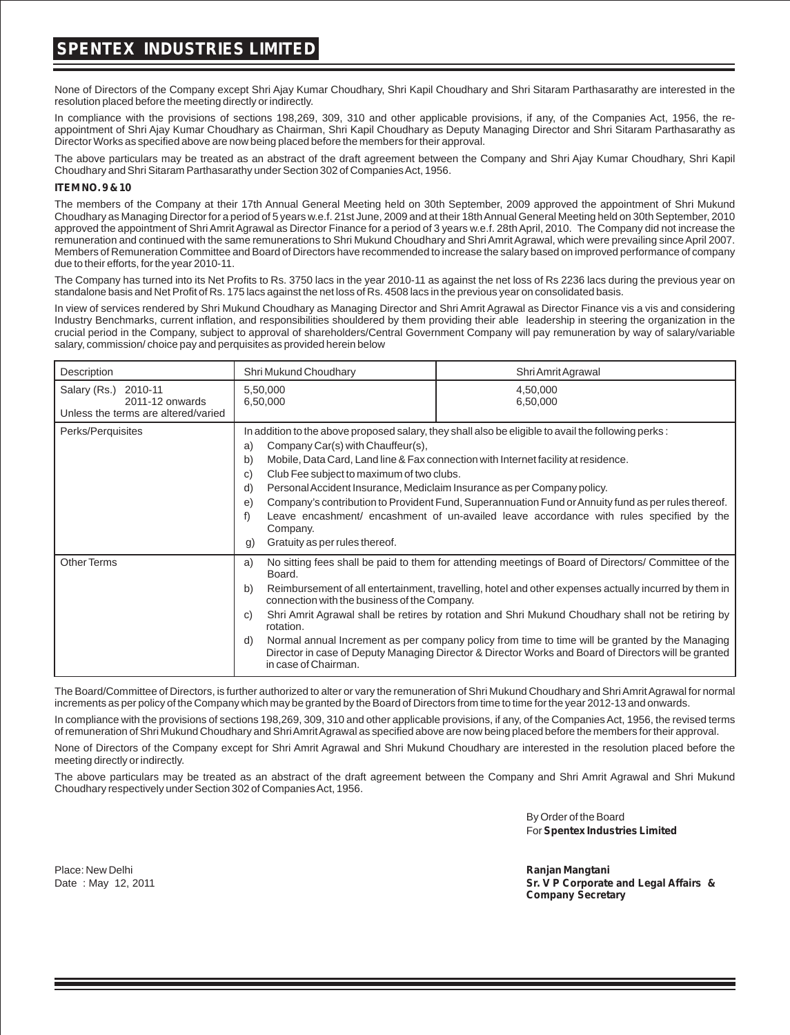None of Directors of the Company except Shri Ajay Kumar Choudhary, Shri Kapil Choudhary and Shri Sitaram Parthasarathy are interested in the resolution placed before the meeting directly or indirectly.

In compliance with the provisions of sections 198,269, 309, 310 and other applicable provisions, if any, of the Companies Act, 1956, the re-appointment of Shri Ajay Kumar Choudhary as Chairman, Shri Kapil Choudhary as Deputy Managing Director and Shri Sitaram Parthasarathy as Director Works as specified above are now being placed before the members for their approval.

The above particulars may be treated as an abstract of the draft agreement between the Company and Shri Ajay Kumar Choudhary, Shri Kapil Choudhary and Shri Sitaram Parthasarathy under Section 302 of Companies Act, 1956.

**ITEM NO. 9 & 10**

The members of the Company at their 17th Annual General Meeting held on 30th September, 2009 approved the appointment of Shri Mukund Choudhary as Managing Director for a period of 5 years w.e.f. 21st June, 2009 and at their 18th Annual General Meeting held on 30th September, 2010 approved the appointment of Shri Amrit Agrawal as Director Finance for a period of 3 years w.e.f. 28th April, 2010. The Company did not increase the remuneration and continued with the same remunerations to Shri Mukund Choudhary and Shri Amrit Agrawal, which were prevailing since April 2007. Members of Remuneration Committee and Board of Directors have recommended to increase the salary based on improved performance of company due to their efforts, for the year 2010-11.

The Company has turned into its Net Profits to Rs. 3750 lacs in the year 2010-11 as against the net loss of Rs 2236 lacs during the previous year on standalone basis and Net Profit of Rs. 175 lacs against the net loss of Rs. 4508 lacs in the previous year on consolidated basis.

In view of services rendered by Shri Mukund Choudhary as Managing Director and Shri Amrit Agrawal as Director Finance vis a vis and considering Industry Benchmarks, current inflation, and responsibilities shouldered by them providing their able leadership in steering the organization in the crucial period in the Company, subject to approval of shareholders/Central Government Company will pay remuneration by way of salary/variable salary, commission/ choice pay and perquisites as provided herein below

| Description | Shri Mukund Choudhary | Shri Amrit Agrawal |
|---|---|---|
| Salary (Rs.) 2010-11<br>2011-12 onwards<br>Unless the terms are altered/varied | 5,50,000<br>6,50,000 | 4,50,000<br>6,50,000 |
| Perks/Perquisites | In addition to the above proposed salary, they shall also be eligible to avail the following perks :<br>a) Company Car(s) with Chauffeur(s),<br>b) Mobile, Data Card, Land line & Fax connection with Internet facility at residence.<br>c) Club Fee subject to maximum of two clubs.<br>d) Personal Accident Insurance, Mediclaim Insurance as per Company policy.<br>e) Company's contribution to Provident Fund, Superannuation Fund or Annuity fund as per rules thereof.<br>f) Leave encashment/ encashment of un-availed leave accordance with rules specified by the Company.<br>g) Gratuity as per rules thereof. | |
| Other Terms | a) No sitting fees shall be paid to them for attending meetings of Board of Directors/ Committee of the Board.<br>b) Reimbursement of all entertainment, travelling, hotel and other expenses actually incurred by them in connection with the business of the Company.<br>c) Shri Amrit Agrawal shall be retires by rotation and Shri Mukund Choudhary shall not be retiring by rotation.<br>d) Normal annual Increment as per company policy from time to time will be granted by the Managing Director in case of Deputy Managing Director & Director Works and Board of Directors will be granted in case of Chairman. | |

The Board/Committee of Directors, is further authorized to alter or vary the remuneration of Shri Mukund Choudhary and Shri Amrit Agrawal for normal increments as per policy of the Company which may be granted by the Board of Directors from time to time for the year 2012-13 and onwards.

In compliance with the provisions of sections 198,269, 309, 310 and other applicable provisions, if any, of the Companies Act, 1956, the revised terms of remuneration of Shri Mukund Choudhary and Shri Amrit Agrawal as specified above are now being placed before the members for their approval.

None of Directors of the Company except for Shri Amrit Agrawal and Shri Mukund Choudhary are interested in the resolution placed before the meeting directly or indirectly.

The above particulars may be treated as an abstract of the draft agreement between the Company and Shri Amrit Agrawal and Shri Mukund Choudhary respectively under Section 302 of Companies Act, 1956.

By Order of the Board
For **Spentex Industries Limited**

Place: New Delhi
Date : May 12, 2011

**Ranjan Mangtani**
**Sr. V P Corporate and Legal Affairs & Company Secretary**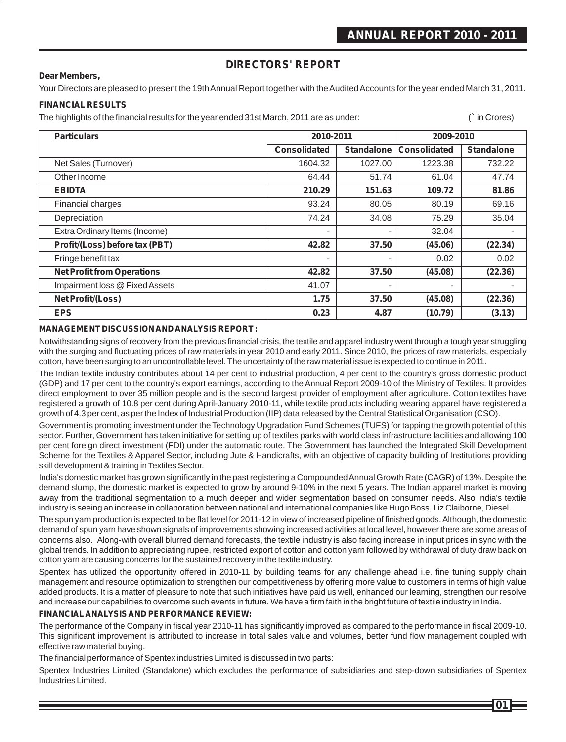# DIRECTORS' REPORT

**Dear Members,**

Your Directors are pleased to present the 19th Annual Report together with the Audited Accounts for the year ended March 31, 2011.

## FINANCIAL RESULTS

The highlights of the financial results for the year ended 31st March, 2011 are as under: (` in Crores)

| Particulars | 2010-2011 | | 2009-2010 | |
|---|---|---|---|---|
| | Consolidated | Standalone | Consolidated | Standalone |
| Net Sales (Turnover) | 1604.32 | 1027.00 | 1223.38 | 732.22 |
| Other Income | 64.44 | 51.74 | 61.04 | 47.74 |
| **EBIDTA** | **210.29** | **151.63** | **109.72** | **81.86** |
| Financial charges | 93.24 | 80.05 | 80.19 | 69.16 |
| Depreciation | 74.24 | 34.08 | 75.29 | 35.04 |
| Extra Ordinary Items (Income) | - | - | 32.04 | - |
| **Profit/(Loss) before tax (PBT)** | **42.82** | **37.50** | **(45.06)** | **(22.34)** |
| Fringe benefit tax | - | - | 0.02 | 0.02 |
| **Net Profit from Operations** | **42.82** | **37.50** | **(45.08)** | **(22.36)** |
| Impairment loss @ Fixed Assets | 41.07 | - | - | - |
| **Net Profit/(Loss)** | **1.75** | **37.50** | **(45.08)** | **(22.36)** |
| **EPS** | **0.23** | **4.87** | **(10.79)** | **(3.13)** |

## MANAGEMENT DISCUSSION AND ANALYSIS REPORT :

Notwithstanding signs of recovery from the previous financial crisis, the textile and apparel industry went through a tough year struggling with the surging and fluctuating prices of raw materials in year 2010 and early 2011. Since 2010, the prices of raw materials, especially cotton, have been surging to an uncontrollable level. The uncertainty of the raw material issue is expected to continue in 2011.

The Indian textile industry contributes about 14 per cent to industrial production, 4 per cent to the country's gross domestic product (GDP) and 17 per cent to the country's export earnings, according to the Annual Report 2009-10 of the Ministry of Textiles. It provides direct employment to over 35 million people and is the second largest provider of employment after agriculture. Cotton textiles have registered a growth of 10.8 per cent during April-January 2010-11, while textile products including wearing apparel have registered a growth of 4.3 per cent, as per the Index of Industrial Production (IIP) data released by the Central Statistical Organisation (CSO).

Government is promoting investment under the Technology Upgradation Fund Schemes (TUFS) for tapping the growth potential of this sector. Further, Government has taken initiative for setting up of textiles parks with world class infrastructure facilities and allowing 100 per cent foreign direct investment (FDI) under the automatic route. The Government has launched the Integrated Skill Development Scheme for the Textiles & Apparel Sector, including Jute & Handicrafts, with an objective of capacity building of Institutions providing skill development & training in Textiles Sector.

India's domestic market has grown significantly in the past registering a Compounded Annual Growth Rate (CAGR) of 13%. Despite the demand slump, the domestic market is expected to grow by around 9-10% in the next 5 years. The Indian apparel market is moving away from the traditional segmentation to a much deeper and wider segmentation based on consumer needs. Also india's textile industry is seeing an increase in collaboration between national and international companies like Hugo Boss, Liz Claiborne, Diesel.

The spun yarn production is expected to be flat level for 2011-12 in view of increased pipeline of finished goods. Although, the domestic demand of spun yarn have shown signals of improvements showing increased activities at local level, however there are some areas of concerns also. Along-with overall blurred demand forecasts, the textile industry is also facing increase in input prices in sync with the global trends. In addition to appreciating rupee, restricted export of cotton and cotton yarn followed by withdrawal of duty draw back on cotton yarn are causing concerns for the sustained recovery in the textile industry.

Spentex has utilized the opportunity offered in 2010-11 by building teams for any challenge ahead i.e. fine tuning supply chain management and resource optimization to strengthen our competitiveness by offering more value to customers in terms of high value added products. It is a matter of pleasure to note that such initiatives have paid us well, enhanced our learning, strengthen our resolve and increase our capabilities to overcome such events in future. We have a firm faith in the bright future of textile industry in India.

## FINANCIAL ANALYSIS AND PERFORMANCE REVIEW:

The performance of the Company in fiscal year 2010-11 has significantly improved as compared to the performance in fiscal 2009-10. This significant improvement is attributed to increase in total sales value and volumes, better fund flow management coupled with effective raw material buying.

The financial performance of Spentex industries Limited is discussed in two parts:

Spentex Industries Limited (Standalone) which excludes the performance of subsidiaries and step-down subsidiaries of Spentex Industries Limited.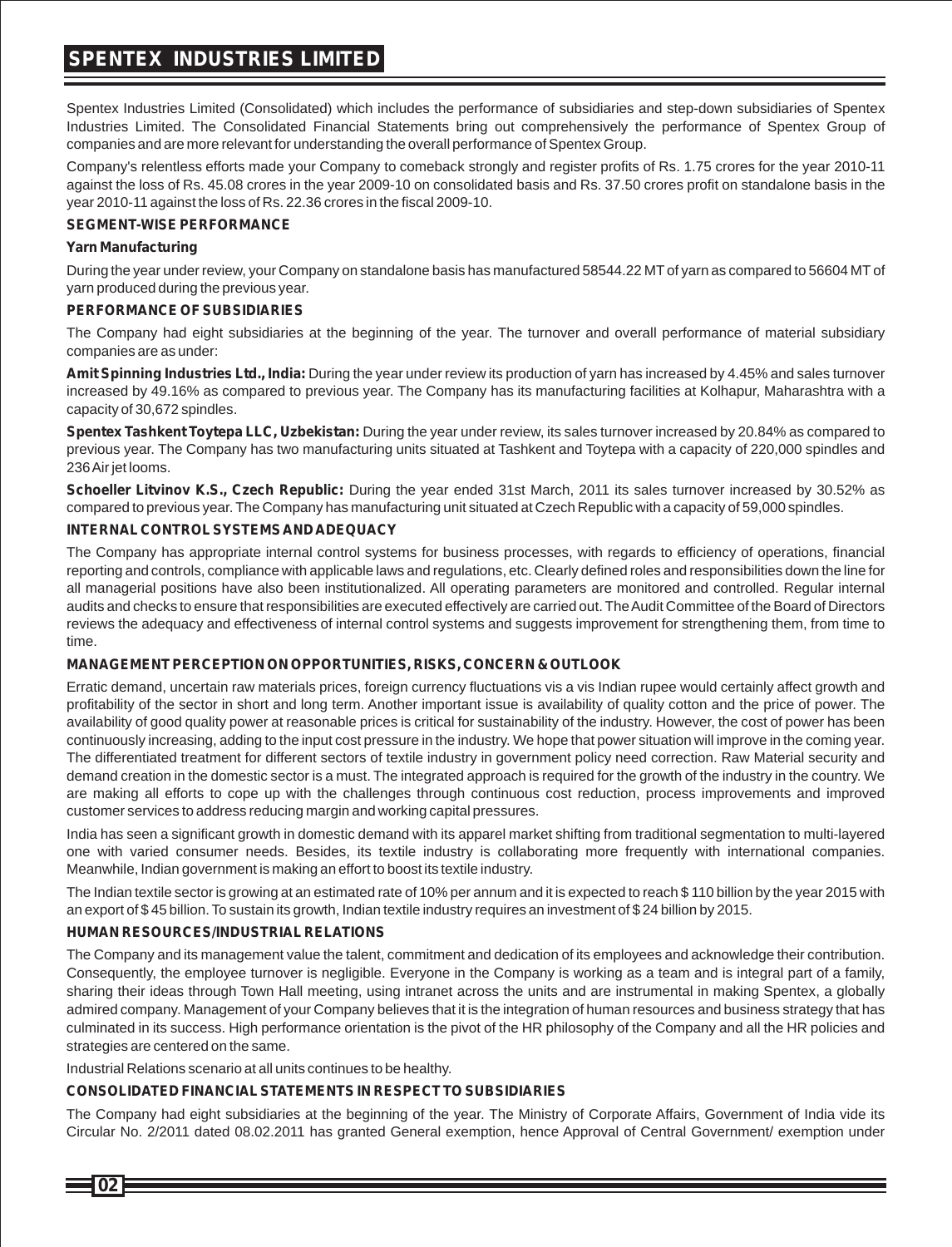Spentex Industries Limited (Consolidated) which includes the performance of subsidiaries and step-down subsidiaries of Spentex Industries Limited. The Consolidated Financial Statements bring out comprehensively the performance of Spentex Group of companies and are more relevant for understanding the overall performance of Spentex Group.

Company's relentless efforts made your Company to comeback strongly and register profits of Rs. 1.75 crores for the year 2010-11 against the loss of Rs. 45.08 crores in the year 2009-10 on consolidated basis and Rs. 37.50 crores profit on standalone basis in the year 2010-11 against the loss of Rs. 22.36 crores in the fiscal 2009-10.

**SEGMENT-WISE PERFORMANCE**

**Yarn Manufacturing**

During the year under review, your Company on standalone basis has manufactured 58544.22 MT of yarn as compared to 56604 MT of yarn produced during the previous year.

**PERFORMANCE OF SUBSIDIARIES**

The Company had eight subsidiaries at the beginning of the year. The turnover and overall performance of material subsidiary companies are as under:

**Amit Spinning Industries Ltd., India:** During the year under review its production of yarn has increased by 4.45% and sales turnover increased by 49.16% as compared to previous year. The Company has its manufacturing facilities at Kolhapur, Maharashtra with a capacity of 30,672 spindles.

**Spentex Tashkent Toytepa LLC, Uzbekistan:** During the year under review, its sales turnover increased by 20.84% as compared to previous year. The Company has two manufacturing units situated at Tashkent and Toytepa with a capacity of 220,000 spindles and 236 Air jet looms.

**Schoeller Litvinov K.S., Czech Republic:** During the year ended 31st March, 2011 its sales turnover increased by 30.52% as compared to previous year. The Company has manufacturing unit situated at Czech Republic with a capacity of 59,000 spindles.

**INTERNAL CONTROL SYSTEMS AND ADEQUACY**

The Company has appropriate internal control systems for business processes, with regards to efficiency of operations, financial reporting and controls, compliance with applicable laws and regulations, etc. Clearly defined roles and responsibilities down the line for all managerial positions have also been institutionalized. All operating parameters are monitored and controlled. Regular internal audits and checks to ensure that responsibilities are executed effectively are carried out. The Audit Committee of the Board of Directors reviews the adequacy and effectiveness of internal control systems and suggests improvement for strengthening them, from time to time.

**MANAGEMENT PERCEPTION ON OPPORTUNITIES, RISKS, CONCERN & OUTLOOK**

Erratic demand, uncertain raw materials prices, foreign currency fluctuations vis a vis Indian rupee would certainly affect growth and profitability of the sector in short and long term. Another important issue is availability of quality cotton and the price of power. The availability of good quality power at reasonable prices is critical for sustainability of the industry. However, the cost of power has been continuously increasing, adding to the input cost pressure in the industry. We hope that power situation will improve in the coming year. The differentiated treatment for different sectors of textile industry in government policy need correction. Raw Material security and demand creation in the domestic sector is a must. The integrated approach is required for the growth of the industry in the country. We are making all efforts to cope up with the challenges through continuous cost reduction, process improvements and improved customer services to address reducing margin and working capital pressures.

India has seen a significant growth in domestic demand with its apparel market shifting from traditional segmentation to multi-layered one with varied consumer needs. Besides, its textile industry is collaborating more frequently with international companies. Meanwhile, Indian government is making an effort to boost its textile industry.

The Indian textile sector is growing at an estimated rate of 10% per annum and it is expected to reach $ 110 billion by the year 2015 with an export of $ 45 billion. To sustain its growth, Indian textile industry requires an investment of $ 24 billion by 2015.

**HUMAN RESOURCES/INDUSTRIAL RELATIONS**

The Company and its management value the talent, commitment and dedication of its employees and acknowledge their contribution. Consequently, the employee turnover is negligible. Everyone in the Company is working as a team and is integral part of a family, sharing their ideas through Town Hall meeting, using intranet across the units and are instrumental in making Spentex, a globally admired company. Management of your Company believes that it is the integration of human resources and business strategy that has culminated in its success. High performance orientation is the pivot of the HR philosophy of the Company and all the HR policies and strategies are centered on the same.

Industrial Relations scenario at all units continues to be healthy.

**CONSOLIDATED FINANCIAL STATEMENTS IN RESPECT TO SUBSIDIARIES**

The Company had eight subsidiaries at the beginning of the year. The Ministry of Corporate Affairs, Government of India vide its Circular No. 2/2011 dated 08.02.2011 has granted General exemption, hence Approval of Central Government/ exemption under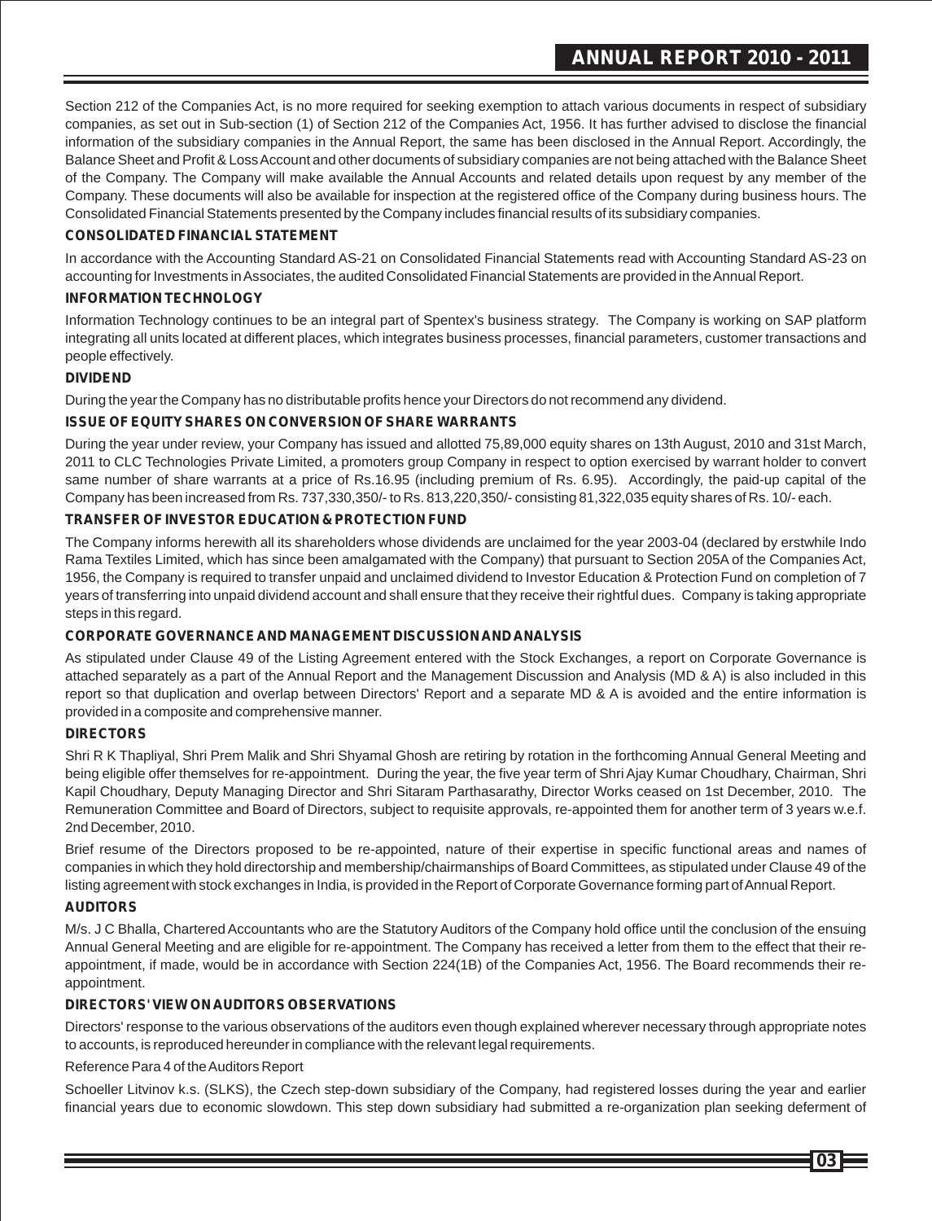Section 212 of the Companies Act, is no more required for seeking exemption to attach various documents in respect of subsidiary companies, as set out in Sub-section (1) of Section 212 of the Companies Act, 1956. It has further advised to disclose the financial information of the subsidiary companies in the Annual Report, the same has been disclosed in the Annual Report. Accordingly, the Balance Sheet and Profit & Loss Account and other documents of subsidiary companies are not being attached with the Balance Sheet of the Company. The Company will make available the Annual Accounts and related details upon request by any member of the Company. These documents will also be available for inspection at the registered office of the Company during business hours. The Consolidated Financial Statements presented by the Company includes financial results of its subsidiary companies.

**CONSOLIDATED FINANCIAL STATEMENT**

In accordance with the Accounting Standard AS-21 on Consolidated Financial Statements read with Accounting Standard AS-23 on accounting for Investments in Associates, the audited Consolidated Financial Statements are provided in the Annual Report.

**INFORMATION TECHNOLOGY**

Information Technology continues to be an integral part of Spentex's business strategy. The Company is working on SAP platform integrating all units located at different places, which integrates business processes, financial parameters, customer transactions and people effectively.

**DIVIDEND**

During the year the Company has no distributable profits hence your Directors do not recommend any dividend.

**ISSUE OF EQUITY SHARES ON CONVERSION OF SHARE WARRANTS**

During the year under review, your Company has issued and allotted 75,89,000 equity shares on 13th August, 2010 and 31st March, 2011 to CLC Technologies Private Limited, a promoters group Company in respect to option exercised by warrant holder to convert same number of share warrants at a price of Rs.16.95 (including premium of Rs. 6.95). Accordingly, the paid-up capital of the Company has been increased from Rs. 737,330,350/- to Rs. 813,220,350/- consisting 81,322,035 equity shares of Rs. 10/- each.

**TRANSFER OF INVESTOR EDUCATION & PROTECTION FUND**

The Company informs herewith all its shareholders whose dividends are unclaimed for the year 2003-04 (declared by erstwhile Indo Rama Textiles Limited, which has since been amalgamated with the Company) that pursuant to Section 205A of the Companies Act, 1956, the Company is required to transfer unpaid and unclaimed dividend to Investor Education & Protection Fund on completion of 7 years of transferring into unpaid dividend account and shall ensure that they receive their rightful dues. Company is taking appropriate steps in this regard.

**CORPORATE GOVERNANCE AND MANAGEMENT DISCUSSION AND ANALYSIS**

As stipulated under Clause 49 of the Listing Agreement entered with the Stock Exchanges, a report on Corporate Governance is attached separately as a part of the Annual Report and the Management Discussion and Analysis (MD & A) is also included in this report so that duplication and overlap between Directors' Report and a separate MD & A is avoided and the entire information is provided in a composite and comprehensive manner.

**DIRECTORS**

Shri R K Thapliyal, Shri Prem Malik and Shri Shyamal Ghosh are retiring by rotation in the forthcoming Annual General Meeting and being eligible offer themselves for re-appointment. During the year, the five year term of Shri Ajay Kumar Choudhary, Chairman, Shri Kapil Choudhary, Deputy Managing Director and Shri Sitaram Parthasarathy, Director Works ceased on 1st December, 2010. The Remuneration Committee and Board of Directors, subject to requisite approvals, re-appointed them for another term of 3 years w.e.f. 2nd December, 2010.

Brief resume of the Directors proposed to be re-appointed, nature of their expertise in specific functional areas and names of companies in which they hold directorship and membership/chairmanships of Board Committees, as stipulated under Clause 49 of the listing agreement with stock exchanges in India, is provided in the Report of Corporate Governance forming part of Annual Report.

**AUDITORS**

M/s. J C Bhalla, Chartered Accountants who are the Statutory Auditors of the Company hold office until the conclusion of the ensuing Annual General Meeting and are eligible for re-appointment. The Company has received a letter from them to the effect that their re-appointment, if made, would be in accordance with Section 224(1B) of the Companies Act, 1956. The Board recommends their re-appointment.

**DIRECTORS' VIEW ON AUDITORS OBSERVATIONS**

Directors' response to the various observations of the auditors even though explained wherever necessary through appropriate notes to accounts, is reproduced hereunder in compliance with the relevant legal requirements.

Reference Para 4 of the Auditors Report

Schoeller Litvinov k.s. (SLKS), the Czech step-down subsidiary of the Company, had registered losses during the year and earlier financial years due to economic slowdown. This step down subsidiary had submitted a re-organization plan seeking deferment of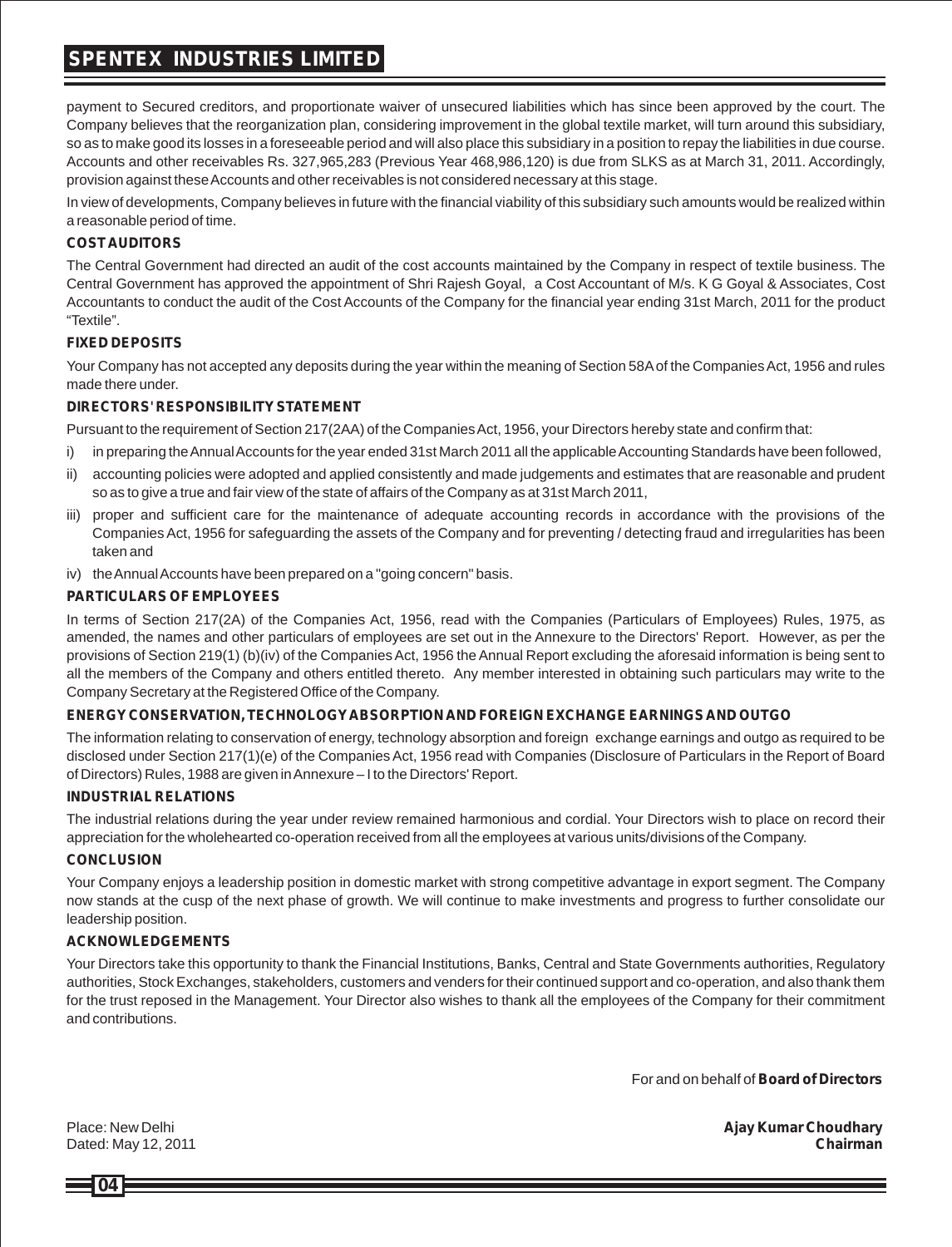payment to Secured creditors, and proportionate waiver of unsecured liabilities which has since been approved by the court. The Company believes that the reorganization plan, considering improvement in the global textile market, will turn around this subsidiary, so as to make good its losses in a foreseeable period and will also place this subsidiary in a position to repay the liabilities in due course. Accounts and other receivables Rs. 327,965,283 (Previous Year 468,986,120) is due from SLKS as at March 31, 2011. Accordingly, provision against these Accounts and other receivables is not considered necessary at this stage.

In view of developments, Company believes in future with the financial viability of this subsidiary such amounts would be realized within a reasonable period of time.

**COST AUDITORS**

The Central Government had directed an audit of the cost accounts maintained by the Company in respect of textile business. The Central Government has approved the appointment of Shri Rajesh Goyal, a Cost Accountant of M/s. K G Goyal & Associates, Cost Accountants to conduct the audit of the Cost Accounts of the Company for the financial year ending 31st March, 2011 for the product "Textile".

**FIXED DEPOSITS**

Your Company has not accepted any deposits during the year within the meaning of Section 58A of the Companies Act, 1956 and rules made there under.

**DIRECTORS' RESPONSIBILITY STATEMENT**

Pursuant to the requirement of Section 217(2AA) of the Companies Act, 1956, your Directors hereby state and confirm that:

i) in preparing the Annual Accounts for the year ended 31st March 2011 all the applicable Accounting Standards have been followed,

ii) accounting policies were adopted and applied consistently and made judgements and estimates that are reasonable and prudent so as to give a true and fair view of the state of affairs of the Company as at 31st March 2011,

iii) proper and sufficient care for the maintenance of adequate accounting records in accordance with the provisions of the Companies Act, 1956 for safeguarding the assets of the Company and for preventing / detecting fraud and irregularities has been taken and

iv) the Annual Accounts have been prepared on a "going concern" basis.

**PARTICULARS OF EMPLOYEES**

In terms of Section 217(2A) of the Companies Act, 1956, read with the Companies (Particulars of Employees) Rules, 1975, as amended, the names and other particulars of employees are set out in the Annexure to the Directors' Report. However, as per the provisions of Section 219(1) (b)(iv) of the Companies Act, 1956 the Annual Report excluding the aforesaid information is being sent to all the members of the Company and others entitled thereto. Any member interested in obtaining such particulars may write to the Company Secretary at the Registered Office of the Company.

**ENERGY CONSERVATION, TECHNOLOGY ABSORPTION AND FOREIGN EXCHANGE EARNINGS AND OUTGO**

The information relating to conservation of energy, technology absorption and foreign exchange earnings and outgo as required to be disclosed under Section 217(1)(e) of the Companies Act, 1956 read with Companies (Disclosure of Particulars in the Report of Board of Directors) Rules, 1988 are given in Annexure – I to the Directors' Report.

**INDUSTRIAL RELATIONS**

The industrial relations during the year under review remained harmonious and cordial. Your Directors wish to place on record their appreciation for the wholehearted co-operation received from all the employees at various units/divisions of the Company.

**CONCLUSION**

Your Company enjoys a leadership position in domestic market with strong competitive advantage in export segment. The Company now stands at the cusp of the next phase of growth. We will continue to make investments and progress to further consolidate our leadership position.

**ACKNOWLEDGEMENTS**

Your Directors take this opportunity to thank the Financial Institutions, Banks, Central and State Governments authorities, Regulatory authorities, Stock Exchanges, stakeholders, customers and venders for their continued support and co-operation, and also thank them for the trust reposed in the Management. Your Director also wishes to thank all the employees of the Company for their commitment and contributions.

For and on behalf of **Board of Directors**

Place: New Delhi
Dated: May 12, 2011

**Ajay Kumar Choudhary**
**Chairman**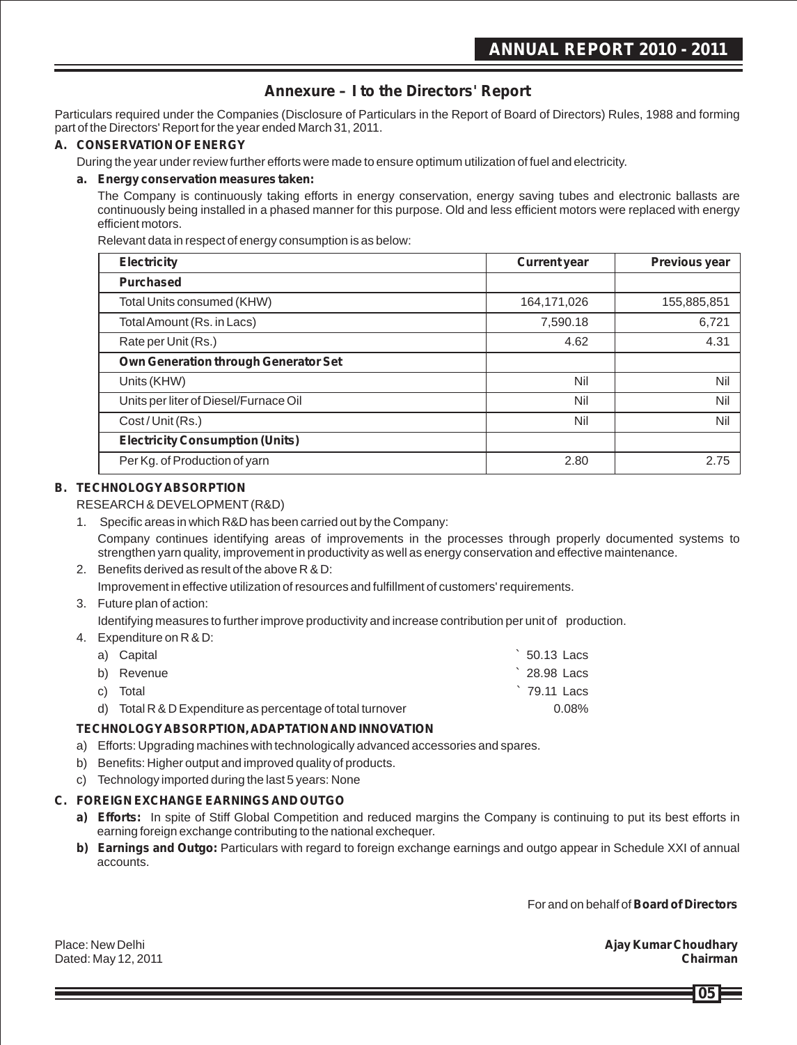# Annexure – I to the Directors' Report

Particulars required under the Companies (Disclosure of Particulars in the Report of Board of Directors) Rules, 1988 and forming part of the Directors' Report for the year ended March 31, 2011.

## A. CONSERVATION OF ENERGY

During the year under review further efforts were made to ensure optimum utilization of fuel and electricity.

**a. Energy conservation measures taken:**

The Company is continuously taking efforts in energy conservation, energy saving tubes and electronic ballasts are continuously being installed in a phased manner for this purpose. Old and less efficient motors were replaced with energy efficient motors.

Relevant data in respect of energy consumption is as below:

| Electricity | Current year | Previous year |
|---|---|---|
| **Purchased** | | |
| Total Units consumed (KHW) | 164,171,026 | 155,885,851 |
| Total Amount (Rs. in Lacs) | 7,590.18 | 6,721 |
| Rate per Unit (Rs.) | 4.62 | 4.31 |
| **Own Generation through Generator Set** | | |
| Units (KHW) | Nil | Nil |
| Units per liter of Diesel/Furnace Oil | Nil | Nil |
| Cost / Unit (Rs.) | Nil | Nil |
| **Electricity Consumption (Units)** | | |
| Per Kg. of Production of yarn | 2.80 | 2.75 |

## B. TECHNOLOGY ABSORPTION

RESEARCH & DEVELOPMENT (R&D)

1. Specific areas in which R&D has been carried out by the Company:

   Company continues identifying areas of improvements in the processes through properly documented systems to strengthen yarn quality, improvement in productivity as well as energy conservation and effective maintenance.

2. Benefits derived as result of the above R & D:

   Improvement in effective utilization of resources and fulfillment of customers' requirements.

3. Future plan of action:

   Identifying measures to further improve productivity and increase contribution per unit of production.

4. Expenditure on R & D:

   a) Capital ` 50.13 Lacs
   b) Revenue ` 28.98 Lacs
   c) Total ` 79.11 Lacs
   d) Total R & D Expenditure as percentage of total turnover 0.08%

**TECHNOLOGY ABSORPTION, ADAPTATION AND INNOVATION**

a) Efforts: Upgrading machines with technologically advanced accessories and spares.

b) Benefits: Higher output and improved quality of products.

c) Technology imported during the last 5 years: None

## C. FOREIGN EXCHANGE EARNINGS AND OUTGO

**a) Efforts:** In spite of Stiff Global Competition and reduced margins the Company is continuing to put its best efforts in earning foreign exchange contributing to the national exchequer.

**b) Earnings and Outgo:** Particulars with regard to foreign exchange earnings and outgo appear in Schedule XXI of annual accounts.

For and on behalf of **Board of Directors**

Place: New Delhi
Dated: May 12, 2011

**Ajay Kumar Choudhary**
**Chairman**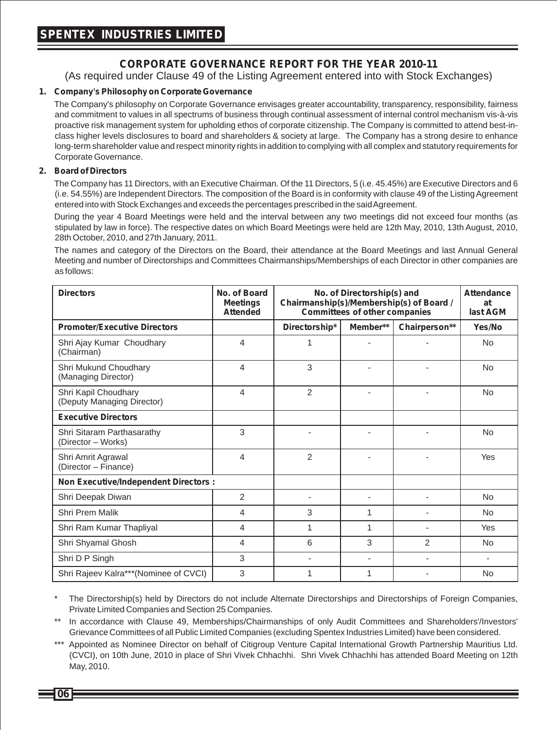# CORPORATE GOVERNANCE REPORT FOR THE YEAR 2010-11

(As required under Clause 49 of the Listing Agreement entered into with Stock Exchanges)

## 1. Company's Philosophy on Corporate Governance

The Company's philosophy on Corporate Governance envisages greater accountability, transparency, responsibility, fairness and commitment to values in all spectrums of business through continual assessment of internal control mechanism vis-à-vis proactive risk management system for upholding ethos of corporate citizenship. The Company is committed to attend best-in-class higher levels disclosures to board and shareholders & society at large. The Company has a strong desire to enhance long-term shareholder value and respect minority rights in addition to complying with all complex and statutory requirements for Corporate Governance.

## 2. Board of Directors

The Company has 11 Directors, with an Executive Chairman. Of the 11 Directors, 5 (i.e. 45.45%) are Executive Directors and 6 (i.e. 54.55%) are Independent Directors. The composition of the Board is in conformity with clause 49 of the Listing Agreement entered into with Stock Exchanges and exceeds the percentages prescribed in the said Agreement.

During the year 4 Board Meetings were held and the interval between any two meetings did not exceed four months (as stipulated by law in force). The respective dates on which Board Meetings were held are 12th May, 2010, 13th August, 2010, 28th October, 2010, and 27th January, 2011.

The names and category of the Directors on the Board, their attendance at the Board Meetings and last Annual General Meeting and number of Directorships and Committees Chairmanships/Memberships of each Director in other companies are as follows:

| Directors | No. of Board Meetings Attended | No. of Directorship(s) and Chairmanship(s)/Membership(s) of Board / Committees of other companies | | | Attendance at last AGM |
|---|---|---|---|---|---|
| **Promoter/Executive Directors** | | **Directorship*** | **Member**** | **Chairperson**** | **Yes/No** |
| Shri Ajay Kumar Choudhary (Chairman) | 4 | 1 | - | - | No |
| Shri Mukund Choudhary (Managing Director) | 4 | 3 | - | - | No |
| Shri Kapil Choudhary (Deputy Managing Director) | 4 | 2 | - | - | No |
| **Executive Directors** | | | | | |
| Shri Sitaram Parthasarathy (Director – Works) | 3 | - | - | - | No |
| Shri Amrit Agrawal (Director – Finance) | 4 | 2 | - | - | Yes |
| **Non Executive/Independent Directors :** | | | | | |
| Shri Deepak Diwan | 2 | - | - | - | No |
| Shri Prem Malik | 4 | 3 | 1 | - | No |
| Shri Ram Kumar Thapliyal | 4 | 1 | 1 | - | Yes |
| Shri Shyamal Ghosh | 4 | 6 | 3 | 2 | No |
| Shri D P Singh | 3 | - | - | - | - |
| Shri Rajeev Kalra***(Nominee of CVCI) | 3 | 1 | 1 | - | No |

\* The Directorship(s) held by Directors do not include Alternate Directorships and Directorships of Foreign Companies, Private Limited Companies and Section 25 Companies.

\*\* In accordance with Clause 49, Memberships/Chairmanships of only Audit Committees and Shareholders'/Investors' Grievance Committees of all Public Limited Companies (excluding Spentex Industries Limited) have been considered.

\*\*\* Appointed as Nominee Director on behalf of Citigroup Venture Capital International Growth Partnership Mauritius Ltd. (CVCI), on 10th June, 2010 in place of Shri Vivek Chhachhi. Shri Vivek Chhachhi has attended Board Meeting on 12th May, 2010.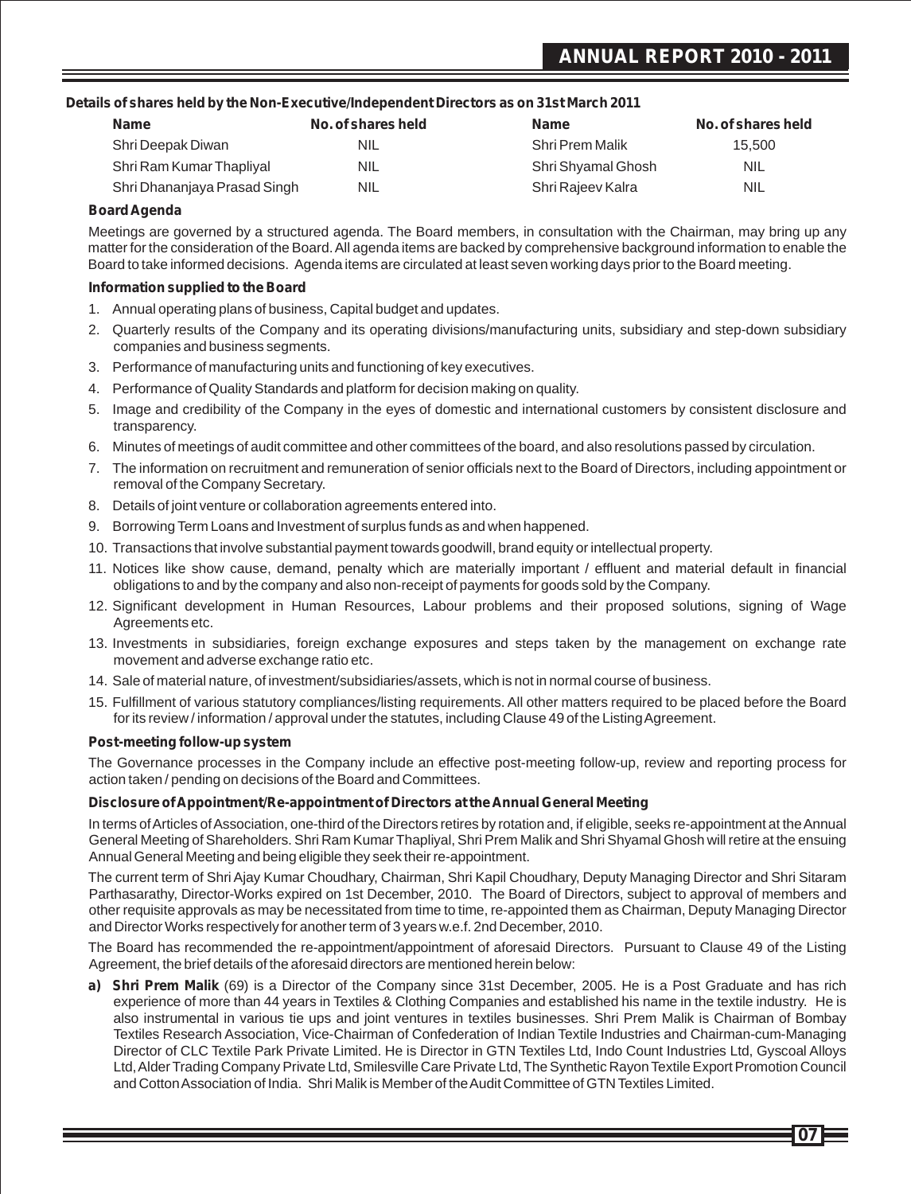**Details of shares held by the Non-Executive/Independent Directors as on 31st March 2011**

| Name | No. of shares held | Name | No. of shares held |
|---|---|---|---|
| Shri Deepak Diwan | NIL | Shri Prem Malik | 15,500 |
| Shri Ram Kumar Thapliyal | NIL | Shri Shyamal Ghosh | NIL |
| Shri Dhananjaya Prasad Singh | NIL | Shri Rajeev Kalra | NIL |

**Board Agenda**

Meetings are governed by a structured agenda. The Board members, in consultation with the Chairman, may bring up any matter for the consideration of the Board. All agenda items are backed by comprehensive background information to enable the Board to take informed decisions. Agenda items are circulated at least seven working days prior to the Board meeting.

**Information supplied to the Board**

1. Annual operating plans of business, Capital budget and updates.
2. Quarterly results of the Company and its operating divisions/manufacturing units, subsidiary and step-down subsidiary companies and business segments.
3. Performance of manufacturing units and functioning of key executives.
4. Performance of Quality Standards and platform for decision making on quality.
5. Image and credibility of the Company in the eyes of domestic and international customers by consistent disclosure and transparency.
6. Minutes of meetings of audit committee and other committees of the board, and also resolutions passed by circulation.
7. The information on recruitment and remuneration of senior officials next to the Board of Directors, including appointment or removal of the Company Secretary.
8. Details of joint venture or collaboration agreements entered into.
9. Borrowing Term Loans and Investment of surplus funds as and when happened.
10. Transactions that involve substantial payment towards goodwill, brand equity or intellectual property.
11. Notices like show cause, demand, penalty which are materially important / effluent and material default in financial obligations to and by the company and also non-receipt of payments for goods sold by the Company.
12. Significant development in Human Resources, Labour problems and their proposed solutions, signing of Wage Agreements etc.
13. Investments in subsidiaries, foreign exchange exposures and steps taken by the management on exchange rate movement and adverse exchange ratio etc.
14. Sale of material nature, of investment/subsidiaries/assets, which is not in normal course of business.
15. Fulfillment of various statutory compliances/listing requirements. All other matters required to be placed before the Board for its review / information / approval under the statutes, including Clause 49 of the Listing Agreement.

**Post-meeting follow-up system**

The Governance processes in the Company include an effective post-meeting follow-up, review and reporting process for action taken / pending on decisions of the Board and Committees.

**Disclosure of Appointment/Re-appointment of Directors at the Annual General Meeting**

In terms of Articles of Association, one-third of the Directors retires by rotation and, if eligible, seeks re-appointment at the Annual General Meeting of Shareholders. Shri Ram Kumar Thapliyal, Shri Prem Malik and Shri Shyamal Ghosh will retire at the ensuing Annual General Meeting and being eligible they seek their re-appointment.

The current term of Shri Ajay Kumar Choudhary, Chairman, Shri Kapil Choudhary, Deputy Managing Director and Shri Sitaram Parthasarathy, Director-Works expired on 1st December, 2010. The Board of Directors, subject to approval of members and other requisite approvals as may be necessitated from time to time, re-appointed them as Chairman, Deputy Managing Director and Director Works respectively for another term of 3 years w.e.f. 2nd December, 2010.

The Board has recommended the re-appointment/appointment of aforesaid Directors. Pursuant to Clause 49 of the Listing Agreement, the brief details of the aforesaid directors are mentioned herein below:

a) **Shri Prem Malik** (69) is a Director of the Company since 31st December, 2005. He is a Post Graduate and has rich experience of more than 44 years in Textiles & Clothing Companies and established his name in the textile industry. He is also instrumental in various tie ups and joint ventures in textiles businesses. Shri Prem Malik is Chairman of Bombay Textiles Research Association, Vice-Chairman of Confederation of Indian Textile Industries and Chairman-cum-Managing Director of CLC Textile Park Private Limited. He is Director in GTN Textiles Ltd, Indo Count Industries Ltd, Gyscoal Alloys Ltd, Alder Trading Company Private Ltd, Smilesville Care Private Ltd, The Synthetic Rayon Textile Export Promotion Council and Cotton Association of India. Shri Malik is Member of the Audit Committee of GTN Textiles Limited.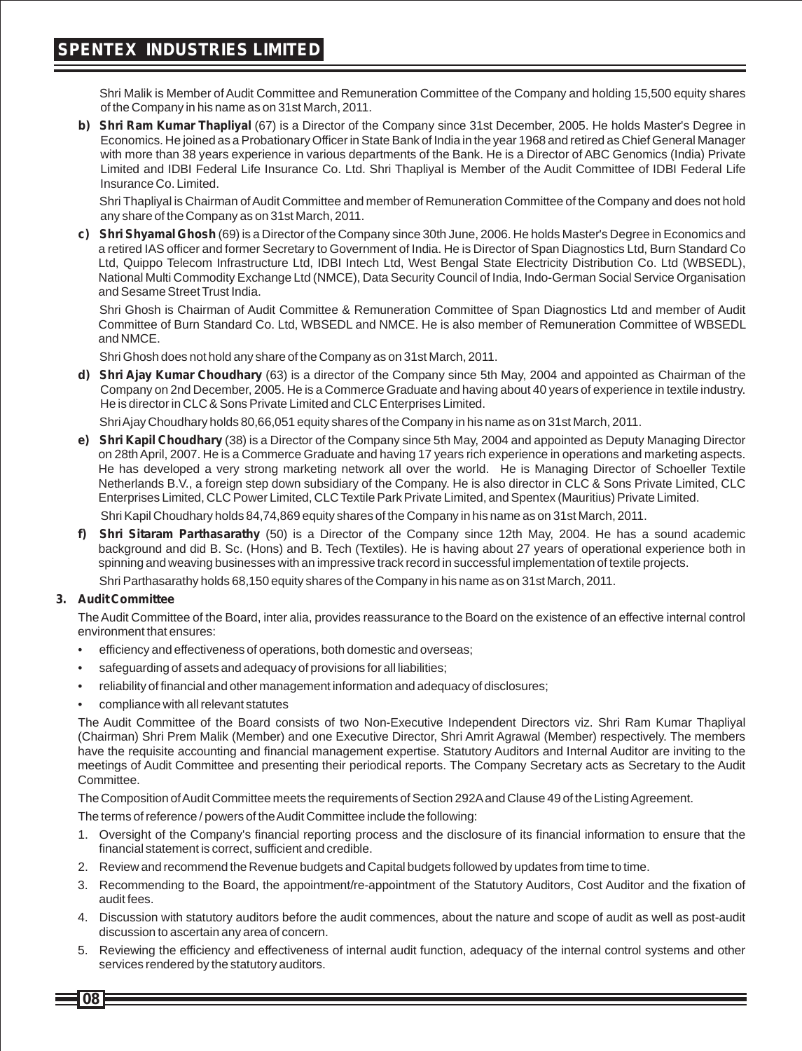Shri Malik is Member of Audit Committee and Remuneration Committee of the Company and holding 15,500 equity shares of the Company in his name as on 31st March, 2011.

**b) Shri Ram Kumar Thapliyal** (67) is a Director of the Company since 31st December, 2005. He holds Master's Degree in Economics. He joined as a Probationary Officer in State Bank of India in the year 1968 and retired as Chief General Manager with more than 38 years experience in various departments of the Bank. He is a Director of ABC Genomics (India) Private Limited and IDBI Federal Life Insurance Co. Ltd. Shri Thapliyal is Member of the Audit Committee of IDBI Federal Life Insurance Co. Limited.

Shri Thapliyal is Chairman of Audit Committee and member of Remuneration Committee of the Company and does not hold any share of the Company as on 31st March, 2011.

**c) Shri Shyamal Ghosh** (69) is a Director of the Company since 30th June, 2006. He holds Master's Degree in Economics and a retired IAS officer and former Secretary to Government of India. He is Director of Span Diagnostics Ltd, Burn Standard Co Ltd, Quippo Telecom Infrastructure Ltd, IDBI Intech Ltd, West Bengal State Electricity Distribution Co. Ltd (WBSEDL), National Multi Commodity Exchange Ltd (NMCE), Data Security Council of India, Indo-German Social Service Organisation and Sesame Street Trust India.

Shri Ghosh is Chairman of Audit Committee & Remuneration Committee of Span Diagnostics Ltd and member of Audit Committee of Burn Standard Co. Ltd, WBSEDL and NMCE. He is also member of Remuneration Committee of WBSEDL and NMCE.

Shri Ghosh does not hold any share of the Company as on 31st March, 2011.

**d) Shri Ajay Kumar Choudhary** (63) is a director of the Company since 5th May, 2004 and appointed as Chairman of the Company on 2nd December, 2005. He is a Commerce Graduate and having about 40 years of experience in textile industry. He is director in CLC & Sons Private Limited and CLC Enterprises Limited.

Shri Ajay Choudhary holds 80,66,051 equity shares of the Company in his name as on 31st March, 2011.

**e) Shri Kapil Choudhary** (38) is a Director of the Company since 5th May, 2004 and appointed as Deputy Managing Director on 28th April, 2007. He is a Commerce Graduate and having 17 years rich experience in operations and marketing aspects. He has developed a very strong marketing network all over the world. He is Managing Director of Schoeller Textile Netherlands B.V., a foreign step down subsidiary of the Company. He is also director in CLC & Sons Private Limited, CLC Enterprises Limited, CLC Power Limited, CLC Textile Park Private Limited, and Spentex (Mauritius) Private Limited.

Shri Kapil Choudhary holds 84,74,869 equity shares of the Company in his name as on 31st March, 2011.

**f) Shri Sitaram Parthasarathy** (50) is a Director of the Company since 12th May, 2004. He has a sound academic background and did B. Sc. (Hons) and B. Tech (Textiles). He is having about 27 years of operational experience both in spinning and weaving businesses with an impressive track record in successful implementation of textile projects.

Shri Parthasarathy holds 68,150 equity shares of the Company in his name as on 31st March, 2011.

### 3. Audit Committee

The Audit Committee of the Board, inter alia, provides reassurance to the Board on the existence of an effective internal control environment that ensures:

- efficiency and effectiveness of operations, both domestic and overseas;
- safeguarding of assets and adequacy of provisions for all liabilities;
- reliability of financial and other management information and adequacy of disclosures;
- compliance with all relevant statutes

The Audit Committee of the Board consists of two Non-Executive Independent Directors viz. Shri Ram Kumar Thapliyal (Chairman) Shri Prem Malik (Member) and one Executive Director, Shri Amrit Agrawal (Member) respectively. The members have the requisite accounting and financial management expertise. Statutory Auditors and Internal Auditor are inviting to the meetings of Audit Committee and presenting their periodical reports. The Company Secretary acts as Secretary to the Audit Committee.

The Composition of Audit Committee meets the requirements of Section 292A and Clause 49 of the Listing Agreement.

The terms of reference / powers of the Audit Committee include the following:

1. Oversight of the Company's financial reporting process and the disclosure of its financial information to ensure that the financial statement is correct, sufficient and credible.
2. Review and recommend the Revenue budgets and Capital budgets followed by updates from time to time.
3. Recommending to the Board, the appointment/re-appointment of the Statutory Auditors, Cost Auditor and the fixation of audit fees.
4. Discussion with statutory auditors before the audit commences, about the nature and scope of audit as well as post-audit discussion to ascertain any area of concern.
5. Reviewing the efficiency and effectiveness of internal audit function, adequacy of the internal control systems and other services rendered by the statutory auditors.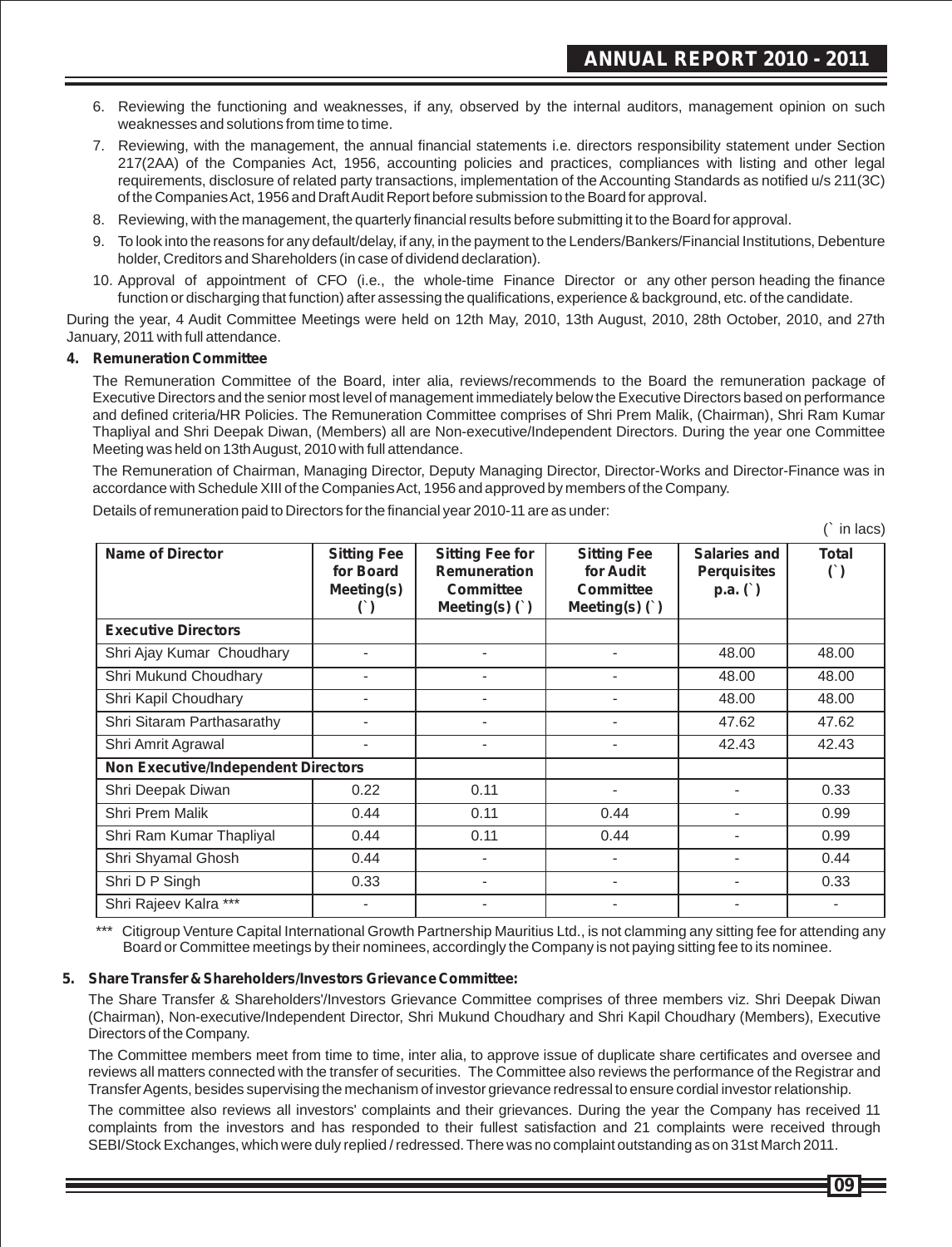6. Reviewing the functioning and weaknesses, if any, observed by the internal auditors, management opinion on such weaknesses and solutions from time to time.
7. Reviewing, with the management, the annual financial statements i.e. directors responsibility statement under Section 217(2AA) of the Companies Act, 1956, accounting policies and practices, compliances with listing and other legal requirements, disclosure of related party transactions, implementation of the Accounting Standards as notified u/s 211(3C) of the Companies Act, 1956 and Draft Audit Report before submission to the Board for approval.
8. Reviewing, with the management, the quarterly financial results before submitting it to the Board for approval.
9. To look into the reasons for any default/delay, if any, in the payment to the Lenders/Bankers/Financial Institutions, Debenture holder, Creditors and Shareholders (in case of dividend declaration).
10. Approval of appointment of CFO (i.e., the whole-time Finance Director or any other person heading the finance function or discharging that function) after assessing the qualifications, experience & background, etc. of the candidate.

During the year, 4 Audit Committee Meetings were held on 12th May, 2010, 13th August, 2010, 28th October, 2010, and 27th January, 2011 with full attendance.

**4. Remuneration Committee**

The Remuneration Committee of the Board, inter alia, reviews/recommends to the Board the remuneration package of Executive Directors and the senior most level of management immediately below the Executive Directors based on performance and defined criteria/HR Policies. The Remuneration Committee comprises of Shri Prem Malik, (Chairman), Shri Ram Kumar Thapliyal and Shri Deepak Diwan, (Members) all are Non-executive/Independent Directors. During the year one Committee Meeting was held on 13th August, 2010 with full attendance.

The Remuneration of Chairman, Managing Director, Deputy Managing Director, Director-Works and Director-Finance was in accordance with Schedule XIII of the Companies Act, 1956 and approved by members of the Company.

Details of remuneration paid to Directors for the financial year 2010-11 are as under:

(` in lacs)

| Name of Director | Sitting Fee for Board Meeting(s) (`) | Sitting Fee for Remuneration Committee Meeting(s) (`) | Sitting Fee for Audit Committee Meeting(s) (`) | Salaries and Perquisites p.a. (`) | Total (`) |
|---|---|---|---|---|---|
| **Executive Directors** | | | | | |
| Shri Ajay Kumar Choudhary | - | - | - | 48.00 | 48.00 |
| Shri Mukund Choudhary | - | - | - | 48.00 | 48.00 |
| Shri Kapil Choudhary | - | - | - | 48.00 | 48.00 |
| Shri Sitaram Parthasarathy | - | - | - | 47.62 | 47.62 |
| Shri Amrit Agrawal | - | - | - | 42.43 | 42.43 |
| **Non Executive/Independent Directors** | | | | | |
| Shri Deepak Diwan | 0.22 | 0.11 | - | - | 0.33 |
| Shri Prem Malik | 0.44 | 0.11 | 0.44 | - | 0.99 |
| Shri Ram Kumar Thapliyal | 0.44 | 0.11 | 0.44 | - | 0.99 |
| Shri Shyamal Ghosh | 0.44 | - | - | - | 0.44 |
| Shri D P Singh | 0.33 | - | - | - | 0.33 |
| Shri Rajeev Kalra *** | - | - | - | - | - |

*** Citigroup Venture Capital International Growth Partnership Mauritius Ltd., is not clamming any sitting fee for attending any Board or Committee meetings by their nominees, accordingly the Company is not paying sitting fee to its nominee.

**5. Share Transfer & Shareholders/Investors Grievance Committee:**

The Share Transfer & Shareholders'/Investors Grievance Committee comprises of three members viz. Shri Deepak Diwan (Chairman), Non-executive/Independent Director, Shri Mukund Choudhary and Shri Kapil Choudhary (Members), Executive Directors of the Company.

The Committee members meet from time to time, inter alia, to approve issue of duplicate share certificates and oversee and reviews all matters connected with the transfer of securities. The Committee also reviews the performance of the Registrar and Transfer Agents, besides supervising the mechanism of investor grievance redressal to ensure cordial investor relationship.

The committee also reviews all investors' complaints and their grievances. During the year the Company has received 11 complaints from the investors and has responded to their fullest satisfaction and 21 complaints were received through SEBI/Stock Exchanges, which were duly replied / redressed. There was no complaint outstanding as on 31st March 2011.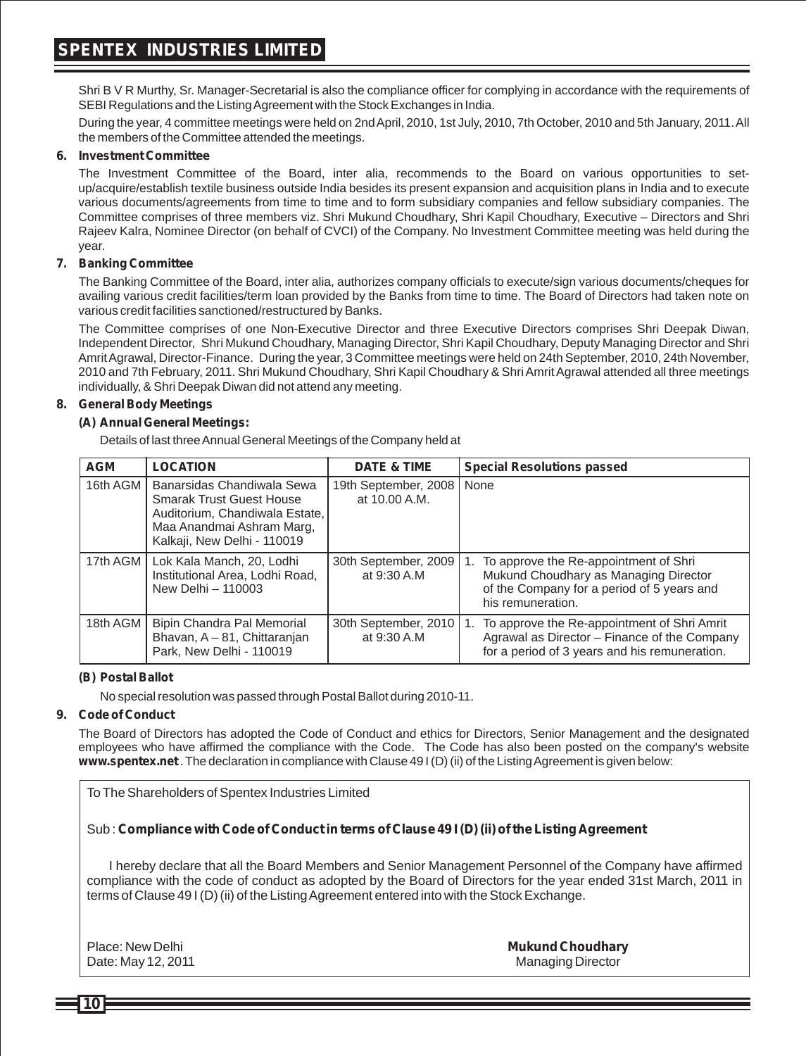Shri B V R Murthy, Sr. Manager-Secretarial is also the compliance officer for complying in accordance with the requirements of SEBI Regulations and the Listing Agreement with the Stock Exchanges in India.

During the year, 4 committee meetings were held on 2nd April, 2010, 1st July, 2010, 7th October, 2010 and 5th January, 2011. All the members of the Committee attended the meetings.

**6. Investment Committee**

The Investment Committee of the Board, inter alia, recommends to the Board on various opportunities to set-up/acquire/establish textile business outside India besides its present expansion and acquisition plans in India and to execute various documents/agreements from time to time and to form subsidiary companies and fellow subsidiary companies. The Committee comprises of three members viz. Shri Mukund Choudhary, Shri Kapil Choudhary, Executive – Directors and Shri Rajeev Kalra, Nominee Director (on behalf of CVCI) of the Company. No Investment Committee meeting was held during the year.

**7. Banking Committee**

The Banking Committee of the Board, inter alia, authorizes company officials to execute/sign various documents/cheques for availing various credit facilities/term loan provided by the Banks from time to time. The Board of Directors had taken note on various credit facilities sanctioned/restructured by Banks.

The Committee comprises of one Non-Executive Director and three Executive Directors comprises Shri Deepak Diwan, Independent Director, Shri Mukund Choudhary, Managing Director, Shri Kapil Choudhary, Deputy Managing Director and Shri Amrit Agrawal, Director-Finance. During the year, 3 Committee meetings were held on 24th September, 2010, 24th November, 2010 and 7th February, 2011. Shri Mukund Choudhary, Shri Kapil Choudhary & Shri Amrit Agrawal attended all three meetings individually, & Shri Deepak Diwan did not attend any meeting.

**8. General Body Meetings**

**(A) Annual General Meetings:**

Details of last three Annual General Meetings of the Company held at

| AGM | LOCATION | DATE & TIME | Special Resolutions passed |
|---|---|---|---|
| 16th AGM | Banarsidas Chandiwala Sewa Smarak Trust Guest House Auditorium, Chandiwala Estate, Maa Anandmai Ashram Marg, Kalkaji, New Delhi - 110019 | 19th September, 2008 at 10.00 A.M. | None |
| 17th AGM | Lok Kala Manch, 20, Lodhi Institutional Area, Lodhi Road, New Delhi – 110003 | 30th September, 2009 at 9:30 A.M | 1. To approve the Re-appointment of Shri Mukund Choudhary as Managing Director of the Company for a period of 5 years and his remuneration. |
| 18th AGM | Bipin Chandra Pal Memorial Bhavan, A – 81, Chittaranjan Park, New Delhi - 110019 | 30th September, 2010 at 9:30 A.M | 1. To approve the Re-appointment of Shri Amrit Agrawal as Director – Finance of the Company for a period of 3 years and his remuneration. |

**(B) Postal Ballot**

No special resolution was passed through Postal Ballot during 2010-11.

**9. Code of Conduct**

The Board of Directors has adopted the Code of Conduct and ethics for Directors, Senior Management and the designated employees who have affirmed the compliance with the Code. The Code has also been posted on the company's website **www.spentex.net**. The declaration in compliance with Clause 49 I (D) (ii) of the Listing Agreement is given below:

To The Shareholders of Spentex Industries Limited

Sub : **Compliance with Code of Conduct in terms of Clause 49 I (D) (ii) of the Listing Agreement**

I hereby declare that all the Board Members and Senior Management Personnel of the Company have affirmed compliance with the code of conduct as adopted by the Board of Directors for the year ended 31st March, 2011 in terms of Clause 49 I (D) (ii) of the Listing Agreement entered into with the Stock Exchange.

Place: New Delhi
Date: May 12, 2011

**Mukund Choudhary**
Managing Director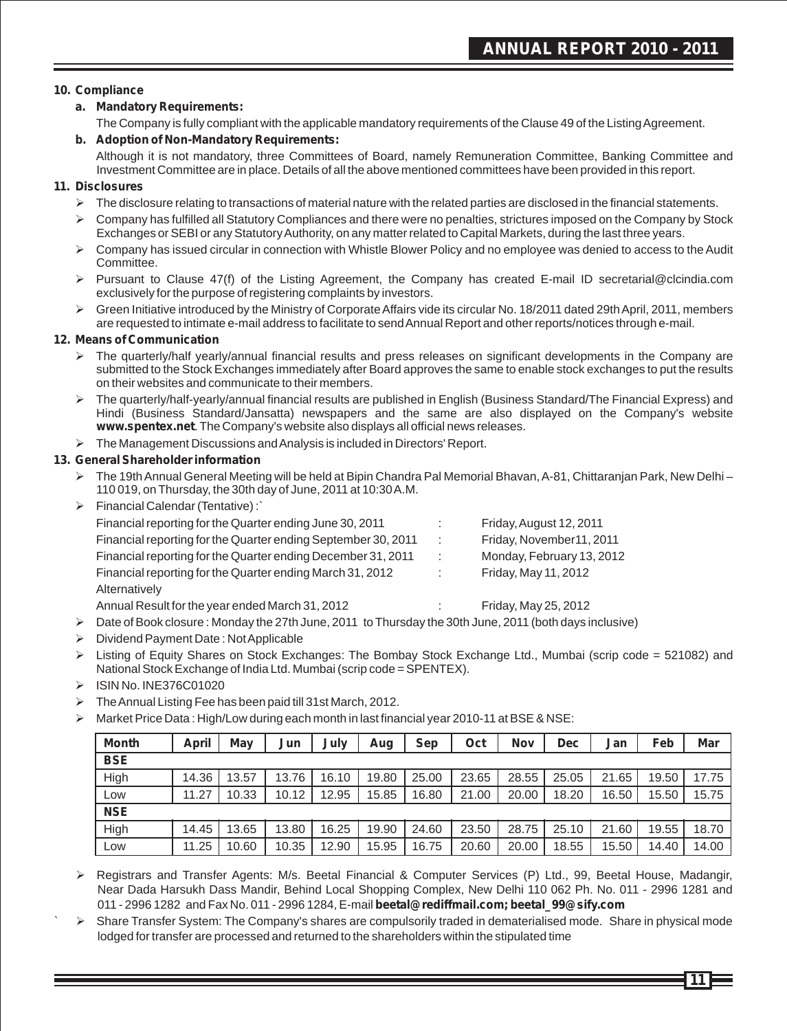## 10. Compliance

### a. Mandatory Requirements:

The Company is fully compliant with the applicable mandatory requirements of the Clause 49 of the Listing Agreement.

### b. Adoption of Non-Mandatory Requirements:

Although it is not mandatory, three Committees of Board, namely Remuneration Committee, Banking Committee and Investment Committee are in place. Details of all the above mentioned committees have been provided in this report.

## 11. Disclosures

- The disclosure relating to transactions of material nature with the related parties are disclosed in the financial statements.
- Company has fulfilled all Statutory Compliances and there were no penalties, strictures imposed on the Company by Stock Exchanges or SEBI or any Statutory Authority, on any matter related to Capital Markets, during the last three years.
- Company has issued circular in connection with Whistle Blower Policy and no employee was denied to access to the Audit Committee.
- Pursuant to Clause 47(f) of the Listing Agreement, the Company has created E-mail ID secretarial@clcindia.com exclusively for the purpose of registering complaints by investors.
- Green Initiative introduced by the Ministry of Corporate Affairs vide its circular No. 18/2011 dated 29th April, 2011, members are requested to intimate e-mail address to facilitate to send Annual Report and other reports/notices through e-mail.

## 12. Means of Communication

- The quarterly/half yearly/annual financial results and press releases on significant developments in the Company are submitted to the Stock Exchanges immediately after Board approves the same to enable stock exchanges to put the results on their websites and communicate to their members.
- The quarterly/half-yearly/annual financial results are published in English (Business Standard/The Financial Express) and Hindi (Business Standard/Jansatta) newspapers and the same are also displayed on the Company's website **www.spentex.net**. The Company's website also displays all official news releases.
- The Management Discussions and Analysis is included in Directors' Report.

## 13. General Shareholder information

- The 19th Annual General Meeting will be held at Bipin Chandra Pal Memorial Bhavan, A-81, Chittaranjan Park, New Delhi – 110 019, on Thursday, the 30th day of June, 2011 at 10:30 A.M.
- Financial Calendar (Tentative) :`

| | | |
|---|---|---|
| Financial reporting for the Quarter ending June 30, 2011 | : | Friday, August 12, 2011 |
| Financial reporting for the Quarter ending September 30, 2011 | : | Friday, November11, 2011 |
| Financial reporting for the Quarter ending December 31, 2011 | : | Monday, February 13, 2012 |
| Financial reporting for the Quarter ending March 31, 2012 | : | Friday, May 11, 2012 |
| Alternatively | | |
| Annual Result for the year ended March 31, 2012 | : | Friday, May 25, 2012 |

- Date of Book closure : Monday the 27th June, 2011 to Thursday the 30th June, 2011 (both days inclusive)
- Dividend Payment Date : Not Applicable
- Listing of Equity Shares on Stock Exchanges: The Bombay Stock Exchange Ltd., Mumbai (scrip code = 521082) and National Stock Exchange of India Ltd. Mumbai (scrip code = SPENTEX).
- ISIN No. INE376C01020
- The Annual Listing Fee has been paid till 31st March, 2012.
- Market Price Data : High/Low during each month in last financial year 2010-11 at BSE & NSE:

| Month | April | May | Jun | July | Aug | Sep | Oct | Nov | Dec | Jan | Feb | Mar |
|---|---|---|---|---|---|---|---|---|---|---|---|---|
| **BSE** | | | | | | | | | | | | |
| High | 14.36 | 13.57 | 13.76 | 16.10 | 19.80 | 25.00 | 23.65 | 28.55 | 25.05 | 21.65 | 19.50 | 17.75 |
| Low | 11.27 | 10.33 | 10.12 | 12.95 | 15.85 | 16.80 | 21.00 | 20.00 | 18.20 | 16.50 | 15.50 | 15.75 |
| **NSE** | | | | | | | | | | | | |
| High | 14.45 | 13.65 | 13.80 | 16.25 | 19.90 | 24.60 | 23.50 | 28.75 | 25.10 | 21.60 | 19.55 | 18.70 |
| Low | 11.25 | 10.60 | 10.35 | 12.90 | 15.95 | 16.75 | 20.60 | 20.00 | 18.55 | 15.50 | 14.40 | 14.00 |

- Registrars and Transfer Agents: M/s. Beetal Financial & Computer Services (P) Ltd., 99, Beetal House, Madangir, Near Dada Harsukh Dass Mandir, Behind Local Shopping Complex, New Delhi 110 062 Ph. No. 011 - 2996 1281 and 011 - 2996 1282 and Fax No. 011 - 2996 1284, E-mail **beetal@rediffmail.com; beetal_99@sify.com**
- Share Transfer System: The Company's shares are compulsorily traded in dematerialised mode. Share in physical mode lodged for transfer are processed and returned to the shareholders within the stipulated time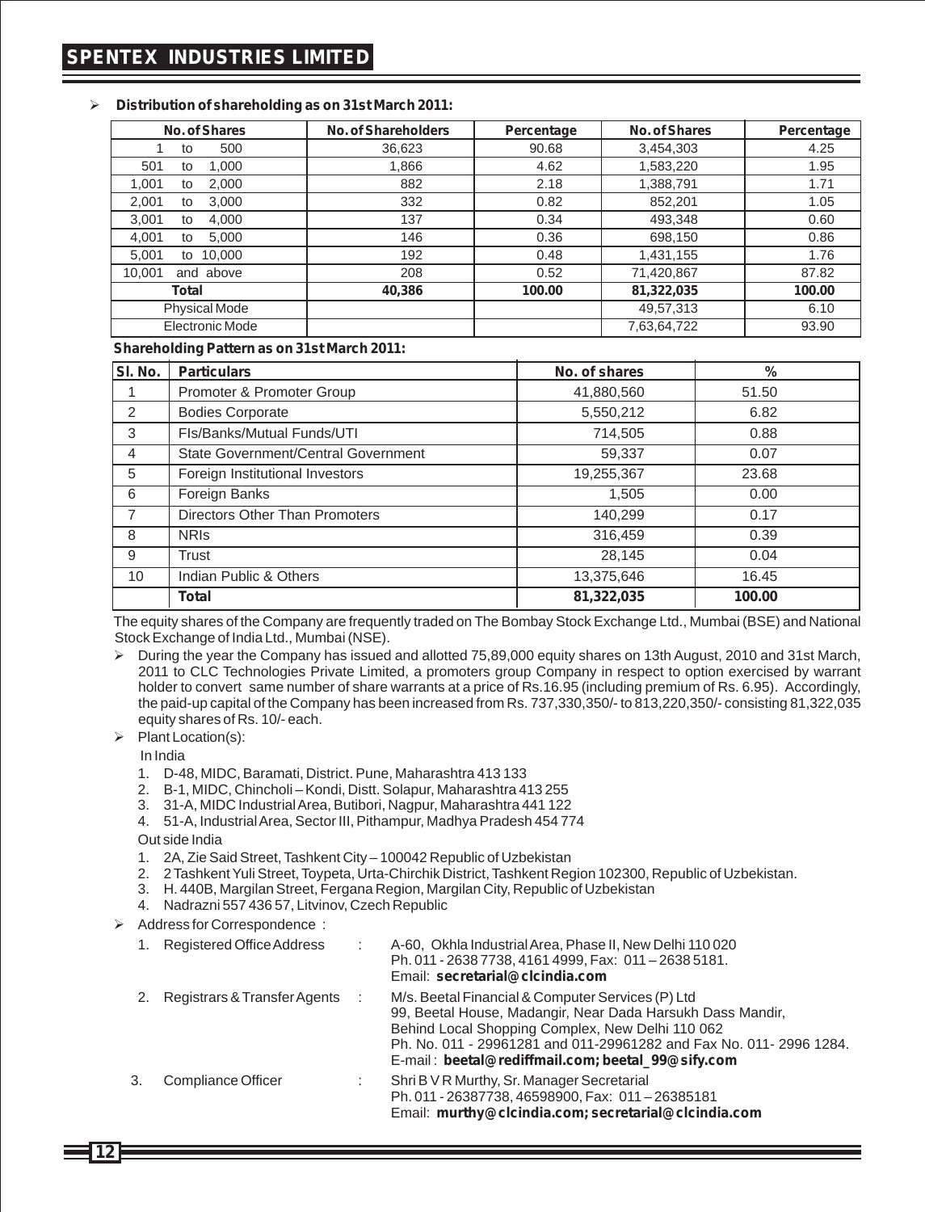- **Distribution of shareholding as on 31st March 2011:**

| No. of Shares | No. of Shareholders | Percentage | No. of Shares | Percentage |
|---|---|---|---|---|
| 1 to 500 | 36,623 | 90.68 | 3,454,303 | 4.25 |
| 501 to 1,000 | 1,866 | 4.62 | 1,583,220 | 1.95 |
| 1,001 to 2,000 | 882 | 2.18 | 1,388,791 | 1.71 |
| 2,001 to 3,000 | 332 | 0.82 | 852,201 | 1.05 |
| 3,001 to 4,000 | 137 | 0.34 | 493,348 | 0.60 |
| 4,001 to 5,000 | 146 | 0.36 | 698,150 | 0.86 |
| 5,001 to 10,000 | 192 | 0.48 | 1,431,155 | 1.76 |
| 10,001 and above | 208 | 0.52 | 71,420,867 | 87.82 |
| **Total** | **40,386** | **100.00** | **81,322,035** | **100.00** |
| Physical Mode | | | 49,57,313 | 6.10 |
| Electronic Mode | | | 7,63,64,722 | 93.90 |

**Shareholding Pattern as on 31st March 2011:**

| Sl. No. | Particulars | No. of shares | % |
|---|---|---|---|
| 1 | Promoter & Promoter Group | 41,880,560 | 51.50 |
| 2 | Bodies Corporate | 5,550,212 | 6.82 |
| 3 | FIs/Banks/Mutual Funds/UTI | 714,505 | 0.88 |
| 4 | State Government/Central Government | 59,337 | 0.07 |
| 5 | Foreign Institutional Investors | 19,255,367 | 23.68 |
| 6 | Foreign Banks | 1,505 | 0.00 |
| 7 | Directors Other Than Promoters | 140,299 | 0.17 |
| 8 | NRIs | 316,459 | 0.39 |
| 9 | Trust | 28,145 | 0.04 |
| 10 | Indian Public & Others | 13,375,646 | 16.45 |
| | **Total** | **81,322,035** | **100.00** |

The equity shares of the Company are frequently traded on The Bombay Stock Exchange Ltd., Mumbai (BSE) and National Stock Exchange of India Ltd., Mumbai (NSE).

- During the year the Company has issued and allotted 75,89,000 equity shares on 13th August, 2010 and 31st March, 2011 to CLC Technologies Private Limited, a promoters group Company in respect to option exercised by warrant holder to convert same number of share warrants at a price of Rs.16.95 (including premium of Rs. 6.95). Accordingly, the paid-up capital of the Company has been increased from Rs. 737,330,350/- to 813,220,350/- consisting 81,322,035 equity shares of Rs. 10/- each.
- Plant Location(s):

  In India

  1. D-48, MIDC, Baramati, District. Pune, Maharashtra 413 133
  2. B-1, MIDC, Chincholi – Kondi, Distt. Solapur, Maharashtra 413 255
  3. 31-A, MIDC Industrial Area, Butibori, Nagpur, Maharashtra 441 122
  4. 51-A, Industrial Area, Sector III, Pithampur, Madhya Pradesh 454 774

  Out side India

  1. 2A, Zie Said Street, Tashkent City – 100042 Republic of Uzbekistan
  2. 2 Tashkent Yuli Street, Toypeta, Urta-Chirchik District, Tashkent Region 102300, Republic of Uzbekistan.
  3. H. 440B, Margilan Street, Fergana Region, Margilan City, Republic of Uzbekistan
  4. Nadrazni 557 436 57, Litvinov, Czech Republic

- Address for Correspondence :

  1. Registered Office Address : A-60, Okhla Industrial Area, Phase II, New Delhi 110 020
     Ph. 011 - 2638 7738, 4161 4999, Fax: 011 – 2638 5181.
     Email: **secretarial@clcindia.com**
  2. Registrars & Transfer Agents : M/s. Beetal Financial & Computer Services (P) Ltd
     99, Beetal House, Madangir, Near Dada Harsukh Dass Mandir,
     Behind Local Shopping Complex, New Delhi 110 062
     Ph. No. 011 - 29961281 and 011-29961282 and Fax No. 011- 2996 1284.
     E-mail : **beetal@rediffmail.com; beetal_99@sify.com**
  3. Compliance Officer : Shri B V R Murthy, Sr. Manager Secretarial
     Ph. 011 - 26387738, 46598900, Fax: 011 – 26385181
     Email: **murthy@clcindia.com; secretarial@clcindia.com**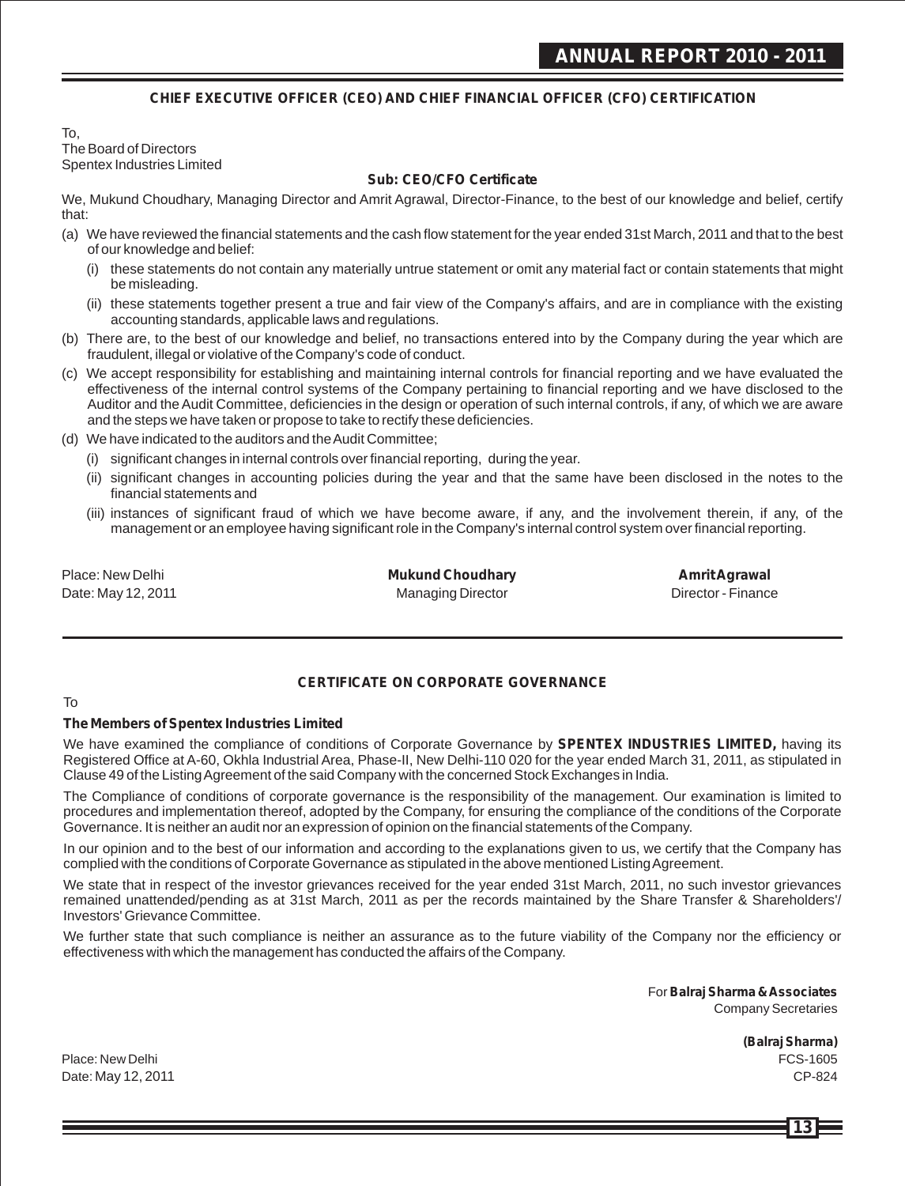## CHIEF EXECUTIVE OFFICER (CEO) AND CHIEF FINANCIAL OFFICER (CFO) CERTIFICATION

To,
The Board of Directors
Spentex Industries Limited

**Sub: CEO/CFO Certificate**

We, Mukund Choudhary, Managing Director and Amrit Agrawal, Director-Finance, to the best of our knowledge and belief, certify that:

(a) We have reviewed the financial statements and the cash flow statement for the year ended 31st March, 2011 and that to the best of our knowledge and belief:

  (i) these statements do not contain any materially untrue statement or omit any material fact or contain statements that might be misleading.

  (ii) these statements together present a true and fair view of the Company's affairs, and are in compliance with the existing accounting standards, applicable laws and regulations.

(b) There are, to the best of our knowledge and belief, no transactions entered into by the Company during the year which are fraudulent, illegal or violative of the Company's code of conduct.

(c) We accept responsibility for establishing and maintaining internal controls for financial reporting and we have evaluated the effectiveness of the internal control systems of the Company pertaining to financial reporting and we have disclosed to the Auditor and the Audit Committee, deficiencies in the design or operation of such internal controls, if any, of which we are aware and the steps we have taken or propose to take to rectify these deficiencies.

(d) We have indicated to the auditors and the Audit Committee;

  (i) significant changes in internal controls over financial reporting, during the year.

  (ii) significant changes in accounting policies during the year and that the same have been disclosed in the notes to the financial statements and

  (iii) instances of significant fraud of which we have become aware, if any, and the involvement therein, if any, of the management or an employee having significant role in the Company's internal control system over financial reporting.

Place: New Delhi
Date: May 12, 2011

**Mukund Choudhary**
Managing Director

**Amrit Agrawal**
Director - Finance

---

## CERTIFICATE ON CORPORATE GOVERNANCE

To

**The Members of Spentex Industries Limited**

We have examined the compliance of conditions of Corporate Governance by **SPENTEX INDUSTRIES LIMITED,** having its Registered Office at A-60, Okhla Industrial Area, Phase-II, New Delhi-110 020 for the year ended March 31, 2011, as stipulated in Clause 49 of the Listing Agreement of the said Company with the concerned Stock Exchanges in India.

The Compliance of conditions of corporate governance is the responsibility of the management. Our examination is limited to procedures and implementation thereof, adopted by the Company, for ensuring the compliance of the conditions of the Corporate Governance. It is neither an audit nor an expression of opinion on the financial statements of the Company.

In our opinion and to the best of our information and according to the explanations given to us, we certify that the Company has complied with the conditions of Corporate Governance as stipulated in the above mentioned Listing Agreement.

We state that in respect of the investor grievances received for the year ended 31st March, 2011, no such investor grievances remained unattended/pending as at 31st March, 2011 as per the records maintained by the Share Transfer & Shareholders'/ Investors' Grievance Committee.

We further state that such compliance is neither an assurance as to the future viability of the Company nor the efficiency or effectiveness with which the management has conducted the affairs of the Company.

For **Balraj Sharma & Associates**
Company Secretaries

**(Balraj Sharma)**
FCS-1605
CP-824

Place: New Delhi
Date: May 12, 2011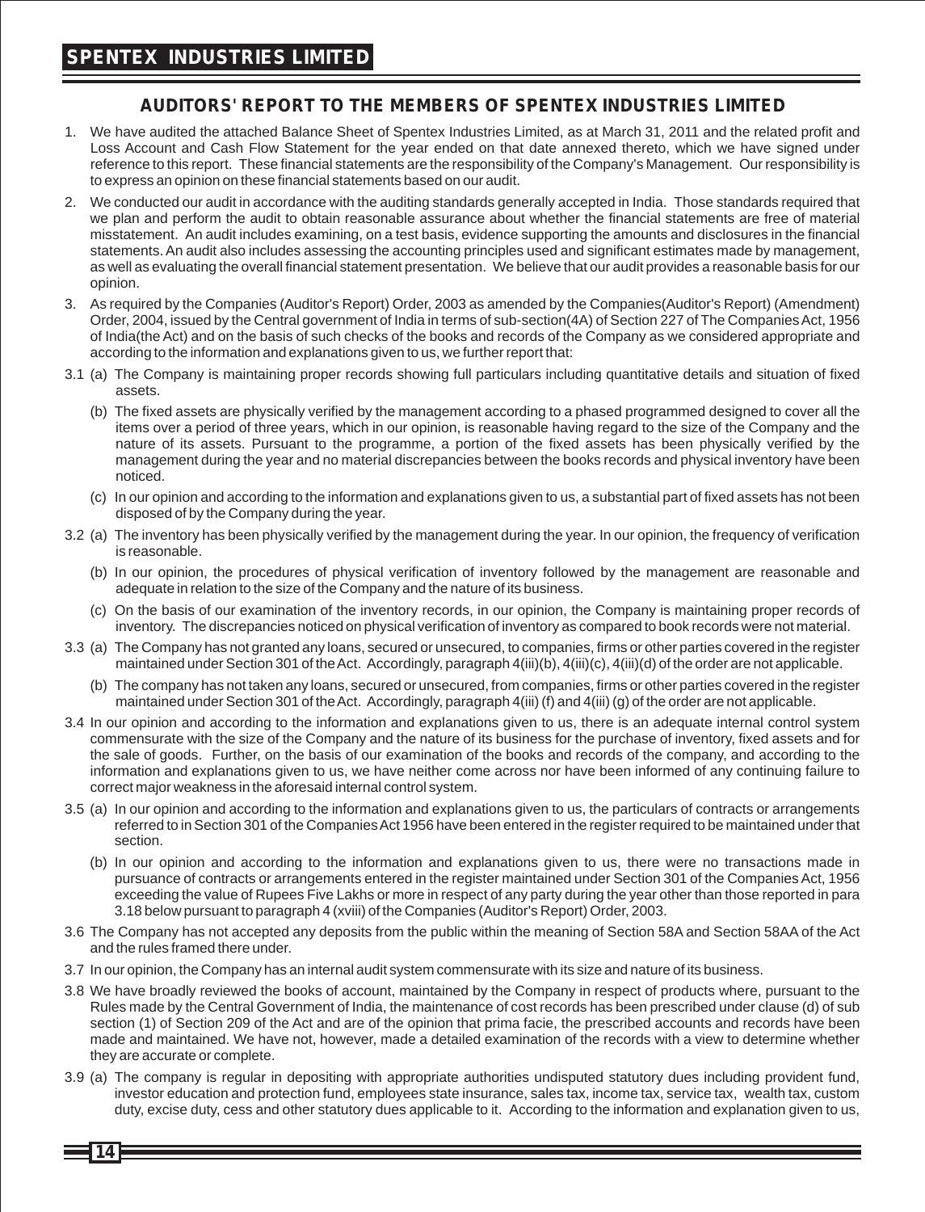## AUDITORS' REPORT TO THE MEMBERS OF SPENTEX INDUSTRIES LIMITED

1. We have audited the attached Balance Sheet of Spentex Industries Limited, as at March 31, 2011 and the related profit and Loss Account and Cash Flow Statement for the year ended on that date annexed thereto, which we have signed under reference to this report. These financial statements are the responsibility of the Company's Management. Our responsibility is to express an opinion on these financial statements based on our audit.

2. We conducted our audit in accordance with the auditing standards generally accepted in India. Those standards required that we plan and perform the audit to obtain reasonable assurance about whether the financial statements are free of material misstatement. An audit includes examining, on a test basis, evidence supporting the amounts and disclosures in the financial statements. An audit also includes assessing the accounting principles used and significant estimates made by management, as well as evaluating the overall financial statement presentation. We believe that our audit provides a reasonable basis for our opinion.

3. As required by the Companies (Auditor's Report) Order, 2003 as amended by the Companies(Auditor's Report) (Amendment) Order, 2004, issued by the Central government of India in terms of sub-section(4A) of Section 227 of The Companies Act, 1956 of India(the Act) and on the basis of such checks of the books and records of the Company as we considered appropriate and according to the information and explanations given to us, we further report that:

3.1 (a) The Company is maintaining proper records showing full particulars including quantitative details and situation of fixed assets.

(b) The fixed assets are physically verified by the management according to a phased programmed designed to cover all the items over a period of three years, which in our opinion, is reasonable having regard to the size of the Company and the nature of its assets. Pursuant to the programme, a portion of the fixed assets has been physically verified by the management during the year and no material discrepancies between the books records and physical inventory have been noticed.

(c) In our opinion and according to the information and explanations given to us, a substantial part of fixed assets has not been disposed of by the Company during the year.

3.2 (a) The inventory has been physically verified by the management during the year. In our opinion, the frequency of verification is reasonable.

(b) In our opinion, the procedures of physical verification of inventory followed by the management are reasonable and adequate in relation to the size of the Company and the nature of its business.

(c) On the basis of our examination of the inventory records, in our opinion, the Company is maintaining proper records of inventory. The discrepancies noticed on physical verification of inventory as compared to book records were not material.

3.3 (a) The Company has not granted any loans, secured or unsecured, to companies, firms or other parties covered in the register maintained under Section 301 of the Act. Accordingly, paragraph 4(iii)(b), 4(iii)(c), 4(iii)(d) of the order are not applicable.

(b) The company has not taken any loans, secured or unsecured, from companies, firms or other parties covered in the register maintained under Section 301 of the Act. Accordingly, paragraph 4(iii) (f) and 4(iii) (g) of the order are not applicable.

3.4 In our opinion and according to the information and explanations given to us, there is an adequate internal control system commensurate with the size of the Company and the nature of its business for the purchase of inventory, fixed assets and for the sale of goods. Further, on the basis of our examination of the books and records of the company, and according to the information and explanations given to us, we have neither come across nor have been informed of any continuing failure to correct major weakness in the aforesaid internal control system.

3.5 (a) In our opinion and according to the information and explanations given to us, the particulars of contracts or arrangements referred to in Section 301 of the Companies Act 1956 have been entered in the register required to be maintained under that section.

(b) In our opinion and according to the information and explanations given to us, there were no transactions made in pursuance of contracts or arrangements entered in the register maintained under Section 301 of the Companies Act, 1956 exceeding the value of Rupees Five Lakhs or more in respect of any party during the year other than those reported in para 3.18 below pursuant to paragraph 4 (xviii) of the Companies (Auditor's Report) Order, 2003.

3.6 The Company has not accepted any deposits from the public within the meaning of Section 58A and Section 58AA of the Act and the rules framed there under.

3.7 In our opinion, the Company has an internal audit system commensurate with its size and nature of its business.

3.8 We have broadly reviewed the books of account, maintained by the Company in respect of products where, pursuant to the Rules made by the Central Government of India, the maintenance of cost records has been prescribed under clause (d) of sub section (1) of Section 209 of the Act and are of the opinion that prima facie, the prescribed accounts and records have been made and maintained. We have not, however, made a detailed examination of the records with a view to determine whether they are accurate or complete.

3.9 (a) The company is regular in depositing with appropriate authorities undisputed statutory dues including provident fund, investor education and protection fund, employees state insurance, sales tax, income tax, service tax, wealth tax, custom duty, excise duty, cess and other statutory dues applicable to it. According to the information and explanation given to us,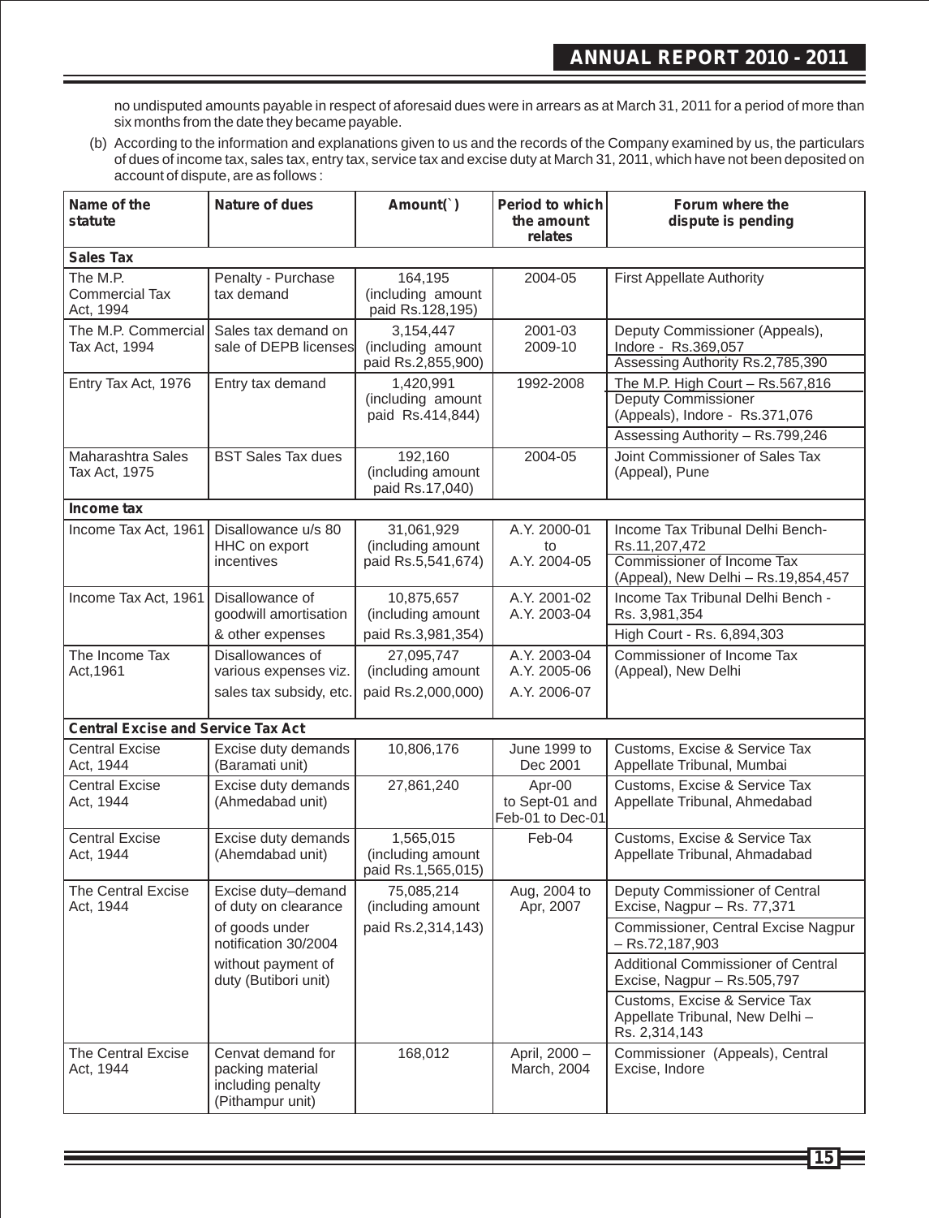no undisputed amounts payable in respect of aforesaid dues were in arrears as at March 31, 2011 for a period of more than six months from the date they became payable.

(b) According to the information and explanations given to us and the records of the Company examined by us, the particulars of dues of income tax, sales tax, entry tax, service tax and excise duty at March 31, 2011, which have not been deposited on account of dispute, are as follows :

| Name of the statute | Nature of dues | Amount(`) | Period to which the amount relates | Forum where the dispute is pending |
|---|---|---|---|---|
| **Sales Tax** | | | | |
| The M.P. Commercial Tax Act, 1994 | Penalty - Purchase tax demand | 164,195 (including amount paid Rs.128,195) | 2004-05 | First Appellate Authority |
| The M.P. Commercial Tax Act, 1994 | Sales tax demand on sale of DEPB licenses | 3,154,447 (including amount paid Rs.2,855,900) | 2001-03 2009-10 | Deputy Commissioner (Appeals), Indore - Rs.369,057<br>Assessing Authority Rs.2,785,390 |
| Entry Tax Act, 1976 | Entry tax demand | 1,420,991 (including amount paid Rs.414,844) | 1992-2008 | The M.P. High Court – Rs.567,816<br>Deputy Commissioner (Appeals), Indore - Rs.371,076<br>Assessing Authority – Rs.799,246 |
| Maharashtra Sales Tax Act, 1975 | BST Sales Tax dues | 192,160 (including amount paid Rs.17,040) | 2004-05 | Joint Commissioner of Sales Tax (Appeal), Pune |
| **Income tax** | | | | |
| Income Tax Act, 1961 | Disallowance u/s 80 HHC on export incentives | 31,061,929 (including amount paid Rs.5,541,674) | A.Y. 2000-01 to A.Y. 2004-05 | Income Tax Tribunal Delhi Bench- Rs.11,207,472<br>Commissioner of Income Tax (Appeal), New Delhi – Rs.19,854,457 |
| Income Tax Act, 1961 | Disallowance of goodwill amortisation & other expenses | 10,875,657 (including amount paid Rs.3,981,354) | A.Y. 2001-02 A.Y. 2003-04 | Income Tax Tribunal Delhi Bench - Rs. 3,981,354<br>High Court - Rs. 6,894,303 |
| The Income Tax Act,1961 | Disallowances of various expenses viz. sales tax subsidy, etc. | 27,095,747 (including amount paid Rs.2,000,000) | A.Y. 2003-04 A.Y. 2005-06 A.Y. 2006-07 | Commissioner of Income Tax (Appeal), New Delhi |
| **Central Excise and Service Tax Act** | | | | |
| Central Excise Act, 1944 | Excise duty demands (Baramati unit) | 10,806,176 | June 1999 to Dec 2001 | Customs, Excise & Service Tax Appellate Tribunal, Mumbai |
| Central Excise Act, 1944 | Excise duty demands (Ahmedabad unit) | 27,861,240 | Apr-00 to Sept-01 and Feb-01 to Dec-01 | Customs, Excise & Service Tax Appellate Tribunal, Ahmedabad |
| Central Excise Act, 1944 | Excise duty demands (Ahemdabad unit) | 1,565,015 (including amount paid Rs.1,565,015) | Feb-04 | Customs, Excise & Service Tax Appellate Tribunal, Ahmadabad |
| The Central Excise Act, 1944 | Excise duty–demand of duty on clearance of goods under notification 30/2004 without payment of duty (Butibori unit) | 75,085,214 (including amount paid Rs.2,314,143) | Aug, 2004 to Apr, 2007 | Deputy Commissioner of Central Excise, Nagpur – Rs. 77,371<br>Commissioner, Central Excise Nagpur – Rs.72,187,903<br>Additional Commissioner of Central Excise, Nagpur – Rs.505,797<br>Customs, Excise & Service Tax Appellate Tribunal, New Delhi – Rs. 2,314,143 |
| The Central Excise Act, 1944 | Cenvat demand for packing material including penalty (Pithampur unit) | 168,012 | April, 2000 – March, 2004 | Commissioner (Appeals), Central Excise, Indore |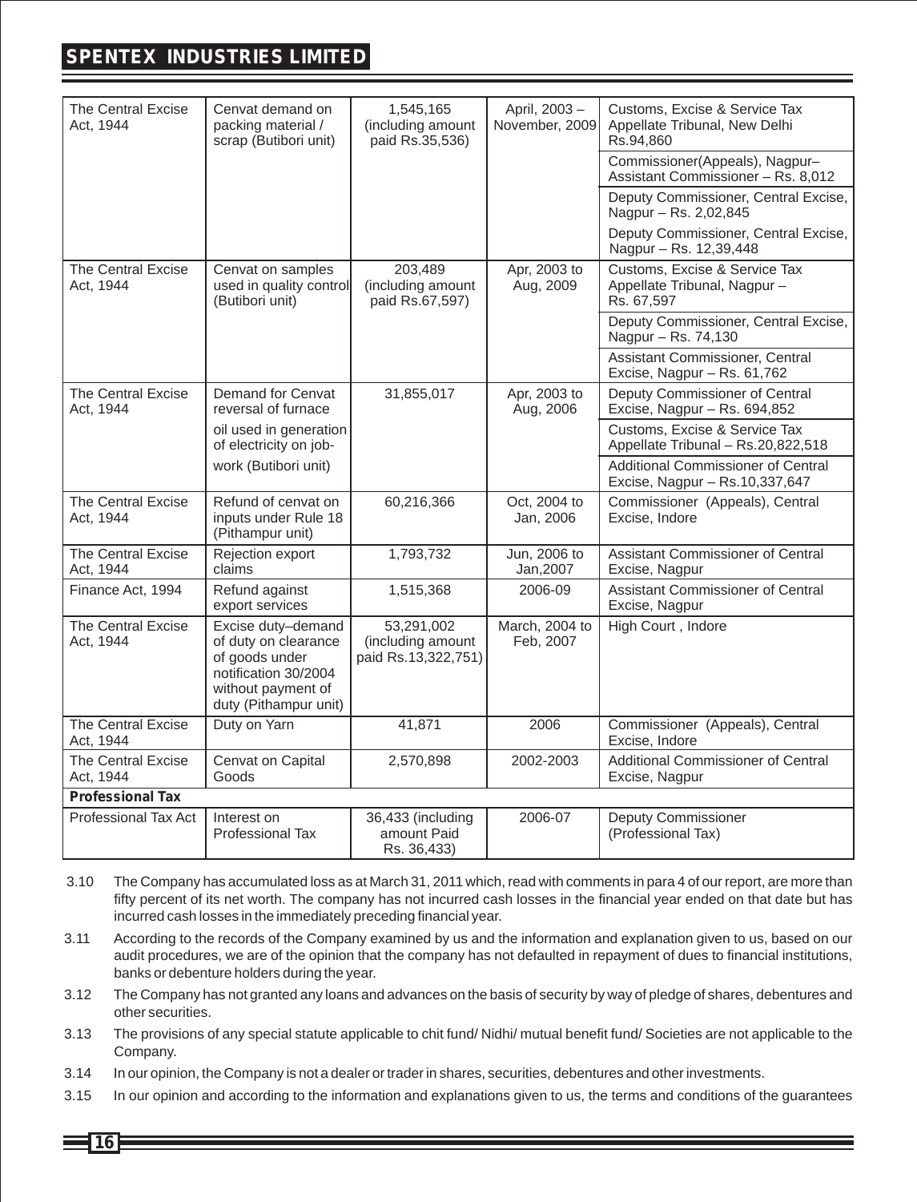| The Central Excise Act, 1944 | Cenvat demand on packing material / scrap (Butibori unit) | 1,545,165 (including amount paid Rs.35,536) | April, 2003 – November, 2009 | Customs, Excise & Service Tax Appellate Tribunal, New Delhi Rs.94,860 |
|---|---|---|---|---|
| | | | | Commissioner(Appeals), Nagpur– Assistant Commissioner – Rs. 8,012 |
| | | | | Deputy Commissioner, Central Excise, Nagpur – Rs. 2,02,845 |
| | | | | Deputy Commissioner, Central Excise, Nagpur – Rs. 12,39,448 |
| The Central Excise Act, 1944 | Cenvat on samples used in quality control (Butibori unit) | 203,489 (including amount paid Rs.67,597) | Apr, 2003 to Aug, 2009 | Customs, Excise & Service Tax Appellate Tribunal, Nagpur – Rs. 67,597 |
| | | | | Deputy Commissioner, Central Excise, Nagpur – Rs. 74,130 |
| | | | | Assistant Commissioner, Central Excise, Nagpur – Rs. 61,762 |
| The Central Excise Act, 1944 | Demand for Cenvat reversal of furnace | 31,855,017 | Apr, 2003 to Aug, 2006 | Deputy Commissioner of Central Excise, Nagpur – Rs. 694,852 |
| | oil used in generation of electricity on job- | | | Customs, Excise & Service Tax Appellate Tribunal – Rs.20,822,518 |
| | work (Butibori unit) | | | Additional Commissioner of Central Excise, Nagpur – Rs.10,337,647 |
| The Central Excise Act, 1944 | Refund of cenvat on inputs under Rule 18 (Pithampur unit) | 60,216,366 | Oct, 2004 to Jan, 2006 | Commissioner (Appeals), Central Excise, Indore |
| The Central Excise Act, 1944 | Rejection export claims | 1,793,732 | Jun, 2006 to Jan,2007 | Assistant Commissioner of Central Excise, Nagpur |
| Finance Act, 1994 | Refund against export services | 1,515,368 | 2006-09 | Assistant Commissioner of Central Excise, Nagpur |
| The Central Excise Act, 1944 | Excise duty–demand of duty on clearance of goods under notification 30/2004 without payment of duty (Pithampur unit) | 53,291,002 (including amount paid Rs.13,322,751) | March, 2004 to Feb, 2007 | High Court , Indore |
| The Central Excise Act, 1944 | Duty on Yarn | 41,871 | 2006 | Commissioner (Appeals), Central Excise, Indore |
| The Central Excise Act, 1944 | Cenvat on Capital Goods | 2,570,898 | 2002-2003 | Additional Commissioner of Central Excise, Nagpur |
| **Professional Tax** | | | | |
| Professional Tax Act | Interest on Professional Tax | 36,433 (including amount Paid Rs. 36,433) | 2006-07 | Deputy Commissioner (Professional Tax) |

3.10 The Company has accumulated loss as at March 31, 2011 which, read with comments in para 4 of our report, are more than fifty percent of its net worth. The company has not incurred cash losses in the financial year ended on that date but has incurred cash losses in the immediately preceding financial year.

3.11 According to the records of the Company examined by us and the information and explanation given to us, based on our audit procedures, we are of the opinion that the company has not defaulted in repayment of dues to financial institutions, banks or debenture holders during the year.

3.12 The Company has not granted any loans and advances on the basis of security by way of pledge of shares, debentures and other securities.

3.13 The provisions of any special statute applicable to chit fund/ Nidhi/ mutual benefit fund/ Societies are not applicable to the Company.

3.14 In our opinion, the Company is not a dealer or trader in shares, securities, debentures and other investments.

3.15 In our opinion and according to the information and explanations given to us, the terms and conditions of the guarantees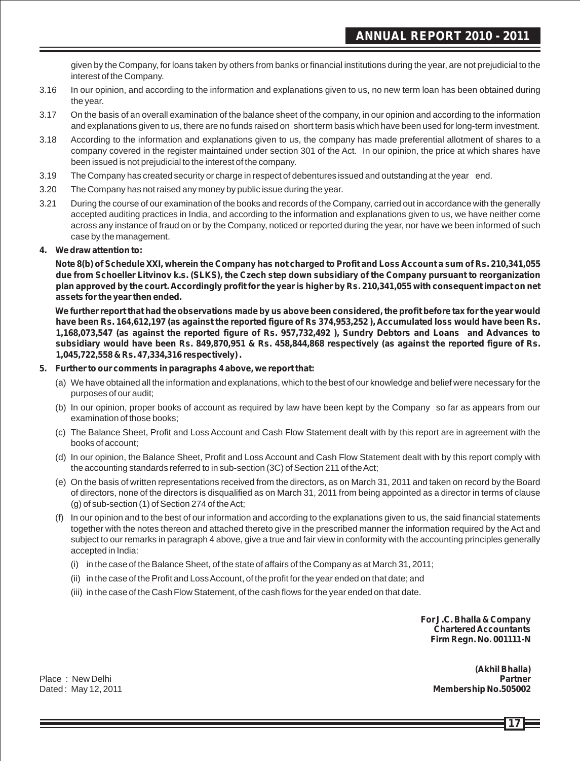given by the Company, for loans taken by others from banks or financial institutions during the year, are not prejudicial to the interest of the Company.

3.16 In our opinion, and according to the information and explanations given to us, no new term loan has been obtained during the year.

3.17 On the basis of an overall examination of the balance sheet of the company, in our opinion and according to the information and explanations given to us, there are no funds raised on short term basis which have been used for long-term investment.

3.18 According to the information and explanations given to us, the company has made preferential allotment of shares to a company covered in the register maintained under section 301 of the Act. In our opinion, the price at which shares have been issued is not prejudicial to the interest of the company.

3.19 The Company has created security or charge in respect of debentures issued and outstanding at the year end.

3.20 The Company has not raised any money by public issue during the year.

3.21 During the course of our examination of the books and records of the Company, carried out in accordance with the generally accepted auditing practices in India, and according to the information and explanations given to us, we have neither come across any instance of fraud on or by the Company, noticed or reported during the year, nor have we been informed of such case by the management.

**4. We draw attention to:**

**Note 8(b) of Schedule XXI, wherein the Company has not charged to Profit and Loss Account a sum of Rs. 210,341,055 due from Schoeller Litvinov k.s. (SLKS), the Czech step down subsidiary of the Company pursuant to reorganization plan approved by the court. Accordingly profit for the year is higher by Rs. 210,341,055 with consequent impact on net assets for the year then ended.**

**We further report that had the observations made by us above been considered, the profit before tax for the year would have been Rs. 164,612,197 (as against the reported figure of Rs 374,953,252 ), Accumulated loss would have been Rs. 1,168,073,547 (as against the reported figure of Rs. 957,732,492 ), Sundry Debtors and Loans and Advances to subsidiary would have been Rs. 849,870,951 & Rs. 458,844,868 respectively (as against the reported figure of Rs. 1,045,722,558 & Rs. 47,334,316 respectively) .**

**5. Further to our comments in paragraphs 4 above, we report that:**

(a) We have obtained all the information and explanations, which to the best of our knowledge and belief were necessary for the purposes of our audit;

(b) In our opinion, proper books of account as required by law have been kept by the Company so far as appears from our examination of those books;

(c) The Balance Sheet, Profit and Loss Account and Cash Flow Statement dealt with by this report are in agreement with the books of account;

(d) In our opinion, the Balance Sheet, Profit and Loss Account and Cash Flow Statement dealt with by this report comply with the accounting standards referred to in sub-section (3C) of Section 211 of the Act;

(e) On the basis of written representations received from the directors, as on March 31, 2011 and taken on record by the Board of directors, none of the directors is disqualified as on March 31, 2011 from being appointed as a director in terms of clause (g) of sub-section (1) of Section 274 of the Act;

(f) In our opinion and to the best of our information and according to the explanations given to us, the said financial statements together with the notes thereon and attached thereto give in the prescribed manner the information required by the Act and subject to our remarks in paragraph 4 above, give a true and fair view in conformity with the accounting principles generally accepted in India:

(i) in the case of the Balance Sheet, of the state of affairs of the Company as at March 31, 2011;

(ii) in the case of the Profit and Loss Account, of the profit for the year ended on that date; and

(iii) in the case of the Cash Flow Statement, of the cash flows for the year ended on that date.

**For J.C. Bhalla & Company**
**Chartered Accountants**
**Firm Regn. No. 001111-N**

**(Akhil Bhalla)**
**Partner**
**Membership No.505002**

Place : New Delhi
Dated : May 12, 2011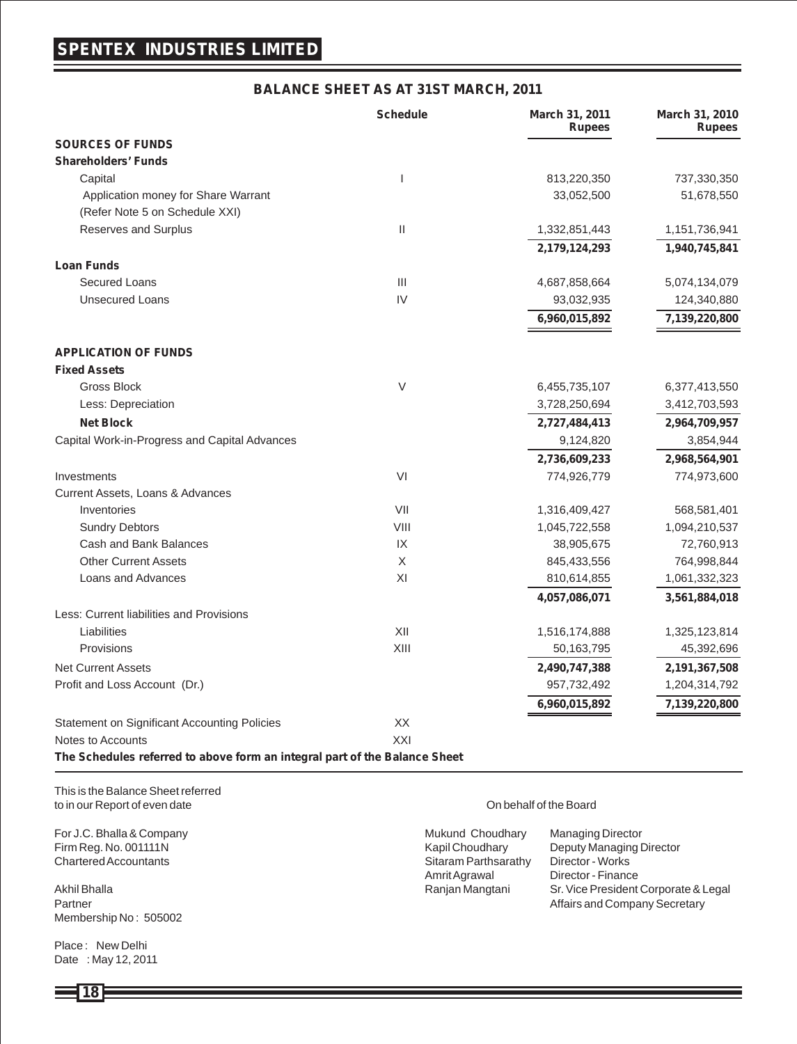## BALANCE SHEET AS AT 31ST MARCH, 2011

| | Schedule | March 31, 2011 Rupees | March 31, 2010 Rupees |
|---|---|---|---|
| **SOURCES OF FUNDS** | | | |
| **Shareholders' Funds** | | | |
| Capital | I | 813,220,350 | 737,330,350 |
| Application money for Share Warrant (Refer Note 5 on Schedule XXI) | | 33,052,500 | 51,678,550 |
| Reserves and Surplus | II | 1,332,851,443 | 1,151,736,941 |
| | | **2,179,124,293** | **1,940,745,841** |
| **Loan Funds** | | | |
| Secured Loans | III | 4,687,858,664 | 5,074,134,079 |
| Unsecured Loans | IV | 93,032,935 | 124,340,880 |
| | | **6,960,015,892** | **7,139,220,800** |
| **APPLICATION OF FUNDS** | | | |
| **Fixed Assets** | | | |
| Gross Block | V | 6,455,735,107 | 6,377,413,550 |
| Less: Depreciation | | 3,728,250,694 | 3,412,703,593 |
| **Net Block** | | **2,727,484,413** | **2,964,709,957** |
| Capital Work-in-Progress and Capital Advances | | 9,124,820 | 3,854,944 |
| | | **2,736,609,233** | **2,968,564,901** |
| Investments | VI | 774,926,779 | 774,973,600 |
| Current Assets, Loans & Advances | | | |
| Inventories | VII | 1,316,409,427 | 568,581,401 |
| Sundry Debtors | VIII | 1,045,722,558 | 1,094,210,537 |
| Cash and Bank Balances | IX | 38,905,675 | 72,760,913 |
| Other Current Assets | X | 845,433,556 | 764,998,844 |
| Loans and Advances | XI | 810,614,855 | 1,061,332,323 |
| | | **4,057,086,071** | **3,561,884,018** |
| Less: Current liabilities and Provisions | | | |
| Liabilities | XII | 1,516,174,888 | 1,325,123,814 |
| Provisions | XIII | 50,163,795 | 45,392,696 |
| Net Current Assets | | **2,490,747,388** | **2,191,367,508** |
| Profit and Loss Account (Dr.) | | 957,732,492 | 1,204,314,792 |
| | | **6,960,015,892** | **7,139,220,800** |
| Statement on Significant Accounting Policies | XX | | |
| Notes to Accounts | XXI | | |

**The Schedules referred to above form an integral part of the Balance Sheet**

This is the Balance Sheet referred to in our Report of even date

For J.C. Bhalla & Company
Firm Reg. No. 001111N
Chartered Accountants

Akhil Bhalla
Partner
Membership No : 505002

Place : New Delhi
Date : May 12, 2011

On behalf of the Board

| | |
|---|---|
| Mukund Choudhary | Managing Director |
| Kapil Choudhary | Deputy Managing Director |
| Sitaram Parthsarathy | Director - Works |
| Amrit Agrawal | Director - Finance |
| Ranjan Mangtani | Sr. Vice President Corporate & Legal Affairs and Company Secretary |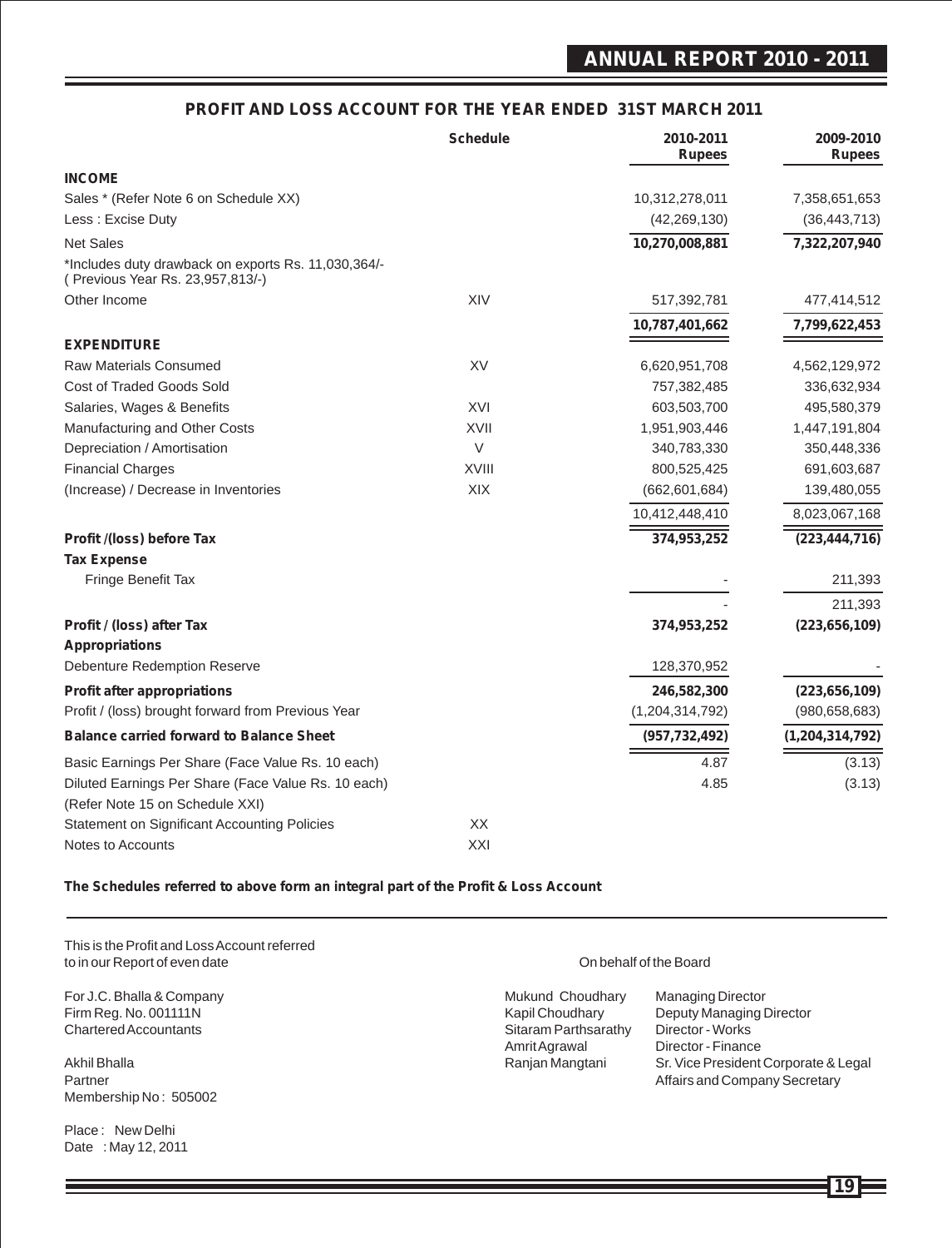## PROFIT AND LOSS ACCOUNT FOR THE YEAR ENDED 31ST MARCH 2011

| | Schedule | 2010-2011 Rupees | 2009-2010 Rupees |
|---|---|---|---|
| **INCOME** | | | |
| Sales * (Refer Note 6 on Schedule XX) | | 10,312,278,011 | 7,358,651,653 |
| Less : Excise Duty | | (42,269,130) | (36,443,713) |
| Net Sales | | **10,270,008,881** | **7,322,207,940** |
| *Includes duty drawback on exports Rs. 11,030,364/- ( Previous Year Rs. 23,957,813/-) | | | |
| Other Income | XIV | 517,392,781 | 477,414,512 |
| | | **10,787,401,662** | **7,799,622,453** |
| **EXPENDITURE** | | | |
| Raw Materials Consumed | XV | 6,620,951,708 | 4,562,129,972 |
| Cost of Traded Goods Sold | | 757,382,485 | 336,632,934 |
| Salaries, Wages & Benefits | XVI | 603,503,700 | 495,580,379 |
| Manufacturing and Other Costs | XVII | 1,951,903,446 | 1,447,191,804 |
| Depreciation / Amortisation | V | 340,783,330 | 350,448,336 |
| Financial Charges | XVIII | 800,525,425 | 691,603,687 |
| (Increase) / Decrease in Inventories | XIX | (662,601,684) | 139,480,055 |
| | | 10,412,448,410 | 8,023,067,168 |
| **Profit /(loss) before Tax** | | **374,953,252** | **(223,444,716)** |
| **Tax Expense** | | | |
| Fringe Benefit Tax | | - | 211,393 |
| | | - | 211,393 |
| **Profit / (loss) after Tax** | | **374,953,252** | **(223,656,109)** |
| **Appropriations** | | | |
| Debenture Redemption Reserve | | 128,370,952 | - |
| **Profit after appropriations** | | **246,582,300** | **(223,656,109)** |
| Profit / (loss) brought forward from Previous Year | | (1,204,314,792) | (980,658,683) |
| **Balance carried forward to Balance Sheet** | | **(957,732,492)** | **(1,204,314,792)** |
| Basic Earnings Per Share (Face Value Rs. 10 each) | | 4.87 | (3.13) |
| Diluted Earnings Per Share (Face Value Rs. 10 each) | | 4.85 | (3.13) |
| (Refer Note 15 on Schedule XXI) | | | |
| Statement on Significant Accounting Policies | XX | | |
| Notes to Accounts | XXI | | |

**The Schedules referred to above form an integral part of the Profit & Loss Account**

This is the Profit and Loss Account referred to in our Report of even date

For J.C. Bhalla & Company
Firm Reg. No. 001111N
Chartered Accountants

Akhil Bhalla
Partner
Membership No : 505002

Place : New Delhi
Date : May 12, 2011

On behalf of the Board

| | |
|---|---|
| Mukund Choudhary | Managing Director |
| Kapil Choudhary | Deputy Managing Director |
| Sitaram Parthsarathy | Director - Works |
| Amrit Agrawal | Director - Finance |
| Ranjan Mangtani | Sr. Vice President Corporate & Legal Affairs and Company Secretary |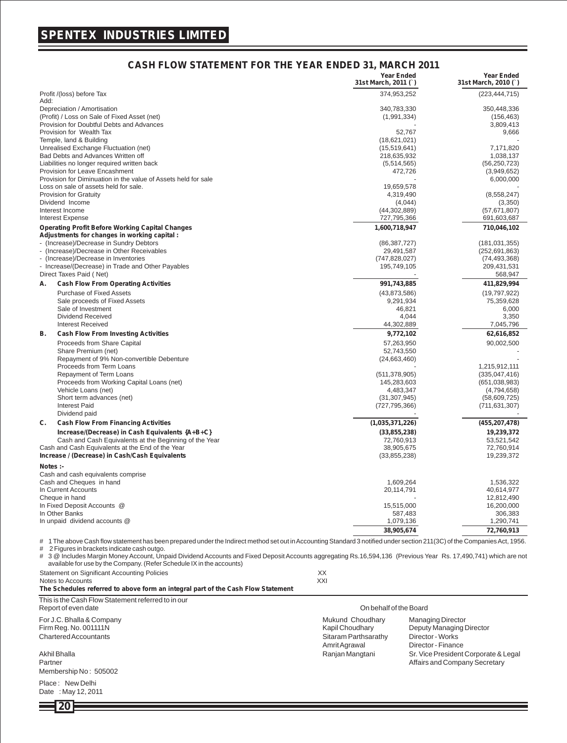# SPENTEX INDUSTRIES LIMITED

## CASH FLOW STATEMENT FOR THE YEAR ENDED 31, MARCH 2011

| | Year Ended 31st March, 2011 (`) | Year Ended 31st March, 2010 (`) |
|---|---|---|
| Profit /(loss) before Tax | 374,953,252 | (223,444,715) |
| Add: | | |
| Depreciation / Amortisation | 340,783,330 | 350,448,336 |
| (Profit) / Loss on Sale of Fixed Asset (net) | (1,991,334) | (156,463) |
| Provision for Doubtful Debts and Advances | - | 3,809,413 |
| Provision for Wealth Tax | 52,767 | 9,666 |
| Temple, land & Building | (18,621,021) | - |
| Unrealised Exchange Fluctuation (net) | (15,519,641) | 7,171,820 |
| Bad Debts and Advances Written off | 218,635,932 | 1,038,137 |
| Liabilities no longer required written back | (5,514,565) | (56,250,723) |
| Provision for Leave Encashment | 472,726 | (3,949,652) |
| Provision for Diminuation in the value of Assets held for sale | - | 6,000,000 |
| Loss on sale of assets held for sale. | 19,659,578 | - |
| Provision for Gratuity | 4,319,490 | (8,558,247) |
| Dividend Income | (4,044) | (3,350) |
| Interest Income | (44,302,889) | (57,671,807) |
| Interest Expense | 727,795,366 | 691,603,687 |
| **Operating Profit Before Working Capital Changes** | **1,600,718,947** | **710,046,102** |
| **Adjustments for changes in working capital :** | | |
| - (Increase)/Decrease in Sundry Debtors | (86,387,727) | (181,031,355) |
| - (Increase)/Decrease in Other Receivables | 29,491,587 | (252,691,863) |
| - (Increase)/Decrease in Inventories | (747,828,027) | (74,493,368) |
| - Increase/(Decrease) in Trade and Other Payables | 195,749,105 | 209,431,531 |
| Direct Taxes Paid ( Net) | - | 568,947 |
| **A. Cash Flow From Operating Activities** | **991,743,885** | **411,829,994** |
| Purchase of Fixed Assets | (43,873,586) | (19,797,922) |
| Sale proceeds of Fixed Assets | 9,291,934 | 75,359,628 |
| Sale of Investment | 46,821 | 6,000 |
| Dividend Received | 4,044 | 3,350 |
| Interest Received | 44,302,889 | 7,045,796 |
| **B. Cash Flow From Investing Activities** | **9,772,102** | **62,616,852** |
| Proceeds from Share Capital | 57,263,950 | 90,002,500 |
| Share Premium (net) | 52,743,550 | - |
| Repayment of 9% Non-convertible Debenture | (24,663,460) | - |
| Proceeds from Term Loans | - | 1,215,912,111 |
| Repayment of Term Loans | (511,378,905) | (335,047,416) |
| Proceeds from Working Capital Loans (net) | 145,283,603 | (651,038,983) |
| Vehicle Loans (net) | 4,483,347 | (4,794,658) |
| Short term advances (net) | (31,307,945) | (58,609,725) |
| Interest Paid | (727,795,366) | (711,631,307) |
| Dividend paid | - | - |
| **C. Cash Flow From Financing Activities** | **(1,035,371,226)** | **(455,207,478)** |
| **Increase/(Decrease) in Cash Equivalents {A+B+C}** | **(33,855,238)** | **19,239,372** |
| Cash and Cash Equivalents at the Beginning of the Year | 72,760,913 | 53,521,542 |
| Cash and Cash Equivalents at the End of the Year | 38,905,675 | 72,760,914 |
| **Increase / (Decrease) in Cash/Cash Equivalents** | (33,855,238) | 19,239,372 |

**Notes :-**

| Cash and cash equivalents comprise | | |
|---|---|---|
| Cash and Cheques in hand | 1,609,264 | 1,536,322 |
| In Current Accounts | 20,114,791 | 40,614,977 |
| Cheque in hand | - | 12,812,490 |
| In Fixed Deposit Accounts @ | 15,515,000 | 16,200,000 |
| In Other Banks | 587,483 | 306,383 |
| In unpaid dividend accounts @ | 1,079,136 | 1,290,741 |
| | **38,905,674** | **72,760,913** |

# 1 The above Cash flow statement has been prepared under the Indirect method set out in Accounting Standard 3 notified under section 211(3C) of the Companies Act, 1956.

# 2 Figures in brackets indicate cash outgo.

# 3 @ Includes Margin Money Account, Unpaid Dividend Accounts and Fixed Deposit Accounts aggregating Rs.16,594,136 (Previous Year Rs. 17,490,741) which are not available for use by the Company. (Refer Schedule IX in the accounts)

Statement on Significant Accounting Policies XX
Notes to Accounts XXI

**The Schedules referred to above form an integral part of the Cash Flow Statement**

This is the Cash Flow Statement referred to in our Report of even date

For J.C. Bhalla & Company
Firm Reg. No. 001111N
Chartered Accountants

Akhil Bhalla
Partner
Membership No : 505002

Place : New Delhi
Date : May 12, 2011

On behalf of the Board

Mukund Choudhary — Managing Director
Kapil Choudhary — Deputy Managing Director
Sitaram Parthsarathy — Director - Works
Amrit Agrawal — Director - Finance
Ranjan Mangtani — Sr. Vice President Corporate & Legal Affairs and Company Secretary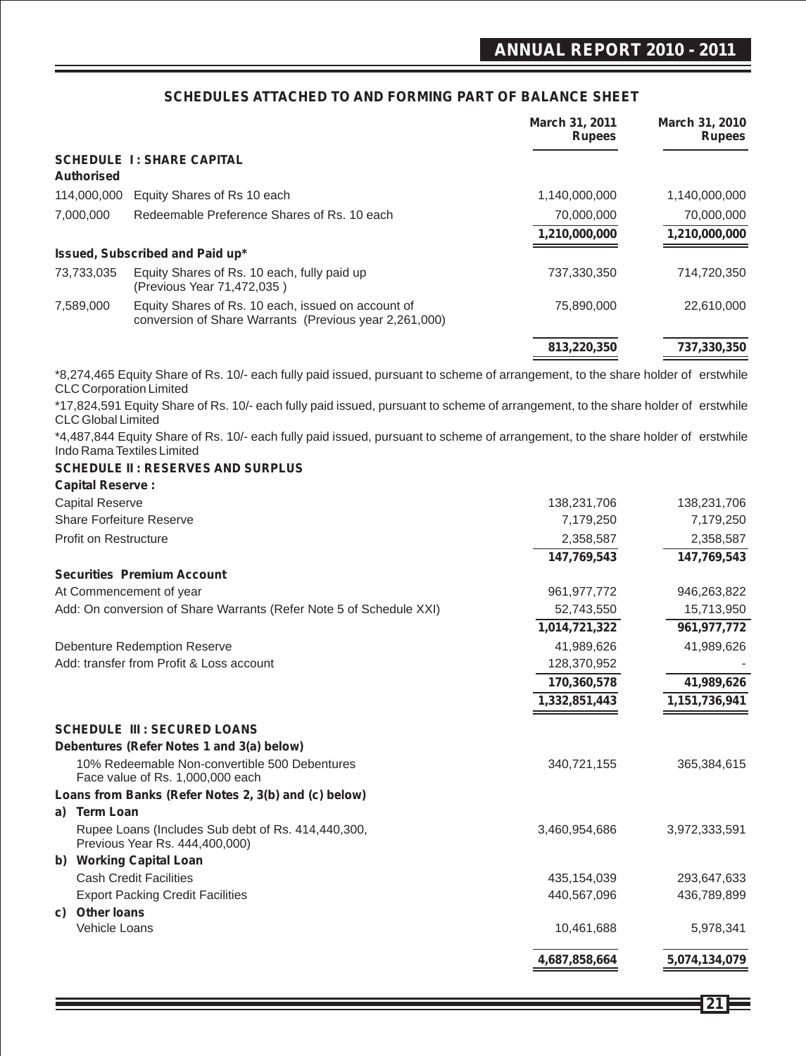## SCHEDULES ATTACHED TO AND FORMING PART OF BALANCE SHEET

| | | March 31, 2011 Rupees | March 31, 2010 Rupees |
|---|---|---|---|
| **SCHEDULE I : SHARE CAPITAL** | | | |
| **Authorised** | | | |
| 114,000,000 | Equity Shares of Rs 10 each | 1,140,000,000 | 1,140,000,000 |
| 7,000,000 | Redeemable Preference Shares of Rs. 10 each | 70,000,000 | 70,000,000 |
| | | **1,210,000,000** | **1,210,000,000** |
| **Issued, Subscribed and Paid up*** | | | |
| 73,733,035 | Equity Shares of Rs. 10 each, fully paid up (Previous Year 71,472,035 ) | 737,330,350 | 714,720,350 |
| 7,589,000 | Equity Shares of Rs. 10 each, issued on account of conversion of Share Warrants (Previous year 2,261,000) | 75,890,000 | 22,610,000 |
| | | **813,220,350** | **737,330,350** |

*8,274,465 Equity Share of Rs. 10/- each fully paid issued, pursuant to scheme of arrangement, to the share holder of erstwhile CLC Corporation Limited

*17,824,591 Equity Share of Rs. 10/- each fully paid issued, pursuant to scheme of arrangement, to the share holder of erstwhile CLC Global Limited

*4,487,844 Equity Share of Rs. 10/- each fully paid issued, pursuant to scheme of arrangement, to the share holder of erstwhile Indo Rama Textiles Limited

| | March 31, 2011 Rupees | March 31, 2010 Rupees |
|---|---|---|
| **SCHEDULE II : RESERVES AND SURPLUS** | | |
| **Capital Reserve :** | | |
| Capital Reserve | 138,231,706 | 138,231,706 |
| Share Forfeiture Reserve | 7,179,250 | 7,179,250 |
| Profit on Restructure | 2,358,587 | 2,358,587 |
| | **147,769,543** | **147,769,543** |
| **Securities Premium Account** | | |
| At Commencement of year | 961,977,772 | 946,263,822 |
| Add: On conversion of Share Warrants (Refer Note 5 of Schedule XXI) | 52,743,550 | 15,713,950 |
| | **1,014,721,322** | **961,977,772** |
| Debenture Redemption Reserve | 41,989,626 | 41,989,626 |
| Add: transfer from Profit & Loss account | 128,370,952 | - |
| | **170,360,578** | **41,989,626** |
| | **1,332,851,443** | **1,151,736,941** |
| **SCHEDULE III : SECURED LOANS** | | |
| **Debentures (Refer Notes 1 and 3(a) below)** | | |
| 10% Redeemable Non-convertible 500 Debentures Face value of Rs. 1,000,000 each | 340,721,155 | 365,384,615 |
| **Loans from Banks (Refer Notes 2, 3(b) and (c) below)** | | |
| **a) Term Loan** | | |
| Rupee Loans (Includes Sub debt of Rs. 414,440,300, Previous Year Rs. 444,400,000) | 3,460,954,686 | 3,972,333,591 |
| **b) Working Capital Loan** | | |
| Cash Credit Facilities | 435,154,039 | 293,647,633 |
| Export Packing Credit Facilities | 440,567,096 | 436,789,899 |
| **c) Other loans** | | |
| Vehicle Loans | 10,461,688 | 5,978,341 |
| | **4,687,858,664** | **5,074,134,079** |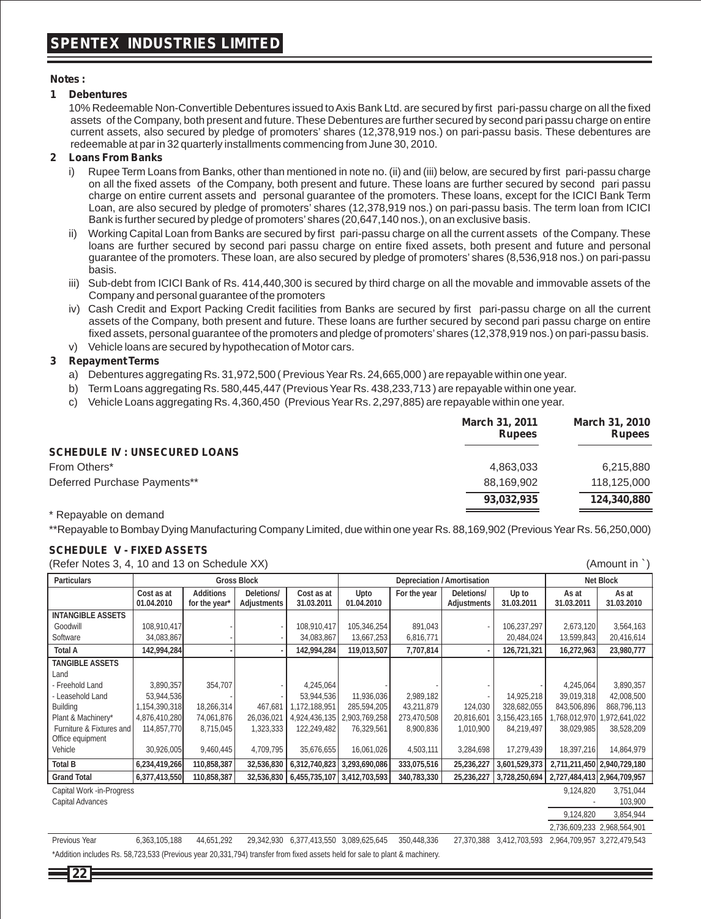# SPENTEX INDUSTRIES LIMITED

**Notes :**

**1 Debentures**

10% Redeemable Non-Convertible Debentures issued to Axis Bank Ltd. are secured by first pari-passu charge on all the fixed assets of the Company, both present and future. These Debentures are further secured by second pari passu charge on entire current assets, also secured by pledge of promoters' shares (12,378,919 nos.) on pari-passu basis. These debentures are redeemable at par in 32 quarterly installments commencing from June 30, 2010.

**2 Loans From Banks**

i) Rupee Term Loans from Banks, other than mentioned in note no. (ii) and (iii) below, are secured by first pari-passu charge on all the fixed assets of the Company, both present and future. These loans are further secured by second pari passu charge on entire current assets and personal guarantee of the promoters. These loans, except for the ICICI Bank Term Loan, are also secured by pledge of promoters' shares (12,378,919 nos.) on pari-passu basis. The term loan from ICICI Bank is further secured by pledge of promoters' shares (20,647,140 nos.), on an exclusive basis.

ii) Working Capital Loan from Banks are secured by first pari-passu charge on all the current assets of the Company. These loans are further secured by second pari passu charge on entire fixed assets, both present and future and personal guarantee of the promoters. These loan, are also secured by pledge of promoters' shares (8,536,918 nos.) on pari-passu basis.

iii) Sub-debt from ICICI Bank of Rs. 414,440,300 is secured by third charge on all the movable and immovable assets of the Company and personal guarantee of the promoters

iv) Cash Credit and Export Packing Credit facilities from Banks are secured by first pari-passu charge on all the current assets of the Company, both present and future. These loans are further secured by second pari passu charge on entire fixed assets, personal guarantee of the promoters and pledge of promoters' shares (12,378,919 nos.) on pari-passu basis.

v) Vehicle loans are secured by hypothecation of Motor cars.

**3 Repayment Terms**

a) Debentures aggregating Rs. 31,972,500 ( Previous Year Rs. 24,665,000 ) are repayable within one year.

b) Term Loans aggregating Rs. 580,445,447 (Previous Year Rs. 438,233,713 ) are repayable within one year.

c) Vehicle Loans aggregating Rs. 4,360,450 (Previous Year Rs. 2,297,885) are repayable within one year.

| | March 31, 2011 Rupees | March 31, 2010 Rupees |
|---|---|---|
| **SCHEDULE IV : UNSECURED LOANS** | | |
| From Others* | 4,863,033 | 6,215,880 |
| Deferred Purchase Payments** | 88,169,902 | 118,125,000 |
| | **93,032,935** | **124,340,880** |

\* Repayable on demand

**Repayable to Bombay Dying Manufacturing Company Limited, due within one year Rs. 88,169,902 (Previous Year Rs. 56,250,000)

**SCHEDULE V - FIXED ASSETS**

(Refer Notes 3, 4, 10 and 13 on Schedule XX) (Amount in `)

| Particulars | Gross Block | | | | Depreciation / Amortisation | | | | Net Block | |
|---|---|---|---|---|---|---|---|---|---|---|
| | Cost as at 01.04.2010 | Additions for the year* | Deletions/ Adjustments | Cost as at 31.03.2011 | Upto 01.04.2010 | For the year | Deletions/ Adjustments | Up to 31.03.2011 | As at 31.03.2011 | As at 31.03.2010 |
| **INTANGIBLE ASSETS** | | | | | | | | | | |
| Goodwill | 108,910,417 | - | - | 108,910,417 | 105,346,254 | 891,043 | - | 106,237,297 | 2,673,120 | 3,564,163 |
| Software | 34,083,867 | - | - | 34,083,867 | 13,667,253 | 6,816,771 | | 20,484,024 | 13,599,843 | 20,416,614 |
| **Total A** | **142,994,284** | **-** | **-** | **142,994,284** | **119,013,507** | **7,707,814** | **-** | **126,721,321** | **16,272,963** | **23,980,777** |
| **TANGIBLE ASSETS** | | | | | | | | | | |
| Land | | | | | | | | | | |
| - Freehold Land | 3,890,357 | 354,707 | - | 4,245,064 | - | - | - | - | 4,245,064 | 3,890,357 |
| - Leasehold Land | 53,944,536 | - | - | 53,944,536 | 11,936,036 | 2,989,182 | - | 14,925,218 | 39,019,318 | 42,008,500 |
| Building | 1,154,390,318 | 18,266,314 | 467,681 | 1,172,188,951 | 285,594,205 | 43,211,879 | 124,030 | 328,682,055 | 843,506,896 | 868,796,113 |
| Plant & Machinery* | 4,876,410,280 | 74,061,876 | 26,036,021 | 4,924,436,135 | 2,903,769,258 | 273,470,508 | 20,816,601 | 3,156,423,165 | 1,768,012,970 | 1,972,641,022 |
| Furniture & Fixtures and Office equipment | 114,857,770 | 8,715,045 | 1,323,333 | 122,249,482 | 76,329,561 | 8,900,836 | 1,010,900 | 84,219,497 | 38,029,985 | 38,528,209 |
| Vehicle | 30,926,005 | 9,460,445 | 4,709,795 | 35,676,655 | 16,061,026 | 4,503,111 | 3,284,698 | 17,279,439 | 18,397,216 | 14,864,979 |
| **Total B** | **6,234,419,266** | **110,858,387** | **32,536,830** | **6,312,740,823** | **3,293,690,086** | **333,075,516** | **25,236,227** | **3,601,529,373** | **2,711,211,450** | **2,940,729,180** |
| **Grand Total** | **6,377,413,550** | **110,858,387** | **32,536,830** | **6,455,735,107** | **3,412,703,593** | **340,783,330** | **25,236,227** | **3,728,250,694** | **2,727,484,413** | **2,964,709,957** |
| Capital Work -in-Progress | | | | | | | | | 9,124,820 | 3,751,044 |
| Capital Advances | | | | | | | | | - | 103,900 |
| | | | | | | | | | 9,124,820 | 3,854,944 |
| | | | | | | | | | 2,736,609,233 | 2,968,564,901 |
| Previous Year | 6,363,105,188 | 44,651,292 | 29,342,930 | 6,377,413,550 | 3,089,625,645 | 350,448,336 | 27,370,388 | 3,412,703,593 | 2,964,709,957 | 3,272,479,543 |

*Addition includes Rs. 58,723,533 (Previous year 20,331,794) transfer from fixed assets held for sale to plant & machinery.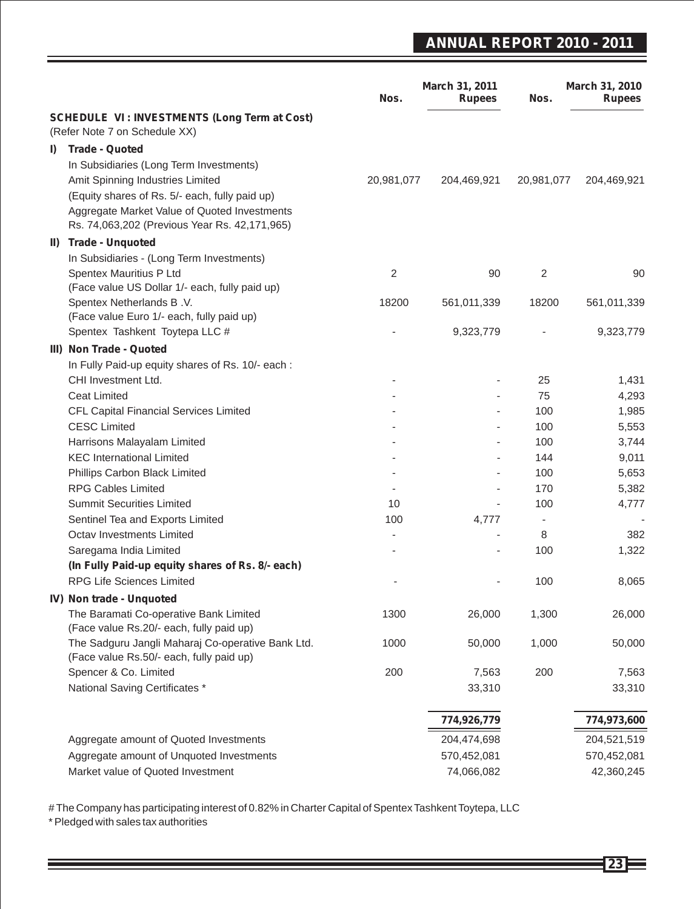| | Nos. | March 31, 2011 Rupees | Nos. | March 31, 2010 Rupees |
|---|---|---|---|---|
| **SCHEDULE VI : INVESTMENTS (Long Term at Cost)** (Refer Note 7 on Schedule XX) | | | | |
| **I) Trade - Quoted** | | | | |
| In Subsidiaries (Long Term Investments) | | | | |
| Amit Spinning Industries Limited | 20,981,077 | 204,469,921 | 20,981,077 | 204,469,921 |
| (Equity shares of Rs. 5/- each, fully paid up) | | | | |
| Aggregate Market Value of Quoted Investments Rs. 74,063,202 (Previous Year Rs. 42,171,965) | | | | |
| **II) Trade - Unquoted** | | | | |
| In Subsidiaries - (Long Term Investments) | | | | |
| Spentex Mauritius P Ltd (Face value US Dollar 1/- each, fully paid up) | 2 | 90 | 2 | 90 |
| Spentex Netherlands B .V. (Face value Euro 1/- each, fully paid up) | 18200 | 561,011,339 | 18200 | 561,011,339 |
| Spentex Tashkent Toytepa LLC # | - | 9,323,779 | - | 9,323,779 |
| **III) Non Trade - Quoted** | | | | |
| In Fully Paid-up equity shares of Rs. 10/- each : | | | | |
| CHI Investment Ltd. | - | - | 25 | 1,431 |
| Ceat Limited | - | - | 75 | 4,293 |
| CFL Capital Financial Services Limited | - | - | 100 | 1,985 |
| CESC Limited | - | - | 100 | 5,553 |
| Harrisons Malayalam Limited | - | - | 100 | 3,744 |
| KEC International Limited | - | - | 144 | 9,011 |
| Phillips Carbon Black Limited | - | - | 100 | 5,653 |
| RPG Cables Limited | - | - | 170 | 5,382 |
| Summit Securities Limited | 10 | - | 100 | 4,777 |
| Sentinel Tea and Exports Limited | 100 | 4,777 | - | - |
| Octav Investments Limited | - | - | 8 | 382 |
| Saregama India Limited | - | - | 100 | 1,322 |
| **(In Fully Paid-up equity shares of Rs. 8/- each)** | | | | |
| RPG Life Sciences Limited | - | - | 100 | 8,065 |
| **IV) Non trade - Unquoted** | | | | |
| The Baramati Co-operative Bank Limited (Face value Rs.20/- each, fully paid up) | 1300 | 26,000 | 1,300 | 26,000 |
| The Sadguru Jangli Maharaj Co-operative Bank Ltd. (Face value Rs.50/- each, fully paid up) | 1000 | 50,000 | 1,000 | 50,000 |
| Spencer & Co. Limited | 200 | 7,563 | 200 | 7,563 |
| National Saving Certificates * | | 33,310 | | 33,310 |
| | | **774,926,779** | | **774,973,600** |
| Aggregate amount of Quoted Investments | | 204,474,698 | | 204,521,519 |
| Aggregate amount of Unquoted Investments | | 570,452,081 | | 570,452,081 |
| Market value of Quoted Investment | | 74,066,082 | | 42,360,245 |

# The Company has participating interest of 0.82% in Charter Capital of Spentex Tashkent Toytepa, LLC

* Pledged with sales tax authorities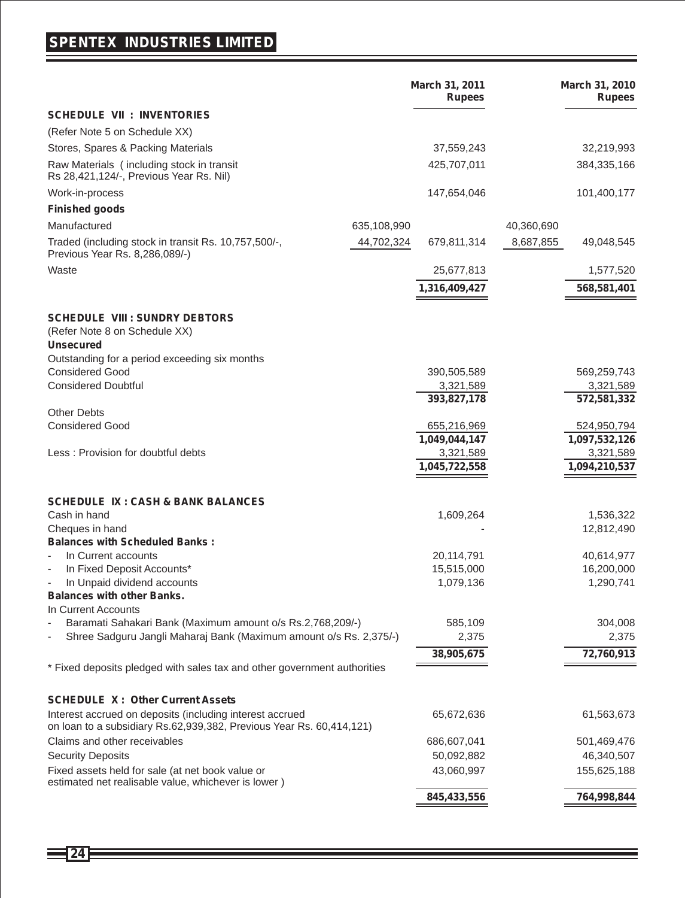| | | March 31, 2011 Rupees | | March 31, 2010 Rupees |
|---|---|---|---|---|
| **SCHEDULE VII : INVENTORIES** | | | | |
| (Refer Note 5 on Schedule XX) | | | | |
| Stores, Spares & Packing Materials | | 37,559,243 | | 32,219,993 |
| Raw Materials ( including stock in transit Rs 28,421,124/-, Previous Year Rs. Nil) | | 425,707,011 | | 384,335,166 |
| Work-in-process | | 147,654,046 | | 101,400,177 |
| **Finished goods** | | | | |
| Manufactured | 635,108,990 | | 40,360,690 | |
| Traded (including stock in transit Rs. 10,757,500/-, Previous Year Rs. 8,286,089/-) | 44,702,324 | 679,811,314 | 8,687,855 | 49,048,545 |
| Waste | | 25,677,813 | | 1,577,520 |
| | | **1,316,409,427** | | **568,581,401** |
| **SCHEDULE VIII : SUNDRY DEBTORS** | | | | |
| (Refer Note 8 on Schedule XX) | | | | |
| **Unsecured** | | | | |
| Outstanding for a period exceeding six months | | | | |
| Considered Good | | 390,505,589 | | 569,259,743 |
| Considered Doubtful | | 3,321,589 | | 3,321,589 |
| | | **393,827,178** | | **572,581,332** |
| Other Debts | | | | |
| Considered Good | | 655,216,969 | | 524,950,794 |
| | | **1,049,044,147** | | **1,097,532,126** |
| Less : Provision for doubtful debts | | 3,321,589 | | 3,321,589 |
| | | **1,045,722,558** | | **1,094,210,537** |
| **SCHEDULE IX : CASH & BANK BALANCES** | | | | |
| Cash in hand | | 1,609,264 | | 1,536,322 |
| Cheques in hand | | - | | 12,812,490 |
| **Balances with Scheduled Banks :** | | | | |
| - In Current accounts | | 20,114,791 | | 40,614,977 |
| - In Fixed Deposit Accounts* | | 15,515,000 | | 16,200,000 |
| - In Unpaid dividend accounts | | 1,079,136 | | 1,290,741 |
| **Balances with other Banks.** | | | | |
| In Current Accounts | | | | |
| - Baramati Sahakari Bank (Maximum amount o/s Rs.2,768,209/-) | | 585,109 | | 304,008 |
| - Shree Sadguru Jangli Maharaj Bank (Maximum amount o/s Rs. 2,375/-) | | 2,375 | | 2,375 |
| | | **38,905,675** | | **72,760,913** |
| * Fixed deposits pledged with sales tax and other government authorities | | | | |
| **SCHEDULE X : Other Current Assets** | | | | |
| Interest accrued on deposits (including interest accrued on loan to a subsidiary Rs.62,939,382, Previous Year Rs. 60,414,121) | | 65,672,636 | | 61,563,673 |
| Claims and other receivables | | 686,607,041 | | 501,469,476 |
| Security Deposits | | 50,092,882 | | 46,340,507 |
| Fixed assets held for sale (at net book value or estimated net realisable value, whichever is lower ) | | 43,060,997 | | 155,625,188 |
| | | **845,433,556** | | **764,998,844** |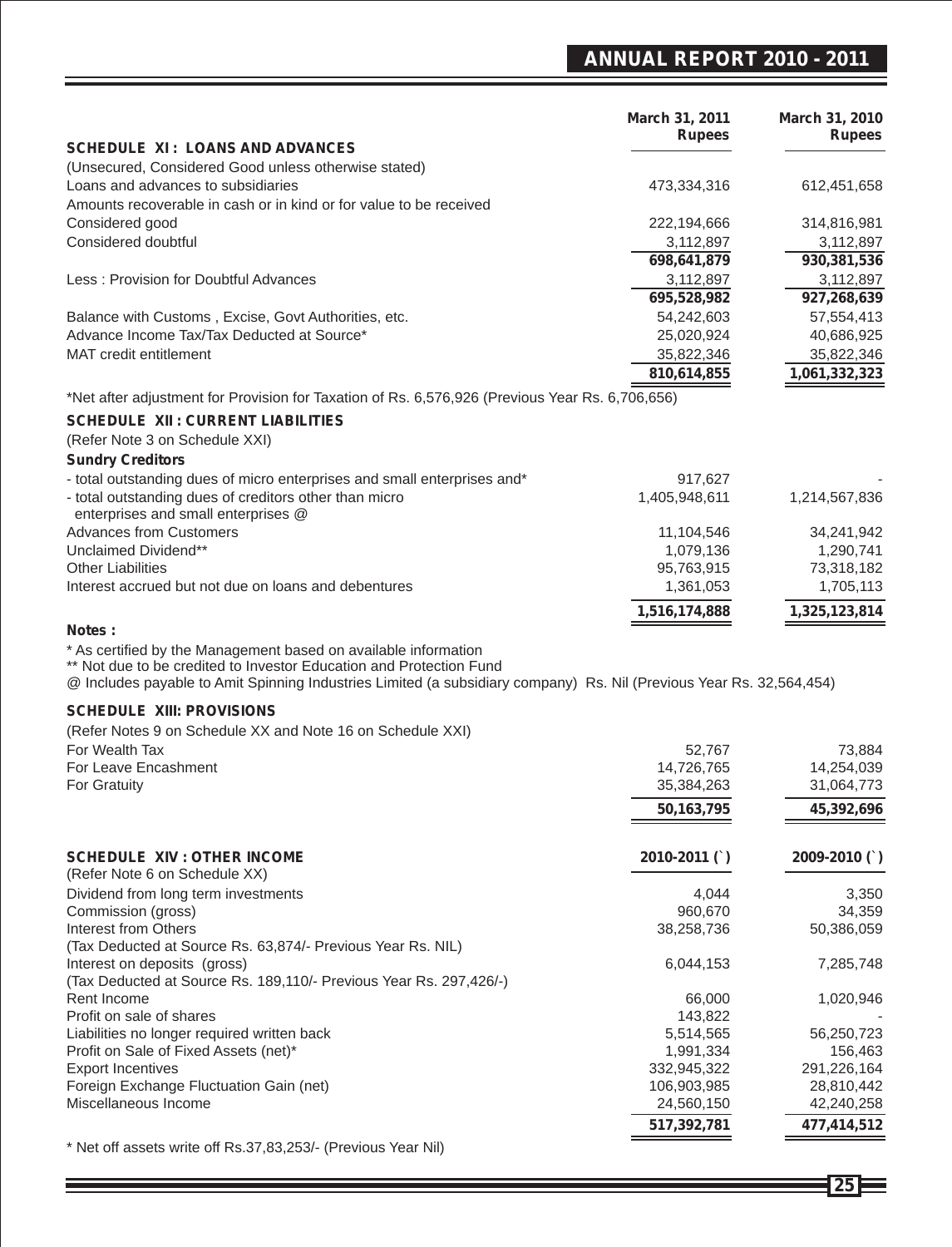| | March 31, 2011 Rupees | March 31, 2010 Rupees |
|---|---|---|
| **SCHEDULE XI : LOANS AND ADVANCES** | | |
| (Unsecured, Considered Good unless otherwise stated) | | |
| Loans and advances to subsidiaries | 473,334,316 | 612,451,658 |
| Amounts recoverable in cash or in kind or for value to be received | | |
| Considered good | 222,194,666 | 314,816,981 |
| Considered doubtful | 3,112,897 | 3,112,897 |
| | **698,641,879** | **930,381,536** |
| Less : Provision for Doubtful Advances | 3,112,897 | 3,112,897 |
| | **695,528,982** | **927,268,639** |
| Balance with Customs , Excise, Govt Authorities, etc. | 54,242,603 | 57,554,413 |
| Advance Income Tax/Tax Deducted at Source* | 25,020,924 | 40,686,925 |
| MAT credit entitlement | 35,822,346 | 35,822,346 |
| | **810,614,855** | **1,061,332,323** |

*Net after adjustment for Provision for Taxation of Rs. 6,576,926 (Previous Year Rs. 6,706,656)

| | March 31, 2011 Rupees | March 31, 2010 Rupees |
|---|---|---|
| **SCHEDULE XII : CURRENT LIABILITIES** | | |
| (Refer Note 3 on Schedule XXI) | | |
| **Sundry Creditors** | | |
| - total outstanding dues of micro enterprises and small enterprises and* | 917,627 | - |
| - total outstanding dues of creditors other than micro enterprises and small enterprises @ | 1,405,948,611 | 1,214,567,836 |
| Advances from Customers | 11,104,546 | 34,241,942 |
| Unclaimed Dividend** | 1,079,136 | 1,290,741 |
| Other Liabilities | 95,763,915 | 73,318,182 |
| Interest accrued but not due on loans and debentures | 1,361,053 | 1,705,113 |
| | **1,516,174,888** | **1,325,123,814** |

**Notes :**

* As certified by the Management based on available information

** Not due to be credited to Investor Education and Protection Fund

@ Includes payable to Amit Spinning Industries Limited (a subsidiary company) Rs. Nil (Previous Year Rs. 32,564,454)

| | March 31, 2011 Rupees | March 31, 2010 Rupees |
|---|---|---|
| **SCHEDULE XIII: PROVISIONS** | | |
| (Refer Notes 9 on Schedule XX and Note 16 on Schedule XXI) | | |
| For Wealth Tax | 52,767 | 73,884 |
| For Leave Encashment | 14,726,765 | 14,254,039 |
| For Gratuity | 35,384,263 | 31,064,773 |
| | **50,163,795** | **45,392,696** |

| **SCHEDULE XIV : OTHER INCOME** | **2010-2011 (`)** | **2009-2010 (`)** |
|---|---|---|
| (Refer Note 6 on Schedule XX) | | |
| Dividend from long term investments | 4,044 | 3,350 |
| Commission (gross) | 960,670 | 34,359 |
| Interest from Others | 38,258,736 | 50,386,059 |
| (Tax Deducted at Source Rs. 63,874/- Previous Year Rs. NIL) | | |
| Interest on deposits (gross) | 6,044,153 | 7,285,748 |
| (Tax Deducted at Source Rs. 189,110/- Previous Year Rs. 297,426/-) | | |
| Rent Income | 66,000 | 1,020,946 |
| Profit on sale of shares | 143,822 | - |
| Liabilities no longer required written back | 5,514,565 | 56,250,723 |
| Profit on Sale of Fixed Assets (net)* | 1,991,334 | 156,463 |
| Export Incentives | 332,945,322 | 291,226,164 |
| Foreign Exchange Fluctuation Gain (net) | 106,903,985 | 28,810,442 |
| Miscellaneous Income | 24,560,150 | 42,240,258 |
| | **517,392,781** | **477,414,512** |

* Net off assets write off Rs.37,83,253/- (Previous Year Nil)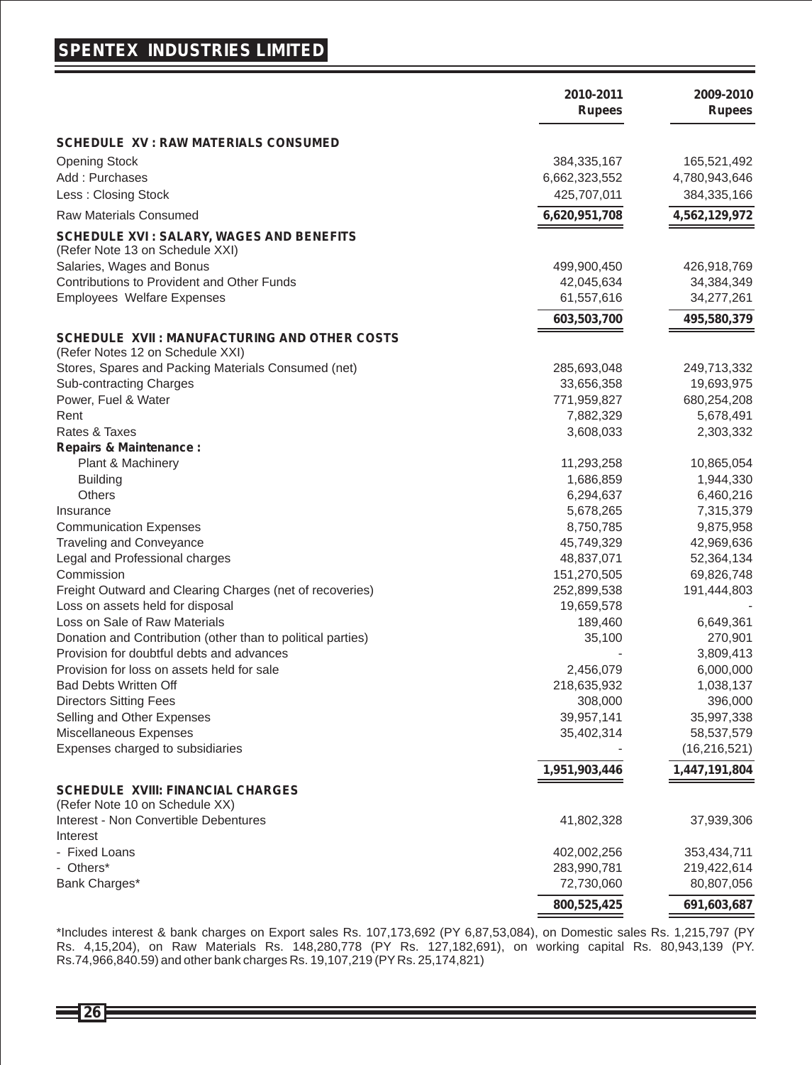# SPENTEX INDUSTRIES LIMITED

| | 2010-2011 Rupees | 2009-2010 Rupees |
|---|---|---|
| **SCHEDULE XV : RAW MATERIALS CONSUMED** | | |
| Opening Stock | 384,335,167 | 165,521,492 |
| Add : Purchases | 6,662,323,552 | 4,780,943,646 |
| Less : Closing Stock | 425,707,011 | 384,335,166 |
| Raw Materials Consumed | **6,620,951,708** | **4,562,129,972** |
| **SCHEDULE XVI : SALARY, WAGES AND BENEFITS** | | |
| (Refer Note 13 on Schedule XXI) | | |
| Salaries, Wages and Bonus | 499,900,450 | 426,918,769 |
| Contributions to Provident and Other Funds | 42,045,634 | 34,384,349 |
| Employees Welfare Expenses | 61,557,616 | 34,277,261 |
| | **603,503,700** | **495,580,379** |
| **SCHEDULE XVII : MANUFACTURING AND OTHER COSTS** | | |
| (Refer Notes 12 on Schedule XXI) | | |
| Stores, Spares and Packing Materials Consumed (net) | 285,693,048 | 249,713,332 |
| Sub-contracting Charges | 33,656,358 | 19,693,975 |
| Power, Fuel & Water | 771,959,827 | 680,254,208 |
| Rent | 7,882,329 | 5,678,491 |
| Rates & Taxes | 3,608,033 | 2,303,332 |
| **Repairs & Maintenance :** | | |
| Plant & Machinery | 11,293,258 | 10,865,054 |
| Building | 1,686,859 | 1,944,330 |
| Others | 6,294,637 | 6,460,216 |
| Insurance | 5,678,265 | 7,315,379 |
| Communication Expenses | 8,750,785 | 9,875,958 |
| Traveling and Conveyance | 45,749,329 | 42,969,636 |
| Legal and Professional charges | 48,837,071 | 52,364,134 |
| Commission | 151,270,505 | 69,826,748 |
| Freight Outward and Clearing Charges (net of recoveries) | 252,899,538 | 191,444,803 |
| Loss on assets held for disposal | 19,659,578 | - |
| Loss on Sale of Raw Materials | 189,460 | 6,649,361 |
| Donation and Contribution (other than to political parties) | 35,100 | 270,901 |
| Provision for doubtful debts and advances | - | 3,809,413 |
| Provision for loss on assets held for sale | 2,456,079 | 6,000,000 |
| Bad Debts Written Off | 218,635,932 | 1,038,137 |
| Directors Sitting Fees | 308,000 | 396,000 |
| Selling and Other Expenses | 39,957,141 | 35,997,338 |
| Miscellaneous Expenses | 35,402,314 | 58,537,579 |
| Expenses charged to subsidiaries | - | (16,216,521) |
| | **1,951,903,446** | **1,447,191,804** |
| **SCHEDULE XVIII: FINANCIAL CHARGES** | | |
| (Refer Note 10 on Schedule XX) | | |
| Interest - Non Convertible Debentures | 41,802,328 | 37,939,306 |
| Interest | | |
| - Fixed Loans | 402,002,256 | 353,434,711 |
| - Others* | 283,990,781 | 219,422,614 |
| Bank Charges* | 72,730,060 | 80,807,056 |
| | **800,525,425** | **691,603,687** |

*Includes interest & bank charges on Export sales Rs. 107,173,692 (PY 6,87,53,084), on Domestic sales Rs. 1,215,797 (PY Rs. 4,15,204), on Raw Materials Rs. 148,280,778 (PY Rs. 127,182,691), on working capital Rs. 80,943,139 (PY. Rs.74,966,840.59) and other bank charges Rs. 19,107,219 (PY Rs. 25,174,821)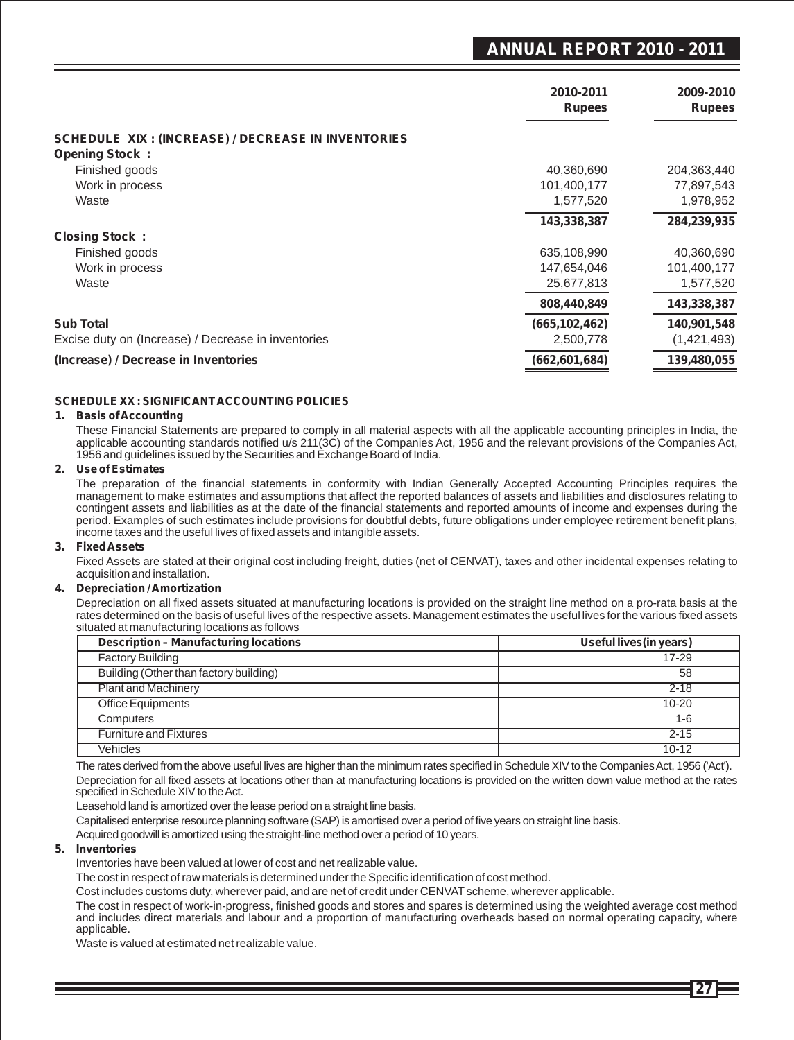| | 2010-2011 Rupees | 2009-2010 Rupees |
|---|---|---|
| **SCHEDULE XIX : (INCREASE) / DECREASE IN INVENTORIES** | | |
| **Opening Stock :** | | |
| Finished goods | 40,360,690 | 204,363,440 |
| Work in process | 101,400,177 | 77,897,543 |
| Waste | 1,577,520 | 1,978,952 |
| | **143,338,387** | **284,239,935** |
| **Closing Stock :** | | |
| Finished goods | 635,108,990 | 40,360,690 |
| Work in process | 147,654,046 | 101,400,177 |
| Waste | 25,677,813 | 1,577,520 |
| | **808,440,849** | **143,338,387** |
| **Sub Total** | **(665,102,462)** | **140,901,548** |
| Excise duty on (Increase) / Decrease in inventories | 2,500,778 | (1,421,493) |
| **(Increase) / Decrease in Inventories** | **(662,601,684)** | **139,480,055** |

## SCHEDULE XX : SIGNIFICANT ACCOUNTING POLICIES

**1. Basis of Accounting**

These Financial Statements are prepared to comply in all material aspects with all the applicable accounting principles in India, the applicable accounting standards notified u/s 211(3C) of the Companies Act, 1956 and the relevant provisions of the Companies Act, 1956 and guidelines issued by the Securities and Exchange Board of India.

**2. Use of Estimates**

The preparation of the financial statements in conformity with Indian Generally Accepted Accounting Principles requires the management to make estimates and assumptions that affect the reported balances of assets and liabilities and disclosures relating to contingent assets and liabilities as at the date of the financial statements and reported amounts of income and expenses during the period. Examples of such estimates include provisions for doubtful debts, future obligations under employee retirement benefit plans, income taxes and the useful lives of fixed assets and intangible assets.

**3. Fixed Assets**

Fixed Assets are stated at their original cost including freight, duties (net of CENVAT), taxes and other incidental expenses relating to acquisition and installation.

**4. Depreciation / Amortization**

Depreciation on all fixed assets situated at manufacturing locations is provided on the straight line method on a pro-rata basis at the rates determined on the basis of useful lives of the respective assets. Management estimates the useful lives for the various fixed assets situated at manufacturing locations as follows

| Description – Manufacturing locations | Useful lives (in years) |
|---|---|
| Factory Building | 17-29 |
| Building (Other than factory building) | 58 |
| Plant and Machinery | 2-18 |
| Office Equipments | 10-20 |
| Computers | 1-6 |
| Furniture and Fixtures | 2-15 |
| Vehicles | 10-12 |

The rates derived from the above useful lives are higher than the minimum rates specified in Schedule XIV to the Companies Act, 1956 ('Act').

Depreciation for all fixed assets at locations other than at manufacturing locations is provided on the written down value method at the rates specified in Schedule XIV to the Act.

Leasehold land is amortized over the lease period on a straight line basis.

Capitalised enterprise resource planning software (SAP) is amortised over a period of five years on straight line basis.

Acquired goodwill is amortized using the straight-line method over a period of 10 years.

**5. Inventories**

Inventories have been valued at lower of cost and net realizable value.

The cost in respect of raw materials is determined under the Specific identification of cost method.

Cost includes customs duty, wherever paid, and are net of credit under CENVAT scheme, wherever applicable.

The cost in respect of work-in-progress, finished goods and stores and spares is determined using the weighted average cost method and includes direct materials and labour and a proportion of manufacturing overheads based on normal operating capacity, where applicable.

Waste is valued at estimated net realizable value.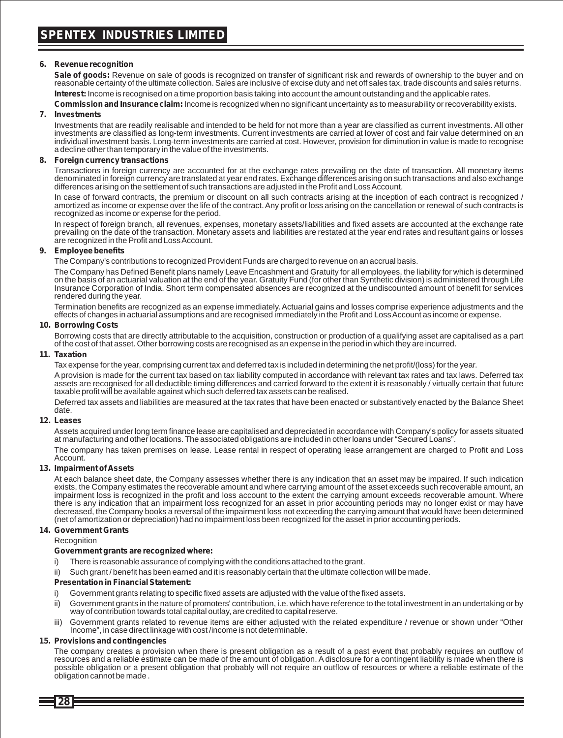**6. Revenue recognition**

**Sale of goods:** Revenue on sale of goods is recognized on transfer of significant risk and rewards of ownership to the buyer and on reasonable certainty of the ultimate collection. Sales are inclusive of excise duty and net off sales tax, trade discounts and sales returns.

**Interest:** Income is recognised on a time proportion basis taking into account the amount outstanding and the applicable rates.

**Commission and Insurance claim:** Income is recognized when no significant uncertainty as to measurability or recoverability exists.

**7. Investments**

Investments that are readily realisable and intended to be held for not more than a year are classified as current investments. All other investments are classified as long-term investments. Current investments are carried at lower of cost and fair value determined on an individual investment basis. Long-term investments are carried at cost. However, provision for diminution in value is made to recognise a decline other than temporary in the value of the investments.

**8. Foreign currency transactions**

Transactions in foreign currency are accounted for at the exchange rates prevailing on the date of transaction. All monetary items denominated in foreign currency are translated at year end rates. Exchange differences arising on such transactions and also exchange differences arising on the settlement of such transactions are adjusted in the Profit and Loss Account.

In case of forward contracts, the premium or discount on all such contracts arising at the inception of each contract is recognized / amortized as income or expense over the life of the contract. Any profit or loss arising on the cancellation or renewal of such contracts is recognized as income or expense for the period.

In respect of foreign branch, all revenues, expenses, monetary assets/liabilities and fixed assets are accounted at the exchange rate prevailing on the date of the transaction. Monetary assets and liabilities are restated at the year end rates and resultant gains or losses are recognized in the Profit and Loss Account.

**9. Employee benefits**

The Company's contributions to recognized Provident Funds are charged to revenue on an accrual basis.

The Company has Defined Benefit plans namely Leave Encashment and Gratuity for all employees, the liability for which is determined on the basis of an actuarial valuation at the end of the year. Gratuity Fund (for other than Synthetic division) is administered through Life Insurance Corporation of India. Short term compensated absences are recognized at the undiscounted amount of benefit for services rendered during the year.

Termination benefits are recognized as an expense immediately. Actuarial gains and losses comprise experience adjustments and the effects of changes in actuarial assumptions and are recognised immediately in the Profit and Loss Account as income or expense.

**10. Borrowing Costs**

Borrowing costs that are directly attributable to the acquisition, construction or production of a qualifying asset are capitalised as a part of the cost of that asset. Other borrowing costs are recognised as an expense in the period in which they are incurred.

**11. Taxation**

Tax expense for the year, comprising current tax and deferred tax is included in determining the net profit/(loss) for the year.

A provision is made for the current tax based on tax liability computed in accordance with relevant tax rates and tax laws. Deferred tax assets are recognised for all deductible timing differences and carried forward to the extent it is reasonably / virtually certain that future taxable profit will be available against which such deferred tax assets can be realised.

Deferred tax assets and liabilities are measured at the tax rates that have been enacted or substantively enacted by the Balance Sheet date.

**12. Leases**

Assets acquired under long term finance lease are capitalised and depreciated in accordance with Company's policy for assets situated at manufacturing and other locations. The associated obligations are included in other loans under "Secured Loans".

The company has taken premises on lease. Lease rental in respect of operating lease arrangement are charged to Profit and Loss Account.

**13. Impairment of Assets**

At each balance sheet date, the Company assesses whether there is any indication that an asset may be impaired. If such indication exists, the Company estimates the recoverable amount and where carrying amount of the asset exceeds such recoverable amount, an impairment loss is recognized in the profit and loss account to the extent the carrying amount exceeds recoverable amount. Where there is any indication that an impairment loss recognized for an asset in prior accounting periods may no longer exist or may have decreased, the Company books a reversal of the impairment loss not exceeding the carrying amount that would have been determined (net of amortization or depreciation) had no impairment loss been recognized for the asset in prior accounting periods.

**14. Government Grants**

Recognition

**Government grants are recognized where:**

i) There is reasonable assurance of complying with the conditions attached to the grant.

ii) Such grant / benefit has been earned and it is reasonably certain that the ultimate collection will be made.

**Presentation in Financial Statement:**

i) Government grants relating to specific fixed assets are adjusted with the value of the fixed assets.

ii) Government grants in the nature of promoters' contribution, i.e. which have reference to the total investment in an undertaking or by way of contribution towards total capital outlay, are credited to capital reserve.

iii) Government grants related to revenue items are either adjusted with the related expenditure / revenue or shown under "Other Income", in case direct linkage with cost /income is not determinable.

**15. Provisions and contingencies**

The company creates a provision when there is present obligation as a result of a past event that probably requires an outflow of resources and a reliable estimate can be made of the amount of obligation. A disclosure for a contingent liability is made when there is possible obligation or a present obligation that probably will not require an outflow of resources or where a reliable estimate of the obligation cannot be made .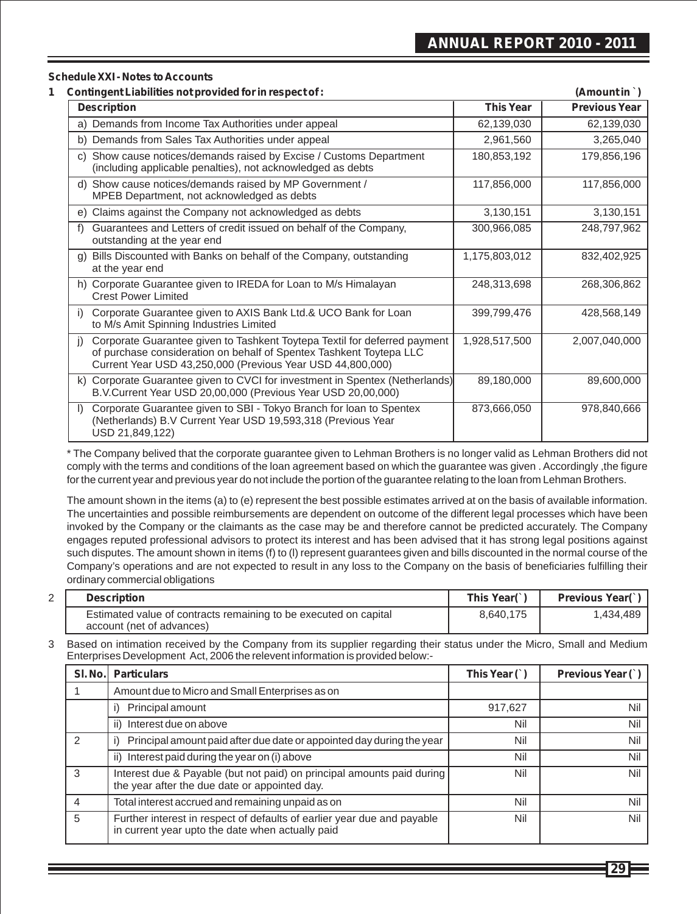## Schedule XXI - Notes to Accounts

**1 Contingent Liabilities not provided for in respect of :** **(Amount in `)**

| Description | This Year | Previous Year |
|---|---|---|
| a) Demands from Income Tax Authorities under appeal | 62,139,030 | 62,139,030 |
| b) Demands from Sales Tax Authorities under appeal | 2,961,560 | 3,265,040 |
| c) Show cause notices/demands raised by Excise / Customs Department (including applicable penalties), not acknowledged as debts | 180,853,192 | 179,856,196 |
| d) Show cause notices/demands raised by MP Government / MPEB Department, not acknowledged as debts | 117,856,000 | 117,856,000 |
| e) Claims against the Company not acknowledged as debts | 3,130,151 | 3,130,151 |
| f) Guarantees and Letters of credit issued on behalf of the Company, outstanding at the year end | 300,966,085 | 248,797,962 |
| g) Bills Discounted with Banks on behalf of the Company, outstanding at the year end | 1,175,803,012 | 832,402,925 |
| h) Corporate Guarantee given to IREDA for Loan to M/s Himalayan Crest Power Limited | 248,313,698 | 268,306,862 |
| i) Corporate Guarantee given to AXIS Bank Ltd.& UCO Bank for Loan to M/s Amit Spinning Industries Limited | 399,799,476 | 428,568,149 |
| j) Corporate Guarantee given to Tashkent Toytepa Textil for deferred payment of purchase consideration on behalf of Spentex Tashkent Toytepa LLC Current Year USD 43,250,000 (Previous Year USD 44,800,000) | 1,928,517,500 | 2,007,040,000 |
| k) Corporate Guarantee given to CVCI for investment in Spentex (Netherlands) B.V.Current Year USD 20,00,000 (Previous Year USD 20,00,000) | 89,180,000 | 89,600,000 |
| l) Corporate Guarantee given to SBI - Tokyo Branch for loan to Spentex (Netherlands) B.V Current Year USD 19,593,318 (Previous Year USD 21,849,122) | 873,666,050 | 978,840,666 |

* The Company belived that the corporate guarantee given to Lehman Brothers is no longer valid as Lehman Brothers did not comply with the terms and conditions of the loan agreement based on which the guarantee was given . Accordingly ,the figure for the current year and previous year do not include the portion of the guarantee relating to the loan from Lehman Brothers.

The amount shown in the items (a) to (e) represent the best possible estimates arrived at on the basis of available information. The uncertainties and possible reimbursements are dependent on outcome of the different legal processes which have been invoked by the Company or the claimants as the case may be and therefore cannot be predicted accurately. The Company engages reputed professional advisors to protect its interest and has been advised that it has strong legal positions against such disputes. The amount shown in items (f) to (l) represent guarantees given and bills discounted in the normal course of the Company's operations and are not expected to result in any loss to the Company on the basis of beneficiaries fulfilling their ordinary commercial obligations

**2**

| Description | This Year(`) | Previous Year(`) |
|---|---|---|
| Estimated value of contracts remaining to be executed on capital account (net of advances) | 8,640,175 | 1,434,489 |

**3** Based on intimation received by the Company from its supplier regarding their status under the Micro, Small and Medium Enterprises Development Act, 2006 the relevent information is provided below:-

| Sl. No. | Particulars | This Year (`) | Previous Year (`) |
|---|---|---|---|
| 1 | Amount due to Micro and Small Enterprises as on | | |
| | i) Principal amount | 917,627 | Nil |
| | ii) Interest due on above | Nil | Nil |
| 2 | i) Principal amount paid after due date or appointed day during the year | Nil | Nil |
| | ii) Interest paid during the year on (i) above | Nil | Nil |
| 3 | Interest due & Payable (but not paid) on principal amounts paid during the year after the due date or appointed day. | Nil | Nil |
| 4 | Total interest accrued and remaining unpaid as on | Nil | Nil |
| 5 | Further interest in respect of defaults of earlier year due and payable in current year upto the date when actually paid | Nil | Nil |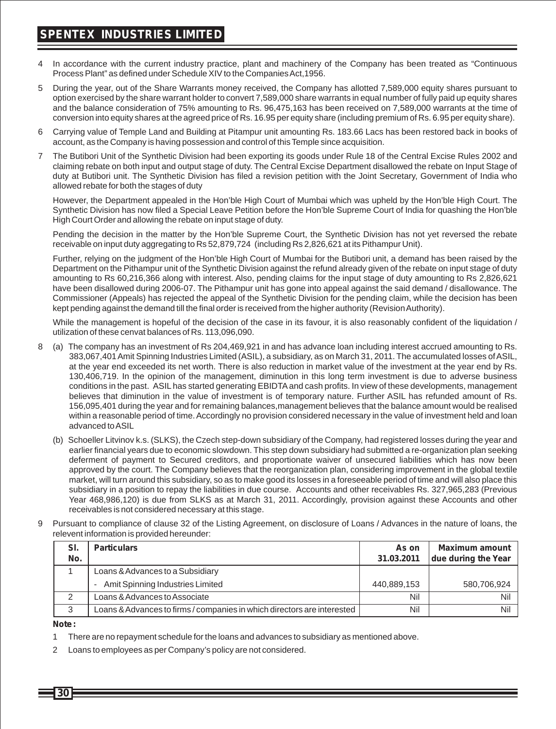4 In accordance with the current industry practice, plant and machinery of the Company has been treated as "Continuous Process Plant" as defined under Schedule XIV to the Companies Act,1956.

5 During the year, out of the Share Warrants money received, the Company has allotted 7,589,000 equity shares pursuant to option exercised by the share warrant holder to convert 7,589,000 share warrants in equal number of fully paid up equity shares and the balance consideration of 75% amounting to Rs. 96,475,163 has been received on 7,589,000 warrants at the time of conversion into equity shares at the agreed price of Rs. 16.95 per equity share (including premium of Rs. 6.95 per equity share).

6 Carrying value of Temple Land and Building at Pitampur unit amounting Rs. 183.66 Lacs has been restored back in books of account, as the Company is having possession and control of this Temple since acquisition.

7 The Butibori Unit of the Synthetic Division had been exporting its goods under Rule 18 of the Central Excise Rules 2002 and claiming rebate on both input and output stage of duty. The Central Excise Department disallowed the rebate on Input Stage of duty at Butibori unit. The Synthetic Division has filed a revision petition with the Joint Secretary, Government of India who allowed rebate for both the stages of duty

   However, the Department appealed in the Hon'ble High Court of Mumbai which was upheld by the Hon'ble High Court. The Synthetic Division has now filed a Special Leave Petition before the Hon'ble Supreme Court of India for quashing the Hon'ble High Court Order and allowing the rebate on input stage of duty.

   Pending the decision in the matter by the Hon'ble Supreme Court, the Synthetic Division has not yet reversed the rebate receivable on input duty aggregating to Rs 52,879,724 (including Rs 2,826,621 at its Pithampur Unit).

   Further, relying on the judgment of the Hon'ble High Court of Mumbai for the Butibori unit, a demand has been raised by the Department on the Pithampur unit of the Synthetic Division against the refund already given of the rebate on input stage of duty amounting to Rs 60,216,366 along with interest. Also, pending claims for the input stage of duty amounting to Rs 2,826,621 have been disallowed during 2006-07. The Pithampur unit has gone into appeal against the said demand / disallowance. The Commissioner (Appeals) has rejected the appeal of the Synthetic Division for the pending claim, while the decision has been kept pending against the demand till the final order is received from the higher authority (Revision Authority).

   While the management is hopeful of the decision of the case in its favour, it is also reasonably confident of the liquidation / utilization of these cenvat balances of Rs. 113,096,090.

8 (a) The company has an investment of Rs 204,469,921 in and has advance loan including interest accrued amounting to Rs. 383,067,401 Amit Spinning Industries Limited (ASIL), a subsidiary, as on March 31, 2011. The accumulated losses of ASIL, at the year end exceeded its net worth. There is also reduction in market value of the investment at the year end by Rs. 130,406,719. In the opinion of the management, diminution in this long term investment is due to adverse business conditions in the past. ASIL has started generating EBIDTA and cash profits. In view of these developments, management believes that diminution in the value of investment is of temporary nature. Further ASIL has refunded amount of Rs. 156,095,401 during the year and for remaining balances,management believes that the balance amount would be realised within a reasonable period of time. Accordingly no provision considered necessary in the value of investment held and loan advanced to ASIL

   (b) Schoeller Litvinov k.s. (SLKS), the Czech step-down subsidiary of the Company, had registered losses during the year and earlier financial years due to economic slowdown. This step down subsidiary had submitted a re-organization plan seeking deferment of payment to Secured creditors, and proportionate waiver of unsecured liabilities which has now been approved by the court. The Company believes that the reorganization plan, considering improvement in the global textile market, will turn around this subsidiary, so as to make good its losses in a foreseeable period of time and will also place this subsidiary in a position to repay the liabilities in due course. Accounts and other receivables Rs. 327,965,283 (Previous Year 468,986,120) is due from SLKS as at March 31, 2011. Accordingly, provision against these Accounts and other receivables is not considered necessary at this stage.

9 Pursuant to compliance of clause 32 of the Listing Agreement, on disclosure of Loans / Advances in the nature of loans, the relevent information is provided hereunder:

| Sl. No. | Particulars | As on 31.03.2011 | Maximum amount due during the Year |
|---|---|---|---|
| 1 | Loans & Advances to a Subsidiary | | |
| | - Amit Spinning Industries Limited | 440,889,153 | 580,706,924 |
| 2 | Loans & Advances to Associate | Nil | Nil |
| 3 | Loans & Advances to firms / companies in which directors are interested | Nil | Nil |

**Note :**

1 There are no repayment schedule for the loans and advances to subsidiary as mentioned above.

2 Loans to employees as per Company's policy are not considered.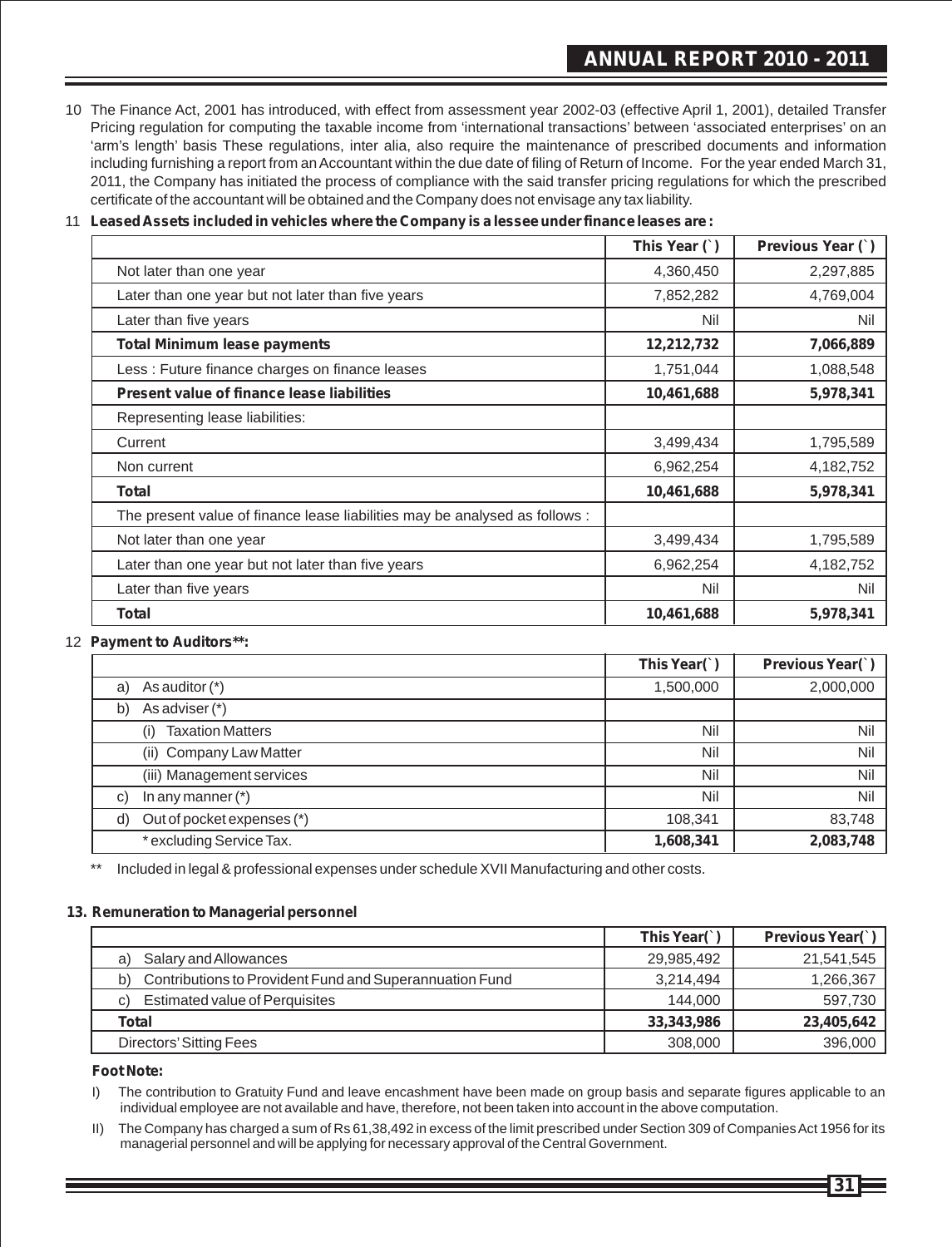10 The Finance Act, 2001 has introduced, with effect from assessment year 2002-03 (effective April 1, 2001), detailed Transfer Pricing regulation for computing the taxable income from 'international transactions' between 'associated enterprises' on an 'arm's length' basis These regulations, inter alia, also require the maintenance of prescribed documents and information including furnishing a report from an Accountant within the due date of filing of Return of Income. For the year ended March 31, 2011, the Company has initiated the process of compliance with the said transfer pricing regulations for which the prescribed certificate of the accountant will be obtained and the Company does not envisage any tax liability.

11 **Leased Assets included in vehicles where the Company is a lessee under finance leases are :**

| | This Year (`) | Previous Year (`) |
|---|---|---|
| Not later than one year | 4,360,450 | 2,297,885 |
| Later than one year but not later than five years | 7,852,282 | 4,769,004 |
| Later than five years | Nil | Nil |
| **Total Minimum lease payments** | **12,212,732** | **7,066,889** |
| Less : Future finance charges on finance leases | 1,751,044 | 1,088,548 |
| **Present value of finance lease liabilities** | **10,461,688** | **5,978,341** |
| Representing lease liabilities: | | |
| Current | 3,499,434 | 1,795,589 |
| Non current | 6,962,254 | 4,182,752 |
| **Total** | **10,461,688** | **5,978,341** |
| The present value of finance lease liabilities may be analysed as follows : | | |
| Not later than one year | 3,499,434 | 1,795,589 |
| Later than one year but not later than five years | 6,962,254 | 4,182,752 |
| Later than five years | Nil | Nil |
| **Total** | **10,461,688** | **5,978,341** |

12 **Payment to Auditors**:**

| | This Year(`) | Previous Year(`) |
|---|---|---|
| a) As auditor (*) | 1,500,000 | 2,000,000 |
| b) As adviser (*) | | |
| (i) Taxation Matters | Nil | Nil |
| (ii) Company Law Matter | Nil | Nil |
| (iii) Management services | Nil | Nil |
| c) In any manner (*) | Nil | Nil |
| d) Out of pocket expenses (*) | 108,341 | 83,748 |
| * excluding Service Tax. | **1,608,341** | **2,083,748** |

** Included in legal & professional expenses under schedule XVII Manufacturing and other costs.

**13. Remuneration to Managerial personnel**

| | This Year(`) | Previous Year(`) |
|---|---|---|
| a) Salary and Allowances | 29,985,492 | 21,541,545 |
| b) Contributions to Provident Fund and Superannuation Fund | 3,214,494 | 1,266,367 |
| c) Estimated value of Perquisites | 144,000 | 597,730 |
| **Total** | **33,343,986** | **23,405,642** |
| Directors' Sitting Fees | 308,000 | 396,000 |

**Foot Note:**

I) The contribution to Gratuity Fund and leave encashment have been made on group basis and separate figures applicable to an individual employee are not available and have, therefore, not been taken into account in the above computation.

II) The Company has charged a sum of Rs 61,38,492 in excess of the limit prescribed under Section 309 of Companies Act 1956 for its managerial personnel and will be applying for necessary approval of the Central Government.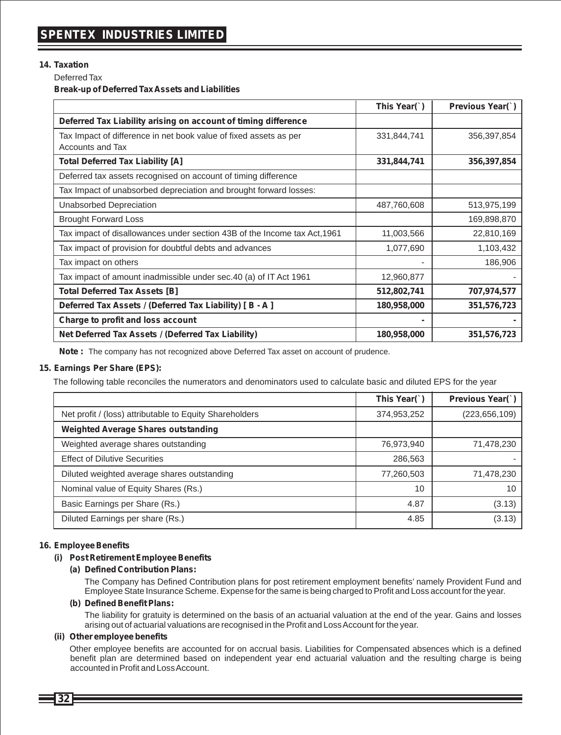## 14. Taxation

Deferred Tax

**Break-up of Deferred Tax Assets and Liabilities**

| | This Year(`) | Previous Year(`) |
|---|---|---|
| **Deferred Tax Liability arising on account of timing difference** | | |
| Tax Impact of difference in net book value of fixed assets as per Accounts and Tax | 331,844,741 | 356,397,854 |
| **Total Deferred Tax Liability [A]** | **331,844,741** | **356,397,854** |
| Deferred tax assets recognised on account of timing difference | | |
| Tax Impact of unabsorbed depreciation and brought forward losses: | | |
| Unabsorbed Depreciation | 487,760,608 | 513,975,199 |
| Brought Forward Loss | | 169,898,870 |
| Tax impact of disallowances under section 43B of the Income tax Act,1961 | 11,003,566 | 22,810,169 |
| Tax impact of provision for doubtful debts and advances | 1,077,690 | 1,103,432 |
| Tax impact on others | - | 186,906 |
| Tax impact of amount inadmissible under sec.40 (a) of IT Act 1961 | 12,960,877 | - |
| **Total Deferred Tax Assets [B]** | **512,802,741** | **707,974,577** |
| **Deferred Tax Assets / (Deferred Tax Liability) [ B - A ]** | **180,958,000** | **351,576,723** |
| **Charge to profit and loss account** | **-** | **-** |
| **Net Deferred Tax Assets / (Deferred Tax Liability)** | **180,958,000** | **351,576,723** |

**Note :** The company has not recognized above Deferred Tax asset on account of prudence.

## 15. Earnings Per Share (EPS):

The following table reconciles the numerators and denominators used to calculate basic and diluted EPS for the year

| | This Year(`) | Previous Year(`) |
|---|---|---|
| Net profit / (loss) attributable to Equity Shareholders | 374,953,252 | (223,656,109) |
| **Weighted Average Shares outstanding** | | |
| Weighted average shares outstanding | 76,973,940 | 71,478,230 |
| Effect of Dilutive Securities | 286,563 | - |
| Diluted weighted average shares outstanding | 77,260,503 | 71,478,230 |
| Nominal value of Equity Shares (Rs.) | 10 | 10 |
| Basic Earnings per Share (Rs.) | 4.87 | (3.13) |
| Diluted Earnings per share (Rs.) | 4.85 | (3.13) |

## 16. Employee Benefits

### (i) Post Retirement Employee Benefits

**(a) Defined Contribution Plans:**

The Company has Defined Contribution plans for post retirement employment benefits' namely Provident Fund and Employee State Insurance Scheme. Expense for the same is being charged to Profit and Loss account for the year.

**(b) Defined Benefit Plans:**

The liability for gratuity is determined on the basis of an actuarial valuation at the end of the year. Gains and losses arising out of actuarial valuations are recognised in the Profit and Loss Account for the year.

### (ii) Other employee benefits

Other employee benefits are accounted for on accrual basis. Liabilities for Compensated absences which is a defined benefit plan are determined based on independent year end actuarial valuation and the resulting charge is being accounted in Profit and Loss Account.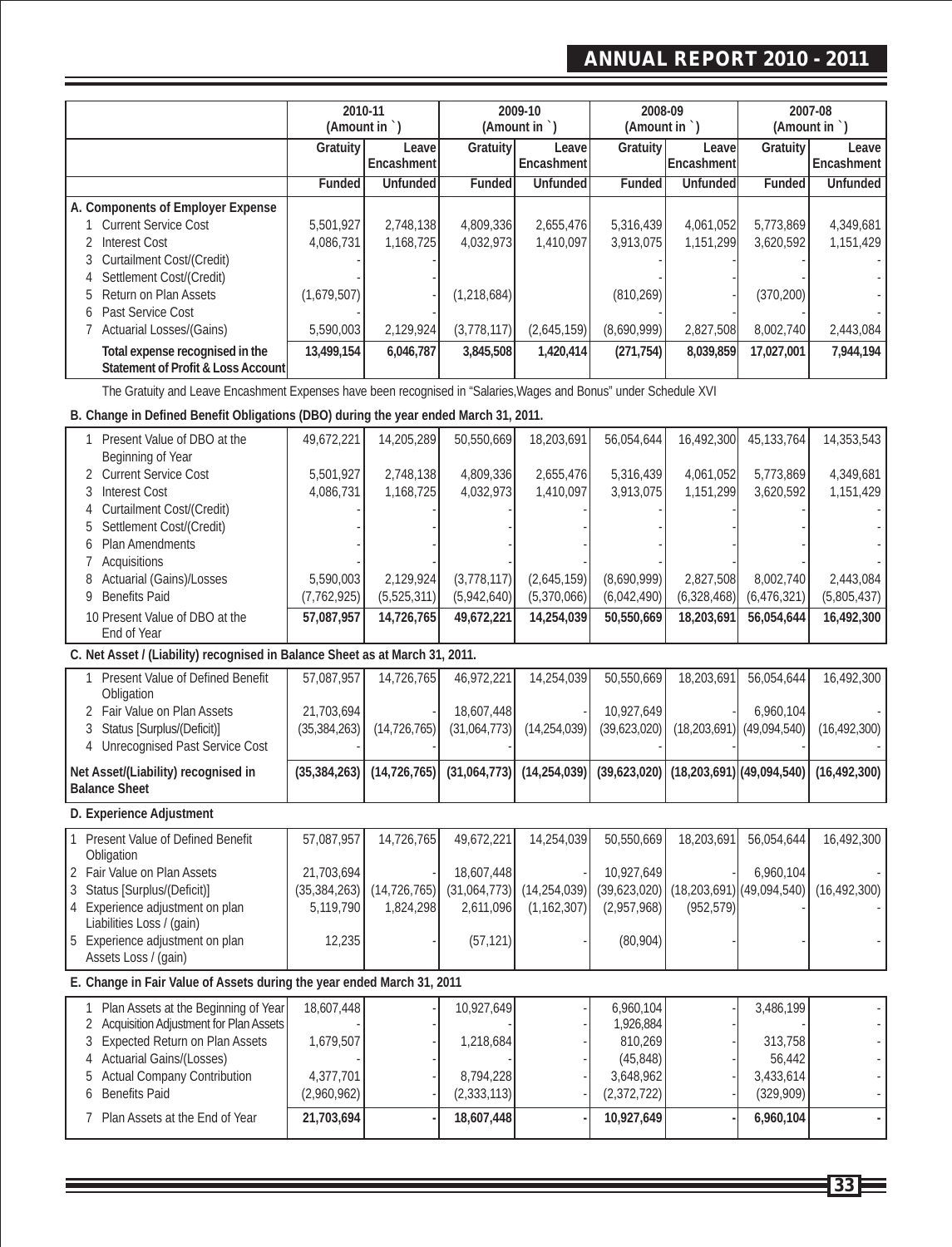| | 2010-11 (Amount in `) | | 2009-10 (Amount in `) | | 2008-09 (Amount in `) | | 2007-08 (Amount in `) | |
|---|---|---|---|---|---|---|---|---|
| | Gratuity | Leave Encashment | Gratuity | Leave Encashment | Gratuity | Leave Encashment | Gratuity | Leave Encashment |
| | Funded | Unfunded | Funded | Unfunded | Funded | Unfunded | Funded | Unfunded |
| **A. Components of Employer Expense** | | | | | | | | |
| 1 Current Service Cost | 5,501,927 | 2,748,138 | 4,809,336 | 2,655,476 | 5,316,439 | 4,061,052 | 5,773,869 | 4,349,681 |
| 2 Interest Cost | 4,086,731 | 1,168,725 | 4,032,973 | 1,410,097 | 3,913,075 | 1,151,299 | 3,620,592 | 1,151,429 |
| 3 Curtailment Cost/(Credit) | - | - | | | - | - | - | - |
| 4 Settlement Cost/(Credit) | - | - | | | - | - | - | - |
| 5 Return on Plan Assets | (1,679,507) | - | (1,218,684) | | (810,269) | - | (370,200) | - |
| 6 Past Service Cost | - | - | | | - | - | - | - |
| 7 Actuarial Losses/(Gains) | 5,590,003 | 2,129,924 | (3,778,117) | (2,645,159) | (8,690,999) | 2,827,508 | 8,002,740 | 2,443,084 |
| **Total expense recognised in the Statement of Profit & Loss Account** | **13,499,154** | **6,046,787** | **3,845,508** | **1,420,414** | **(271,754)** | **8,039,859** | **17,027,001** | **7,944,194** |

The Gratuity and Leave Encashment Expenses have been recognised in "Salaries,Wages and Bonus" under Schedule XVI

**B. Change in Defined Benefit Obligations (DBO) during the year ended March 31, 2011.**

| | Gratuity 2010-11 | Leave Encashment 2010-11 | Gratuity 2009-10 | Leave Encashment 2009-10 | Gratuity 2008-09 | Leave Encashment 2008-09 | Gratuity 2007-08 | Leave Encashment 2007-08 |
|---|---|---|---|---|---|---|---|---|
| 1 Present Value of DBO at the Beginning of Year | 49,672,221 | 14,205,289 | 50,550,669 | 18,203,691 | 56,054,644 | 16,492,300 | 45,133,764 | 14,353,543 |
| 2 Current Service Cost | 5,501,927 | 2,748,138 | 4,809,336 | 2,655,476 | 5,316,439 | 4,061,052 | 5,773,869 | 4,349,681 |
| 3 Interest Cost | 4,086,731 | 1,168,725 | 4,032,973 | 1,410,097 | 3,913,075 | 1,151,299 | 3,620,592 | 1,151,429 |
| 4 Curtailment Cost/(Credit) | - | - | - | - | - | - | - | - |
| 5 Settlement Cost/(Credit) | - | - | - | - | - | - | - | - |
| 6 Plan Amendments | - | - | - | - | - | - | - | - |
| 7 Acquisitions | - | - | - | - | - | - | - | - |
| 8 Actuarial (Gains)/Losses | 5,590,003 | 2,129,924 | (3,778,117) | (2,645,159) | (8,690,999) | 2,827,508 | 8,002,740 | 2,443,084 |
| 9 Benefits Paid | (7,762,925) | (5,525,311) | (5,942,640) | (5,370,066) | (6,042,490) | (6,328,468) | (6,476,321) | (5,805,437) |
| 10 Present Value of DBO at the End of Year | **57,087,957** | **14,726,765** | **49,672,221** | **14,254,039** | **50,550,669** | **18,203,691** | **56,054,644** | **16,492,300** |

**C. Net Asset / (Liability) recognised in Balance Sheet as at March 31, 2011.**

| | Gratuity 2010-11 | Leave Encashment 2010-11 | Gratuity 2009-10 | Leave Encashment 2009-10 | Gratuity 2008-09 | Leave Encashment 2008-09 | Gratuity 2007-08 | Leave Encashment 2007-08 |
|---|---|---|---|---|---|---|---|---|
| 1 Present Value of Defined Benefit Obligation | 57,087,957 | 14,726,765 | 46,972,221 | 14,254,039 | 50,550,669 | 18,203,691 | 56,054,644 | 16,492,300 |
| 2 Fair Value on Plan Assets | 21,703,694 | - | 18,607,448 | - | 10,927,649 | - | 6,960,104 | - |
| 3 Status [Surplus/(Deficit)] | (35,384,263) | (14,726,765) | (31,064,773) | (14,254,039) | (39,623,020) | (18,203,691) | (49,094,540) | (16,492,300) |
| 4 Unrecognised Past Service Cost | - | | | | - | | | - |
| **Net Asset/(Liability) recognised in Balance Sheet** | **(35,384,263)** | **(14,726,765)** | **(31,064,773)** | **(14,254,039)** | **(39,623,020)** | **(18,203,691)** | **(49,094,540)** | **(16,492,300)** |

**D. Experience Adjustment**

| | Gratuity 2010-11 | Leave Encashment 2010-11 | Gratuity 2009-10 | Leave Encashment 2009-10 | Gratuity 2008-09 | Leave Encashment 2008-09 | Gratuity 2007-08 | Leave Encashment 2007-08 |
|---|---|---|---|---|---|---|---|---|
| 1 Present Value of Defined Benefit Obligation | 57,087,957 | 14,726,765 | 49,672,221 | 14,254,039 | 50,550,669 | 18,203,691 | 56,054,644 | 16,492,300 |
| 2 Fair Value on Plan Assets | 21,703,694 | | 18,607,448 | | 10,927,649 | - | 6,960,104 | - |
| 3 Status [Surplus/(Deficit)] | (35,384,263) | (14,726,765) | (31,064,773) | (14,254,039) | (39,623,020) | (18,203,691) | (49,094,540) | (16,492,300) |
| 4 Experience adjustment on plan Liabilities Loss / (gain) | 5,119,790 | 1,824,298 | 2,611,096 | (1,162,307) | (2,957,968) | (952,579) | - | - |
| 5 Experience adjustment on plan Assets Loss / (gain) | 12,235 | - | (57,121) | - | (80,904) | - | - | - |

**E. Change in Fair Value of Assets during the year ended March 31, 2011**

| | Gratuity 2010-11 | Leave Encashment 2010-11 | Gratuity 2009-10 | Leave Encashment 2009-10 | Gratuity 2008-09 | Leave Encashment 2008-09 | Gratuity 2007-08 | Leave Encashment 2007-08 |
|---|---|---|---|---|---|---|---|---|
| 1 Plan Assets at the Beginning of Year | 18,607,448 | - | 10,927,649 | - | 6,960,104 | - | 3,486,199 | - |
| 2 Acquisition Adjustment for Plan Assets | - | - | - | - | 1,926,884 | - | - | - |
| 3 Expected Return on Plan Assets | 1,679,507 | - | 1,218,684 | - | 810,269 | - | 313,758 | - |
| 4 Actuarial Gains/(Losses) | - | - | - | - | (45,848) | - | 56,442 | - |
| 5 Actual Company Contribution | 4,377,701 | - | 8,794,228 | - | 3,648,962 | - | 3,433,614 | - |
| 6 Benefits Paid | (2,960,962) | - | (2,333,113) | - | (2,372,722) | - | (329,909) | - |
| 7 Plan Assets at the End of Year | **21,703,694** | **-** | **18,607,448** | **-** | **10,927,649** | **-** | **6,960,104** | **-** |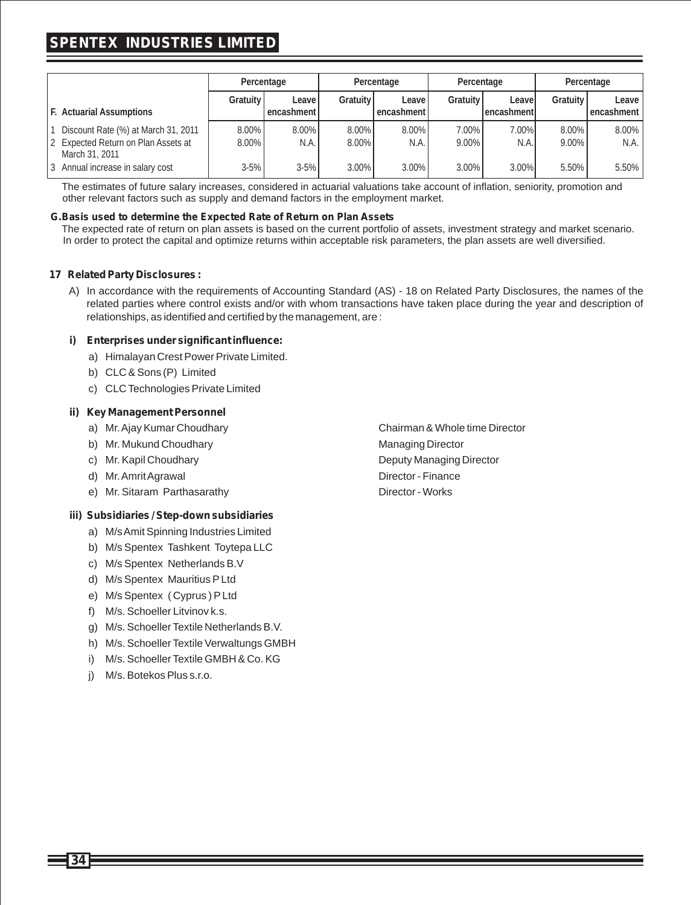| F. Actuarial Assumptions | Percentage | | Percentage | | Percentage | | Percentage | |
|---|---|---|---|---|---|---|---|---|
| | Gratuity | Leave encashment | Gratuity | Leave encashment | Gratuity | Leave encashment | Gratuity | Leave encashment |
| 1 Discount Rate (%) at March 31, 2011 | 8.00% | 8.00% | 8.00% | 8.00% | 7.00% | 7.00% | 8.00% | 8.00% |
| 2 Expected Return on Plan Assets at March 31, 2011 | 8.00% | N.A. | 8.00% | N.A. | 9.00% | N.A. | 9.00% | N.A. |
| 3 Annual increase in salary cost | 3-5% | 3-5% | 3.00% | 3.00% | 3.00% | 3.00% | 5.50% | 5.50% |

The estimates of future salary increases, considered in actuarial valuations take account of inflation, seniority, promotion and other relevant factors such as supply and demand factors in the employment market.

**G.Basis used to determine the Expected Rate of Return on Plan Assets**

The expected rate of return on plan assets is based on the current portfolio of assets, investment strategy and market scenario. In order to protect the capital and optimize returns within acceptable risk parameters, the plan assets are well diversified.

**17 Related Party Disclosures :**

A) In accordance with the requirements of Accounting Standard (AS) - 18 on Related Party Disclosures, the names of the related parties where control exists and/or with whom transactions have taken place during the year and description of relationships, as identified and certified by the management, are :

**i) Enterprises under significant influence:**

a) Himalayan Crest Power Private Limited.

b) CLC & Sons (P) Limited

c) CLC Technologies Private Limited

**ii) Key Management Personnel**

a) Mr. Ajay Kumar Choudhary — Chairman & Whole time Director

b) Mr. Mukund Choudhary — Managing Director

c) Mr. Kapil Choudhary — Deputy Managing Director

d) Mr. Amrit Agrawal — Director - Finance

e) Mr. Sitaram Parthasarathy — Director - Works

**iii) Subsidiaries / Step-down subsidiaries**

a) M/s Amit Spinning Industries Limited

b) M/s Spentex Tashkent Toytepa LLC

c) M/s Spentex Netherlands B.V

d) M/s Spentex Mauritius P Ltd

e) M/s Spentex ( Cyprus ) P Ltd

f) M/s. Schoeller Litvinov k.s.

g) M/s. Schoeller Textile Netherlands B.V.

h) M/s. Schoeller Textile Verwaltungs GMBH

i) M/s. Schoeller Textile GMBH & Co. KG

j) M/s. Botekos Plus s.r.o.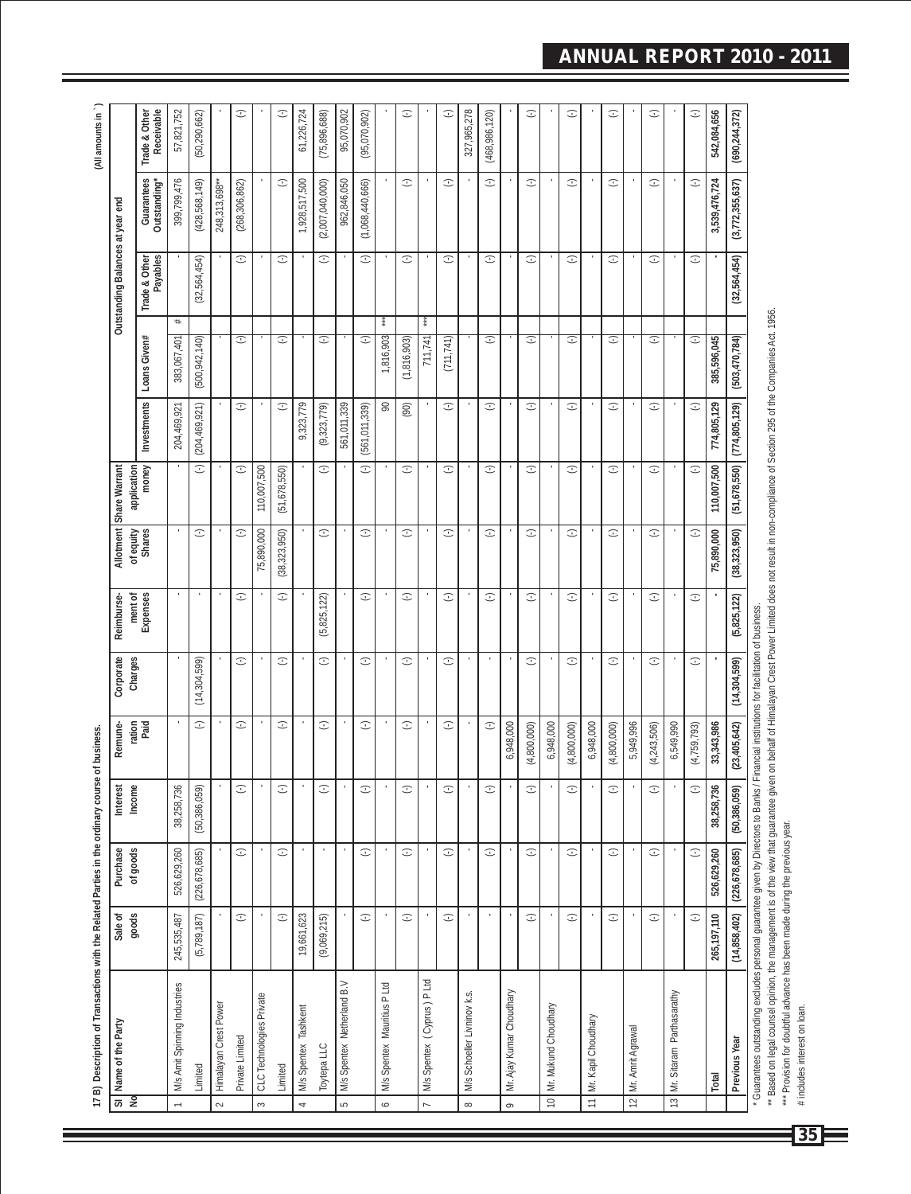**17 B) Description of Transactions with the Related Parties in the ordinary course of business.**

(All amounts in ` )

| Sl No | Name of the Party | Sale of goods | Purchase of goods | Interest Income | Remuneration Paid | Corporate Charges | Reimbursement of Expenses | Allotment of equity Shares | Share Warrant application money | Investments | Loans Given# | Trade & Other Payables | Guarantees Outstanding* | Trade & Other Receivable |
|---|---|---|---|---|---|---|---|---|---|---|---|---|---|---|
| | | | | | | | | | | | Outstanding Balances at year end | | | |
| 1 | M/s Amit Spinning Industries | 245,535,487 | 526,629,260 | 38,258,736 | - | - | - | - | - | 204,469,921 | 383,067,401 # | - | 399,799,476 | 57,821,752 |
| | Limited | (5,789,187) | (226,678,685) | (50,386,059) | (-) | (14,304,599) | - | (-) | (-) | (204,469,921) | (500,942,140) | (32,564,454) | (428,568,149) | (50,290,662) |
| 2 | Himalayan Crest Power | - | - | - | - | - | - | - | - | - | - | - | 248,313,698** | - |
| | Private Limited | (-) | (-) | (-) | (-) | (-) | (-) | (-) | (-) | (-) | (-) | (-) | (268,306,862) | (-) |
| 3 | CLC Technologies Private | - | - | - | - | - | - | 75,890,000 | 110,007,500 | - | - | - | - | - |
| | Limited | (-) | (-) | (-) | (-) | (-) | (-) | (38,323,950) | (51,678,550) | (-) | (-) | (-) | (-) | (-) |
| 4 | M/s Spentex Tashkent | 19,661,623 | - | - | - | - | - | - | - | 9,323,779 | - | - | 1,928,517,500 | 61,226,724 |
| | Toytepa LLC | (9,069,215) | - | (-) | (-) | (-) | (5,825,122) | (-) | (-) | (9,323,779) | (-) | (-) | (2,007,040,000) | (75,896,688) |
| 5 | M/s Spentex Netherland B.V | - | - | - | - | - | - | - | - | 561,011,339 | - | - | 962,846,050 | 95,070,902 |
| | | (-) | (-) | (-) | (-) | (-) | (-) | (-) | (-) | (561,011,339) | (-) | (-) | (1,068,440,666) | (95,070,902) |
| 6 | M/s Spentex Mauritius P Ltd | - | - | - | - | - | - | - | - | 90 | 1,816,903 *** | - | - | - |
| | | (-) | (-) | (-) | (-) | (-) | (-) | (-) | (-) | (90) | (1,816,903) | (-) | (-) | (-) |
| 7 | M/s Spentex (Cyprus) P Ltd | - | - | - | - | - | - | - | - | - | 711,741 *** | - | - | - |
| | | (-) | (-) | (-) | (-) | (-) | (-) | (-) | (-) | (-) | (711,741) | (-) | (-) | (-) |
| 8 | M/s Schoeller Litvinov k.s. | - | - | - | - | - | - | - | - | - | - | - | - | 327,965,278 |
| | | - | (-) | (-) | (-) | - | (-) | (-) | (-) | (-) | (-) | (-) | (-) | (468,986,120) |
| 9 | Mr. Ajay Kumar Choudhary | - | - | - | 6,948,000 | - | - | - | - | - | - | - | - | - |
| | | (-) | (-) | (-) | (4,800,000) | (-) | (-) | (-) | (-) | (-) | (-) | (-) | (-) | (-) |
| 10 | Mr. Mukund Choudhary | - | - | - | 6,948,000 | - | - | - | - | - | - | - | - | - |
| | | (-) | (-) | (-) | (4,800,000) | (-) | (-) | (-) | (-) | (-) | (-) | (-) | (-) | (-) |
| 11 | Mr. Kapil Choudhary | - | - | - | 6,948,000 | - | - | - | - | - | - | - | - | - |
| | | (-) | (-) | (-) | (4,800,000) | (-) | (-) | (-) | (-) | (-) | (-) | (-) | (-) | (-) |
| 12 | Mr. Amrit Agrawal | - | - | - | 5,949,996 | - | - | - | - | - | - | - | - | - |
| | | (-) | (-) | (-) | (4,243,506) | (-) | (-) | (-) | (-) | (-) | (-) | (-) | (-) | (-) |
| 13 | Mr. Sitaram Parthasarathy | - | - | - | 6,549,990 | - | - | - | - | - | - | - | - | - |
| | | (-) | (-) | (-) | (4,759,793) | (-) | (-) | (-) | (-) | (-) | (-) | (-) | (-) | (-) |
| | **Total** | **265,197,110** | **526,629,260** | **38,258,736** | **33,343,986** | **-** | **-** | **75,890,000** | **110,007,500** | **774,805,129** | **385,596,045** | **-** | **3,539,476,724** | **542,084,656** |
| | **Previous Year** | **(14,858,402)** | **(226,678,685)** | **(50,386,059)** | **(23,405,642)** | **(14,304,599)** | **(5,825,122)** | **(38,323,950)** | **(51,678,550)** | **(774,805,129)** | **(503,470,784)** | **(32,564,454)** | **(3,772,355,637)** | **(690,244,372)** |

\* Guarantees outstanding excludes personal guarantee given by Directors to Banks / Financial institutions for facilitation of business.

** Based on legal counsel opinion, the management is of the view that guarantee given on behalf of Himalayan Crest Power Limited does not result in non-compliance of Section 295 of the Companies Act, 1956.

*** Provision for doubtful advance has been made during the previous year.

# includes interest on loan.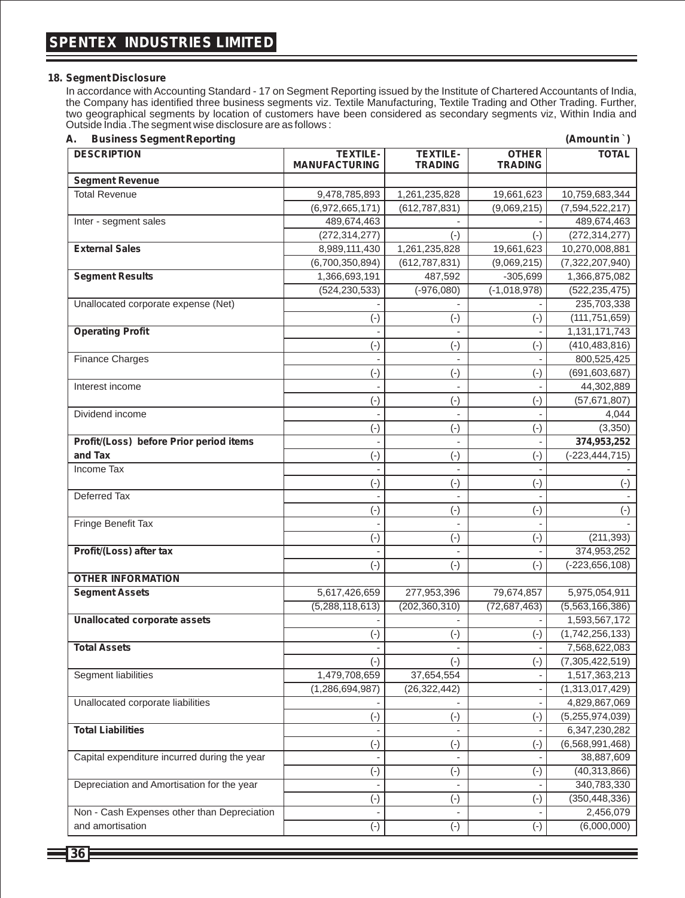### 18. Segment Disclosure

In accordance with Accounting Standard - 17 on Segment Reporting issued by the Institute of Chartered Accountants of India, the Company has identified three business segments viz. Textile Manufacturing, Textile Trading and Other Trading. Further, two geographical segments by location of customers have been considered as secondary segments viz, Within India and Outside India .The segment wise disclosure are as follows :

**A. Business Segment Reporting** **(Amount in `)**

| DESCRIPTION | TEXTILE-MANUFACTURING | TEXTILE-TRADING | OTHER TRADING | TOTAL |
|---|---|---|---|---|
| **Segment Revenue** | | | | |
| Total Revenue | 9,478,785,893 | 1,261,235,828 | 19,661,623 | 10,759,683,344 |
| | (6,972,665,171) | (612,787,831) | (9,069,215) | (7,594,522,217) |
| Inter - segment sales | 489,674,463 | - | - | 489,674,463 |
| | (272,314,277) | (-) | (-) | (272,314,277) |
| **External Sales** | 8,989,111,430 | 1,261,235,828 | 19,661,623 | 10,270,008,881 |
| | (6,700,350,894) | (612,787,831) | (9,069,215) | (7,322,207,940) |
| **Segment Results** | 1,366,693,191 | 487,592 | -305,699 | 1,366,875,082 |
| | (524,230,533) | (-976,080) | (-1,018,978) | (522,235,475) |
| Unallocated corporate expense (Net) | - | - | - | 235,703,338 |
| | (-) | (-) | (-) | (111,751,659) |
| **Operating Profit** | - | - | - | 1,131,171,743 |
| | (-) | (-) | (-) | (410,483,816) |
| Finance Charges | - | - | - | 800,525,425 |
| | (-) | (-) | (-) | (691,603,687) |
| Interest income | - | - | - | 44,302,889 |
| | (-) | (-) | (-) | (57,671,807) |
| Dividend income | - | - | - | 4,044 |
| | (-) | (-) | (-) | (3,350) |
| **Profit/(Loss) before Prior period items** | - | - | - | **374,953,252** |
| **and Tax** | (-) | (-) | (-) | (-223,444,715) |
| Income Tax | - | - | - | - |
| | (-) | (-) | (-) | (-) |
| Deferred Tax | - | - | - | - |
| | (-) | (-) | (-) | (-) |
| Fringe Benefit Tax | - | - | - | - |
| | (-) | (-) | (-) | (211,393) |
| **Profit/(Loss) after tax** | - | - | - | 374,953,252 |
| | (-) | (-) | (-) | (-223,656,108) |
| **OTHER INFORMATION** | | | | |
| **Segment Assets** | 5,617,426,659 | 277,953,396 | 79,674,857 | 5,975,054,911 |
| | (5,288,118,613) | (202,360,310) | (72,687,463) | (5,563,166,386) |
| **Unallocated corporate assets** | - | - | - | 1,593,567,172 |
| | (-) | (-) | (-) | (1,742,256,133) |
| **Total Assets** | - | - | - | 7,568,622,083 |
| | (-) | (-) | (-) | (7,305,422,519) |
| Segment liabilities | 1,479,708,659 | 37,654,554 | - | 1,517,363,213 |
| | (1,286,694,987) | (26,322,442) | - | (1,313,017,429) |
| Unallocated corporate liabilities | - | - | - | 4,829,867,069 |
| | (-) | (-) | (-) | (5,255,974,039) |
| **Total Liabilities** | - | - | - | 6,347,230,282 |
| | (-) | (-) | (-) | (6,568,991,468) |
| Capital expenditure incurred during the year | - | - | - | 38,887,609 |
| | (-) | (-) | (-) | (40,313,866) |
| Depreciation and Amortisation for the year | - | - | - | 340,783,330 |
| | (-) | (-) | (-) | (350,448,336) |
| Non - Cash Expenses other than Depreciation | - | - | - | 2,456,079 |
| and amortisation | (-) | (-) | (-) | (6,000,000) |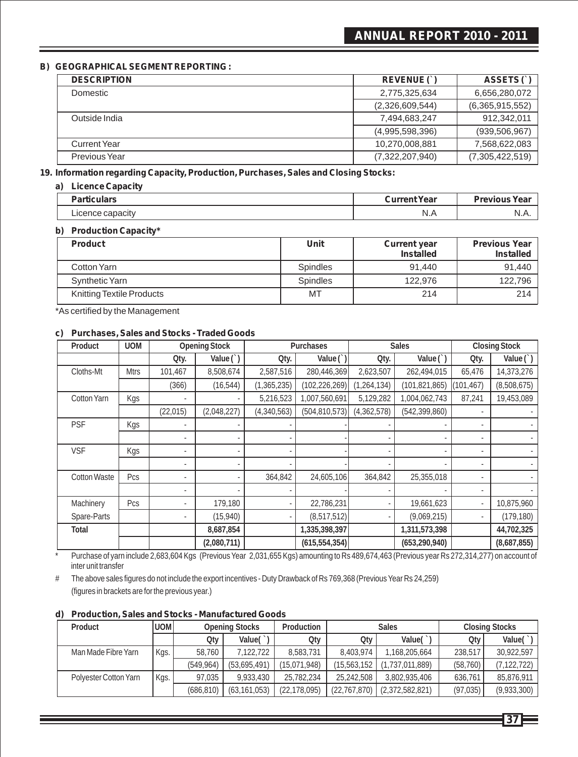**B) GEOGRAPHICAL SEGMENT REPORTING :**

| DESCRIPTION | REVENUE (`) | ASSETS (`) |
|---|---|---|
| Domestic | 2,775,325,634 | 6,656,280,072 |
| | (2,326,609,544) | (6,365,915,552) |
| Outside India | 7,494,683,247 | 912,342,011 |
| | (4,995,598,396) | (939,506,967) |
| Current Year | 10,270,008,881 | 7,568,622,083 |
| Previous Year | (7,322,207,940) | (7,305,422,519) |

**19. Information regarding Capacity, Production, Purchases, Sales and Closing Stocks:**

**a) Licence Capacity**

| Particulars | Current Year | Previous Year |
|---|---|---|
| Licence capacity | N.A | N.A. |

**b) Production Capacity***

| Product | Unit | Current year Installed | Previous Year Installed |
|---|---|---|---|
| Cotton Yarn | Spindles | 91,440 | 91,440 |
| Synthetic Yarn | Spindles | 122,976 | 122,796 |
| Knitting Textile Products | MT | 214 | 214 |

*As certified by the Management

**c) Purchases, Sales and Stocks - Traded Goods**

| Product | UOM | Opening Stock | | Purchases | | Sales | | Closing Stock | |
|---|---|---|---|---|---|---|---|---|---|
| | | Qty. | Value (`) | Qty. | Value (`) | Qty. | Value (`) | Qty. | Value (`) |
| Cloths-Mt | Mtrs | 101,467 | 8,508,674 | 2,587,516 | 280,446,369 | 2,623,507 | 262,494,015 | 65,476 | 14,373,276 |
| | | (366) | (16,544) | (1,365,235) | (102,226,269) | (1,264,134) | (101,821,865) | (101,467) | (8,508,675) |
| Cotton Yarn | Kgs | - | - | 5,216,523 | 1,007,560,691 | 5,129,282 | 1,004,062,743 | 87,241 | 19,453,089 |
| | | (22,015) | (2,048,227) | (4,340,563) | (504,810,573) | (4,362,578) | (542,399,860) | - | - |
| PSF | Kgs | - | - | - | - | - | - | - | - |
| | | - | - | - | - | - | - | - | - |
| VSF | Kgs | - | - | - | - | - | - | - | - |
| | | - | - | - | - | - | - | - | - |
| Cotton Waste | Pcs | - | - | 364,842 | 24,605,106 | 364,842 | 25,355,018 | - | - |
| | | - | - | - | - | - | - | - | - |
| Machinery | Pcs | - | 179,180 | - | 22,786,231 | - | 19,661,623 | - | 10,875,960 |
| Spare-Parts | | - | (15,940) | - | (8,517,512) | - | (9,069,215) | - | (179,180) |
| **Total** | | | **8,687,854** | | **1,335,398,397** | | **1,311,573,398** | | **44,702,325** |
| | | | **(2,080,711)** | | **(615,554,354)** | | **(653,290,940)** | | **(8,687,855)** |

\* Purchase of yarn include 2,683,604 Kgs (Previous Year 2,031,655 Kgs) amounting to Rs 489,674,463 (Previous year Rs 272,314,277) on account of inter unit transfer

\# The above sales figures do not include the export incentives - Duty Drawback of Rs 769,368 (Previous Year Rs 24,259)
(figures in brackets are for the previous year.)

**d) Production, Sales and Stocks - Manufactured Goods**

| Product | UOM | Opening Stocks | | Production | Sales | | Closing Stocks | |
|---|---|---|---|---|---|---|---|---|
| | | Qty | Value(`) | Qty | Qty | Value(`) | Qty | Value(`) |
| Man Made Fibre Yarn | Kgs. | 58,760 | 7,122,722 | 8,583,731 | 8,403,974 | 1,168,205,664 | 238,517 | 30,922,597 |
| | | (549,964) | (53,695,491) | (15,071,948) | (15,563,152 | (1,737,011,889) | (58,760) | (7,122,722) |
| Polyester Cotton Yarn | Kgs. | 97,035 | 9,933,430 | 25,782,234 | 25,242,508 | 3,802,935,406 | 636,761 | 85,876,911 |
| | | (686,810) | (63,161,053) | (22,178,095) | (22,767,870) | (2,372,582,821) | (97,035) | (9,933,300) |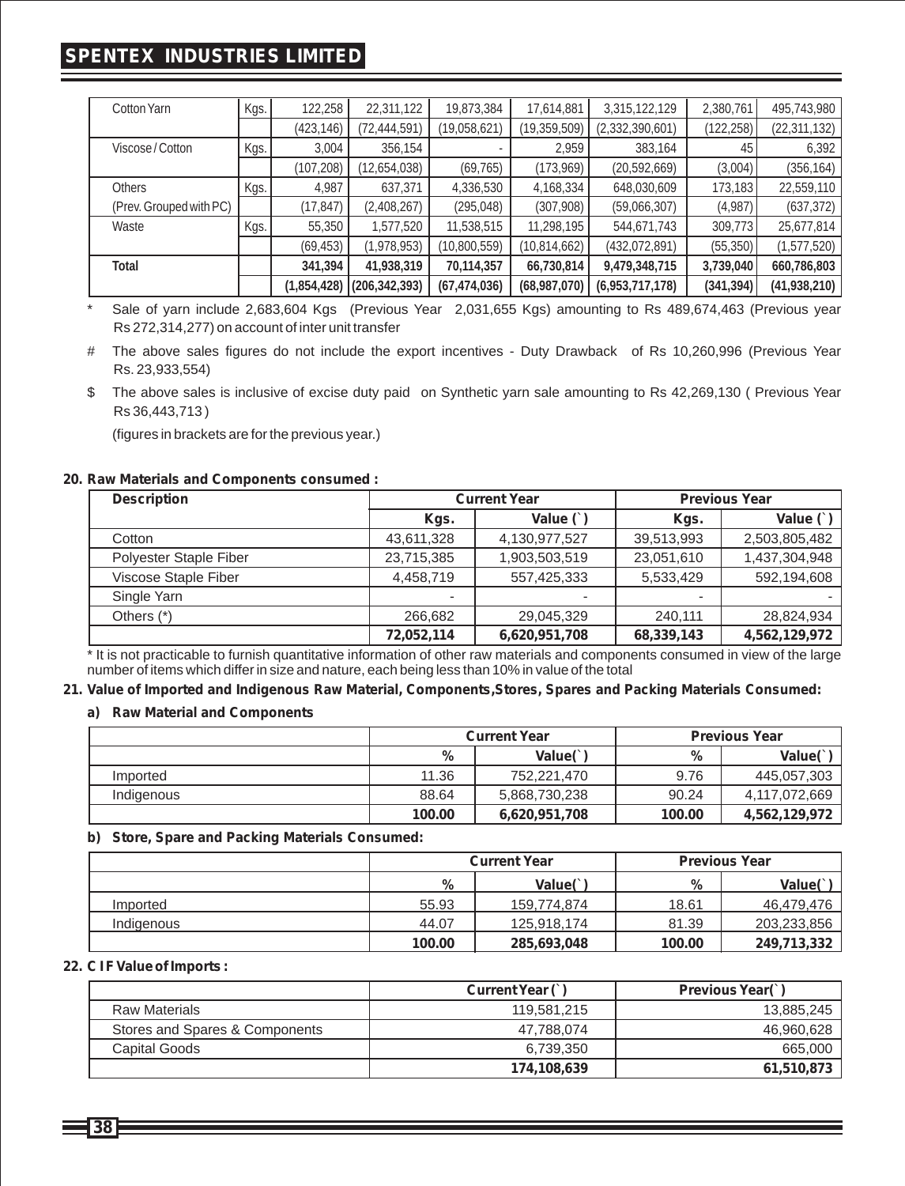| Cotton Yarn | Kgs. | 122,258 | 22,311,122 | 19,873,384 | 17,614,881 | 3,315,122,129 | 2,380,761 | 495,743,980 |
|---|---|---|---|---|---|---|---|---|
| | | (423,146) | (72,444,591) | (19,058,621) | (19,359,509) | (2,332,390,601) | (122,258) | (22,311,132) |
| Viscose / Cotton | Kgs. | 3,004 | 356,154 | - | 2,959 | 383,164 | 45 | 6,392 |
| | | (107,208) | (12,654,038) | (69,765) | (173,969) | (20,592,669) | (3,004) | (356,164) |
| Others | Kgs. | 4,987 | 637,371 | 4,336,530 | 4,168,334 | 648,030,609 | 173,183 | 22,559,110 |
| (Prev. Grouped with PC) | | (17,847) | (2,408,267) | (295,048) | (307,908) | (59,066,307) | (4,987) | (637,372) |
| Waste | Kgs. | 55,350 | 1,577,520 | 11,538,515 | 11,298,195 | 544,671,743 | 309,773 | 25,677,814 |
| | | (69,453) | (1,978,953) | (10,800,559) | (10,814,662) | (432,072,891) | (55,350) | (1,577,520) |
| **Total** | | **341,394** | **41,938,319** | **70,114,357** | **66,730,814** | **9,479,348,715** | **3,739,040** | **660,786,803** |
| | | **(1,854,428)** | **(206,342,393)** | **(67,474,036)** | **(68,987,070)** | **(6,953,717,178)** | **(341,394)** | **(41,938,210)** |

\* Sale of yarn include 2,683,604 Kgs (Previous Year 2,031,655 Kgs) amounting to Rs 489,674,463 (Previous year Rs 272,314,277) on account of inter unit transfer

# The above sales figures do not include the export incentives - Duty Drawback of Rs 10,260,996 (Previous Year Rs. 23,933,554)

$ The above sales is inclusive of excise duty paid on Synthetic yarn sale amounting to Rs 42,269,130 ( Previous Year Rs 36,443,713 )

(figures in brackets are for the previous year.)

**20. Raw Materials and Components consumed :**

| Description | Current Year | | Previous Year | |
|---|---|---|---|---|
| | Kgs. | Value (`) | Kgs. | Value (`) |
| Cotton | 43,611,328 | 4,130,977,527 | 39,513,993 | 2,503,805,482 |
| Polyester Staple Fiber | 23,715,385 | 1,903,503,519 | 23,051,610 | 1,437,304,948 |
| Viscose Staple Fiber | 4,458,719 | 557,425,333 | 5,533,429 | 592,194,608 |
| Single Yarn | - | - | - | - |
| Others (*) | 266,682 | 29,045,329 | 240,111 | 28,824,934 |
| | **72,052,114** | **6,620,951,708** | **68,339,143** | **4,562,129,972** |

\* It is not practicable to furnish quantitative information of other raw materials and components consumed in view of the large number of items which differ in size and nature, each being less than 10% in value of the total

**21. Value of Imported and Indigenous Raw Material, Components,Stores, Spares and Packing Materials Consumed:**

**a) Raw Material and Components**

| | Current Year | | Previous Year | |
|---|---|---|---|---|
| | % | Value(`) | % | Value(`) |
| Imported | 11.36 | 752,221,470 | 9.76 | 445,057,303 |
| Indigenous | 88.64 | 5,868,730,238 | 90.24 | 4,117,072,669 |
| | **100.00** | **6,620,951,708** | **100.00** | **4,562,129,972** |

**b) Store, Spare and Packing Materials Consumed:**

| | Current Year | | Previous Year | |
|---|---|---|---|---|
| | % | Value(`) | % | Value(`) |
| Imported | 55.93 | 159,774,874 | 18.61 | 46,479,476 |
| Indigenous | 44.07 | 125,918,174 | 81.39 | 203,233,856 |
| | **100.00** | **285,693,048** | **100.00** | **249,713,332** |

**22. C I F Value of Imports :**

| | Current Year (`) | Previous Year(`) |
|---|---|---|
| Raw Materials | 119,581,215 | 13,885,245 |
| Stores and Spares & Components | 47,788,074 | 46,960,628 |
| Capital Goods | 6,739,350 | 665,000 |
| | **174,108,639** | **61,510,873** |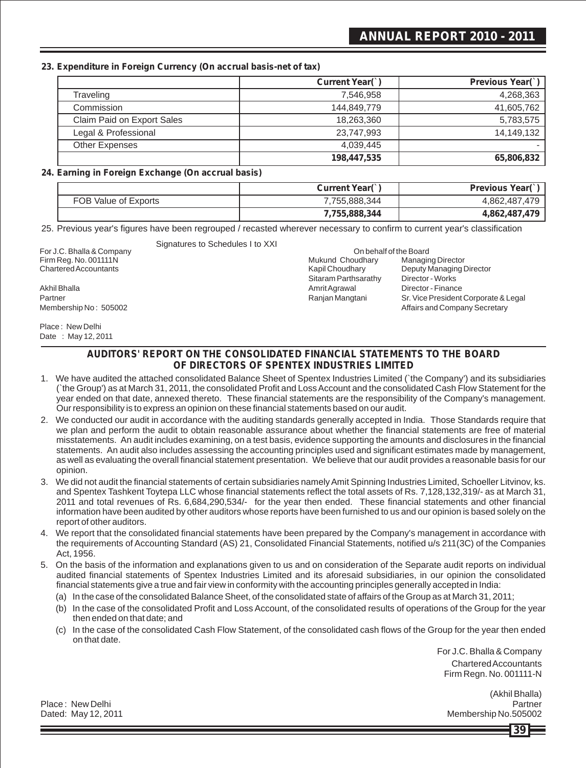**23. Expenditure in Foreign Currency (On accrual basis-net of tax)**

| | Current Year(`) | Previous Year(`) |
|---|---|---|
| Traveling | 7,546,958 | 4,268,363 |
| Commission | 144,849,779 | 41,605,762 |
| Claim Paid on Export Sales | 18,263,360 | 5,783,575 |
| Legal & Professional | 23,747,993 | 14,149,132 |
| Other Expenses | 4,039,445 | - |
| | **198,447,535** | **65,806,832** |

**24. Earning in Foreign Exchange (On accrual basis)**

| | Current Year(`) | Previous Year(`) |
|---|---|---|
| FOB Value of Exports | 7,755,888,344 | 4,862,487,479 |
| | **7,755,888,344** | **4,862,487,479** |

25. Previous year's figures have been regrouped / recasted wherever necessary to confirm to current year's classification

Signatures to Schedules I to XXI

For J.C. Bhalla & Company
Firm Reg. No. 001111N
Chartered Accountants

Akhil Bhalla
Partner
Membership No : 505002

Place : New Delhi
Date : May 12, 2011

On behalf of the Board

Mukund Choudhary — Managing Director
Kapil Choudhary — Deputy Managing Director
Sitaram Parthsarathy — Director - Works
Amrit Agrawal — Director - Finance
Ranjan Mangtani — Sr. Vice President Corporate & Legal Affairs and Company Secretary

## AUDITORS' REPORT ON THE CONSOLIDATED FINANCIAL STATEMENTS TO THE BOARD OF DIRECTORS OF SPENTEX INDUSTRIES LIMITED

1. We have audited the attached consolidated Balance Sheet of Spentex Industries Limited (`the Company') and its subsidiaries (`the Group') as at March 31, 2011, the consolidated Profit and Loss Account and the consolidated Cash Flow Statement for the year ended on that date, annexed thereto. These financial statements are the responsibility of the Company's management. Our responsibility is to express an opinion on these financial statements based on our audit.
2. We conducted our audit in accordance with the auditing standards generally accepted in India. Those Standards require that we plan and perform the audit to obtain reasonable assurance about whether the financial statements are free of material misstatements. An audit includes examining, on a test basis, evidence supporting the amounts and disclosures in the financial statements. An audit also includes assessing the accounting principles used and significant estimates made by management, as well as evaluating the overall financial statement presentation. We believe that our audit provides a reasonable basis for our opinion.
3. We did not audit the financial statements of certain subsidiaries namely Amit Spinning Industries Limited, Schoeller Litvinov, ks. and Spentex Tashkent Toytepa LLC whose financial statements reflect the total assets of Rs. 7,128,132,319/- as at March 31, 2011 and total revenues of Rs. 6,684,290,534/- for the year then ended. These financial statements and other financial information have been audited by other auditors whose reports have been furnished to us and our opinion is based solely on the report of other auditors.
4. We report that the consolidated financial statements have been prepared by the Company's management in accordance with the requirements of Accounting Standard (AS) 21, Consolidated Financial Statements, notified u/s 211(3C) of the Companies Act, 1956.
5. On the basis of the information and explanations given to us and on consideration of the Separate audit reports on individual audited financial statements of Spentex Industries Limited and its aforesaid subsidiaries, in our opinion the consolidated financial statements give a true and fair view in conformity with the accounting principles generally accepted in India:
   (a) In the case of the consolidated Balance Sheet, of the consolidated state of affairs of the Group as at March 31, 2011;
   (b) In the case of the consolidated Profit and Loss Account, of the consolidated results of operations of the Group for the year then ended on that date; and
   (c) In the case of the consolidated Cash Flow Statement, of the consolidated cash flows of the Group for the year then ended on that date.

For J.C. Bhalla & Company
Chartered Accountants
Firm Regn. No. 001111-N

(Akhil Bhalla)
Partner
Membership No.505002

Place : New Delhi
Dated: May 12, 2011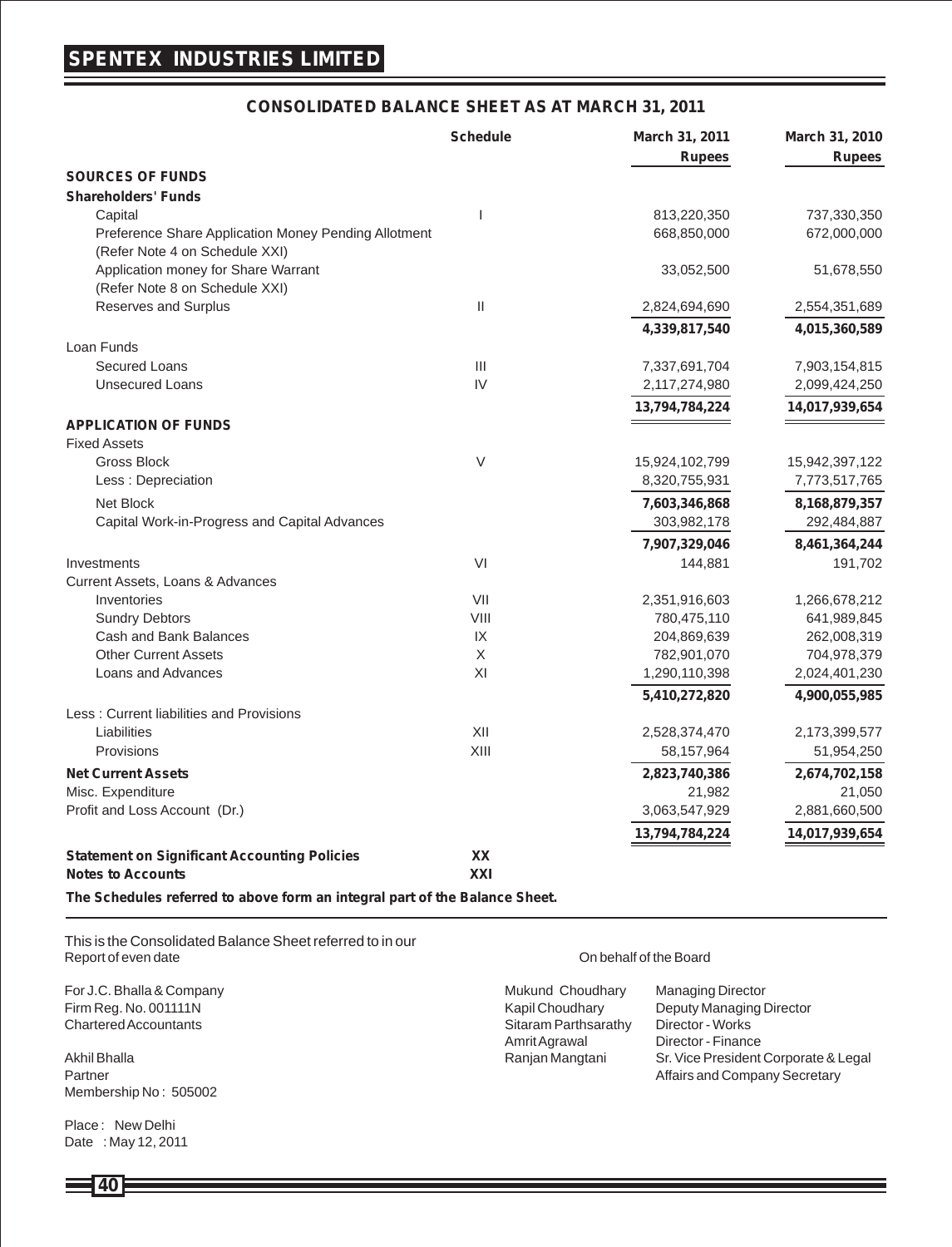## CONSOLIDATED BALANCE SHEET AS AT MARCH 31, 2011

| | Schedule | March 31, 2011 Rupees | March 31, 2010 Rupees |
|---|---|---|---|
| **SOURCES OF FUNDS** | | | |
| **Shareholders' Funds** | | | |
| Capital | I | 813,220,350 | 737,330,350 |
| Preference Share Application Money Pending Allotment (Refer Note 4 on Schedule XXI) | | 668,850,000 | 672,000,000 |
| Application money for Share Warrant (Refer Note 8 on Schedule XXI) | | 33,052,500 | 51,678,550 |
| Reserves and Surplus | II | 2,824,694,690 | 2,554,351,689 |
| | | **4,339,817,540** | **4,015,360,589** |
| Loan Funds | | | |
| Secured Loans | III | 7,337,691,704 | 7,903,154,815 |
| Unsecured Loans | IV | 2,117,274,980 | 2,099,424,250 |
| | | **13,794,784,224** | **14,017,939,654** |
| **APPLICATION OF FUNDS** | | | |
| Fixed Assets | | | |
| Gross Block | V | 15,924,102,799 | 15,942,397,122 |
| Less : Depreciation | | 8,320,755,931 | 7,773,517,765 |
| Net Block | | **7,603,346,868** | **8,168,879,357** |
| Capital Work-in-Progress and Capital Advances | | 303,982,178 | 292,484,887 |
| | | **7,907,329,046** | **8,461,364,244** |
| Investments | VI | 144,881 | 191,702 |
| Current Assets, Loans & Advances | | | |
| Inventories | VII | 2,351,916,603 | 1,266,678,212 |
| Sundry Debtors | VIII | 780,475,110 | 641,989,845 |
| Cash and Bank Balances | IX | 204,869,639 | 262,008,319 |
| Other Current Assets | X | 782,901,070 | 704,978,379 |
| Loans and Advances | XI | 1,290,110,398 | 2,024,401,230 |
| | | **5,410,272,820** | **4,900,055,985** |
| Less : Current liabilities and Provisions | | | |
| Liabilities | XII | 2,528,374,470 | 2,173,399,577 |
| Provisions | XIII | 58,157,964 | 51,954,250 |
| **Net Current Assets** | | **2,823,740,386** | **2,674,702,158** |
| Misc. Expenditure | | 21,982 | 21,050 |
| Profit and Loss Account (Dr.) | | 3,063,547,929 | 2,881,660,500 |
| | | **13,794,784,224** | **14,017,939,654** |
| **Statement on Significant Accounting Policies** | **XX** | | |
| **Notes to Accounts** | **XXI** | | |

**The Schedules referred to above form an integral part of the Balance Sheet.**

This is the Consolidated Balance Sheet referred to in our Report of even date

For J.C. Bhalla & Company
Firm Reg. No. 001111N
Chartered Accountants

Akhil Bhalla
Partner
Membership No : 505002

Place : New Delhi
Date : May 12, 2011

On behalf of the Board

| | |
|---|---|
| Mukund Choudhary | Managing Director |
| Kapil Choudhary | Deputy Managing Director |
| Sitaram Parthsarathy | Director - Works |
| Amrit Agrawal | Director - Finance |
| Ranjan Mangtani | Sr. Vice President Corporate & Legal Affairs and Company Secretary |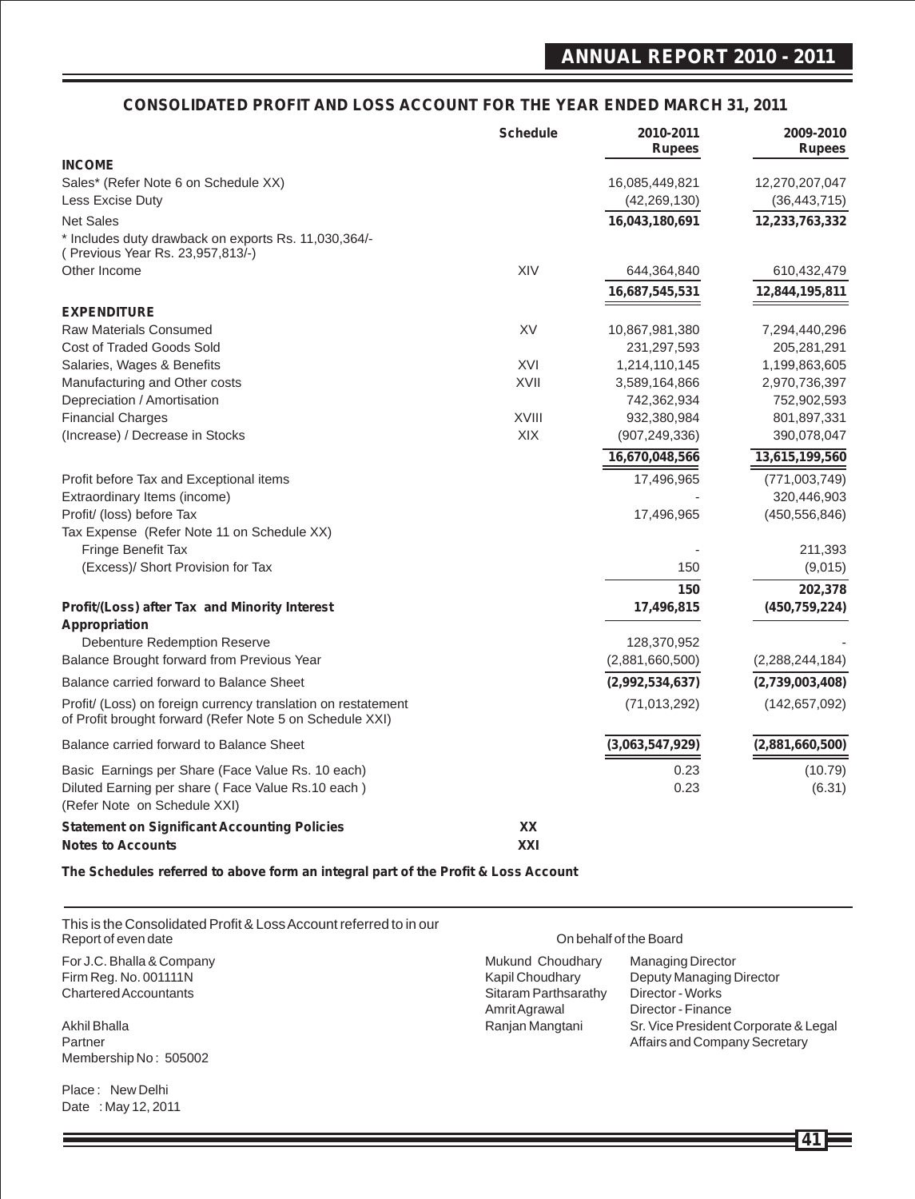## CONSOLIDATED PROFIT AND LOSS ACCOUNT FOR THE YEAR ENDED MARCH 31, 2011

| | Schedule | 2010-2011 Rupees | 2009-2010 Rupees |
|---|---|---|---|
| **INCOME** | | | |
| Sales* (Refer Note 6 on Schedule XX) | | 16,085,449,821 | 12,270,207,047 |
| Less Excise Duty | | (42,269,130) | (36,443,715) |
| Net Sales | | **16,043,180,691** | **12,233,763,332** |
| * Includes duty drawback on exports Rs. 11,030,364/- ( Previous Year Rs. 23,957,813/-) | | | |
| Other Income | XIV | 644,364,840 | 610,432,479 |
| | | **16,687,545,531** | **12,844,195,811** |
| **EXPENDITURE** | | | |
| Raw Materials Consumed | XV | 10,867,981,380 | 7,294,440,296 |
| Cost of Traded Goods Sold | | 231,297,593 | 205,281,291 |
| Salaries, Wages & Benefits | XVI | 1,214,110,145 | 1,199,863,605 |
| Manufacturing and Other costs | XVII | 3,589,164,866 | 2,970,736,397 |
| Depreciation / Amortisation | | 742,362,934 | 752,902,593 |
| Financial Charges | XVIII | 932,380,984 | 801,897,331 |
| (Increase) / Decrease in Stocks | XIX | (907,249,336) | 390,078,047 |
| | | **16,670,048,566** | **13,615,199,560** |
| Profit before Tax and Exceptional items | | 17,496,965 | (771,003,749) |
| Extraordinary Items (income) | | - | 320,446,903 |
| Profit/ (loss) before Tax | | 17,496,965 | (450,556,846) |
| Tax Expense (Refer Note 11 on Schedule XX) | | | |
| Fringe Benefit Tax | | - | 211,393 |
| (Excess)/ Short Provision for Tax | | 150 | (9,015) |
| | | **150** | **202,378** |
| **Profit/(Loss) after Tax and Minority Interest** | | **17,496,815** | **(450,759,224)** |
| **Appropriation** | | | |
| Debenture Redemption Reserve | | 128,370,952 | - |
| Balance Brought forward from Previous Year | | (2,881,660,500) | (2,288,244,184) |
| Balance carried forward to Balance Sheet | | **(2,992,534,637)** | **(2,739,003,408)** |
| Profit/ (Loss) on foreign currency translation on restatement of Profit brought forward (Refer Note 5 on Schedule XXI) | | (71,013,292) | (142,657,092) |
| Balance carried forward to Balance Sheet | | **(3,063,547,929)** | **(2,881,660,500)** |
| Basic Earnings per Share (Face Value Rs. 10 each) | | 0.23 | (10.79) |
| Diluted Earning per share ( Face Value Rs.10 each ) (Refer Note on Schedule XXI) | | 0.23 | (6.31) |
| **Statement on Significant Accounting Policies** | **XX** | | |
| **Notes to Accounts** | **XXI** | | |

**The Schedules referred to above form an integral part of the Profit & Loss Account**

This is the Consolidated Profit & Loss Account referred to in our Report of even date

For J.C. Bhalla & Company
Firm Reg. No. 001111N
Chartered Accountants

Akhil Bhalla
Partner
Membership No : 505002

Place : New Delhi
Date : May 12, 2011

On behalf of the Board

| | |
|---|---|
| Mukund Choudhary | Managing Director |
| Kapil Choudhary | Deputy Managing Director |
| Sitaram Parthsarathy | Director - Works |
| Amrit Agrawal | Director - Finance |
| Ranjan Mangtani | Sr. Vice President Corporate & Legal Affairs and Company Secretary |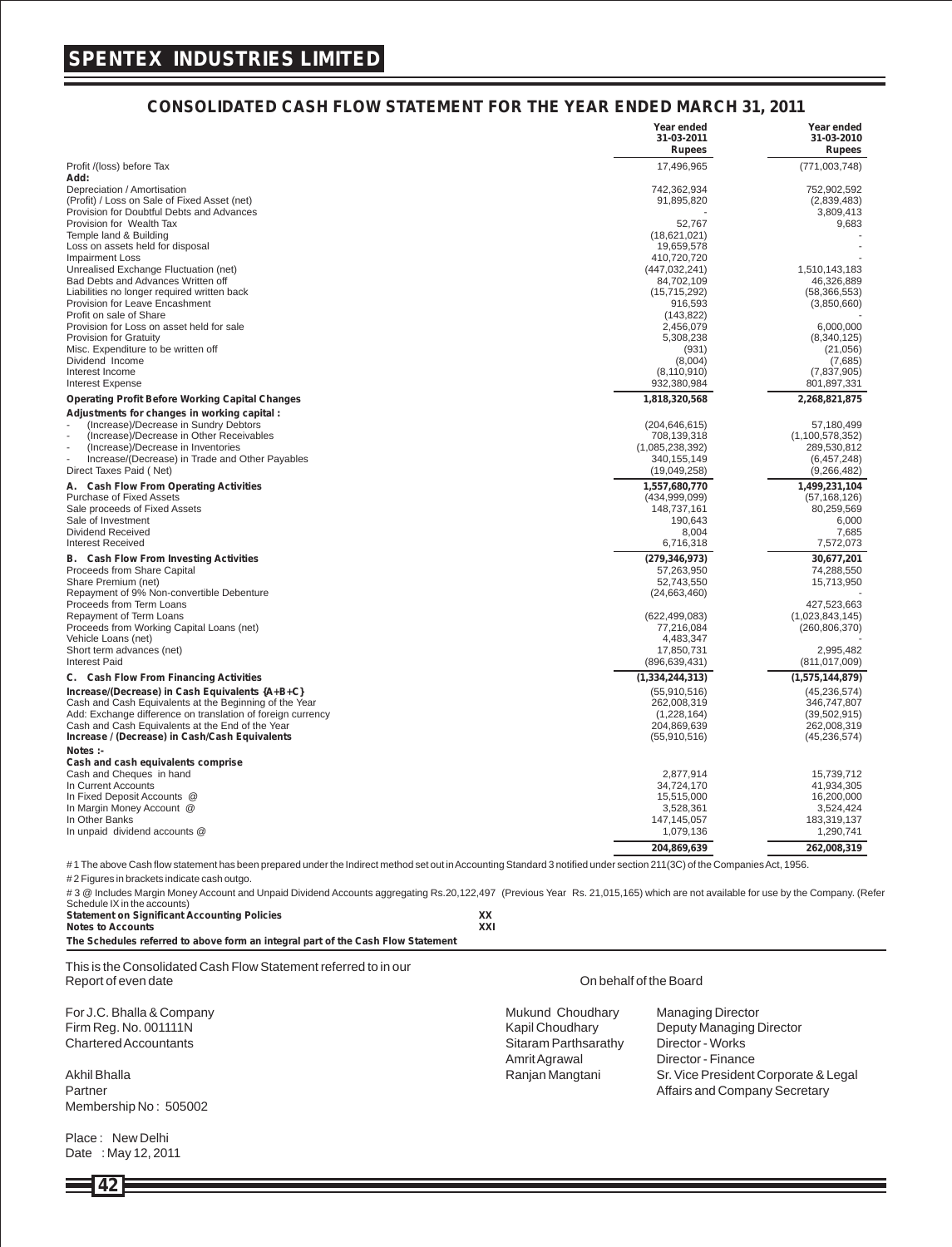# SPENTEX INDUSTRIES LIMITED

## CONSOLIDATED CASH FLOW STATEMENT FOR THE YEAR ENDED MARCH 31, 2011

| | Year ended 31-03-2011 Rupees | Year ended 31-03-2010 Rupees |
|---|---|---|
| Profit /(loss) before Tax | 17,496,965 | (771,003,748) |
| **Add:** | | |
| Depreciation / Amortisation | 742,362,934 | 752,902,592 |
| (Profit) / Loss on Sale of Fixed Asset (net) | 91,895,820 | (2,839,483) |
| Provision for Doubtful Debts and Advances | - | 3,809,413 |
| Provision for Wealth Tax | 52,767 | 9,683 |
| Temple land & Building | (18,621,021) | - |
| Loss on assets held for disposal | 19,659,578 | - |
| Impairment Loss | 410,720,720 | - |
| Unrealised Exchange Fluctuation (net) | (447,032,241) | 1,510,143,183 |
| Bad Debts and Advances Written off | 84,702,109 | 46,326,889 |
| Liabilities no longer required written back | (15,715,292) | (58,366,553) |
| Provision for Leave Encashment | 916,593 | (3,850,660) |
| Profit on sale of Share | (143,822) | - |
| Provision for Loss on asset held for sale | 2,456,079 | 6,000,000 |
| Provision for Gratuity | 5,308,238 | (8,340,125) |
| Misc. Expenditure to be written off | (931) | (21,056) |
| Dividend Income | (8,004) | (7,685) |
| Interest Income | (8,110,910) | (7,837,905) |
| Interest Expense | 932,380,984 | 801,897,331 |
| **Operating Profit Before Working Capital Changes** | **1,818,320,568** | **2,268,821,875** |
| **Adjustments for changes in working capital :** | | |
| - (Increase)/Decrease in Sundry Debtors | (204,646,615) | 57,180,499 |
| - (Increase)/Decrease in Other Receivables | 708,139,318 | (1,100,578,352) |
| - (Increase)/Decrease in Inventories | (1,085,238,392) | 289,530,812 |
| - Increase/(Decrease) in Trade and Other Payables | 340,155,149 | (6,457,248) |
| Direct Taxes Paid ( Net) | (19,049,258) | (9,266,482) |
| **A. Cash Flow From Operating Activities** | **1,557,680,770** | **1,499,231,104** |
| Purchase of Fixed Assets | (434,999,099) | (57,168,126) |
| Sale proceeds of Fixed Assets | 148,737,161 | 80,259,569 |
| Sale of Investment | 190,643 | 6,000 |
| Dividend Received | 8,004 | 7,685 |
| Interest Received | 6,716,318 | 7,572,073 |
| **B. Cash Flow From Investing Activities** | **(279,346,973)** | **30,677,201** |
| Proceeds from Share Capital | 57,263,950 | 74,288,550 |
| Share Premium (net) | 52,743,550 | 15,713,950 |
| Repayment of 9% Non-convertible Debenture | (24,663,460) | - |
| Proceeds from Term Loans | | 427,523,663 |
| Repayment of Term Loans | (622,499,083) | (1,023,843,145) |
| Proceeds from Working Capital Loans (net) | 77,216,084 | (260,806,370) |
| Vehicle Loans (net) | 4,483,347 | - |
| Short term advances (net) | 17,850,731 | 2,995,482 |
| Interest Paid | (896,639,431) | (811,017,009) |
| **C. Cash Flow From Financing Activities** | **(1,334,244,313)** | **(1,575,144,879)** |
| **Increase/(Decrease) in Cash Equivalents {A+B+C}** | (55,910,516) | (45,236,574) |
| Cash and Cash Equivalents at the Beginning of the Year | 262,008,319 | 346,747,807 |
| Add: Exchange difference on translation of foreign currency | (1,228,164) | (39,502,915) |
| Cash and Cash Equivalents at the End of the Year | 204,869,639 | 262,008,319 |
| **Increase / (Decrease) in Cash/Cash Equivalents** | (55,910,516) | (45,236,574) |
| **Notes :-** | | |
| **Cash and cash equivalents comprise** | | |
| Cash and Cheques in hand | 2,877,914 | 15,739,712 |
| In Current Accounts | 34,724,170 | 41,934,305 |
| In Fixed Deposit Accounts @ | 15,515,000 | 16,200,000 |
| In Margin Money Account @ | 3,528,361 | 3,524,424 |
| In Other Banks | 147,145,057 | 183,319,137 |
| In unpaid dividend accounts @ | 1,079,136 | 1,290,741 |
| | **204,869,639** | **262,008,319** |

# 1 The above Cash flow statement has been prepared under the Indirect method set out in Accounting Standard 3 notified under section 211(3C) of the Companies Act, 1956.

# 2 Figures in brackets indicate cash outgo.

# 3 @ Includes Margin Money Account and Unpaid Dividend Accounts aggregating Rs.20,122,497 (Previous Year Rs. 21,015,165) which are not available for use by the Company. (Refer Schedule IX in the accounts)

**Statement on Significant Accounting Policies** XX
**Notes to Accounts** XXI

**The Schedules referred to above form an integral part of the Cash Flow Statement**

This is the Consolidated Cash Flow Statement referred to in our Report of even date

For J.C. Bhalla & Company
Firm Reg. No. 001111N
Chartered Accountants

Akhil Bhalla
Partner
Membership No : 505002

Place : New Delhi
Date : May 12, 2011

On behalf of the Board

Mukund Choudhary — Managing Director
Kapil Choudhary — Deputy Managing Director
Sitaram Parthsarathy — Director - Works
Amrit Agrawal — Director - Finance
Ranjan Mangtani — Sr. Vice President Corporate & Legal Affairs and Company Secretary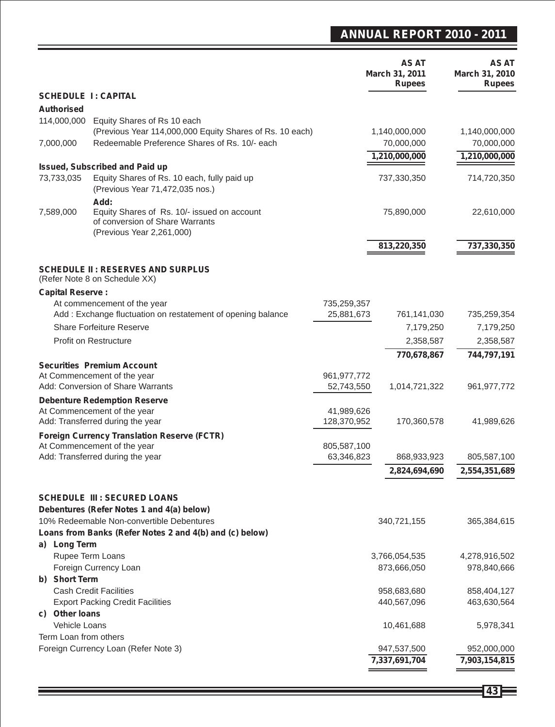| | | | AS AT March 31, 2011 Rupees | AS AT March 31, 2010 Rupees |
|---|---|---|---|---|
| **SCHEDULE I : CAPITAL** | | | | |
| **Authorised** | | | | |
| 114,000,000 | Equity Shares of Rs 10 each (Previous Year 114,000,000 Equity Shares of Rs. 10 each) | | 1,140,000,000 | 1,140,000,000 |
| 7,000,000 | Redeemable Preference Shares of Rs. 10/- each | | 70,000,000 | 70,000,000 |
| | | | **1,210,000,000** | **1,210,000,000** |
| **Issued, Subscribed and Paid up** | | | | |
| 73,733,035 | Equity Shares of Rs. 10 each, fully paid up (Previous Year 71,472,035 nos.) | | 737,330,350 | 714,720,350 |
| | **Add:** | | | |
| 7,589,000 | Equity Shares of Rs. 10/- issued on account of conversion of Share Warrants (Previous Year 2,261,000) | | 75,890,000 | 22,610,000 |
| | | | **813,220,350** | **737,330,350** |
| **SCHEDULE II : RESERVES AND SURPLUS** (Refer Note 8 on Schedule XX) | | | | |
| **Capital Reserve :** | | | | |
| | At commencement of the year | 735,259,357 | | |
| | Add : Exchange fluctuation on restatement of opening balance | 25,881,673 | 761,141,030 | 735,259,354 |
| | Share Forfeiture Reserve | | 7,179,250 | 7,179,250 |
| | Profit on Restructure | | 2,358,587 | 2,358,587 |
| | | | **770,678,867** | **744,797,191** |
| **Securities Premium Account** | | | | |
| | At Commencement of the year | 961,977,772 | | |
| | Add: Conversion of Share Warrants | 52,743,550 | 1,014,721,322 | 961,977,772 |
| **Debenture Redemption Reserve** | | | | |
| | At Commencement of the year | 41,989,626 | | |
| | Add: Transferred during the year | 128,370,952 | 170,360,578 | 41,989,626 |
| **Foreign Currency Translation Reserve (FCTR)** | | | | |
| | At Commencement of the year | 805,587,100 | | |
| | Add: Transferred during the year | 63,346,823 | 868,933,923 | 805,587,100 |
| | | | **2,824,694,690** | **2,554,351,689** |
| **SCHEDULE III : SECURED LOANS** | | | | |
| **Debentures (Refer Notes 1 and 4(a) below)** | | | | |
| | 10% Redeemable Non-convertible Debentures | | 340,721,155 | 365,384,615 |
| **Loans from Banks (Refer Notes 2 and 4(b) and (c) below)** | | | | |
| **a) Long Term** | | | | |
| | Rupee Term Loans | | 3,766,054,535 | 4,278,916,502 |
| | Foreign Currency Loan | | 873,666,050 | 978,840,666 |
| **b) Short Term** | | | | |
| | Cash Credit Facilities | | 958,683,680 | 858,404,127 |
| | Export Packing Credit Facilities | | 440,567,096 | 463,630,564 |
| **c) Other loans** | | | | |
| | Vehicle Loans | | 10,461,688 | 5,978,341 |
| Term Loan from others | | | | |
| Foreign Currency Loan (Refer Note 3) | | | 947,537,500 | 952,000,000 |
| | | | **7,337,691,704** | **7,903,154,815** |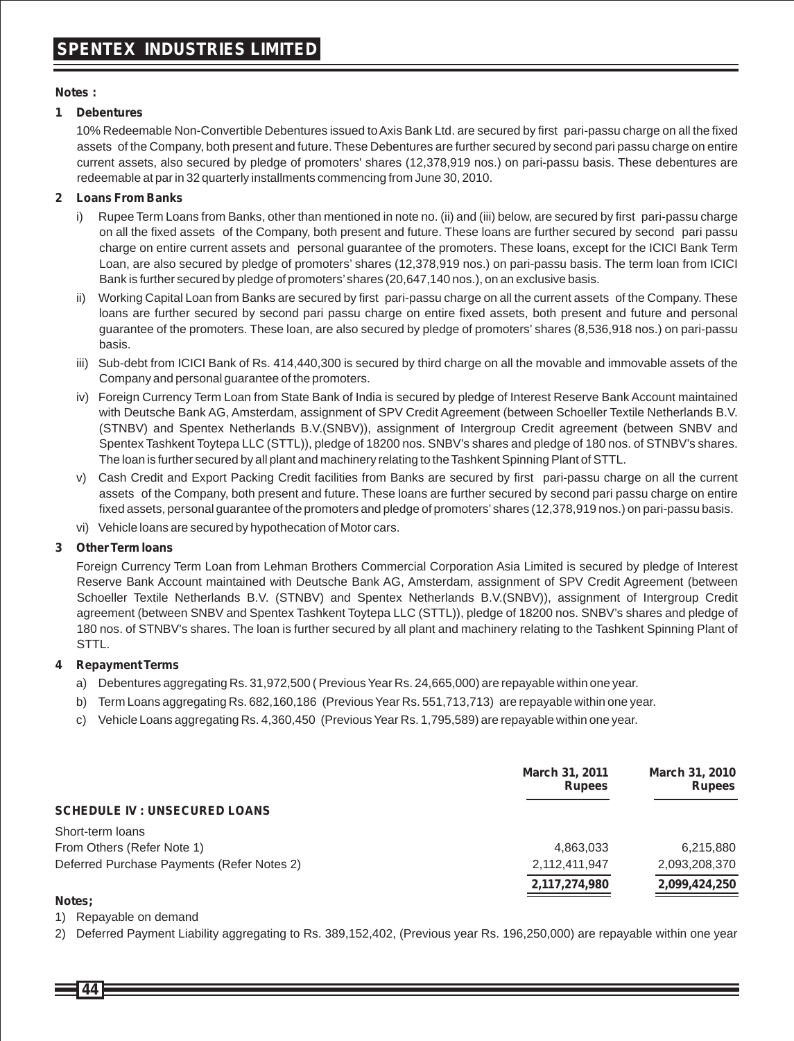**Notes :**

**1 Debentures**

10% Redeemable Non-Convertible Debentures issued to Axis Bank Ltd. are secured by first pari-passu charge on all the fixed assets of the Company, both present and future. These Debentures are further secured by second pari passu charge on entire current assets, also secured by pledge of promoters' shares (12,378,919 nos.) on pari-passu basis. These debentures are redeemable at par in 32 quarterly installments commencing from June 30, 2010.

**2 Loans From Banks**

i) Rupee Term Loans from Banks, other than mentioned in note no. (ii) and (iii) below, are secured by first pari-passu charge on all the fixed assets of the Company, both present and future. These loans are further secured by second pari passu charge on entire current assets and personal guarantee of the promoters. These loans, except for the ICICI Bank Term Loan, are also secured by pledge of promoters' shares (12,378,919 nos.) on pari-passu basis. The term loan from ICICI Bank is further secured by pledge of promoters' shares (20,647,140 nos.), on an exclusive basis.

ii) Working Capital Loan from Banks are secured by first pari-passu charge on all the current assets of the Company. These loans are further secured by second pari passu charge on entire fixed assets, both present and future and personal guarantee of the promoters. These loan, are also secured by pledge of promoters' shares (8,536,918 nos.) on pari-passu basis.

iii) Sub-debt from ICICI Bank of Rs. 414,440,300 is secured by third charge on all the movable and immovable assets of the Company and personal guarantee of the promoters.

iv) Foreign Currency Term Loan from State Bank of India is secured by pledge of Interest Reserve Bank Account maintained with Deutsche Bank AG, Amsterdam, assignment of SPV Credit Agreement (between Schoeller Textile Netherlands B.V. (STNBV) and Spentex Netherlands B.V.(SNBV)), assignment of Intergroup Credit agreement (between SNBV and Spentex Tashkent Toytepa LLC (STTL)), pledge of 18200 nos. SNBV's shares and pledge of 180 nos. of STNBV's shares. The loan is further secured by all plant and machinery relating to the Tashkent Spinning Plant of STTL.

v) Cash Credit and Export Packing Credit facilities from Banks are secured by first pari-passu charge on all the current assets of the Company, both present and future. These loans are further secured by second pari passu charge on entire fixed assets, personal guarantee of the promoters and pledge of promoters' shares (12,378,919 nos.) on pari-passu basis.

vi) Vehicle loans are secured by hypothecation of Motor cars.

**3 Other Term loans**

Foreign Currency Term Loan from Lehman Brothers Commercial Corporation Asia Limited is secured by pledge of Interest Reserve Bank Account maintained with Deutsche Bank AG, Amsterdam, assignment of SPV Credit Agreement (between Schoeller Textile Netherlands B.V. (STNBV) and Spentex Netherlands B.V.(SNBV)), assignment of Intergroup Credit agreement (between SNBV and Spentex Tashkent Toytepa LLC (STTL)), pledge of 18200 nos. SNBV's shares and pledge of 180 nos. of STNBV's shares. The loan is further secured by all plant and machinery relating to the Tashkent Spinning Plant of STTL.

**4 Repayment Terms**

a) Debentures aggregating Rs. 31,972,500 ( Previous Year Rs. 24,665,000) are repayable within one year.

b) Term Loans aggregating Rs. 682,160,186 (Previous Year Rs. 551,713,713) are repayable within one year.

c) Vehicle Loans aggregating Rs. 4,360,450 (Previous Year Rs. 1,795,589) are repayable within one year.

| | March 31, 2011 Rupees | March 31, 2010 Rupees |
|---|---|---|
| **SCHEDULE IV : UNSECURED LOANS** | | |
| Short-term loans | | |
| From Others (Refer Note 1) | 4,863,033 | 6,215,880 |
| Deferred Purchase Payments (Refer Notes 2) | 2,112,411,947 | 2,093,208,370 |
| | **2,117,274,980** | **2,099,424,250** |

**Notes;**

1) Repayable on demand

2) Deferred Payment Liability aggregating to Rs. 389,152,402, (Previous year Rs. 196,250,000) are repayable within one year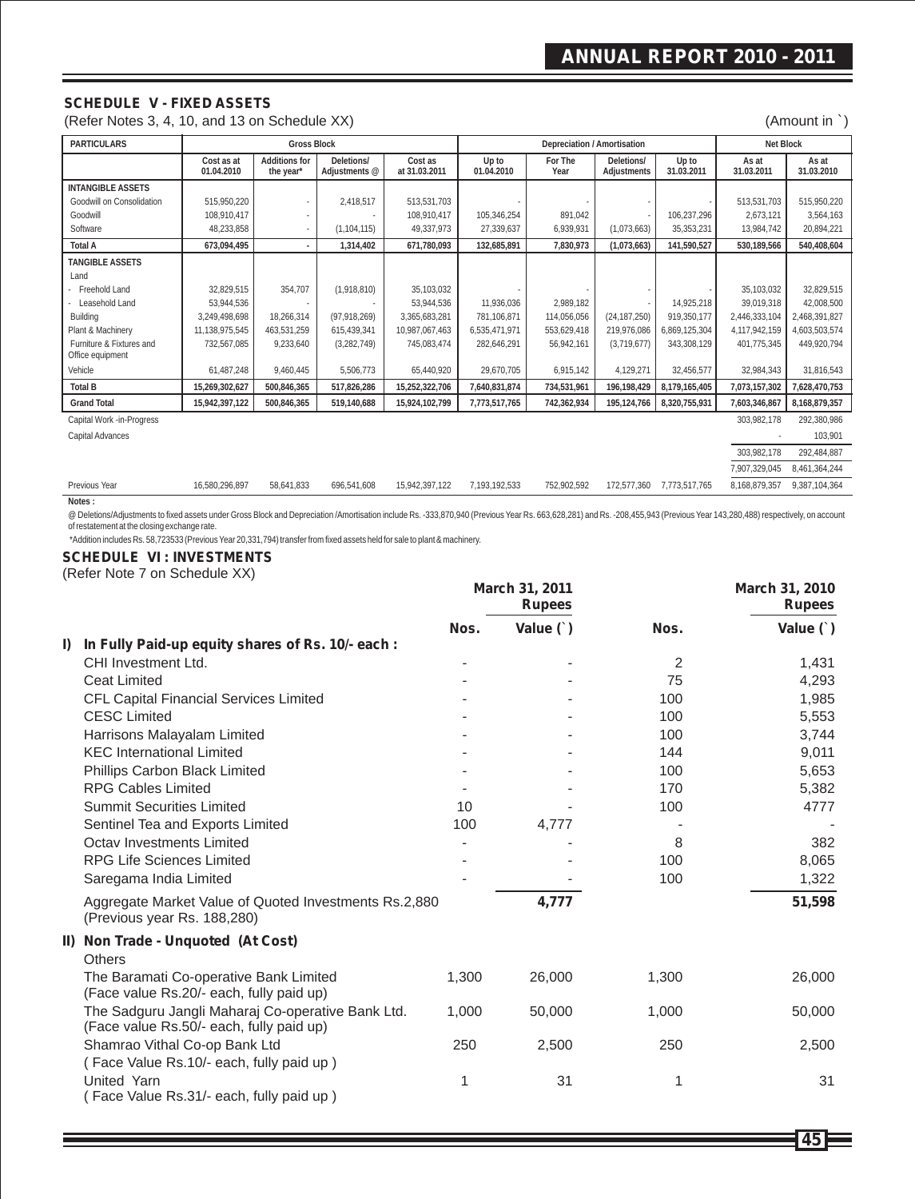## SCHEDULE V - FIXED ASSETS

(Refer Notes 3, 4, 10, and 13 on Schedule XX) (Amount in `)

| PARTICULARS | Gross Block | | | | Depreciation / Amortisation | | | | Net Block | |
|---|---|---|---|---|---|---|---|---|---|---|
| | Cost as at 01.04.2010 | Additions for the year* | Deletions/ Adjustments @ | Cost as at 31.03.2011 | Up to 01.04.2010 | For The Year | Deletions/ Adjustments | Up to 31.03.2011 | As at 31.03.2011 | As at 31.03.2010 |
| **INTANGIBLE ASSETS** | | | | | | | | | | |
| Goodwill on Consolidation | 515,950,220 | - | 2,418,517 | 513,531,703 | - | - | - | - | 513,531,703 | 515,950,220 |
| Goodwill | 108,910,417 | - | - | 108,910,417 | 105,346,254 | 891,042 | - | 106,237,296 | 2,673,121 | 3,564,163 |
| Software | 48,233,858 | - | (1,104,115) | 49,337,973 | 27,339,637 | 6,939,931 | (1,073,663) | 35,353,231 | 13,984,742 | 20,894,221 |
| **Total A** | **673,094,495** | **-** | **1,314,402** | **671,780,093** | **132,685,891** | **7,830,973** | **(1,073,663)** | **141,590,527** | **530,189,566** | **540,408,604** |
| **TANGIBLE ASSETS** | | | | | | | | | | |
| Land | | | | | | | | | | |
| - Freehold Land | 32,829,515 | 354,707 | (1,918,810) | 35,103,032 | - | - | - | - | 35,103,032 | 32,829,515 |
| - Leasehold Land | 53,944,536 | - | - | 53,944,536 | 11,936,036 | 2,989,182 | - | 14,925,218 | 39,019,318 | 42,008,500 |
| Building | 3,249,498,698 | 18,266,314 | (97,918,269) | 3,365,683,281 | 781,106,871 | 114,056,056 | (24,187,250) | 919,350,177 | 2,446,333,104 | 2,468,391,827 |
| Plant & Machinery | 11,138,975,545 | 463,531,259 | 615,439,341 | 10,987,067,463 | 6,535,471,971 | 553,629,418 | 219,976,086 | 6,869,125,304 | 4,117,942,159 | 4,603,503,574 |
| Furniture & Fixtures and Office equipment | 732,567,085 | 9,233,640 | (3,282,749) | 745,083,474 | 282,646,291 | 56,942,161 | (3,719,677) | 343,308,129 | 401,775,345 | 449,920,794 |
| Vehicle | 61,487,248 | 9,460,445 | 5,506,773 | 65,440,920 | 29,670,705 | 6,915,142 | 4,129,271 | 32,456,577 | 32,984,343 | 31,816,543 |
| **Total B** | **15,269,302,627** | **500,846,365** | **517,826,286** | **15,252,322,706** | **7,640,831,874** | **734,531,961** | **196,198,429** | **8,179,165,405** | **7,073,157,302** | **7,628,470,753** |
| **Grand Total** | **15,942,397,122** | **500,846,365** | **519,140,688** | **15,924,102,799** | **7,773,517,765** | **742,362,934** | **195,124,766** | **8,320,755,931** | **7,603,346,867** | **8,168,879,357** |
| Capital Work -in-Progress | | | | | | | | | 303,982,178 | 292,380,986 |
| Capital Advances | | | | | | | | | - | 103,901 |
| | | | | | | | | | 303,982,178 | 292,484,887 |
| | | | | | | | | | 7,907,329,045 | 8,461,364,244 |
| Previous Year | 16,580,296,897 | 58,641,833 | 696,541,608 | 15,942,397,122 | 7,193,192,533 | 752,902,592 | 172,577,360 | 7,773,517,765 | 8,168,879,357 | 9,387,104,364 |

**Notes :**

@ Deletions/Adjustments to fixed assets under Gross Block and Depreciation /Amortisation include Rs. -333,870,940 (Previous Year Rs. 663,628,281) and Rs. -208,455,943 (Previous Year 143,280,488) respectively, on account of restatement at the closing exchange rate.

*Addition includes Rs. 58,723533 (Previous Year 20,331,794) transfer from fixed assets held for sale to plant & machinery.

## SCHEDULE VI : INVESTMENTS

(Refer Note 7 on Schedule XX)

| | March 31, 2011 Rupees | | March 31, 2010 Rupees | |
|---|---|---|---|---|
| | Nos. | Value (`) | Nos. | Value (`) |
| **I) In Fully Paid-up equity shares of Rs. 10/- each :** | | | | |
| CHI Investment Ltd. | - | - | 2 | 1,431 |
| Ceat Limited | - | - | 75 | 4,293 |
| CFL Capital Financial Services Limited | - | - | 100 | 1,985 |
| CESC Limited | - | - | 100 | 5,553 |
| Harrisons Malayalam Limited | - | - | 100 | 3,744 |
| KEC International Limited | - | - | 144 | 9,011 |
| Phillips Carbon Black Limited | - | - | 100 | 5,653 |
| RPG Cables Limited | - | - | 170 | 5,382 |
| Summit Securities Limited | 10 | - | 100 | 4777 |
| Sentinel Tea and Exports Limited | 100 | 4,777 | - | - |
| Octav Investments Limited | - | - | 8 | 382 |
| RPG Life Sciences Limited | - | - | 100 | 8,065 |
| Saregama India Limited | - | - | 100 | 1,322 |
| Aggregate Market Value of Quoted Investments Rs.2,880 (Previous year Rs. 188,280) | | **4,777** | | **51,598** |
| **II) Non Trade - Unquoted (At Cost)** | | | | |
| Others | | | | |
| The Baramati Co-operative Bank Limited (Face value Rs.20/- each, fully paid up) | 1,300 | 26,000 | 1,300 | 26,000 |
| The Sadguru Jangli Maharaj Co-operative Bank Ltd. (Face value Rs.50/- each, fully paid up) | 1,000 | 50,000 | 1,000 | 50,000 |
| Shamrao Vithal Co-op Bank Ltd ( Face Value Rs.10/- each, fully paid up ) | 250 | 2,500 | 250 | 2,500 |
| United Yarn ( Face Value Rs.31/- each, fully paid up ) | 1 | 31 | 1 | 31 |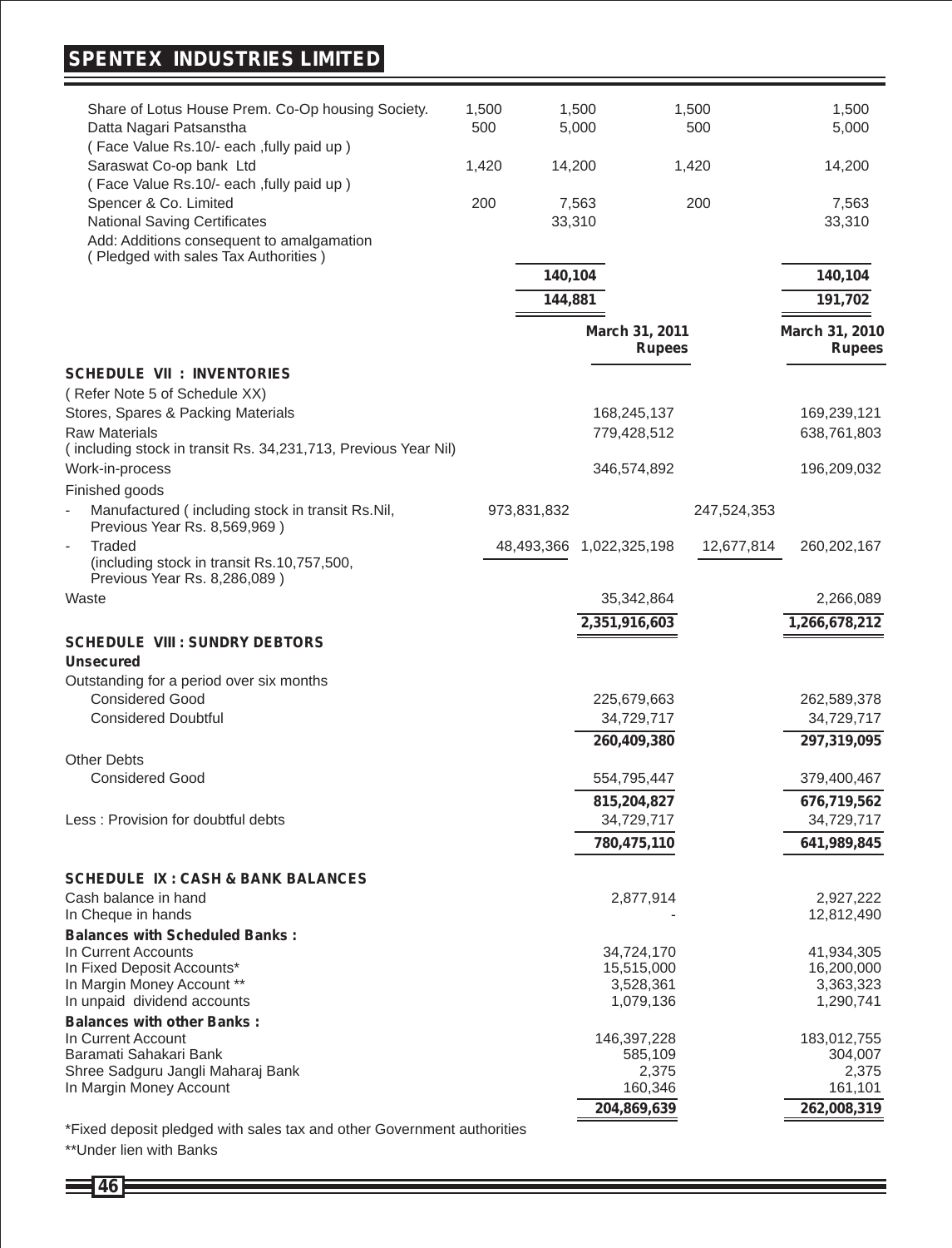| | | | | |
|---|---|---|---|---|
| Share of Lotus House Prem. Co-Op housing Society. | 1,500 | 1,500 | 1,500 | 1,500 |
| Datta Nagari Patsanstha | 500 | 5,000 | 500 | 5,000 |
| ( Face Value Rs.10/- each ,fully paid up ) | | | | |
| Saraswat Co-op bank Ltd | 1,420 | 14,200 | 1,420 | 14,200 |
| ( Face Value Rs.10/- each ,fully paid up ) | | | | |
| Spencer & Co. Limited | 200 | 7,563 | 200 | 7,563 |
| National Saving Certificates | | 33,310 | | 33,310 |
| Add: Additions consequent to amalgamation ( Pledged with sales Tax Authorities ) | | | | |
| | | **140,104** | | **140,104** |
| | | **144,881** | | **191,702** |

| | | March 31, 2011 Rupees | | March 31, 2010 Rupees |
|---|---|---|---|---|
| **SCHEDULE VII : INVENTORIES** | | | | |
| ( Refer Note 5 of Schedule XX) | | | | |
| Stores, Spares & Packing Materials | | 168,245,137 | | 169,239,121 |
| Raw Materials ( including stock in transit Rs. 34,231,713, Previous Year Nil) | | 779,428,512 | | 638,761,803 |
| Work-in-process | | 346,574,892 | | 196,209,032 |
| Finished goods | | | | |
| - Manufactured ( including stock in transit Rs.Nil, Previous Year Rs. 8,569,969 ) | 973,831,832 | | 247,524,353 | |
| - Traded (including stock in transit Rs.10,757,500, Previous Year Rs. 8,286,089 ) | 48,493,366 | 1,022,325,198 | 12,677,814 | 260,202,167 |
| Waste | | 35,342,864 | | 2,266,089 |
| | | **2,351,916,603** | | **1,266,678,212** |
| **SCHEDULE VIII : SUNDRY DEBTORS** | | | | |
| **Unsecured** | | | | |
| Outstanding for a period over six months | | | | |
| Considered Good | | 225,679,663 | | 262,589,378 |
| Considered Doubtful | | 34,729,717 | | 34,729,717 |
| | | **260,409,380** | | **297,319,095** |
| Other Debts | | | | |
| Considered Good | | 554,795,447 | | 379,400,467 |
| | | **815,204,827** | | **676,719,562** |
| Less : Provision for doubtful debts | | 34,729,717 | | 34,729,717 |
| | | **780,475,110** | | **641,989,845** |
| **SCHEDULE IX : CASH & BANK BALANCES** | | | | |
| Cash balance in hand | | 2,877,914 | | 2,927,222 |
| In Cheque in hands | | - | | 12,812,490 |
| **Balances with Scheduled Banks :** | | | | |
| In Current Accounts | | 34,724,170 | | 41,934,305 |
| In Fixed Deposit Accounts* | | 15,515,000 | | 16,200,000 |
| In Margin Money Account ** | | 3,528,361 | | 3,363,323 |
| In unpaid dividend accounts | | 1,079,136 | | 1,290,741 |
| **Balances with other Banks :** | | | | |
| In Current Account | | 146,397,228 | | 183,012,755 |
| Baramati Sahakari Bank | | 585,109 | | 304,007 |
| Shree Sadguru Jangli Maharaj Bank | | 2,375 | | 2,375 |
| In Margin Money Account | | 160,346 | | 161,101 |
| | | **204,869,639** | | **262,008,319** |

*Fixed deposit pledged with sales tax and other Government authorities

**Under lien with Banks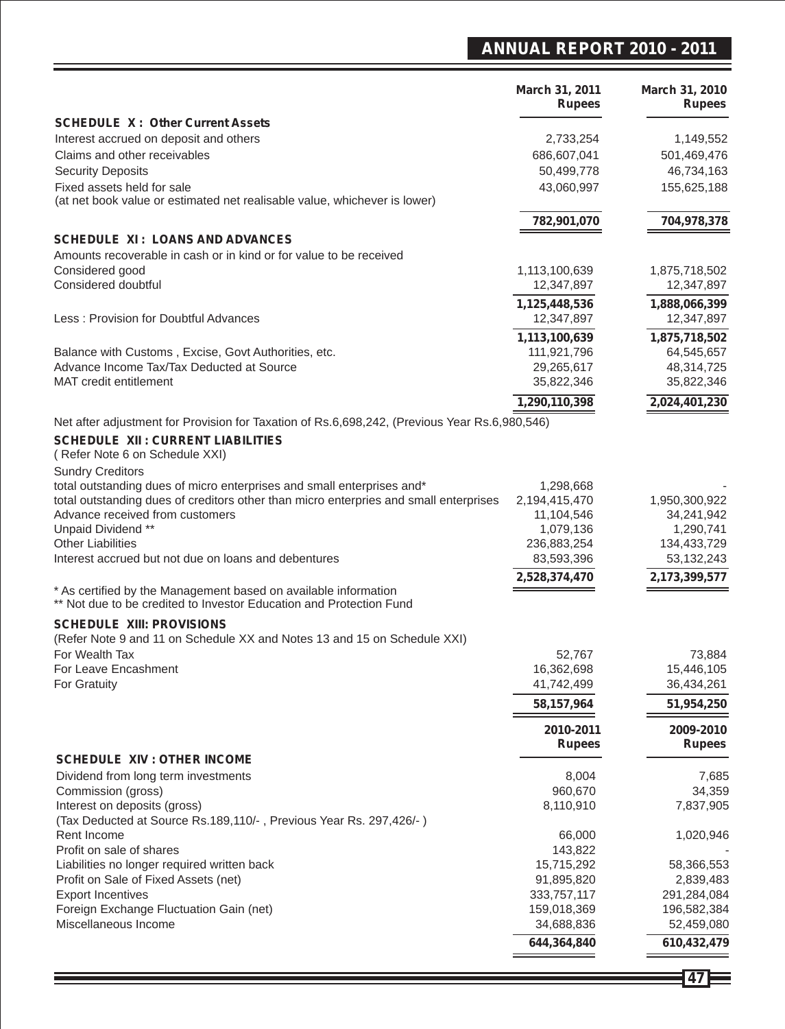| | March 31, 2011 Rupees | March 31, 2010 Rupees |
|---|---|---|
| **SCHEDULE X : Other Current Assets** | | |
| Interest accrued on deposit and others | 2,733,254 | 1,149,552 |
| Claims and other receivables | 686,607,041 | 501,469,476 |
| Security Deposits | 50,499,778 | 46,734,163 |
| Fixed assets held for sale (at net book value or estimated net realisable value, whichever is lower) | 43,060,997 | 155,625,188 |
| | **782,901,070** | **704,978,378** |
| **SCHEDULE XI : LOANS AND ADVANCES** | | |
| Amounts recoverable in cash or in kind or for value to be received | | |
| Considered good | 1,113,100,639 | 1,875,718,502 |
| Considered doubtful | 12,347,897 | 12,347,897 |
| | **1,125,448,536** | **1,888,066,399** |
| Less : Provision for Doubtful Advances | 12,347,897 | 12,347,897 |
| | **1,113,100,639** | **1,875,718,502** |
| Balance with Customs , Excise, Govt Authorities, etc. | 111,921,796 | 64,545,657 |
| Advance Income Tax/Tax Deducted at Source | 29,265,617 | 48,314,725 |
| MAT credit entitlement | 35,822,346 | 35,822,346 |
| | **1,290,110,398** | **2,024,401,230** |

Net after adjustment for Provision for Taxation of Rs.6,698,242, (Previous Year Rs.6,980,546)

| | March 31, 2011 Rupees | March 31, 2010 Rupees |
|---|---|---|
| **SCHEDULE XII : CURRENT LIABILITIES** ( Refer Note 6 on Schedule XXI) | | |
| Sundry Creditors | | |
| total outstanding dues of micro enterprises and small enterprises and* | 1,298,668 | - |
| total outstanding dues of creditors other than micro enterprises and small enterprises | 2,194,415,470 | 1,950,300,922 |
| Advance received from customers | 11,104,546 | 34,241,942 |
| Unpaid Dividend ** | 1,079,136 | 1,290,741 |
| Other Liabilities | 236,883,254 | 134,433,729 |
| Interest accrued but not due on loans and debentures | 83,593,396 | 53,132,243 |
| | **2,528,374,470** | **2,173,399,577** |

\* As certified by the Management based on available information
** Not due to be credited to Investor Education and Protection Fund

| | March 31, 2011 Rupees | March 31, 2010 Rupees |
|---|---|---|
| **SCHEDULE XIII: PROVISIONS** (Refer Note 9 and 11 on Schedule XX and Notes 13 and 15 on Schedule XXI) | | |
| For Wealth Tax | 52,767 | 73,884 |
| For Leave Encashment | 16,362,698 | 15,446,105 |
| For Gratuity | 41,742,499 | 36,434,261 |
| | **58,157,964** | **51,954,250** |

| | 2010-2011 Rupees | 2009-2010 Rupees |
|---|---|---|
| **SCHEDULE XIV : OTHER INCOME** | | |
| Dividend from long term investments | 8,004 | 7,685 |
| Commission (gross) | 960,670 | 34,359 |
| Interest on deposits (gross) (Tax Deducted at Source Rs.189,110/- , Previous Year Rs. 297,426/- ) | 8,110,910 | 7,837,905 |
| Rent Income | 66,000 | 1,020,946 |
| Profit on sale of shares | 143,822 | - |
| Liabilities no longer required written back | 15,715,292 | 58,366,553 |
| Profit on Sale of Fixed Assets (net) | 91,895,820 | 2,839,483 |
| Export Incentives | 333,757,117 | 291,284,084 |
| Foreign Exchange Fluctuation Gain (net) | 159,018,369 | 196,582,384 |
| Miscellaneous Income | 34,688,836 | 52,459,080 |
| | **644,364,840** | **610,432,479** |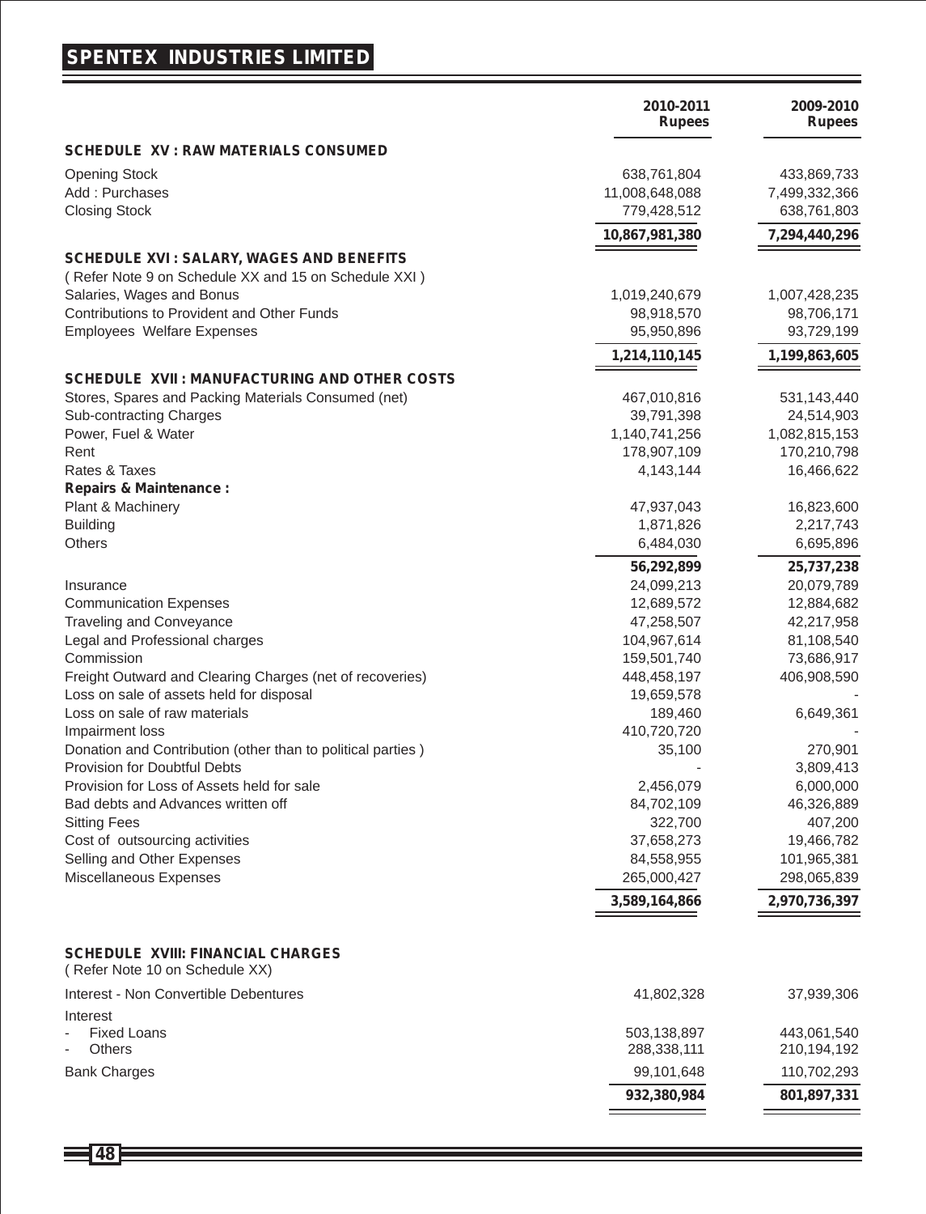| | 2010-2011 Rupees | 2009-2010 Rupees |
|---|---|---|
| **SCHEDULE XV : RAW MATERIALS CONSUMED** | | |
| Opening Stock | 638,761,804 | 433,869,733 |
| Add : Purchases | 11,008,648,088 | 7,499,332,366 |
| Closing Stock | 779,428,512 | 638,761,803 |
| | **10,867,981,380** | **7,294,440,296** |
| **SCHEDULE XVI : SALARY, WAGES AND BENEFITS** | | |
| ( Refer Note 9 on Schedule XX and 15 on Schedule XXI ) | | |
| Salaries, Wages and Bonus | 1,019,240,679 | 1,007,428,235 |
| Contributions to Provident and Other Funds | 98,918,570 | 98,706,171 |
| Employees Welfare Expenses | 95,950,896 | 93,729,199 |
| | **1,214,110,145** | **1,199,863,605** |
| **SCHEDULE XVII : MANUFACTURING AND OTHER COSTS** | | |
| Stores, Spares and Packing Materials Consumed (net) | 467,010,816 | 531,143,440 |
| Sub-contracting Charges | 39,791,398 | 24,514,903 |
| Power, Fuel & Water | 1,140,741,256 | 1,082,815,153 |
| Rent | 178,907,109 | 170,210,798 |
| Rates & Taxes | 4,143,144 | 16,466,622 |
| **Repairs & Maintenance :** | | |
| Plant & Machinery | 47,937,043 | 16,823,600 |
| Building | 1,871,826 | 2,217,743 |
| Others | 6,484,030 | 6,695,896 |
| | **56,292,899** | **25,737,238** |
| Insurance | 24,099,213 | 20,079,789 |
| Communication Expenses | 12,689,572 | 12,884,682 |
| Traveling and Conveyance | 47,258,507 | 42,217,958 |
| Legal and Professional charges | 104,967,614 | 81,108,540 |
| Commission | 159,501,740 | 73,686,917 |
| Freight Outward and Clearing Charges (net of recoveries) | 448,458,197 | 406,908,590 |
| Loss on sale of assets held for disposal | 19,659,578 | - |
| Loss on sale of raw materials | 189,460 | 6,649,361 |
| Impairment loss | 410,720,720 | - |
| Donation and Contribution (other than to political parties ) | 35,100 | 270,901 |
| Provision for Doubtful Debts | - | 3,809,413 |
| Provision for Loss of Assets held for sale | 2,456,079 | 6,000,000 |
| Bad debts and Advances written off | 84,702,109 | 46,326,889 |
| Sitting Fees | 322,700 | 407,200 |
| Cost of outsourcing activities | 37,658,273 | 19,466,782 |
| Selling and Other Expenses | 84,558,955 | 101,965,381 |
| Miscellaneous Expenses | 265,000,427 | 298,065,839 |
| | **3,589,164,866** | **2,970,736,397** |
| **SCHEDULE XVIII: FINANCIAL CHARGES** | | |
| ( Refer Note 10 on Schedule XX) | | |
| Interest - Non Convertible Debentures | 41,802,328 | 37,939,306 |
| Interest | | |
| - Fixed Loans | 503,138,897 | 443,061,540 |
| - Others | 288,338,111 | 210,194,192 |
| Bank Charges | 99,101,648 | 110,702,293 |
| | **932,380,984** | **801,897,331** |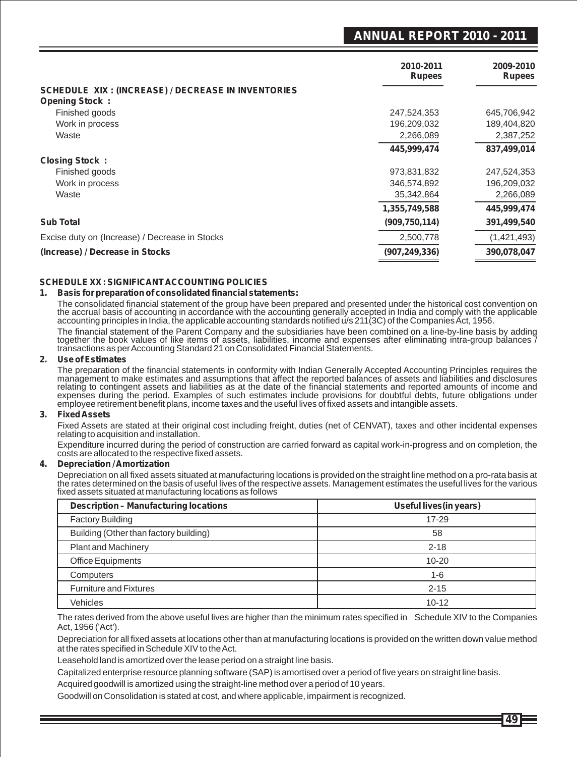| | 2010-2011 Rupees | 2009-2010 Rupees |
|---|---|---|
| **SCHEDULE XIX : (INCREASE) / DECREASE IN INVENTORIES** | | |
| **Opening Stock :** | | |
| Finished goods | 247,524,353 | 645,706,942 |
| Work in process | 196,209,032 | 189,404,820 |
| Waste | 2,266,089 | 2,387,252 |
| | **445,999,474** | **837,499,014** |
| **Closing Stock :** | | |
| Finished goods | 973,831,832 | 247,524,353 |
| Work in process | 346,574,892 | 196,209,032 |
| Waste | 35,342,864 | 2,266,089 |
| | **1,355,749,588** | **445,999,474** |
| **Sub Total** | **(909,750,114)** | **391,499,540** |
| Excise duty on (Increase) / Decrease in Stocks | 2,500,778 | (1,421,493) |
| **(Increase) / Decrease in Stocks** | **(907,249,336)** | **390,078,047** |

## SCHEDULE XX : SIGNIFICANT ACCOUNTING POLICIES

**1. Basis for preparation of consolidated financial statements:**

The consolidated financial statement of the group have been prepared and presented under the historical cost convention on the accrual basis of accounting in accordance with the accounting generally accepted in India and comply with the applicable accounting principles in India, the applicable accounting standards notified u/s 211(3C) of the Companies Act, 1956.

The financial statement of the Parent Company and the subsidiaries have been combined on a line-by-line basis by adding together the book values of like items of assets, liabilities, income and expenses after eliminating intra-group balances / transactions as per Accounting Standard 21 on Consolidated Financial Statements.

**2. Use of Estimates**

The preparation of the financial statements in conformity with Indian Generally Accepted Accounting Principles requires the management to make estimates and assumptions that affect the reported balances of assets and liabilities and disclosures relating to contingent assets and liabilities as at the date of the financial statements and reported amounts of income and expenses during the period. Examples of such estimates include provisions for doubtful debts, future obligations under employee retirement benefit plans, income taxes and the useful lives of fixed assets and intangible assets.

**3. Fixed Assets**

Fixed Assets are stated at their original cost including freight, duties (net of CENVAT), taxes and other incidental expenses relating to acquisition and installation.

Expenditure incurred during the period of construction are carried forward as capital work-in-progress and on completion, the costs are allocated to the respective fixed assets.

**4. Depreciation / Amortization**

Depreciation on all fixed assets situated at manufacturing locations is provided on the straight line method on a pro-rata basis at the rates determined on the basis of useful lives of the respective assets. Management estimates the useful lives for the various fixed assets situated at manufacturing locations as follows

| Description – Manufacturing locations | Useful lives (in years) |
|---|---|
| Factory Building | 17-29 |
| Building (Other than factory building) | 58 |
| Plant and Machinery | 2-18 |
| Office Equipments | 10-20 |
| Computers | 1-6 |
| Furniture and Fixtures | 2-15 |
| Vehicles | 10-12 |

The rates derived from the above useful lives are higher than the minimum rates specified in Schedule XIV to the Companies Act, 1956 ('Act').

Depreciation for all fixed assets at locations other than at manufacturing locations is provided on the written down value method at the rates specified in Schedule XIV to the Act.

Leasehold land is amortized over the lease period on a straight line basis.

Capitalized enterprise resource planning software (SAP) is amortised over a period of five years on straight line basis.

Acquired goodwill is amortized using the straight-line method over a period of 10 years.

Goodwill on Consolidation is stated at cost, and where applicable, impairment is recognized.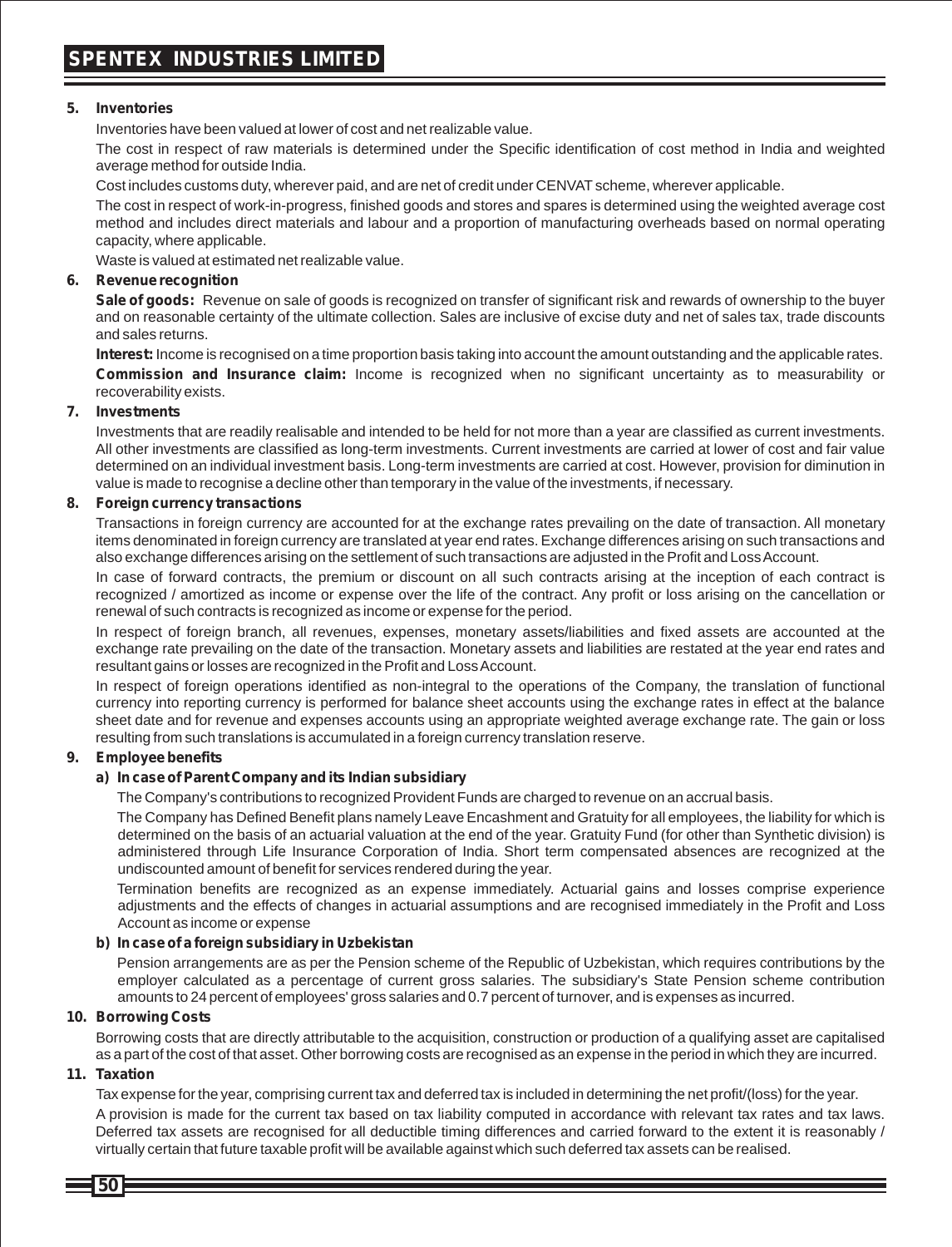**5. Inventories**

Inventories have been valued at lower of cost and net realizable value.

The cost in respect of raw materials is determined under the Specific identification of cost method in India and weighted average method for outside India.

Cost includes customs duty, wherever paid, and are net of credit under CENVAT scheme, wherever applicable.

The cost in respect of work-in-progress, finished goods and stores and spares is determined using the weighted average cost method and includes direct materials and labour and a proportion of manufacturing overheads based on normal operating capacity, where applicable.

Waste is valued at estimated net realizable value.

**6. Revenue recognition**

**Sale of goods:** Revenue on sale of goods is recognized on transfer of significant risk and rewards of ownership to the buyer and on reasonable certainty of the ultimate collection. Sales are inclusive of excise duty and net of sales tax, trade discounts and sales returns.

**Interest:** Income is recognised on a time proportion basis taking into account the amount outstanding and the applicable rates.

**Commission and Insurance claim:** Income is recognized when no significant uncertainty as to measurability or recoverability exists.

**7. Investments**

Investments that are readily realisable and intended to be held for not more than a year are classified as current investments. All other investments are classified as long-term investments. Current investments are carried at lower of cost and fair value determined on an individual investment basis. Long-term investments are carried at cost. However, provision for diminution in value is made to recognise a decline other than temporary in the value of the investments, if necessary.

**8. Foreign currency transactions**

Transactions in foreign currency are accounted for at the exchange rates prevailing on the date of transaction. All monetary items denominated in foreign currency are translated at year end rates. Exchange differences arising on such transactions and also exchange differences arising on the settlement of such transactions are adjusted in the Profit and Loss Account.

In case of forward contracts, the premium or discount on all such contracts arising at the inception of each contract is recognized / amortized as income or expense over the life of the contract. Any profit or loss arising on the cancellation or renewal of such contracts is recognized as income or expense for the period.

In respect of foreign branch, all revenues, expenses, monetary assets/liabilities and fixed assets are accounted at the exchange rate prevailing on the date of the transaction. Monetary assets and liabilities are restated at the year end rates and resultant gains or losses are recognized in the Profit and Loss Account.

In respect of foreign operations identified as non-integral to the operations of the Company, the translation of functional currency into reporting currency is performed for balance sheet accounts using the exchange rates in effect at the balance sheet date and for revenue and expenses accounts using an appropriate weighted average exchange rate. The gain or loss resulting from such translations is accumulated in a foreign currency translation reserve.

**9. Employee benefits**

**a) In case of Parent Company and its Indian subsidiary**

The Company's contributions to recognized Provident Funds are charged to revenue on an accrual basis.

The Company has Defined Benefit plans namely Leave Encashment and Gratuity for all employees, the liability for which is determined on the basis of an actuarial valuation at the end of the year. Gratuity Fund (for other than Synthetic division) is administered through Life Insurance Corporation of India. Short term compensated absences are recognized at the undiscounted amount of benefit for services rendered during the year.

Termination benefits are recognized as an expense immediately. Actuarial gains and losses comprise experience adjustments and the effects of changes in actuarial assumptions and are recognised immediately in the Profit and Loss Account as income or expense

**b) In case of a foreign subsidiary in Uzbekistan**

Pension arrangements are as per the Pension scheme of the Republic of Uzbekistan, which requires contributions by the employer calculated as a percentage of current gross salaries. The subsidiary's State Pension scheme contribution amounts to 24 percent of employees' gross salaries and 0.7 percent of turnover, and is expenses as incurred.

**10. Borrowing Costs**

Borrowing costs that are directly attributable to the acquisition, construction or production of a qualifying asset are capitalised as a part of the cost of that asset. Other borrowing costs are recognised as an expense in the period in which they are incurred.

**11. Taxation**

Tax expense for the year, comprising current tax and deferred tax is included in determining the net profit/(loss) for the year.

A provision is made for the current tax based on tax liability computed in accordance with relevant tax rates and tax laws. Deferred tax assets are recognised for all deductible timing differences and carried forward to the extent it is reasonably / virtually certain that future taxable profit will be available against which such deferred tax assets can be realised.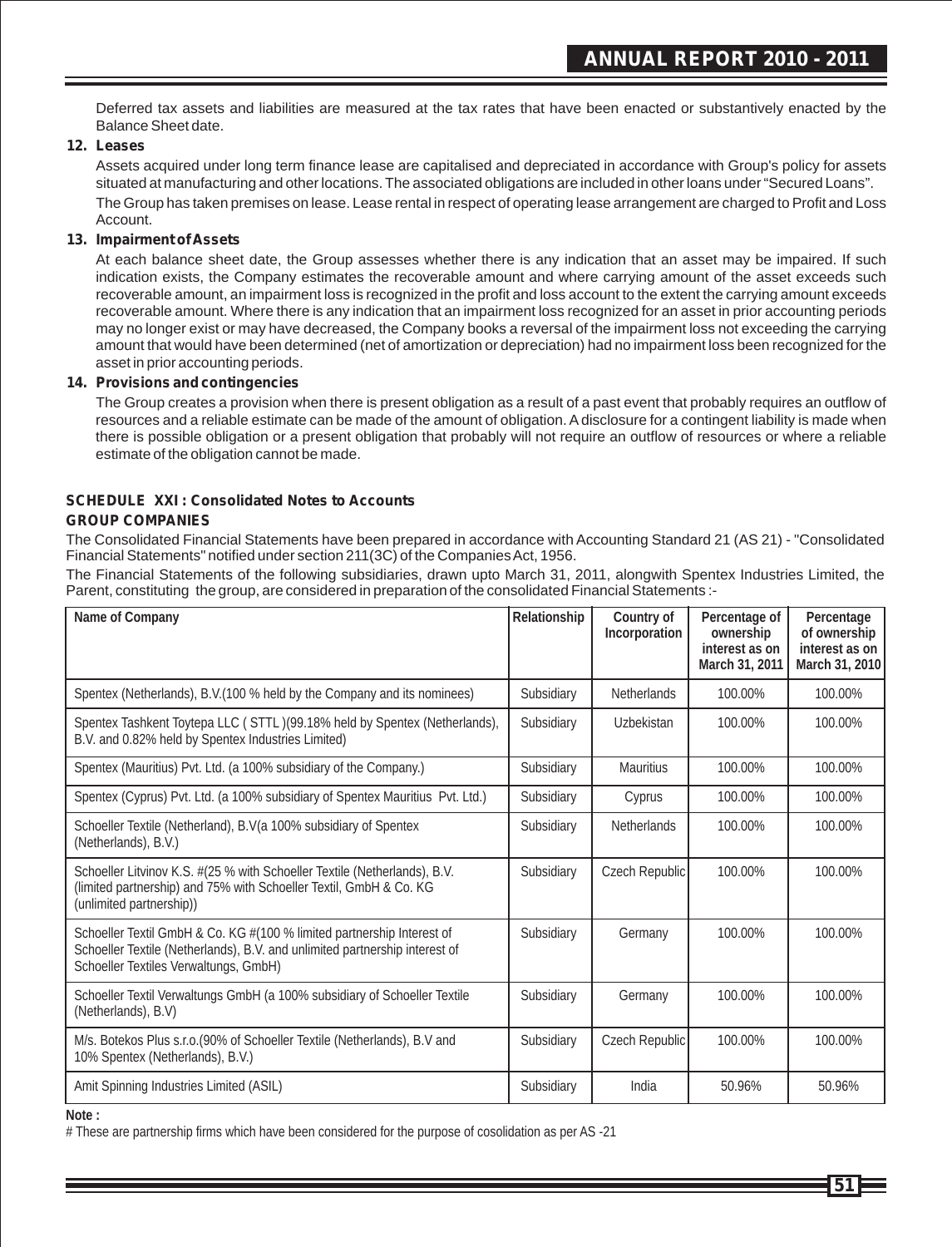Deferred tax assets and liabilities are measured at the tax rates that have been enacted or substantively enacted by the Balance Sheet date.

**12. Leases**

Assets acquired under long term finance lease are capitalised and depreciated in accordance with Group's policy for assets situated at manufacturing and other locations. The associated obligations are included in other loans under "Secured Loans".

The Group has taken premises on lease. Lease rental in respect of operating lease arrangement are charged to Profit and Loss Account.

**13. Impairment of Assets**

At each balance sheet date, the Group assesses whether there is any indication that an asset may be impaired. If such indication exists, the Company estimates the recoverable amount and where carrying amount of the asset exceeds such recoverable amount, an impairment loss is recognized in the profit and loss account to the extent the carrying amount exceeds recoverable amount. Where there is any indication that an impairment loss recognized for an asset in prior accounting periods may no longer exist or may have decreased, the Company books a reversal of the impairment loss not exceeding the carrying amount that would have been determined (net of amortization or depreciation) had no impairment loss been recognized for the asset in prior accounting periods.

**14. Provisions and contingencies**

The Group creates a provision when there is present obligation as a result of a past event that probably requires an outflow of resources and a reliable estimate can be made of the amount of obligation. A disclosure for a contingent liability is made when there is possible obligation or a present obligation that probably will not require an outflow of resources or where a reliable estimate of the obligation cannot be made.

## SCHEDULE XXI : Consolidated Notes to Accounts

### GROUP COMPANIES

The Consolidated Financial Statements have been prepared in accordance with Accounting Standard 21 (AS 21) - "Consolidated Financial Statements" notified under section 211(3C) of the Companies Act, 1956.

The Financial Statements of the following subsidiaries, drawn upto March 31, 2011, alongwith Spentex Industries Limited, the Parent, constituting the group, are considered in preparation of the consolidated Financial Statements :-

| Name of Company | Relationship | Country of Incorporation | Percentage of ownership interest as on March 31, 2011 | Percentage of ownership interest as on March 31, 2010 |
|---|---|---|---|---|
| Spentex (Netherlands), B.V.(100 % held by the Company and its nominees) | Subsidiary | Netherlands | 100.00% | 100.00% |
| Spentex Tashkent Toytepa LLC ( STTL )(99.18% held by Spentex (Netherlands), B.V. and 0.82% held by Spentex Industries Limited) | Subsidiary | Uzbekistan | 100.00% | 100.00% |
| Spentex (Mauritius) Pvt. Ltd. (a 100% subsidiary of the Company.) | Subsidiary | Mauritius | 100.00% | 100.00% |
| Spentex (Cyprus) Pvt. Ltd. (a 100% subsidiary of Spentex Mauritius Pvt. Ltd.) | Subsidiary | Cyprus | 100.00% | 100.00% |
| Schoeller Textile (Netherland), B.V(a 100% subsidiary of Spentex (Netherlands), B.V.) | Subsidiary | Netherlands | 100.00% | 100.00% |
| Schoeller Litvinov K.S. #(25 % with Schoeller Textile (Netherlands), B.V. (limited partnership) and 75% with Schoeller Textil, GmbH & Co. KG (unlimited partnership)) | Subsidiary | Czech Republic | 100.00% | 100.00% |
| Schoeller Textil GmbH & Co. KG #(100 % limited partnership Interest of Schoeller Textile (Netherlands), B.V. and unlimited partnership interest of Schoeller Textiles Verwaltungs, GmbH) | Subsidiary | Germany | 100.00% | 100.00% |
| Schoeller Textil Verwaltungs GmbH (a 100% subsidiary of Schoeller Textile (Netherlands), B.V) | Subsidiary | Germany | 100.00% | 100.00% |
| M/s. Botekos Plus s.r.o.(90% of Schoeller Textile (Netherlands), B.V and 10% Spentex (Netherlands), B.V.) | Subsidiary | Czech Republic | 100.00% | 100.00% |
| Amit Spinning Industries Limited (ASIL) | Subsidiary | India | 50.96% | 50.96% |

**Note :**

# These are partnership firms which have been considered for the purpose of cosolidation as per AS -21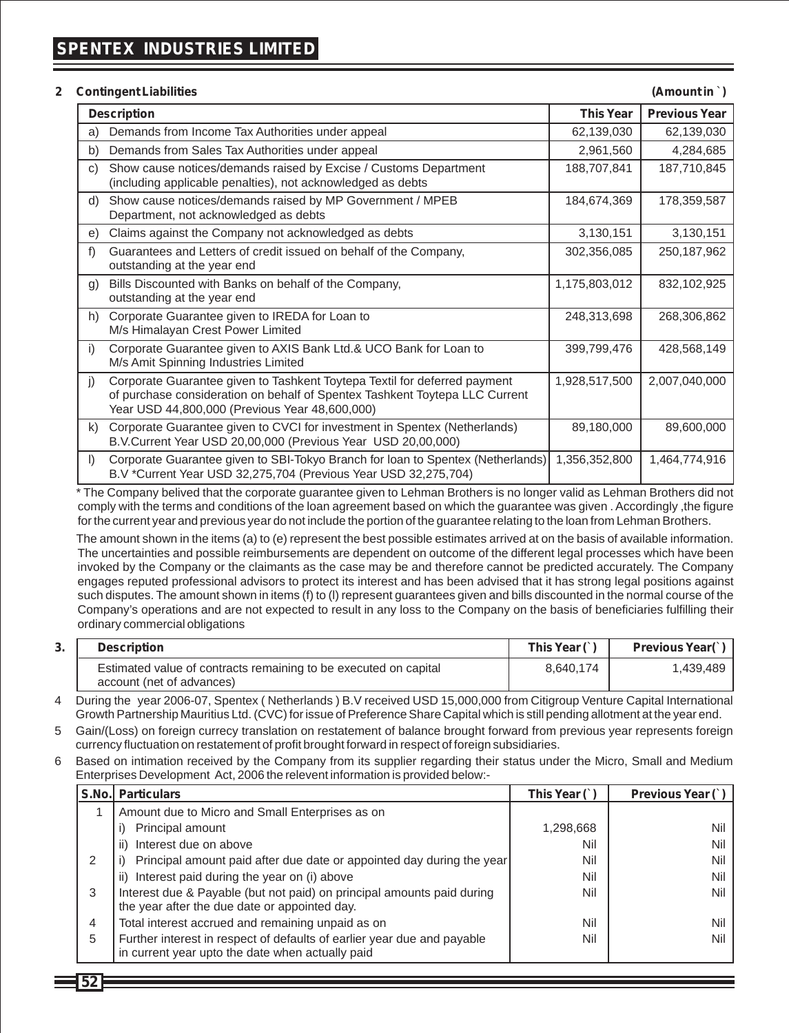**2 Contingent Liabilities** **(Amount in `)**

| Description | This Year | Previous Year |
|---|---|---|
| a) Demands from Income Tax Authorities under appeal | 62,139,030 | 62,139,030 |
| b) Demands from Sales Tax Authorities under appeal | 2,961,560 | 4,284,685 |
| c) Show cause notices/demands raised by Excise / Customs Department (including applicable penalties), not acknowledged as debts | 188,707,841 | 187,710,845 |
| d) Show cause notices/demands raised by MP Government / MPEB Department, not acknowledged as debts | 184,674,369 | 178,359,587 |
| e) Claims against the Company not acknowledged as debts | 3,130,151 | 3,130,151 |
| f) Guarantees and Letters of credit issued on behalf of the Company, outstanding at the year end | 302,356,085 | 250,187,962 |
| g) Bills Discounted with Banks on behalf of the Company, outstanding at the year end | 1,175,803,012 | 832,102,925 |
| h) Corporate Guarantee given to IREDA for Loan to M/s Himalayan Crest Power Limited | 248,313,698 | 268,306,862 |
| i) Corporate Guarantee given to AXIS Bank Ltd.& UCO Bank for Loan to M/s Amit Spinning Industries Limited | 399,799,476 | 428,568,149 |
| j) Corporate Guarantee given to Tashkent Toytepa Textil for deferred payment of purchase consideration on behalf of Spentex Tashkent Toytepa LLC Current Year USD 44,800,000 (Previous Year 48,600,000) | 1,928,517,500 | 2,007,040,000 |
| k) Corporate Guarantee given to CVCI for investment in Spentex (Netherlands) B.V.Current Year USD 20,00,000 (Previous Year USD 20,00,000) | 89,180,000 | 89,600,000 |
| l) Corporate Guarantee given to SBI-Tokyo Branch for loan to Spentex (Netherlands) B.V *Current Year USD 32,275,704 (Previous Year USD 32,275,704) | 1,356,352,800 | 1,464,774,916 |

\* The Company belived that the corporate guarantee given to Lehman Brothers is no longer valid as Lehman Brothers did not comply with the terms and conditions of the loan agreement based on which the guarantee was given . Accordingly ,the figure for the current year and previous year do not include the portion of the guarantee relating to the loan from Lehman Brothers.

The amount shown in the items (a) to (e) represent the best possible estimates arrived at on the basis of available information. The uncertainties and possible reimbursements are dependent on outcome of the different legal processes which have been invoked by the Company or the claimants as the case may be and therefore cannot be predicted accurately. The Company engages reputed professional advisors to protect its interest and has been advised that it has strong legal positions against such disputes. The amount shown in items (f) to (l) represent guarantees given and bills discounted in the normal course of the Company's operations and are not expected to result in any loss to the Company on the basis of beneficiaries fulfilling their ordinary commercial obligations

**3.**

| Description | This Year (`) | Previous Year(`) |
|---|---|---|
| Estimated value of contracts remaining to be executed on capital account (net of advances) | 8,640,174 | 1,439,489 |

4 During the year 2006-07, Spentex ( Netherlands ) B.V received USD 15,000,000 from Citigroup Venture Capital International Growth Partnership Mauritius Ltd. (CVC) for issue of Preference Share Capital which is still pending allotment at the year end.

5 Gain/(Loss) on foreign currecy translation on restatement of balance brought forward from previous year represents foreign currency fluctuation on restatement of profit brought forward in respect of foreign subsidiaries.

6 Based on intimation received by the Company from its supplier regarding their status under the Micro, Small and Medium Enterprises Development Act, 2006 the relevent information is provided below:-

| S.No. | Particulars | This Year (`) | Previous Year (`) |
|---|---|---|---|
| 1 | Amount due to Micro and Small Enterprises as on | | |
| | i) Principal amount | 1,298,668 | Nil |
| | ii) Interest due on above | Nil | Nil |
| 2 | i) Principal amount paid after due date or appointed day during the year | Nil | Nil |
| | ii) Interest paid during the year on (i) above | Nil | Nil |
| 3 | Interest due & Payable (but not paid) on principal amounts paid during the year after the due date or appointed day. | Nil | Nil |
| 4 | Total interest accrued and remaining unpaid as on | Nil | Nil |
| 5 | Further interest in respect of defaults of earlier year due and payable in current year upto the date when actually paid | Nil | Nil |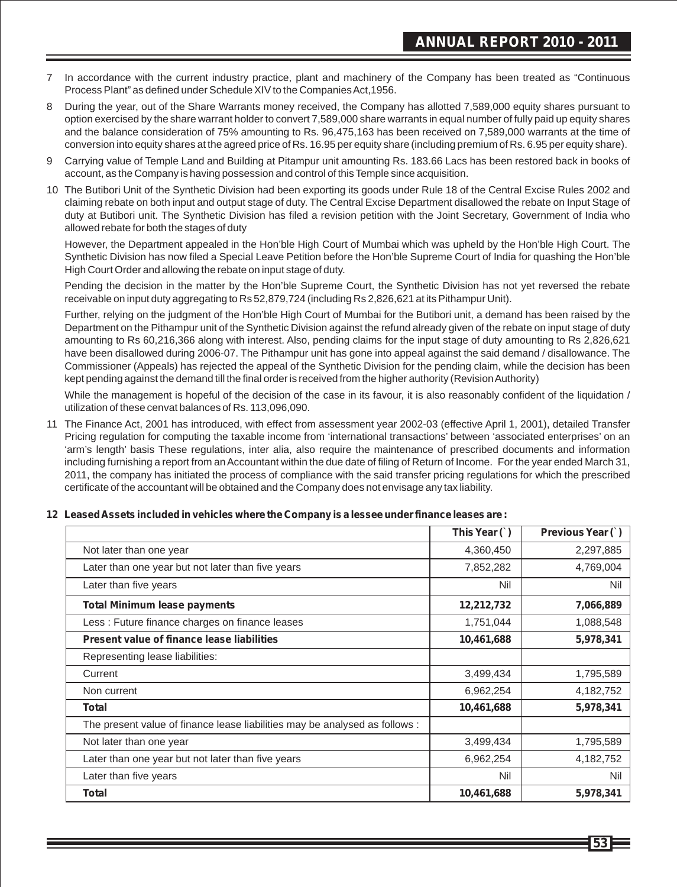7 In accordance with the current industry practice, plant and machinery of the Company has been treated as "Continuous Process Plant" as defined under Schedule XIV to the Companies Act,1956.

8 During the year, out of the Share Warrants money received, the Company has allotted 7,589,000 equity shares pursuant to option exercised by the share warrant holder to convert 7,589,000 share warrants in equal number of fully paid up equity shares and the balance consideration of 75% amounting to Rs. 96,475,163 has been received on 7,589,000 warrants at the time of conversion into equity shares at the agreed price of Rs. 16.95 per equity share (including premium of Rs. 6.95 per equity share).

9 Carrying value of Temple Land and Building at Pitampur unit amounting Rs. 183.66 Lacs has been restored back in books of account, as the Company is having possession and control of this Temple since acquisition.

10 The Butibori Unit of the Synthetic Division had been exporting its goods under Rule 18 of the Central Excise Rules 2002 and claiming rebate on both input and output stage of duty. The Central Excise Department disallowed the rebate on Input Stage of duty at Butibori unit. The Synthetic Division has filed a revision petition with the Joint Secretary, Government of India who allowed rebate for both the stages of duty

However, the Department appealed in the Hon'ble High Court of Mumbai which was upheld by the Hon'ble High Court. The Synthetic Division has now filed a Special Leave Petition before the Hon'ble Supreme Court of India for quashing the Hon'ble High Court Order and allowing the rebate on input stage of duty.

Pending the decision in the matter by the Hon'ble Supreme Court, the Synthetic Division has not yet reversed the rebate receivable on input duty aggregating to Rs 52,879,724 (including Rs 2,826,621 at its Pithampur Unit).

Further, relying on the judgment of the Hon'ble High Court of Mumbai for the Butibori unit, a demand has been raised by the Department on the Pithampur unit of the Synthetic Division against the refund already given of the rebate on input stage of duty amounting to Rs 60,216,366 along with interest. Also, pending claims for the input stage of duty amounting to Rs 2,826,621 have been disallowed during 2006-07. The Pithampur unit has gone into appeal against the said demand / disallowance. The Commissioner (Appeals) has rejected the appeal of the Synthetic Division for the pending claim, while the decision has been kept pending against the demand till the final order is received from the higher authority (Revision Authority)

While the management is hopeful of the decision of the case in its favour, it is also reasonably confident of the liquidation / utilization of these cenvat balances of Rs. 113,096,090.

11 The Finance Act, 2001 has introduced, with effect from assessment year 2002-03 (effective April 1, 2001), detailed Transfer Pricing regulation for computing the taxable income from 'international transactions' between 'associated enterprises' on an 'arm's length' basis These regulations, inter alia, also require the maintenance of prescribed documents and information including furnishing a report from an Accountant within the due date of filing of Return of Income. For the year ended March 31, 2011, the company has initiated the process of compliance with the said transfer pricing regulations for which the prescribed certificate of the accountant will be obtained and the Company does not envisage any tax liability.

**12 Leased Assets included in vehicles where the Company is a lessee under finance leases are :**

| | This Year (`) | Previous Year (`) |
|---|---|---|
| Not later than one year | 4,360,450 | 2,297,885 |
| Later than one year but not later than five years | 7,852,282 | 4,769,004 |
| Later than five years | Nil | Nil |
| **Total Minimum lease payments** | **12,212,732** | **7,066,889** |
| Less : Future finance charges on finance leases | 1,751,044 | 1,088,548 |
| **Present value of finance lease liabilities** | **10,461,688** | **5,978,341** |
| Representing lease liabilities: | | |
| Current | 3,499,434 | 1,795,589 |
| Non current | 6,962,254 | 4,182,752 |
| **Total** | **10,461,688** | **5,978,341** |
| The present value of finance lease liabilities may be analysed as follows : | | |
| Not later than one year | 3,499,434 | 1,795,589 |
| Later than one year but not later than five years | 6,962,254 | 4,182,752 |
| Later than five years | Nil | Nil |
| **Total** | **10,461,688** | **5,978,341** |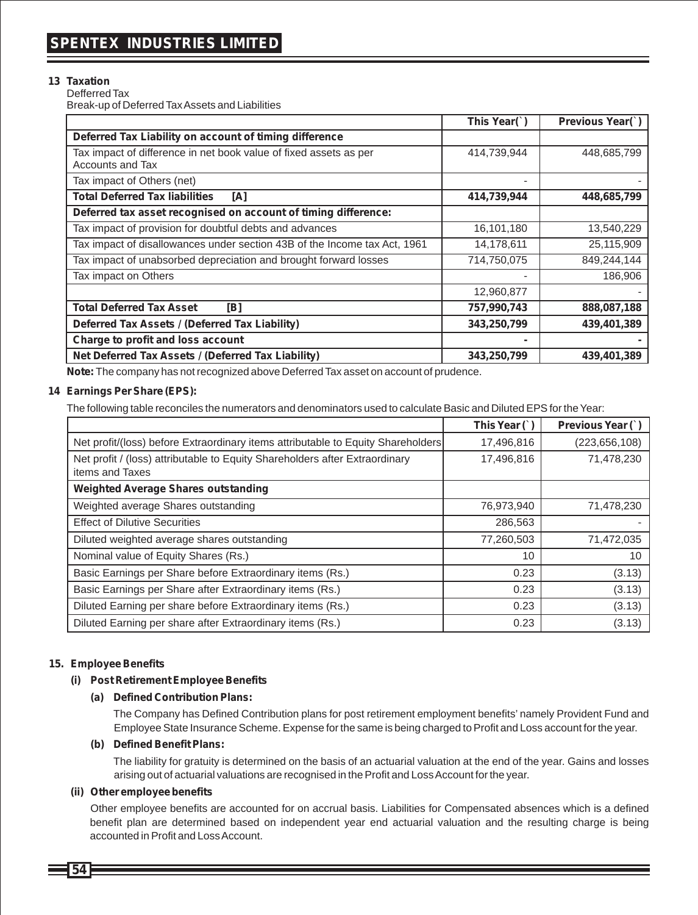**13 Taxation**

Defferred Tax

Break-up of Deferred Tax Assets and Liabilities

| | This Year(`) | Previous Year(`) |
|---|---|---|
| **Deferred Tax Liability on account of timing difference** | | |
| Tax impact of difference in net book value of fixed assets as per Accounts and Tax | 414,739,944 | 448,685,799 |
| Tax impact of Others (net) | - | - |
| **Total Deferred Tax liabilities [A]** | **414,739,944** | **448,685,799** |
| **Deferred tax asset recognised on account of timing difference:** | | |
| Tax impact of provision for doubtful debts and advances | 16,101,180 | 13,540,229 |
| Tax impact of disallowances under section 43B of the Income tax Act, 1961 | 14,178,611 | 25,115,909 |
| Tax impact of unabsorbed depreciation and brought forward losses | 714,750,075 | 849,244,144 |
| Tax impact on Others | - | 186,906 |
| | 12,960,877 | - |
| **Total Deferred Tax Asset [B]** | **757,990,743** | **888,087,188** |
| **Deferred Tax Assets / (Deferred Tax Liability)** | **343,250,799** | **439,401,389** |
| **Charge to profit and loss account** | **-** | **-** |
| **Net Deferred Tax Assets / (Deferred Tax Liability)** | **343,250,799** | **439,401,389** |

**Note:** The company has not recognized above Deferred Tax asset on account of prudence.

**14 Earnings Per Share (EPS):**

The following table reconciles the numerators and denominators used to calculate Basic and Diluted EPS for the Year:

| | This Year (`) | Previous Year (`) |
|---|---|---|
| Net profit/(loss) before Extraordinary items attributable to Equity Shareholders | 17,496,816 | (223,656,108) |
| Net profit / (loss) attributable to Equity Shareholders after Extraordinary items and Taxes | 17,496,816 | 71,478,230 |
| **Weighted Average Shares outstanding** | | |
| Weighted average Shares outstanding | 76,973,940 | 71,478,230 |
| Effect of Dilutive Securities | 286,563 | - |
| Diluted weighted average shares outstanding | 77,260,503 | 71,472,035 |
| Nominal value of Equity Shares (Rs.) | 10 | 10 |
| Basic Earnings per Share before Extraordinary items (Rs.) | 0.23 | (3.13) |
| Basic Earnings per Share after Extraordinary items (Rs.) | 0.23 | (3.13) |
| Diluted Earning per share before Extraordinary items (Rs.) | 0.23 | (3.13) |
| Diluted Earning per share after Extraordinary items (Rs.) | 0.23 | (3.13) |

**15. Employee Benefits**

**(i) Post Retirement Employee Benefits**

**(a) Defined Contribution Plans:**

The Company has Defined Contribution plans for post retirement employment benefits' namely Provident Fund and Employee State Insurance Scheme. Expense for the same is being charged to Profit and Loss account for the year.

**(b) Defined Benefit Plans:**

The liability for gratuity is determined on the basis of an actuarial valuation at the end of the year. Gains and losses arising out of actuarial valuations are recognised in the Profit and Loss Account for the year.

**(ii) Other employee benefits**

Other employee benefits are accounted for on accrual basis. Liabilities for Compensated absences which is a defined benefit plan are determined based on independent year end actuarial valuation and the resulting charge is being accounted in Profit and Loss Account.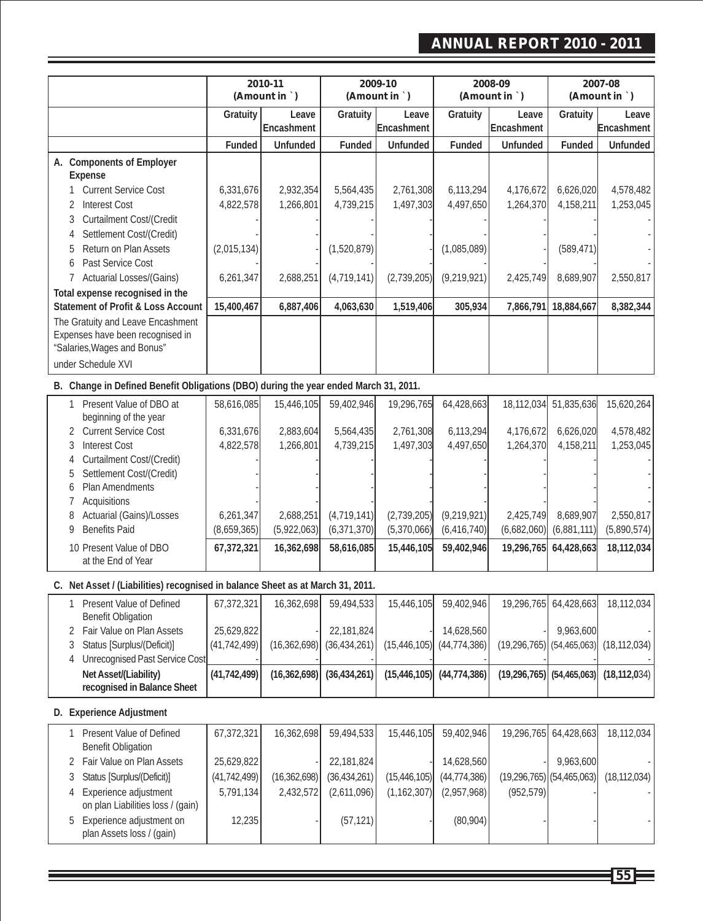| | 2010-11 (Amount in `) | | 2009-10 (Amount in `) | | 2008-09 (Amount in `) | | 2007-08 (Amount in `) | |
|---|---|---|---|---|---|---|---|---|
| | Gratuity | Leave Encashment | Gratuity | Leave Encashment | Gratuity | Leave Encashment | Gratuity | Leave Encashment |
| | Funded | Unfunded | Funded | Unfunded | Funded | Unfunded | Funded | Unfunded |
| **A. Components of Employer Expense** | | | | | | | | |
| 1 Current Service Cost | 6,331,676 | 2,932,354 | 5,564,435 | 2,761,308 | 6,113,294 | 4,176,672 | 6,626,020 | 4,578,482 |
| 2 Interest Cost | 4,822,578 | 1,266,801 | 4,739,215 | 1,497,303 | 4,497,650 | 1,264,370 | 4,158,211 | 1,253,045 |
| 3 Curtailment Cost/(Credit | - | - | - | - | - | - | - | - |
| 4 Settlement Cost/(Credit) | - | - | - | - | - | - | - | - |
| 5 Return on Plan Assets | (2,015,134) | - | (1,520,879) | - | (1,085,089) | - | (589,471) | - |
| 6 Past Service Cost | - | - | - | - | - | - | - | - |
| 7 Actuarial Losses/(Gains) | 6,261,347 | 2,688,251 | (4,719,141) | (2,739,205) | (9,219,921) | 2,425,749 | 8,689,907 | 2,550,817 |
| **Total expense recognised in the Statement of Profit & Loss Account** | **15,400,467** | **6,887,406** | **4,063,630** | **1,519,406** | **305,934** | **7,866,791** | **18,884,667** | **8,382,344** |
| The Gratuity and Leave Encashment Expenses have been recognised in "Salaries,Wages and Bonus" under Schedule XVI | | | | | | | | |

**B. Change in Defined Benefit Obligations (DBO) during the year ended March 31, 2011.**

| | | | | | | | | |
|---|---|---|---|---|---|---|---|---|
| 1 Present Value of DBO at beginning of the year | 58,616,085 | 15,446,105 | 59,402,946 | 19,296,765 | 64,428,663 | 18,112,034 | 51,835,636 | 15,620,264 |
| 2 Current Service Cost | 6,331,676 | 2,883,604 | 5,564,435 | 2,761,308 | 6,113,294 | 4,176,672 | 6,626,020 | 4,578,482 |
| 3 Interest Cost | 4,822,578 | 1,266,801 | 4,739,215 | 1,497,303 | 4,497,650 | 1,264,370 | 4,158,211 | 1,253,045 |
| 4 Curtailment Cost/(Credit) | - | - | - | - | - | - | - | - |
| 5 Settlement Cost/(Credit) | - | - | - | - | - | - | - | - |
| 6 Plan Amendments | - | - | - | - | - | - | - | - |
| 7 Acquisitions | - | - | - | - | - | - | - | - |
| 8 Actuarial (Gains)/Losses | 6,261,347 | 2,688,251 | (4,719,141) | (2,739,205) | (9,219,921) | 2,425,749 | 8,689,907 | 2,550,817 |
| 9 Benefits Paid | (8,659,365) | (5,922,063) | (6,371,370) | (5,370,066) | (6,416,740) | (6,682,060) | (6,881,111) | (5,890,574) |
| 10 Present Value of DBO at the End of Year | **67,372,321** | **16,362,698** | **58,616,085** | **15,446,105** | **59,402,946** | **19,296,765** | **64,428,663** | **18,112,034** |

**C. Net Asset / (Liabilities) recognised in balance Sheet as at March 31, 2011.**

| | | | | | | | | |
|---|---|---|---|---|---|---|---|---|
| 1 Present Value of Defined Benefit Obligation | 67,372,321 | 16,362,698 | 59,494,533 | 15,446,105 | 59,402,946 | 19,296,765 | 64,428,663 | 18,112,034 |
| 2 Fair Value on Plan Assets | 25,629,822 | - | 22,181,824 | - | 14,628,560 | - | 9,963,600 | - |
| 3 Status [Surplus/(Deficit)] | (41,742,499) | (16,362,698) | (36,434,261) | (15,446,105) | (44,774,386) | (19,296,765) | (54,465,063) | (18,112,034) |
| 4 Unrecognised Past Service Cost | - | - | - | - | - | - | - | - |
| **Net Asset/(Liability) recognised in Balance Sheet** | **(41,742,499)** | **(16,362,698)** | **(36,434,261)** | **(15,446,105)** | **(44,774,386)** | **(19,296,765)** | **(54,465,063)** | **(18,112,034)** |

**D. Experience Adjustment**

| | | | | | | | | |
|---|---|---|---|---|---|---|---|---|
| 1 Present Value of Defined Benefit Obligation | 67,372,321 | 16,362,698 | 59,494,533 | 15,446,105 | 59,402,946 | 19,296,765 | 64,428,663 | 18,112,034 |
| 2 Fair Value on Plan Assets | 25,629,822 | - | 22,181,824 | - | 14,628,560 | - | 9,963,600 | - |
| 3 Status [Surplus/(Deficit)] | (41,742,499) | (16,362,698) | (36,434,261) | (15,446,105) | (44,774,386) | (19,296,765) | (54,465,063) | (18,112,034) |
| 4 Experience adjustment on plan Liabilities loss / (gain) | 5,791,134 | 2,432,572 | (2,611,096) | (1,162,307) | (2,957,968) | (952,579) | - | - |
| 5 Experience adjustment on plan Assets loss / (gain) | 12,235 | - | (57,121) | - | (80,904) | - | - | - |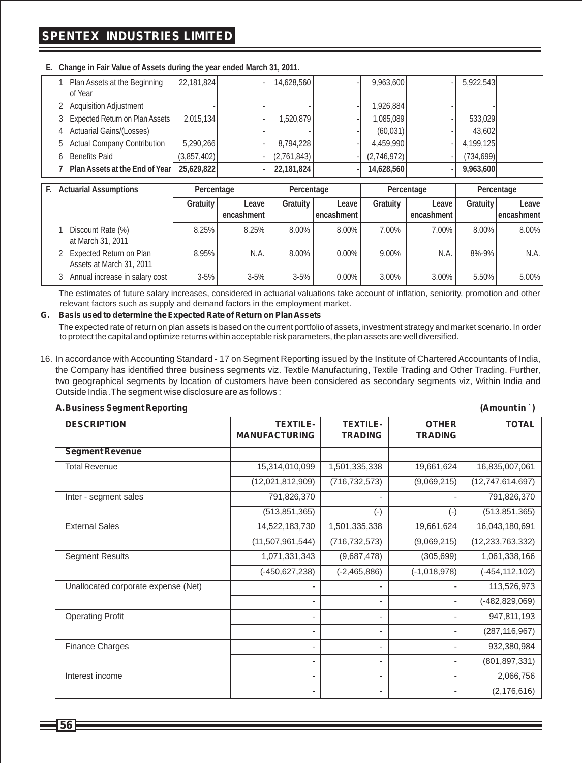**E. Change in Fair Value of Assets during the year ended March 31, 2011.**

| | | | | | | | | |
|---|---|---|---|---|---|---|---|---|
| 1 | Plan Assets at the Beginning of Year | 22,181,824 | - | 14,628,560 | - | 9,963,600 | - | 5,922,543 |
| 2 | Acquisition Adjustment | - | - | - | - | 1,926,884 | - | - |
| 3 | Expected Return on Plan Assets | 2,015,134 | - | 1,520,879 | - | 1,085,089 | - | 533,029 |
| 4 | Actuarial Gains/(Losses) | - | - | - | - | (60,031) | - | 43,602 |
| 5 | Actual Company Contribution | 5,290,266 | - | 8,794,228 | - | 4,459,990 | - | 4,199,125 |
| 6 | Benefits Paid | (3,857,402) | - | (2,761,843) | - | (2,746,972) | - | (734,699) |
| **7** | **Plan Assets at the End of Year** | **25,629,822** | **-** | **22,181,824** | **-** | **14,628,560** | **-** | **9,963,600** |

| **F. Actuarial Assumptions** | Percentage | | Percentage | | Percentage | | Percentage | |
|---|---|---|---|---|---|---|---|---|
| | Gratuity | Leave encashment | Gratuity | Leave encashment | Gratuity | Leave encashment | Gratuity | Leave encashment |
| 1 Discount Rate (%) at March 31, 2011 | 8.25% | 8.25% | 8.00% | 8.00% | 7.00% | 7.00% | 8.00% | 8.00% |
| 2 Expected Return on Plan Assets at March 31, 2011 | 8.95% | N.A. | 8.00% | 0.00% | 9.00% | N.A. | 8%-9% | N.A. |
| 3 Annual increase in salary cost | 3-5% | 3-5% | 3-5% | 0.00% | 3.00% | 3.00% | 5.50% | 5.00% |

The estimates of future salary increases, considered in actuarial valuations take account of inflation, seniority, promotion and other relevant factors such as supply and demand factors in the employment market.

**G. Basis used to determine the Expected Rate of Return on Plan Assets**

The expected rate of return on plan assets is based on the current portfolio of assets, investment strategy and market scenario. In order to protect the capital and optimize returns within acceptable risk parameters, the plan assets are well diversified.

16. In accordance with Accounting Standard - 17 on Segment Reporting issued by the Institute of Chartered Accountants of India, the Company has identified three business segments viz. Textile Manufacturing, Textile Trading and Other Trading. Further, two geographical segments by location of customers have been considered as secondary segments viz, Within India and Outside India .The segment wise disclosure are as follows :

**A. Business Segment Reporting** **(Amount in `)**

| DESCRIPTION | TEXTILE-MANUFACTURING | TEXTILE-TRADING | OTHER TRADING | TOTAL |
|---|---|---|---|---|
| **Segment Revenue** | | | | |
| Total Revenue | 15,314,010,099 | 1,501,335,338 | 19,661,624 | 16,835,007,061 |
| | (12,021,812,909) | (716,732,573) | (9,069,215) | (12,747,614,697) |
| Inter - segment sales | 791,826,370 | - | - | 791,826,370 |
| | (513,851,365) | (-) | (-) | (513,851,365) |
| External Sales | 14,522,183,730 | 1,501,335,338 | 19,661,624 | 16,043,180,691 |
| | (11,507,961,544) | (716,732,573) | (9,069,215) | (12,233,763,332) |
| Segment Results | 1,071,331,343 | (9,687,478) | (305,699) | 1,061,338,166 |
| | (-450,627,238) | (-2,465,886) | (-1,018,978) | (-454,112,102) |
| Unallocated corporate expense (Net) | - | - | - | 113,526,973 |
| | - | - | - | (-482,829,069) |
| Operating Profit | - | - | - | 947,811,193 |
| | - | - | - | (287,116,967) |
| Finance Charges | - | - | - | 932,380,984 |
| | - | - | - | (801,897,331) |
| Interest income | - | - | - | 2,066,756 |
| | - | - | - | (2,176,616) |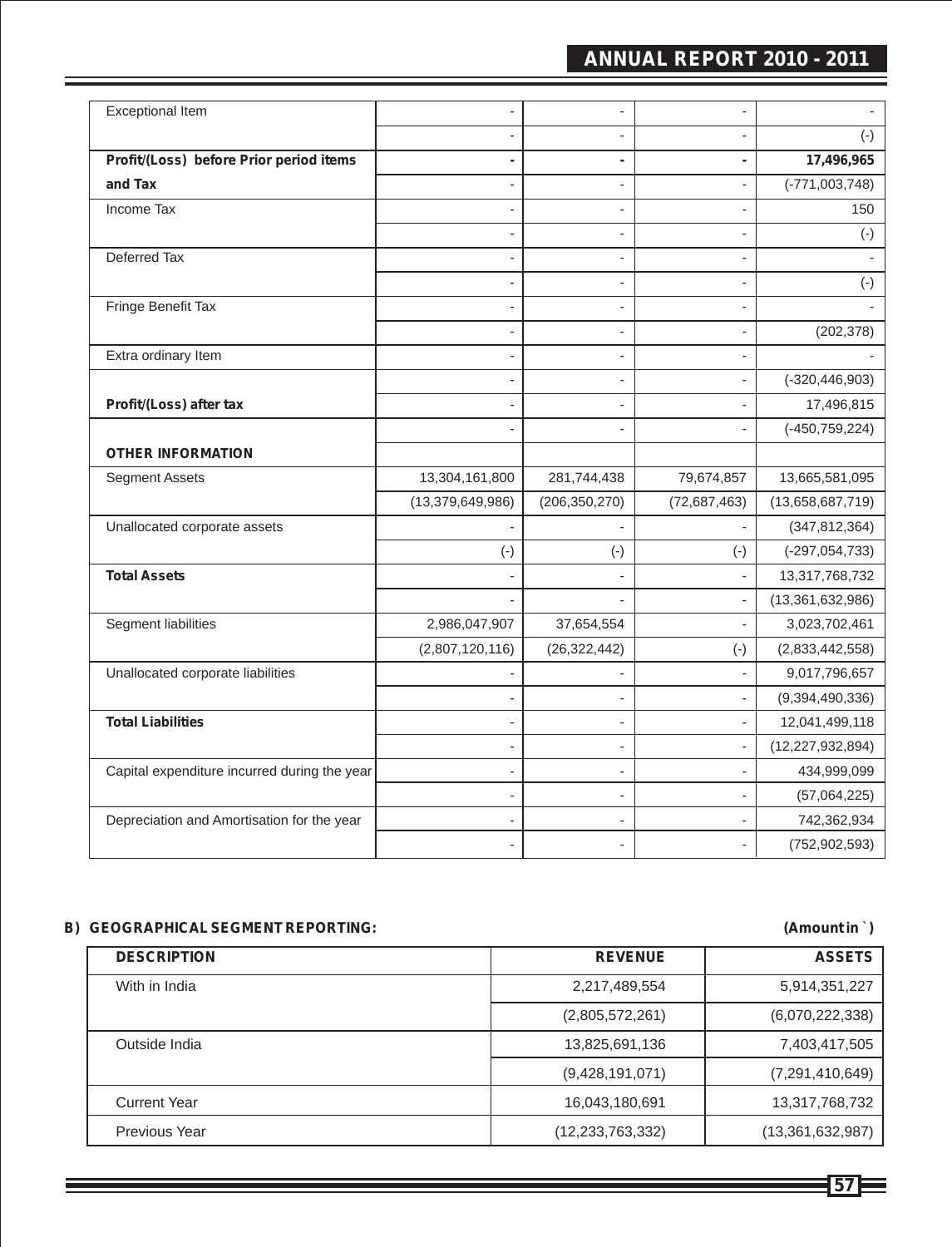| | | | | |
|---|---|---|---|---|
| Exceptional Item | - | - | - | - |
| | - | - | - | (-) |
| **Profit/(Loss) before Prior period items** | **-** | **-** | **-** | **17,496,965** |
| **and Tax** | - | - | - | (-771,003,748) |
| Income Tax | - | - | - | 150 |
| | - | - | - | (-) |
| Deferred Tax | - | - | - | - |
| | - | - | - | (-) |
| Fringe Benefit Tax | - | - | - | - |
| | - | - | - | (202,378) |
| Extra ordinary Item | - | - | - | - |
| | - | - | - | (-320,446,903) |
| **Profit/(Loss) after tax** | - | - | - | 17,496,815 |
| | - | - | - | (-450,759,224) |
| **OTHER INFORMATION** | | | | |
| Segment Assets | 13,304,161,800 | 281,744,438 | 79,674,857 | 13,665,581,095 |
| | (13,379,649,986) | (206,350,270) | (72,687,463) | (13,658,687,719) |
| Unallocated corporate assets | - | - | - | (347,812,364) |
| | (-) | (-) | (-) | (-297,054,733) |
| **Total Assets** | - | - | - | 13,317,768,732 |
| | - | - | - | (13,361,632,986) |
| Segment liabilities | 2,986,047,907 | 37,654,554 | - | 3,023,702,461 |
| | (2,807,120,116) | (26,322,442) | (-) | (2,833,442,558) |
| Unallocated corporate liabilities | - | - | - | 9,017,796,657 |
| | - | - | - | (9,394,490,336) |
| **Total Liabilities** | - | - | - | 12,041,499,118 |
| | - | - | - | (12,227,932,894) |
| Capital expenditure incurred during the year | - | - | - | 434,999,099 |
| | - | - | - | (57,064,225) |
| Depreciation and Amortisation for the year | - | - | - | 742,362,934 |
| | - | - | - | (752,902,593) |

**B) GEOGRAPHICAL SEGMENT REPORTING:** **(Amount in `)**

| DESCRIPTION | REVENUE | ASSETS |
|---|---|---|
| With in India | 2,217,489,554 | 5,914,351,227 |
| | (2,805,572,261) | (6,070,222,338) |
| Outside India | 13,825,691,136 | 7,403,417,505 |
| | (9,428,191,071) | (7,291,410,649) |
| Current Year | 16,043,180,691 | 13,317,768,732 |
| Previous Year | (12,233,763,332) | (13,361,632,987) |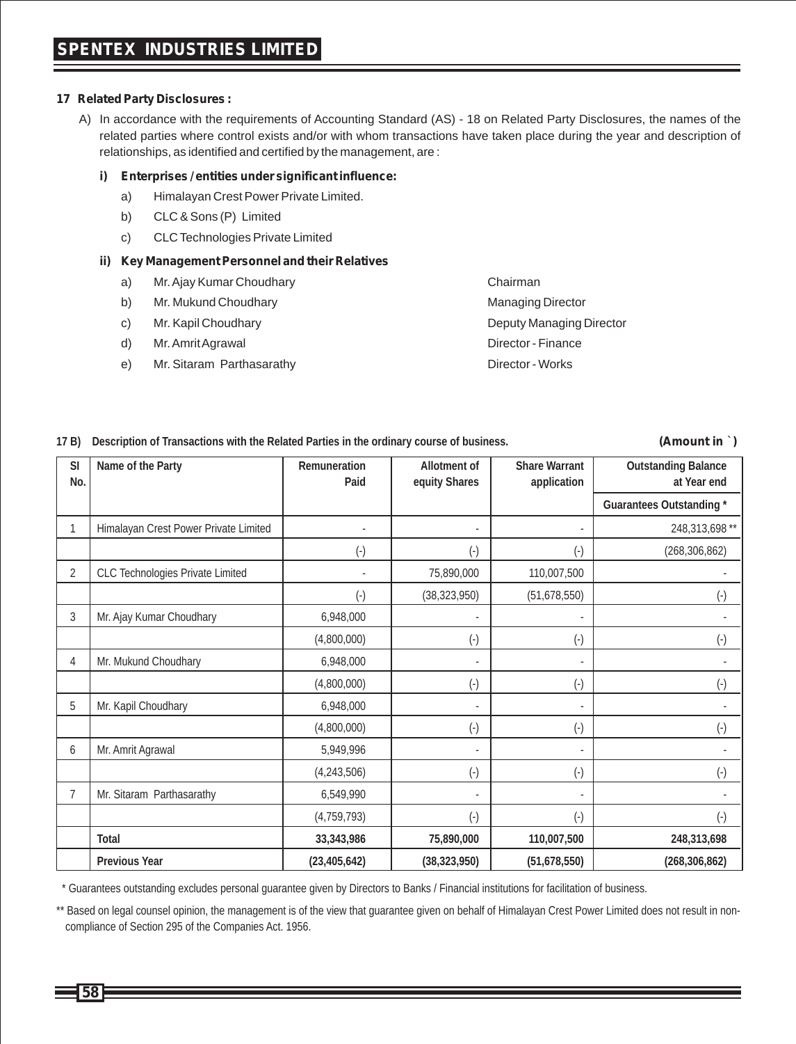**17 Related Party Disclosures :**

A) In accordance with the requirements of Accounting Standard (AS) - 18 on Related Party Disclosures, the names of the related parties where control exists and/or with whom transactions have taken place during the year and description of relationships, as identified and certified by the management, are :

**i) Enterprises / entities under significant influence:**

a) Himalayan Crest Power Private Limited.

b) CLC & Sons (P) Limited

c) CLC Technologies Private Limited

**ii) Key Management Personnel and their Relatives**

| | | |
|---|---|---|
| a) | Mr. Ajay Kumar Choudhary | Chairman |
| b) | Mr. Mukund Choudhary | Managing Director |
| c) | Mr. Kapil Choudhary | Deputy Managing Director |
| d) | Mr. Amrit Agrawal | Director - Finance |
| e) | Mr. Sitaram Parthasarathy | Director - Works |

**17 B) Description of Transactions with the Related Parties in the ordinary course of business.** **(Amount in ` )**

| Sl No. | Name of the Party | Remuneration Paid | Allotment of equity Shares | Share Warrant application | Outstanding Balance at Year end |
|---|---|---|---|---|---|
| | | | | | Guarantees Outstanding * |
| 1 | Himalayan Crest Power Private Limited | - | - | - | 248,313,698 ** |
| | | (-) | (-) | (-) | (268,306,862) |
| 2 | CLC Technologies Private Limited | - | 75,890,000 | 110,007,500 | - |
| | | (-) | (38,323,950) | (51,678,550) | (-) |
| 3 | Mr. Ajay Kumar Choudhary | 6,948,000 | - | - | - |
| | | (4,800,000) | (-) | (-) | (-) |
| 4 | Mr. Mukund Choudhary | 6,948,000 | - | - | - |
| | | (4,800,000) | (-) | (-) | (-) |
| 5 | Mr. Kapil Choudhary | 6,948,000 | - | - | - |
| | | (4,800,000) | (-) | (-) | (-) |
| 6 | Mr. Amrit Agrawal | 5,949,996 | - | - | - |
| | | (4,243,506) | (-) | (-) | (-) |
| 7 | Mr. Sitaram Parthasarathy | 6,549,990 | - | - | - |
| | | (4,759,793) | (-) | (-) | (-) |
| | **Total** | **33,343,986** | **75,890,000** | **110,007,500** | **248,313,698** |
| | **Previous Year** | **(23,405,642)** | **(38,323,950)** | **(51,678,550)** | **(268,306,862)** |

\* Guarantees outstanding excludes personal guarantee given by Directors to Banks / Financial institutions for facilitation of business.

\** Based on legal counsel opinion, the management is of the view that guarantee given on behalf of Himalayan Crest Power Limited does not result in non-compliance of Section 295 of the Companies Act. 1956.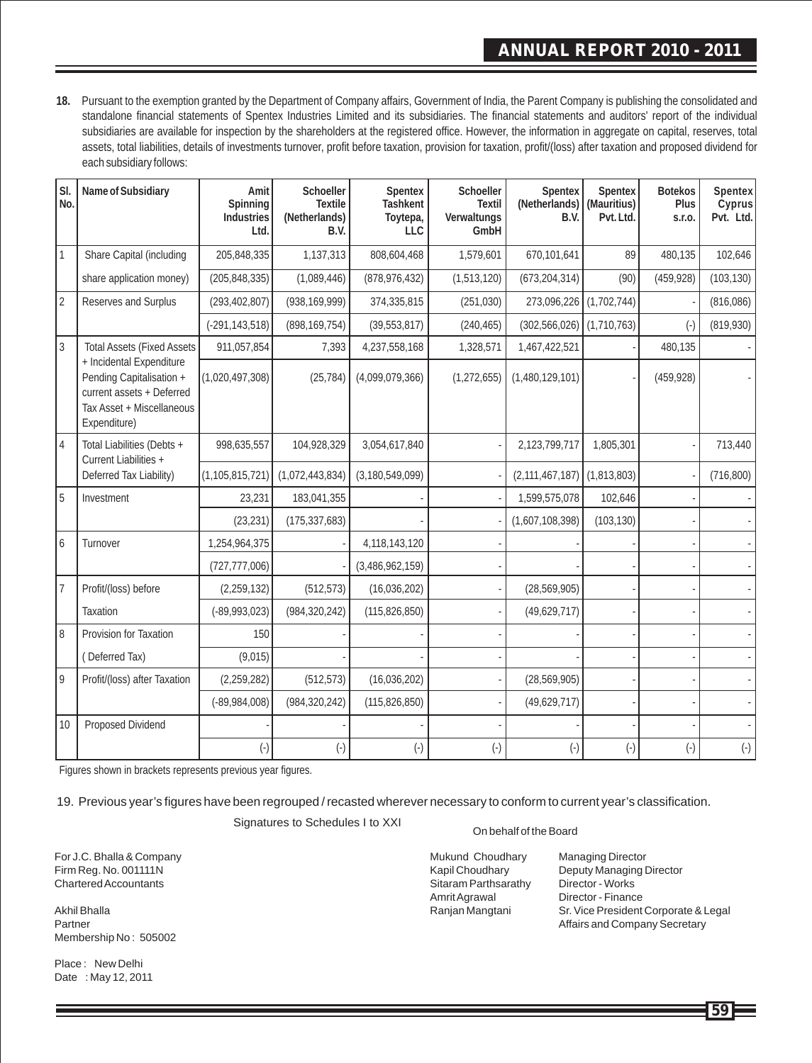**18.** Pursuant to the exemption granted by the Department of Company affairs, Government of India, the Parent Company is publishing the consolidated and standalone financial statements of Spentex Industries Limited and its subsidiaries. The financial statements and auditors' report of the individual subsidiaries are available for inspection by the shareholders at the registered office. However, the information in aggregate on capital, reserves, total assets, total liabilities, details of investments turnover, profit before taxation, provision for taxation, profit/(loss) after taxation and proposed dividend for each subsidiary follows:

| Sl. No. | Name of Subsidiary | Amit Spinning Industries Ltd. | Schoeller Textile (Netherlands) B.V. | Spentex Tashkent Toytepa, LLC | Schoeller Textil Verwaltungs GmbH | Spentex (Netherlands) B.V. | Spentex (Mauritius) Pvt. Ltd. | Botekos Plus s.r.o. | Spentex Cyprus Pvt. Ltd. |
|---|---|---|---|---|---|---|---|---|---|
| 1 | Share Capital (including | 205,848,335 | 1,137,313 | 808,604,468 | 1,579,601 | 670,101,641 | 89 | 480,135 | 102,646 |
| | share application money) | (205,848,335) | (1,089,446) | (878,976,432) | (1,513,120) | (673,204,314) | (90) | (459,928) | (103,130) |
| 2 | Reserves and Surplus | (293,402,807) | (938,169,999) | 374,335,815 | (251,030) | 273,096,226 | (1,702,744) | - | (816,086) |
| | | (-291,143,518) | (898,169,754) | (39,553,817) | (240,465) | (302,566,026) | (1,710,763) | (-) | (819,930) |
| 3 | Total Assets (Fixed Assets + Incidental Expenditure Pending Capitalisation + current assets + Deferred Tax Asset + Miscellaneous Expenditure) | 911,057,854 | 7,393 | 4,237,558,168 | 1,328,571 | 1,467,422,521 | - | 480,135 | - |
| | | (1,020,497,308) | (25,784) | (4,099,079,366) | (1,272,655) | (1,480,129,101) | - | (459,928) | - |
| 4 | Total Liabilities (Debts + Current Liabilities + Deferred Tax Liability) | 998,635,557 | 104,928,329 | 3,054,617,840 | - | 2,123,799,717 | 1,805,301 | - | 713,440 |
| | | (1,105,815,721) | (1,072,443,834) | (3,180,549,099) | - | (2,111,467,187) | (1,813,803) | - | (716,800) |
| 5 | Investment | 23,231 | 183,041,355 | - | - | 1,599,575,078 | 102,646 | - | - |
| | | (23,231) | (175,337,683) | - | - | (1,607,108,398) | (103,130) | - | - |
| 6 | Turnover | 1,254,964,375 | - | 4,118,143,120 | - | - | - | - | - |
| | | (727,777,006) | - | (3,486,962,159) | - | - | - | - | - |
| 7 | Profit/(loss) before | (2,259,132) | (512,573) | (16,036,202) | - | (28,569,905) | - | - | - |
| | Taxation | (-89,993,023) | (984,320,242) | (115,826,850) | - | (49,629,717) | - | - | - |
| 8 | Provision for Taxation | 150 | - | - | - | - | - | - | - |
| | ( Deferred Tax) | (9,015) | - | - | - | - | - | - | - |
| 9 | Profit/(loss) after Taxation | (2,259,282) | (512,573) | (16,036,202) | - | (28,569,905) | - | - | - |
| | | (-89,984,008) | (984,320,242) | (115,826,850) | - | (49,629,717) | - | - | - |
| 10 | Proposed Dividend | - | - | - | - | - | - | - | - |
| | | (-) | (-) | (-) | (-) | (-) | (-) | (-) | (-) |

Figures shown in brackets represents previous year figures.

19. Previous year's figures have been regrouped / recasted wherever necessary to conform to current year's classification.

Signatures to Schedules I to XXI

On behalf of the Board

For J.C. Bhalla & Company
Firm Reg. No. 001111N
Chartered Accountants

Akhil Bhalla
Partner
Membership No : 505002

Place : New Delhi
Date : May 12, 2011

Mukund Choudhary — Managing Director
Kapil Choudhary — Deputy Managing Director
Sitaram Parthsarathy — Director - Works
Amrit Agrawal — Director - Finance
Ranjan Mangtani — Sr. Vice President Corporate & Legal Affairs and Company Secretary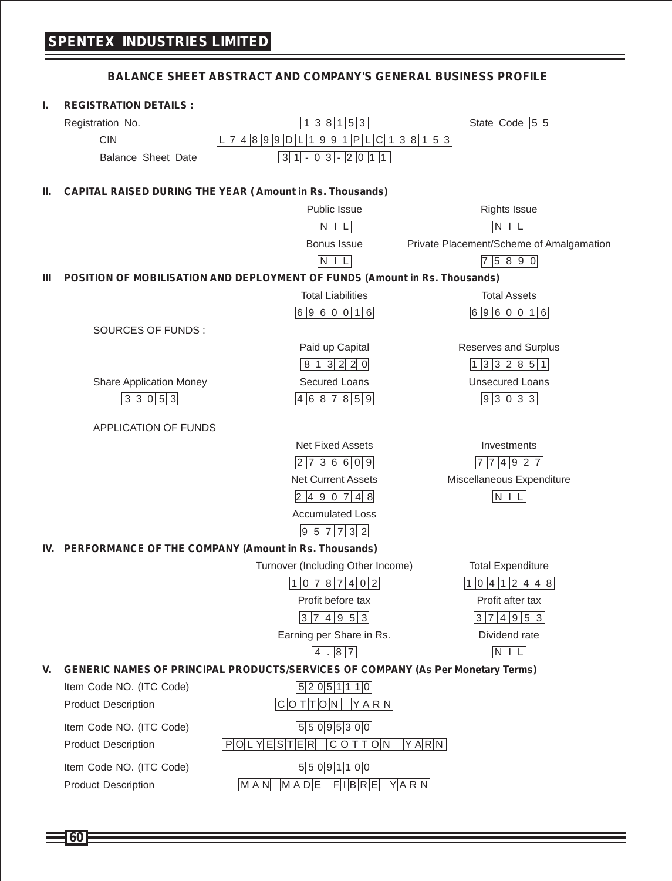# SPENTEX INDUSTRIES LIMITED

## BALANCE SHEET ABSTRACT AND COMPANY'S GENERAL BUSINESS PROFILE

**I. REGISTRATION DETAILS :**

| | | | |
|---|---|---|---|
| Registration No. | 138153 | State Code | 55 |
| CIN | L74899DL1991PLC138153 | | |
| Balance Sheet Date | 31-03-2011 | | |

**II. CAPITAL RAISED DURING THE YEAR ( Amount in Rs. Thousands)**

| Public Issue | Rights Issue |
|---|---|
| NIL | NIL |
| **Bonus Issue** | **Private Placement/Scheme of Amalgamation** |
| NIL | 75890 |

**III POSITION OF MOBILISATION AND DEPLOYMENT OF FUNDS (Amount in Rs. Thousands)**

| | Total Liabilities | Total Assets |
|---|---|---|
| | 6960016 | 6960016 |
| SOURCES OF FUNDS : | | |
| | Paid up Capital | Reserves and Surplus |
| | 813220 | 1332851 |
| Share Application Money | Secured Loans | Unsecured Loans |
| 33053 | 4687859 | 93033 |
| APPLICATION OF FUNDS | | |
| | Net Fixed Assets | Investments |
| | 2736609 | 774927 |
| | Net Current Assets | Miscellaneous Expenditure |
| | 2490748 | NIL |
| | Accumulated Loss | |
| | 957732 | |

**IV. PERFORMANCE OF THE COMPANY (Amount in Rs. Thousands)**

| Turnover (Including Other Income) | Total Expenditure |
|---|---|
| 10787402 | 10412448 |
| **Profit before tax** | **Profit after tax** |
| 374953 | 374953 |
| **Earning per Share in Rs.** | **Dividend rate** |
| 4.87 | NIL |

**V. GENERIC NAMES OF PRINCIPAL PRODUCTS/SERVICES OF COMPANY (As Per Monetary Terms)**

| | |
|---|---|
| Item Code NO. (ITC Code) | 52051110 |
| Product Description | COTTON YARN |
| Item Code NO. (ITC Code) | 55095300 |
| Product Description | POLYESTER COTTON YARN |
| Item Code NO. (ITC Code) | 55091100 |
| Product Description | MAN MADE FIBRE YARN |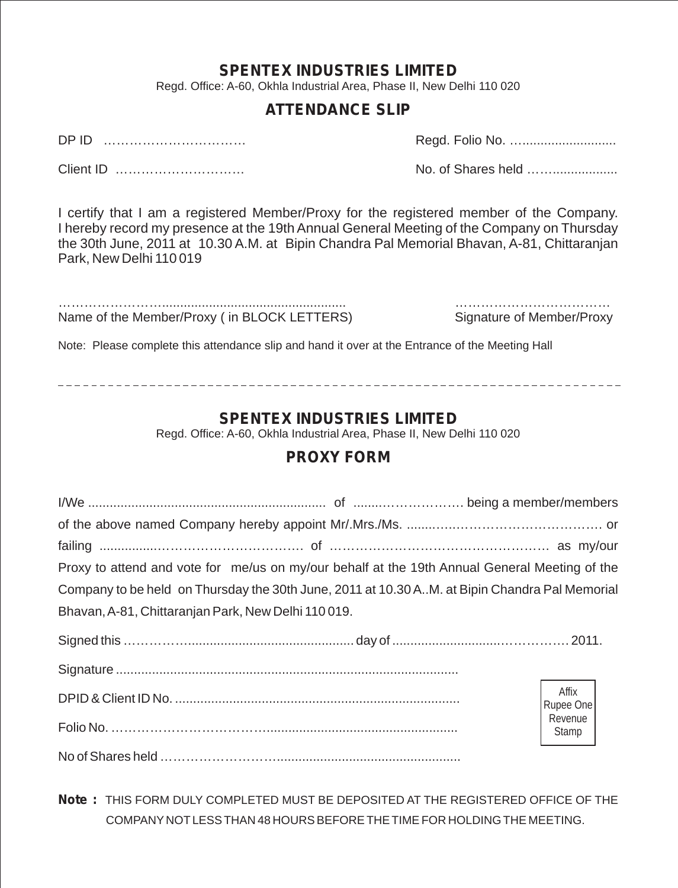# SPENTEX INDUSTRIES LIMITED

Regd. Office: A-60, Okhla Industrial Area, Phase II, New Delhi 110 020

## ATTENDANCE SLIP

DP ID …………………………… Regd. Folio No. …..........................

Client ID ………………………… No. of Shares held ……..................

I certify that I am a registered Member/Proxy for the registered member of the Company. I hereby record my presence at the 19th Annual General Meeting of the Company on Thursday the 30th June, 2011 at 10.30 A.M. at Bipin Chandra Pal Memorial Bhavan, A-81, Chittaranjan Park, New Delhi 110 019

……………………................................................................ ………………………………

Name of the Member/Proxy ( in BLOCK LETTERS) Signature of Member/Proxy

Note: Please complete this attendance slip and hand it over at the Entrance of the Meeting Hall

---

# SPENTEX INDUSTRIES LIMITED

Regd. Office: A-60, Okhla Industrial Area, Phase II, New Delhi 110 020

## PROXY FORM

I/We ................................................................. of .......………………. being a member/members of the above named Company hereby appoint Mr/.Mrs./Ms. .......………………………………….. or failing ...............…………………………. of …………………………………………… as my/our Proxy to attend and vote for me/us on my/our behalf at the 19th Annual General Meeting of the Company to be held on Thursday the 30th June, 2011 at 10.30 A..M. at Bipin Chandra Pal Memorial Bhavan, A-81, Chittaranjan Park, New Delhi 110 019.

Signed this …………............................................. day of ............................…………… 2011.

Signature ..............................................................................................

DPID & Client ID No. ...............................................................................

Folio No. ……………………………….....................................................

No of Shares held ………………………...................................................

Affix Rupee One Revenue Stamp

**Note :** THIS FORM DULY COMPLETED MUST BE DEPOSITED AT THE REGISTERED OFFICE OF THE COMPANY NOT LESS THAN 48 HOURS BEFORE THE TIME FOR HOLDING THE MEETING.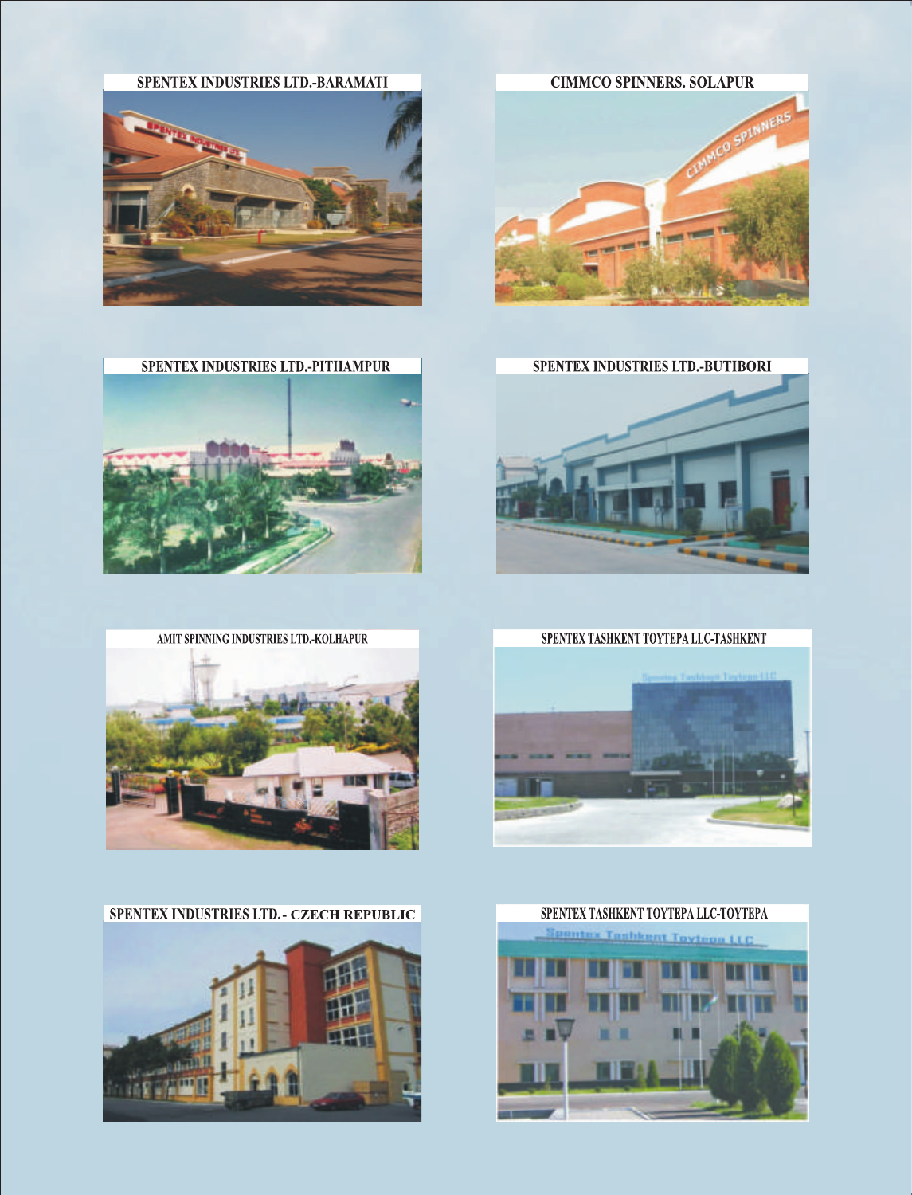SPENTEX INDUSTRIES LTD.-BARAMATI

CIMMCO SPINNERS. SOLAPUR

SPENTEX INDUSTRIES LTD.-PITHAMPUR

SPENTEX INDUSTRIES LTD.-BUTIBORI

AMIT SPINNING INDUSTRIES LTD.-KOLHAPUR

SPENTEX TASHKENT TOYTEPA LLC-TASHKENT

SPENTEX INDUSTRIES LTD. - CZECH REPUBLIC

SPENTEX TASHKENT TOYTEPA LLC-TOYTEPA